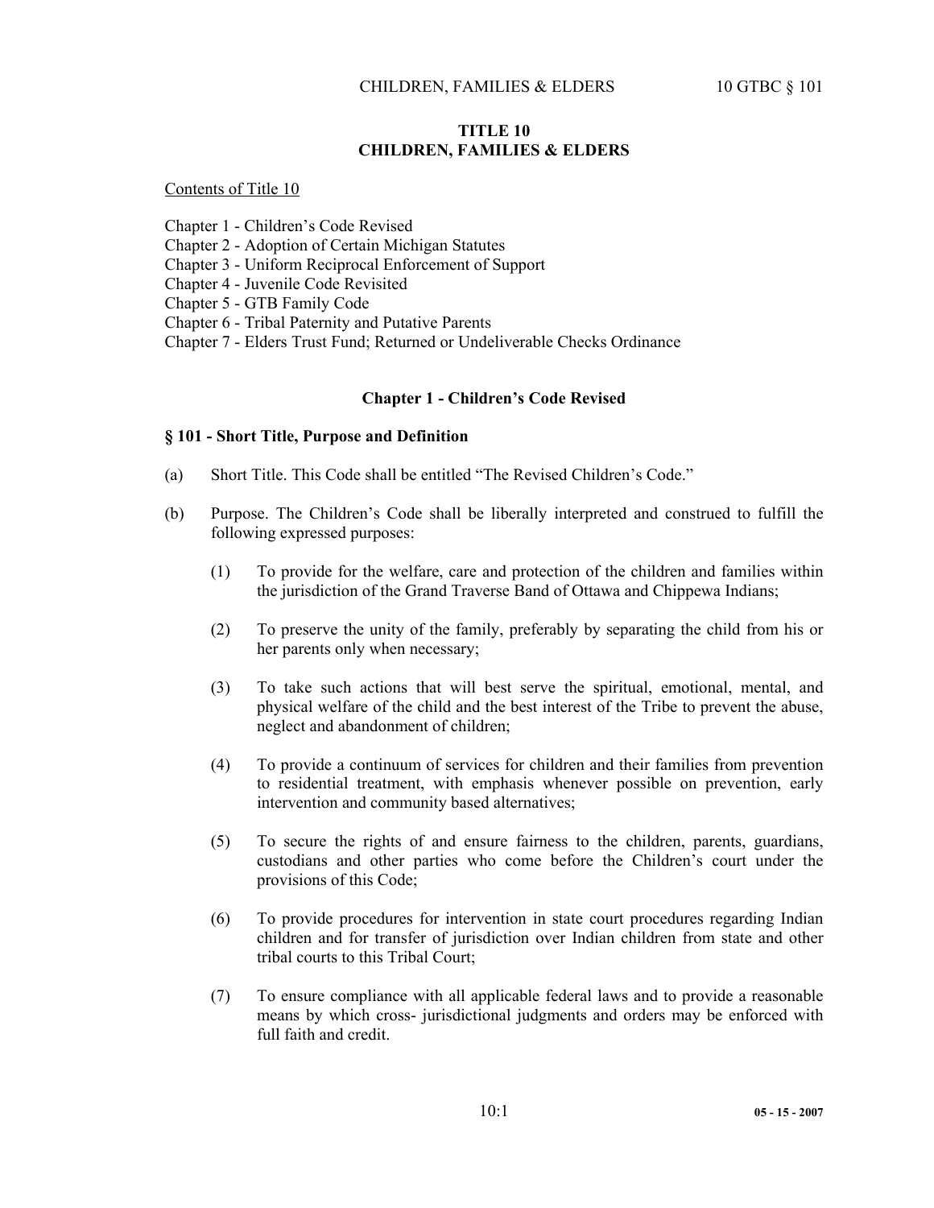# TITLE 10
# CHILDREN, FAMILIES & ELDERS

Contents of Title 10

Chapter 1 - Children's Code Revised
Chapter 2 - Adoption of Certain Michigan Statutes
Chapter 3 - Uniform Reciprocal Enforcement of Support
Chapter 4 - Juvenile Code Revisited
Chapter 5 - GTB Family Code
Chapter 6 - Tribal Paternity and Putative Parents
Chapter 7 - Elders Trust Fund; Returned or Undeliverable Checks Ordinance

## Chapter 1 - Children's Code Revised

### § 101 - Short Title, Purpose and Definition

(a) Short Title. This Code shall be entitled "The Revised Children's Code."

(b) Purpose. The Children's Code shall be liberally interpreted and construed to fulfill the following expressed purposes:

(1) To provide for the welfare, care and protection of the children and families within the jurisdiction of the Grand Traverse Band of Ottawa and Chippewa Indians;

(2) To preserve the unity of the family, preferably by separating the child from his or her parents only when necessary;

(3) To take such actions that will best serve the spiritual, emotional, mental, and physical welfare of the child and the best interest of the Tribe to prevent the abuse, neglect and abandonment of children;

(4) To provide a continuum of services for children and their families from prevention to residential treatment, with emphasis whenever possible on prevention, early intervention and community based alternatives;

(5) To secure the rights of and ensure fairness to the children, parents, guardians, custodians and other parties who come before the Children's court under the provisions of this Code;

(6) To provide procedures for intervention in state court procedures regarding Indian children and for transfer of jurisdiction over Indian children from state and other tribal courts to this Tribal Court;

(7) To ensure compliance with all applicable federal laws and to provide a reasonable means by which cross- jurisdictional judgments and orders may be enforced with full faith and credit.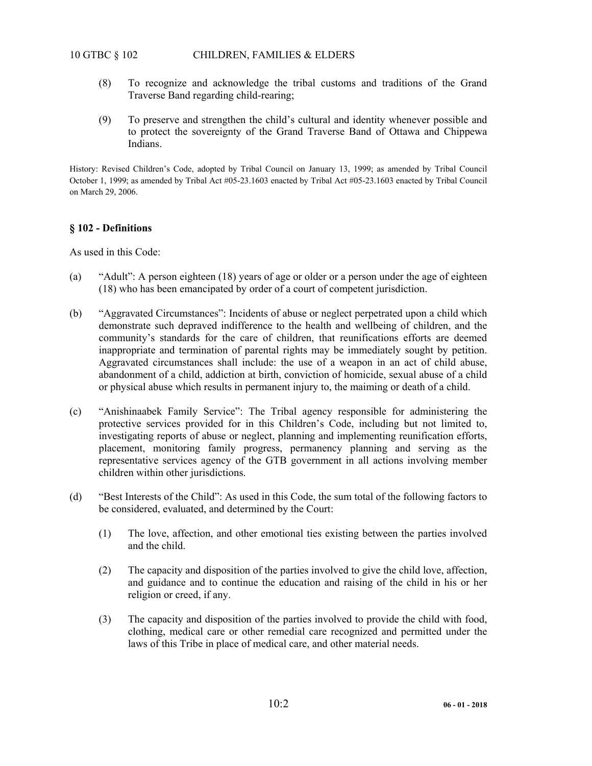(8) To recognize and acknowledge the tribal customs and traditions of the Grand Traverse Band regarding child-rearing;

(9) To preserve and strengthen the child's cultural and identity whenever possible and to protect the sovereignty of the Grand Traverse Band of Ottawa and Chippewa Indians.

History: Revised Children's Code, adopted by Tribal Council on January 13, 1999; as amended by Tribal Council October 1, 1999; as amended by Tribal Act #05-23.1603 enacted by Tribal Act #05-23.1603 enacted by Tribal Council on March 29, 2006.

### § 102 - Definitions

As used in this Code:

(a) "Adult": A person eighteen (18) years of age or older or a person under the age of eighteen (18) who has been emancipated by order of a court of competent jurisdiction.

(b) "Aggravated Circumstances": Incidents of abuse or neglect perpetrated upon a child which demonstrate such depraved indifference to the health and wellbeing of children, and the community's standards for the care of children, that reunifications efforts are deemed inappropriate and termination of parental rights may be immediately sought by petition. Aggravated circumstances shall include: the use of a weapon in an act of child abuse, abandonment of a child, addiction at birth, conviction of homicide, sexual abuse of a child or physical abuse which results in permanent injury to, the maiming or death of a child.

(c) "Anishinaabek Family Service": The Tribal agency responsible for administering the protective services provided for in this Children's Code, including but not limited to, investigating reports of abuse or neglect, planning and implementing reunification efforts, placement, monitoring family progress, permanency planning and serving as the representative services agency of the GTB government in all actions involving member children within other jurisdictions.

(d) "Best Interests of the Child": As used in this Code, the sum total of the following factors to be considered, evaluated, and determined by the Court:

(1) The love, affection, and other emotional ties existing between the parties involved and the child.

(2) The capacity and disposition of the parties involved to give the child love, affection, and guidance and to continue the education and raising of the child in his or her religion or creed, if any.

(3) The capacity and disposition of the parties involved to provide the child with food, clothing, medical care or other remedial care recognized and permitted under the laws of this Tribe in place of medical care, and other material needs.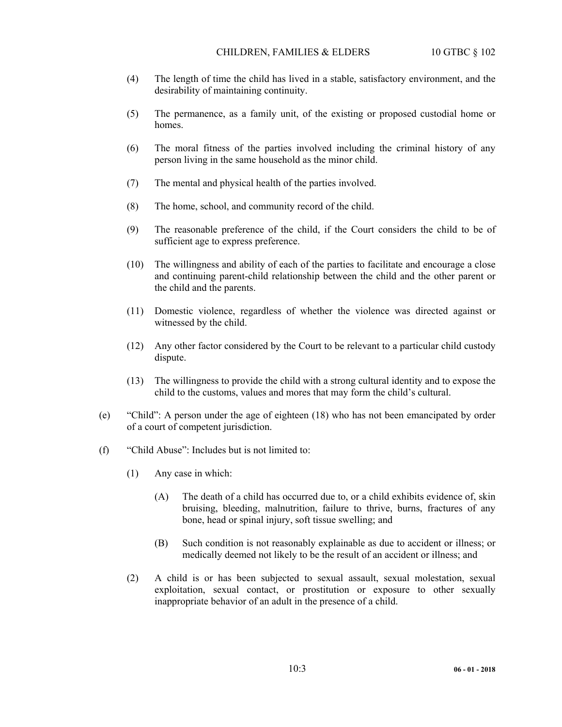(4) The length of time the child has lived in a stable, satisfactory environment, and the desirability of maintaining continuity.

(5) The permanence, as a family unit, of the existing or proposed custodial home or homes.

(6) The moral fitness of the parties involved including the criminal history of any person living in the same household as the minor child.

(7) The mental and physical health of the parties involved.

(8) The home, school, and community record of the child.

(9) The reasonable preference of the child, if the Court considers the child to be of sufficient age to express preference.

(10) The willingness and ability of each of the parties to facilitate and encourage a close and continuing parent-child relationship between the child and the other parent or the child and the parents.

(11) Domestic violence, regardless of whether the violence was directed against or witnessed by the child.

(12) Any other factor considered by the Court to be relevant to a particular child custody dispute.

(13) The willingness to provide the child with a strong cultural identity and to expose the child to the customs, values and mores that may form the child's cultural.

(e) "Child": A person under the age of eighteen (18) who has not been emancipated by order of a court of competent jurisdiction.

(f) "Child Abuse": Includes but is not limited to:

(1) Any case in which:

(A) The death of a child has occurred due to, or a child exhibits evidence of, skin bruising, bleeding, malnutrition, failure to thrive, burns, fractures of any bone, head or spinal injury, soft tissue swelling; and

(B) Such condition is not reasonably explainable as due to accident or illness; or medically deemed not likely to be the result of an accident or illness; and

(2) A child is or has been subjected to sexual assault, sexual molestation, sexual exploitation, sexual contact, or prostitution or exposure to other sexually inappropriate behavior of an adult in the presence of a child.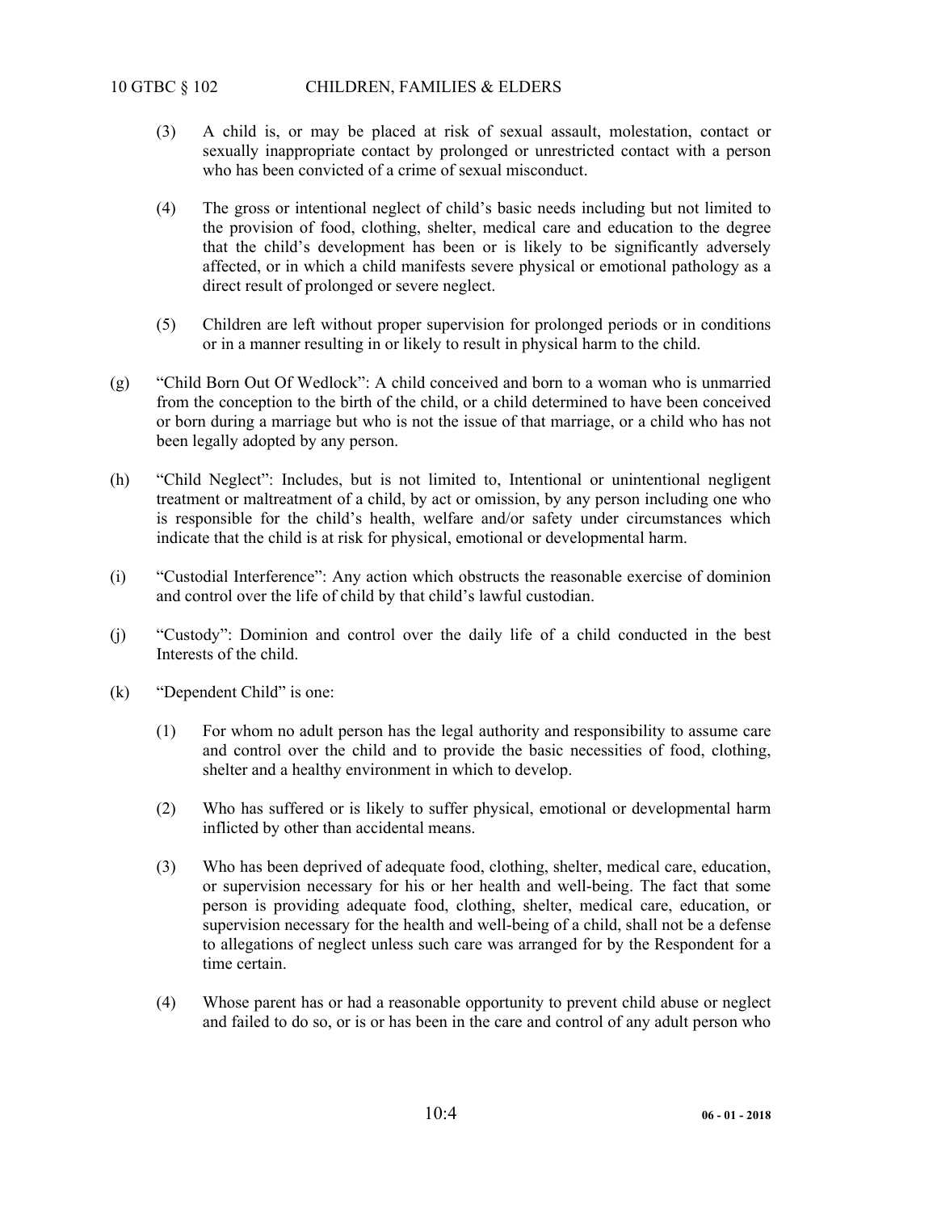(3) A child is, or may be placed at risk of sexual assault, molestation, contact or sexually inappropriate contact by prolonged or unrestricted contact with a person who has been convicted of a crime of sexual misconduct.

(4) The gross or intentional neglect of child's basic needs including but not limited to the provision of food, clothing, shelter, medical care and education to the degree that the child's development has been or is likely to be significantly adversely affected, or in which a child manifests severe physical or emotional pathology as a direct result of prolonged or severe neglect.

(5) Children are left without proper supervision for prolonged periods or in conditions or in a manner resulting in or likely to result in physical harm to the child.

(g) "Child Born Out Of Wedlock": A child conceived and born to a woman who is unmarried from the conception to the birth of the child, or a child determined to have been conceived or born during a marriage but who is not the issue of that marriage, or a child who has not been legally adopted by any person.

(h) "Child Neglect": Includes, but is not limited to, Intentional or unintentional negligent treatment or maltreatment of a child, by act or omission, by any person including one who is responsible for the child's health, welfare and/or safety under circumstances which indicate that the child is at risk for physical, emotional or developmental harm.

(i) "Custodial Interference": Any action which obstructs the reasonable exercise of dominion and control over the life of child by that child's lawful custodian.

(j) "Custody": Dominion and control over the daily life of a child conducted in the best Interests of the child.

(k) "Dependent Child" is one:

(1) For whom no adult person has the legal authority and responsibility to assume care and control over the child and to provide the basic necessities of food, clothing, shelter and a healthy environment in which to develop.

(2) Who has suffered or is likely to suffer physical, emotional or developmental harm inflicted by other than accidental means.

(3) Who has been deprived of adequate food, clothing, shelter, medical care, education, or supervision necessary for his or her health and well-being. The fact that some person is providing adequate food, clothing, shelter, medical care, education, or supervision necessary for the health and well-being of a child, shall not be a defense to allegations of neglect unless such care was arranged for by the Respondent for a time certain.

(4) Whose parent has or had a reasonable opportunity to prevent child abuse or neglect and failed to do so, or is or has been in the care and control of any adult person who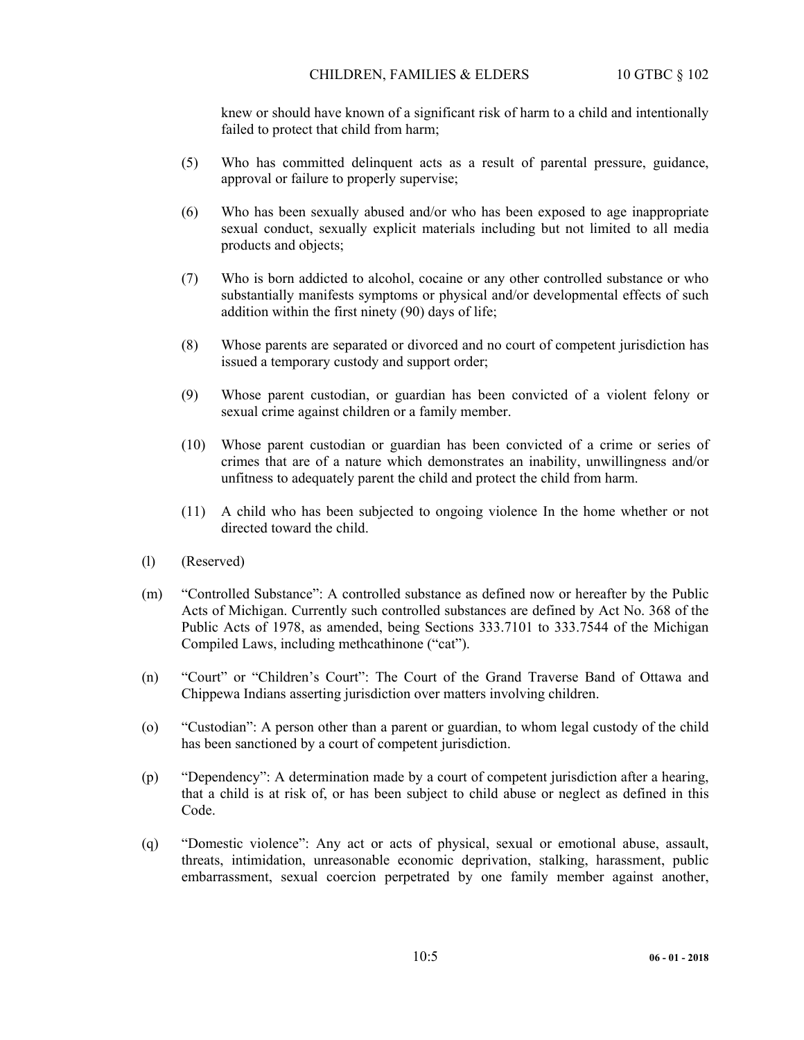knew or should have known of a significant risk of harm to a child and intentionally failed to protect that child from harm;

(5) Who has committed delinquent acts as a result of parental pressure, guidance, approval or failure to properly supervise;

(6) Who has been sexually abused and/or who has been exposed to age inappropriate sexual conduct, sexually explicit materials including but not limited to all media products and objects;

(7) Who is born addicted to alcohol, cocaine or any other controlled substance or who substantially manifests symptoms or physical and/or developmental effects of such addition within the first ninety (90) days of life;

(8) Whose parents are separated or divorced and no court of competent jurisdiction has issued a temporary custody and support order;

(9) Whose parent custodian, or guardian has been convicted of a violent felony or sexual crime against children or a family member.

(10) Whose parent custodian or guardian has been convicted of a crime or series of crimes that are of a nature which demonstrates an inability, unwillingness and/or unfitness to adequately parent the child and protect the child from harm.

(11) A child who has been subjected to ongoing violence In the home whether or not directed toward the child.

(l) (Reserved)

(m) "Controlled Substance": A controlled substance as defined now or hereafter by the Public Acts of Michigan. Currently such controlled substances are defined by Act No. 368 of the Public Acts of 1978, as amended, being Sections 333.7101 to 333.7544 of the Michigan Compiled Laws, including methcathinone ("cat").

(n) "Court" or "Children's Court": The Court of the Grand Traverse Band of Ottawa and Chippewa Indians asserting jurisdiction over matters involving children.

(o) "Custodian": A person other than a parent or guardian, to whom legal custody of the child has been sanctioned by a court of competent jurisdiction.

(p) "Dependency": A determination made by a court of competent jurisdiction after a hearing, that a child is at risk of, or has been subject to child abuse or neglect as defined in this Code.

(q) "Domestic violence": Any act or acts of physical, sexual or emotional abuse, assault, threats, intimidation, unreasonable economic deprivation, stalking, harassment, public embarrassment, sexual coercion perpetrated by one family member against another,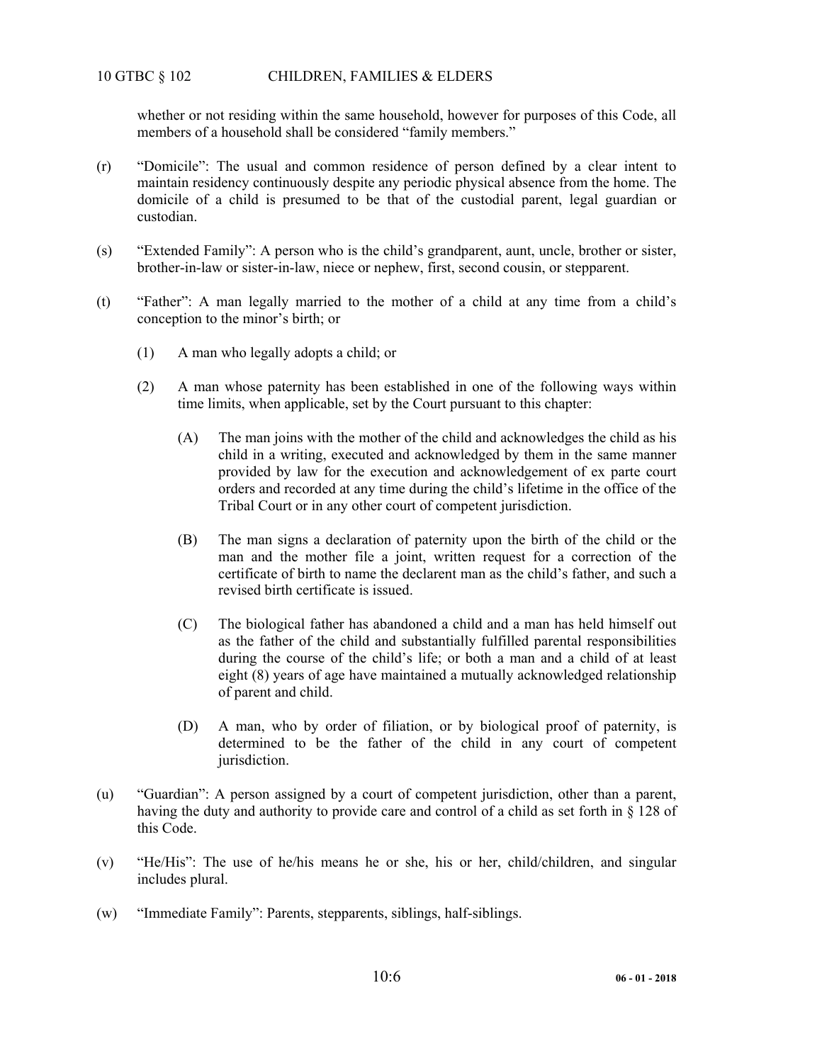whether or not residing within the same household, however for purposes of this Code, all members of a household shall be considered "family members."

(r) "Domicile": The usual and common residence of person defined by a clear intent to maintain residency continuously despite any periodic physical absence from the home. The domicile of a child is presumed to be that of the custodial parent, legal guardian or custodian.

(s) "Extended Family": A person who is the child's grandparent, aunt, uncle, brother or sister, brother-in-law or sister-in-law, niece or nephew, first, second cousin, or stepparent.

(t) "Father": A man legally married to the mother of a child at any time from a child's conception to the minor's birth; or

(1) A man who legally adopts a child; or

(2) A man whose paternity has been established in one of the following ways within time limits, when applicable, set by the Court pursuant to this chapter:

(A) The man joins with the mother of the child and acknowledges the child as his child in a writing, executed and acknowledged by them in the same manner provided by law for the execution and acknowledgement of ex parte court orders and recorded at any time during the child's lifetime in the office of the Tribal Court or in any other court of competent jurisdiction.

(B) The man signs a declaration of paternity upon the birth of the child or the man and the mother file a joint, written request for a correction of the certificate of birth to name the declarent man as the child's father, and such a revised birth certificate is issued.

(C) The biological father has abandoned a child and a man has held himself out as the father of the child and substantially fulfilled parental responsibilities during the course of the child's life; or both a man and a child of at least eight (8) years of age have maintained a mutually acknowledged relationship of parent and child.

(D) A man, who by order of filiation, or by biological proof of paternity, is determined to be the father of the child in any court of competent jurisdiction.

(u) "Guardian": A person assigned by a court of competent jurisdiction, other than a parent, having the duty and authority to provide care and control of a child as set forth in § 128 of this Code.

(v) "He/His": The use of he/his means he or she, his or her, child/children, and singular includes plural.

(w) "Immediate Family": Parents, stepparents, siblings, half-siblings.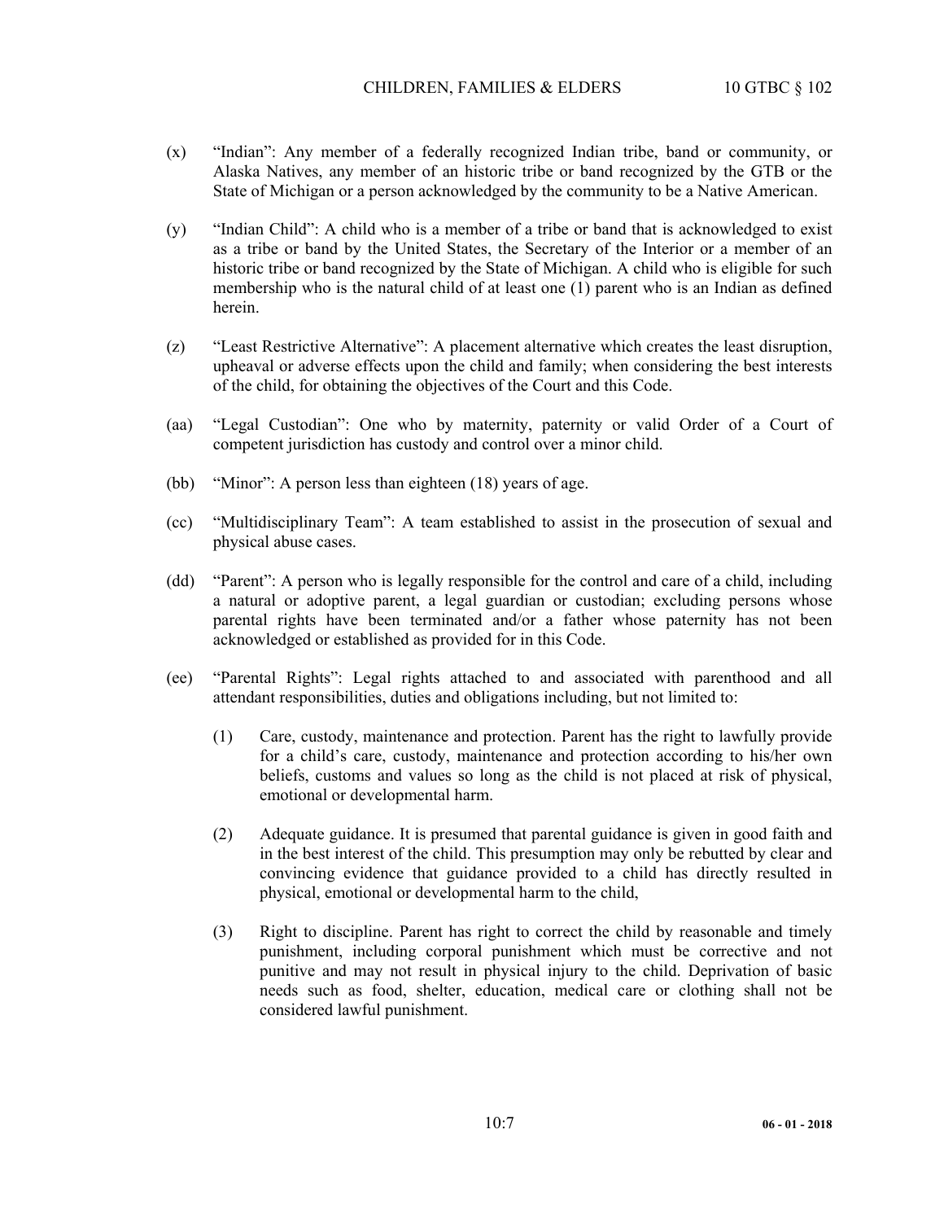(x) "Indian": Any member of a federally recognized Indian tribe, band or community, or Alaska Natives, any member of an historic tribe or band recognized by the GTB or the State of Michigan or a person acknowledged by the community to be a Native American.

(y) "Indian Child": A child who is a member of a tribe or band that is acknowledged to exist as a tribe or band by the United States, the Secretary of the Interior or a member of an historic tribe or band recognized by the State of Michigan. A child who is eligible for such membership who is the natural child of at least one (1) parent who is an Indian as defined herein.

(z) "Least Restrictive Alternative": A placement alternative which creates the least disruption, upheaval or adverse effects upon the child and family; when considering the best interests of the child, for obtaining the objectives of the Court and this Code.

(aa) "Legal Custodian": One who by maternity, paternity or valid Order of a Court of competent jurisdiction has custody and control over a minor child.

(bb) "Minor": A person less than eighteen (18) years of age.

(cc) "Multidisciplinary Team": A team established to assist in the prosecution of sexual and physical abuse cases.

(dd) "Parent": A person who is legally responsible for the control and care of a child, including a natural or adoptive parent, a legal guardian or custodian; excluding persons whose parental rights have been terminated and/or a father whose paternity has not been acknowledged or established as provided for in this Code.

(ee) "Parental Rights": Legal rights attached to and associated with parenthood and all attendant responsibilities, duties and obligations including, but not limited to:

    (1) Care, custody, maintenance and protection. Parent has the right to lawfully provide for a child's care, custody, maintenance and protection according to his/her own beliefs, customs and values so long as the child is not placed at risk of physical, emotional or developmental harm.

    (2) Adequate guidance. It is presumed that parental guidance is given in good faith and in the best interest of the child. This presumption may only be rebutted by clear and convincing evidence that guidance provided to a child has directly resulted in physical, emotional or developmental harm to the child,

    (3) Right to discipline. Parent has right to correct the child by reasonable and timely punishment, including corporal punishment which must be corrective and not punitive and may not result in physical injury to the child. Deprivation of basic needs such as food, shelter, education, medical care or clothing shall not be considered lawful punishment.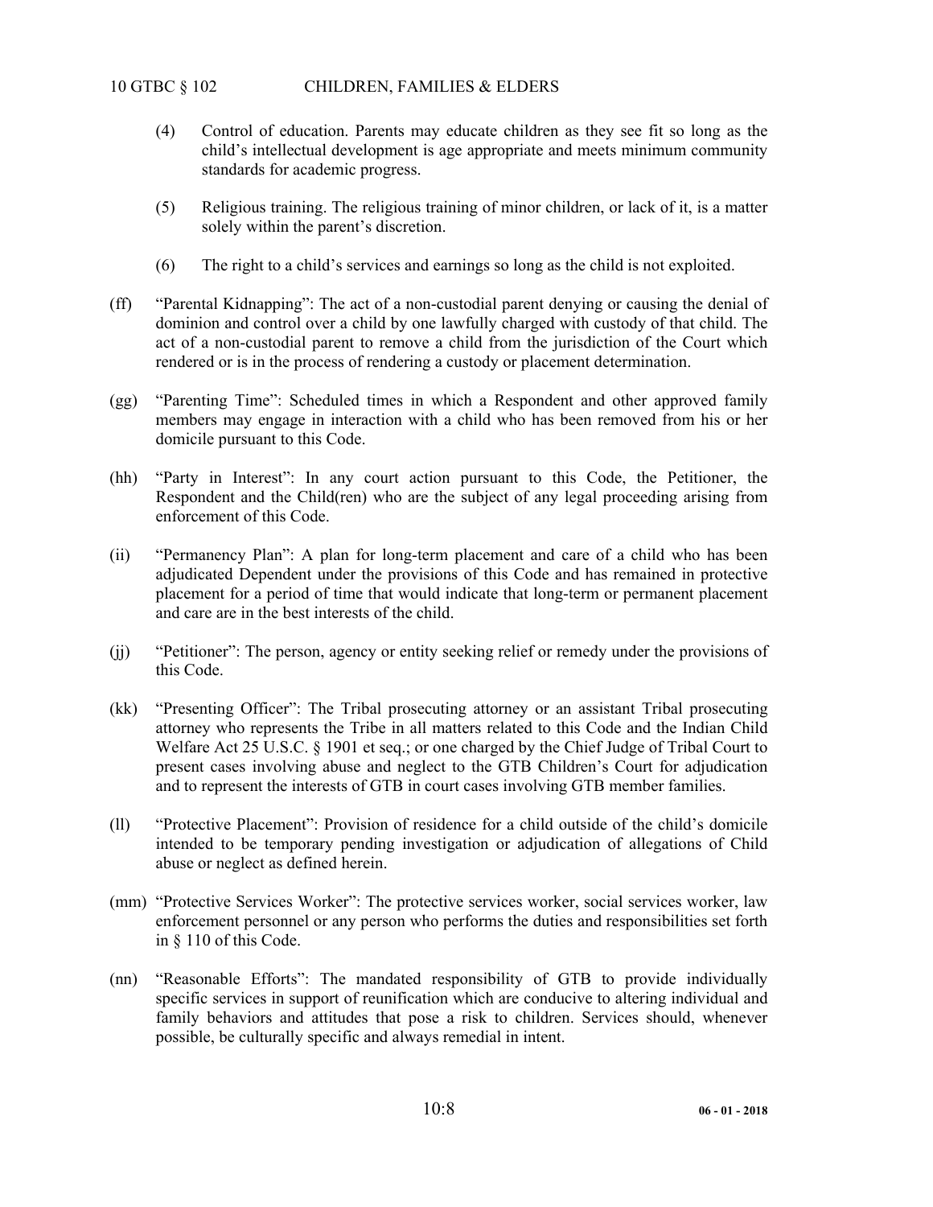(4) Control of education. Parents may educate children as they see fit so long as the child's intellectual development is age appropriate and meets minimum community standards for academic progress.

(5) Religious training. The religious training of minor children, or lack of it, is a matter solely within the parent's discretion.

(6) The right to a child's services and earnings so long as the child is not exploited.

(ff) "Parental Kidnapping": The act of a non-custodial parent denying or causing the denial of dominion and control over a child by one lawfully charged with custody of that child. The act of a non-custodial parent to remove a child from the jurisdiction of the Court which rendered or is in the process of rendering a custody or placement determination.

(gg) "Parenting Time": Scheduled times in which a Respondent and other approved family members may engage in interaction with a child who has been removed from his or her domicile pursuant to this Code.

(hh) "Party in Interest": In any court action pursuant to this Code, the Petitioner, the Respondent and the Child(ren) who are the subject of any legal proceeding arising from enforcement of this Code.

(ii) "Permanency Plan": A plan for long-term placement and care of a child who has been adjudicated Dependent under the provisions of this Code and has remained in protective placement for a period of time that would indicate that long-term or permanent placement and care are in the best interests of the child.

(jj) "Petitioner": The person, agency or entity seeking relief or remedy under the provisions of this Code.

(kk) "Presenting Officer": The Tribal prosecuting attorney or an assistant Tribal prosecuting attorney who represents the Tribe in all matters related to this Code and the Indian Child Welfare Act 25 U.S.C. § 1901 et seq.; or one charged by the Chief Judge of Tribal Court to present cases involving abuse and neglect to the GTB Children's Court for adjudication and to represent the interests of GTB in court cases involving GTB member families.

(ll) "Protective Placement": Provision of residence for a child outside of the child's domicile intended to be temporary pending investigation or adjudication of allegations of Child abuse or neglect as defined herein.

(mm) "Protective Services Worker": The protective services worker, social services worker, law enforcement personnel or any person who performs the duties and responsibilities set forth in § 110 of this Code.

(nn) "Reasonable Efforts": The mandated responsibility of GTB to provide individually specific services in support of reunification which are conducive to altering individual and family behaviors and attitudes that pose a risk to children. Services should, whenever possible, be culturally specific and always remedial in intent.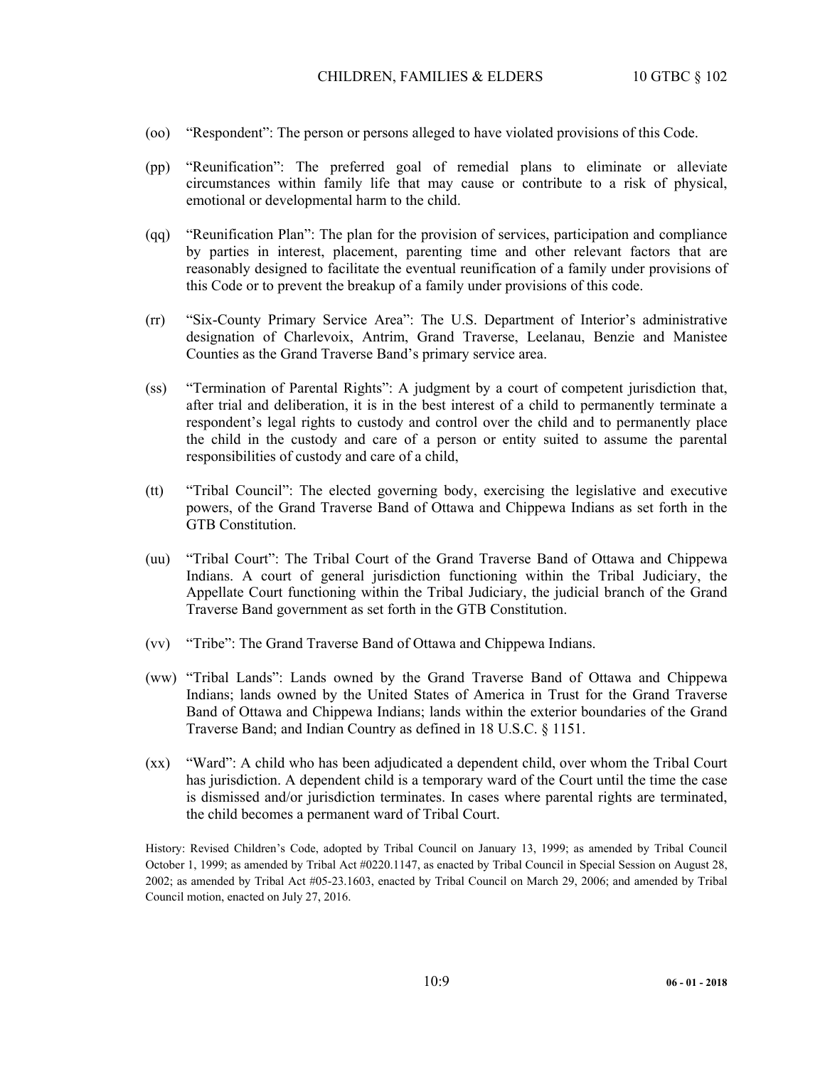(oo) "Respondent": The person or persons alleged to have violated provisions of this Code.

(pp) "Reunification": The preferred goal of remedial plans to eliminate or alleviate circumstances within family life that may cause or contribute to a risk of physical, emotional or developmental harm to the child.

(qq) "Reunification Plan": The plan for the provision of services, participation and compliance by parties in interest, placement, parenting time and other relevant factors that are reasonably designed to facilitate the eventual reunification of a family under provisions of this Code or to prevent the breakup of a family under provisions of this code.

(rr) "Six-County Primary Service Area": The U.S. Department of Interior's administrative designation of Charlevoix, Antrim, Grand Traverse, Leelanau, Benzie and Manistee Counties as the Grand Traverse Band's primary service area.

(ss) "Termination of Parental Rights": A judgment by a court of competent jurisdiction that, after trial and deliberation, it is in the best interest of a child to permanently terminate a respondent's legal rights to custody and control over the child and to permanently place the child in the custody and care of a person or entity suited to assume the parental responsibilities of custody and care of a child,

(tt) "Tribal Council": The elected governing body, exercising the legislative and executive powers, of the Grand Traverse Band of Ottawa and Chippewa Indians as set forth in the GTB Constitution.

(uu) "Tribal Court": The Tribal Court of the Grand Traverse Band of Ottawa and Chippewa Indians. A court of general jurisdiction functioning within the Tribal Judiciary, the Appellate Court functioning within the Tribal Judiciary, the judicial branch of the Grand Traverse Band government as set forth in the GTB Constitution.

(vv) "Tribe": The Grand Traverse Band of Ottawa and Chippewa Indians.

(ww) "Tribal Lands": Lands owned by the Grand Traverse Band of Ottawa and Chippewa Indians; lands owned by the United States of America in Trust for the Grand Traverse Band of Ottawa and Chippewa Indians; lands within the exterior boundaries of the Grand Traverse Band; and Indian Country as defined in 18 U.S.C. § 1151.

(xx) "Ward": A child who has been adjudicated a dependent child, over whom the Tribal Court has jurisdiction. A dependent child is a temporary ward of the Court until the time the case is dismissed and/or jurisdiction terminates. In cases where parental rights are terminated, the child becomes a permanent ward of Tribal Court.

History: Revised Children's Code, adopted by Tribal Council on January 13, 1999; as amended by Tribal Council October 1, 1999; as amended by Tribal Act #0220.1147, as enacted by Tribal Council in Special Session on August 28, 2002; as amended by Tribal Act #05-23.1603, enacted by Tribal Council on March 29, 2006; and amended by Tribal Council motion, enacted on July 27, 2016.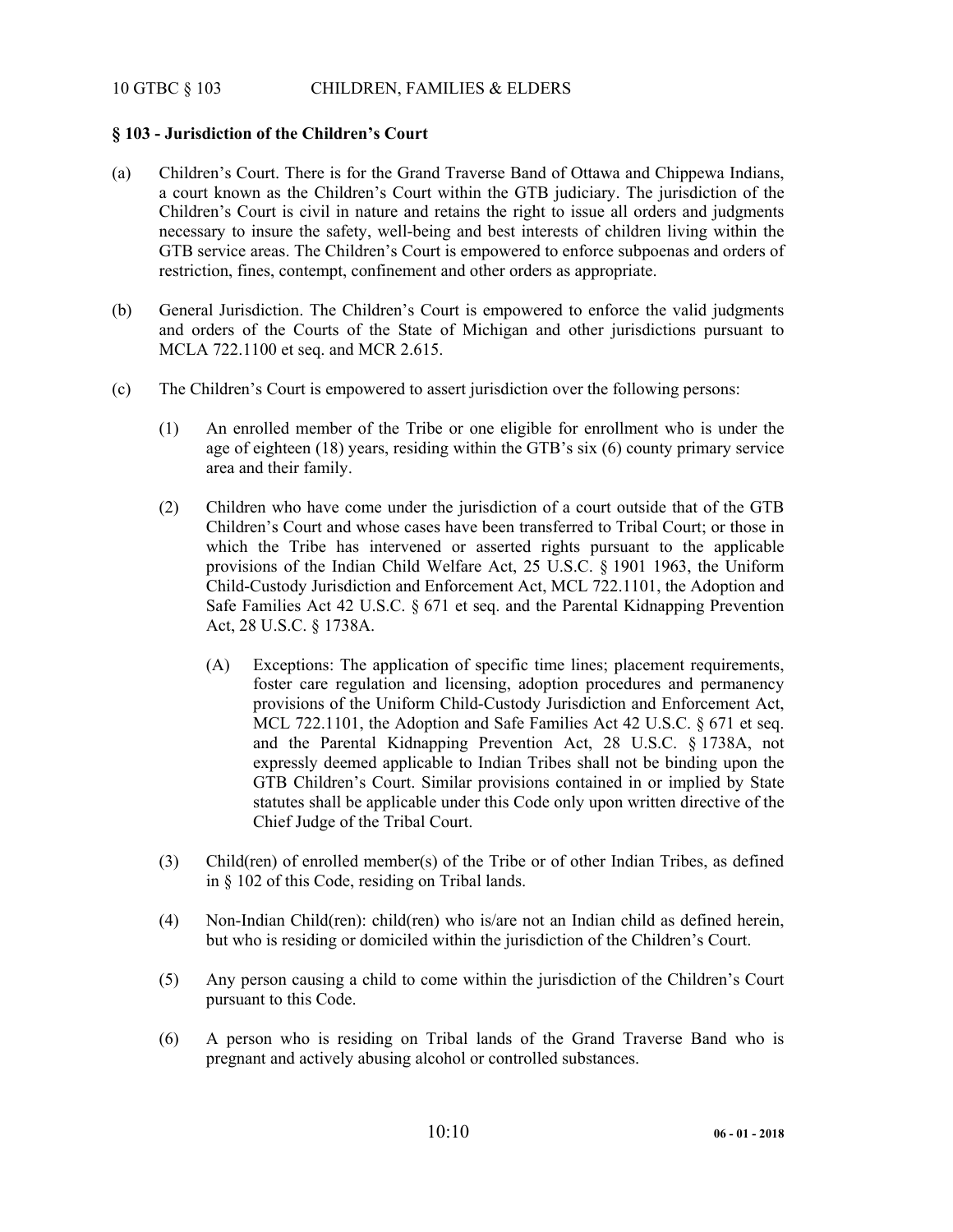## § 103 - Jurisdiction of the Children's Court

(a) Children's Court. There is for the Grand Traverse Band of Ottawa and Chippewa Indians, a court known as the Children's Court within the GTB judiciary. The jurisdiction of the Children's Court is civil in nature and retains the right to issue all orders and judgments necessary to insure the safety, well-being and best interests of children living within the GTB service areas. The Children's Court is empowered to enforce subpoenas and orders of restriction, fines, contempt, confinement and other orders as appropriate.

(b) General Jurisdiction. The Children's Court is empowered to enforce the valid judgments and orders of the Courts of the State of Michigan and other jurisdictions pursuant to MCLA 722.1100 et seq. and MCR 2.615.

(c) The Children's Court is empowered to assert jurisdiction over the following persons:

(1) An enrolled member of the Tribe or one eligible for enrollment who is under the age of eighteen (18) years, residing within the GTB's six (6) county primary service area and their family.

(2) Children who have come under the jurisdiction of a court outside that of the GTB Children's Court and whose cases have been transferred to Tribal Court; or those in which the Tribe has intervened or asserted rights pursuant to the applicable provisions of the Indian Child Welfare Act, 25 U.S.C. § 1901 1963, the Uniform Child-Custody Jurisdiction and Enforcement Act, MCL 722.1101, the Adoption and Safe Families Act 42 U.S.C. § 671 et seq. and the Parental Kidnapping Prevention Act, 28 U.S.C. § 1738A.

(A) Exceptions: The application of specific time lines; placement requirements, foster care regulation and licensing, adoption procedures and permanency provisions of the Uniform Child-Custody Jurisdiction and Enforcement Act, MCL 722.1101, the Adoption and Safe Families Act 42 U.S.C. § 671 et seq. and the Parental Kidnapping Prevention Act, 28 U.S.C. § 1738A, not expressly deemed applicable to Indian Tribes shall not be binding upon the GTB Children's Court. Similar provisions contained in or implied by State statutes shall be applicable under this Code only upon written directive of the Chief Judge of the Tribal Court.

(3) Child(ren) of enrolled member(s) of the Tribe or of other Indian Tribes, as defined in § 102 of this Code, residing on Tribal lands.

(4) Non-Indian Child(ren): child(ren) who is/are not an Indian child as defined herein, but who is residing or domiciled within the jurisdiction of the Children's Court.

(5) Any person causing a child to come within the jurisdiction of the Children's Court pursuant to this Code.

(6) A person who is residing on Tribal lands of the Grand Traverse Band who is pregnant and actively abusing alcohol or controlled substances.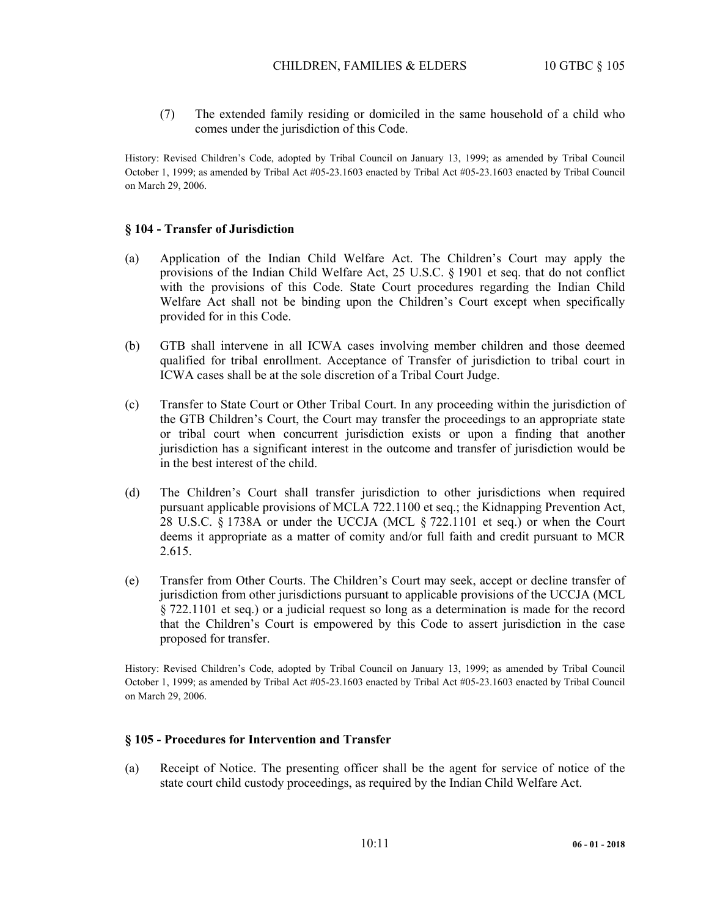(7) The extended family residing or domiciled in the same household of a child who comes under the jurisdiction of this Code.

History: Revised Children's Code, adopted by Tribal Council on January 13, 1999; as amended by Tribal Council October 1, 1999; as amended by Tribal Act #05-23.1603 enacted by Tribal Act #05-23.1603 enacted by Tribal Council on March 29, 2006.

### § 104 - Transfer of Jurisdiction

(a) Application of the Indian Child Welfare Act. The Children's Court may apply the provisions of the Indian Child Welfare Act, 25 U.S.C. § 1901 et seq. that do not conflict with the provisions of this Code. State Court procedures regarding the Indian Child Welfare Act shall not be binding upon the Children's Court except when specifically provided for in this Code.

(b) GTB shall intervene in all ICWA cases involving member children and those deemed qualified for tribal enrollment. Acceptance of Transfer of jurisdiction to tribal court in ICWA cases shall be at the sole discretion of a Tribal Court Judge.

(c) Transfer to State Court or Other Tribal Court. In any proceeding within the jurisdiction of the GTB Children's Court, the Court may transfer the proceedings to an appropriate state or tribal court when concurrent jurisdiction exists or upon a finding that another jurisdiction has a significant interest in the outcome and transfer of jurisdiction would be in the best interest of the child.

(d) The Children's Court shall transfer jurisdiction to other jurisdictions when required pursuant applicable provisions of MCLA 722.1100 et seq.; the Kidnapping Prevention Act, 28 U.S.C. § 1738A or under the UCCJA (MCL § 722.1101 et seq.) or when the Court deems it appropriate as a matter of comity and/or full faith and credit pursuant to MCR 2.615.

(e) Transfer from Other Courts. The Children's Court may seek, accept or decline transfer of jurisdiction from other jurisdictions pursuant to applicable provisions of the UCCJA (MCL § 722.1101 et seq.) or a judicial request so long as a determination is made for the record that the Children's Court is empowered by this Code to assert jurisdiction in the case proposed for transfer.

History: Revised Children's Code, adopted by Tribal Council on January 13, 1999; as amended by Tribal Council October 1, 1999; as amended by Tribal Act #05-23.1603 enacted by Tribal Act #05-23.1603 enacted by Tribal Council on March 29, 2006.

### § 105 - Procedures for Intervention and Transfer

(a) Receipt of Notice. The presenting officer shall be the agent for service of notice of the state court child custody proceedings, as required by the Indian Child Welfare Act.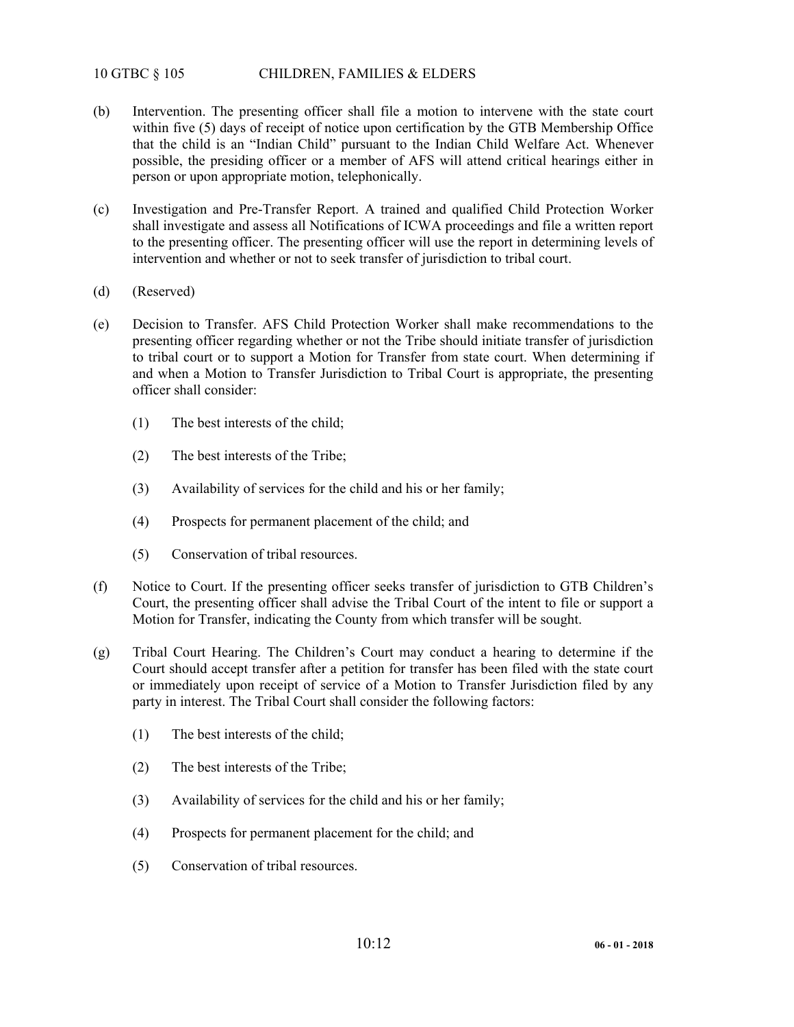(b) Intervention. The presenting officer shall file a motion to intervene with the state court within five (5) days of receipt of notice upon certification by the GTB Membership Office that the child is an "Indian Child" pursuant to the Indian Child Welfare Act. Whenever possible, the presiding officer or a member of AFS will attend critical hearings either in person or upon appropriate motion, telephonically.

(c) Investigation and Pre-Transfer Report. A trained and qualified Child Protection Worker shall investigate and assess all Notifications of ICWA proceedings and file a written report to the presenting officer. The presenting officer will use the report in determining levels of intervention and whether or not to seek transfer of jurisdiction to tribal court.

(d) (Reserved)

(e) Decision to Transfer. AFS Child Protection Worker shall make recommendations to the presenting officer regarding whether or not the Tribe should initiate transfer of jurisdiction to tribal court or to support a Motion for Transfer from state court. When determining if and when a Motion to Transfer Jurisdiction to Tribal Court is appropriate, the presenting officer shall consider:

  (1) The best interests of the child;

  (2) The best interests of the Tribe;

  (3) Availability of services for the child and his or her family;

  (4) Prospects for permanent placement of the child; and

  (5) Conservation of tribal resources.

(f) Notice to Court. If the presenting officer seeks transfer of jurisdiction to GTB Children's Court, the presenting officer shall advise the Tribal Court of the intent to file or support a Motion for Transfer, indicating the County from which transfer will be sought.

(g) Tribal Court Hearing. The Children's Court may conduct a hearing to determine if the Court should accept transfer after a petition for transfer has been filed with the state court or immediately upon receipt of service of a Motion to Transfer Jurisdiction filed by any party in interest. The Tribal Court shall consider the following factors:

  (1) The best interests of the child;

  (2) The best interests of the Tribe;

  (3) Availability of services for the child and his or her family;

  (4) Prospects for permanent placement for the child; and

  (5) Conservation of tribal resources.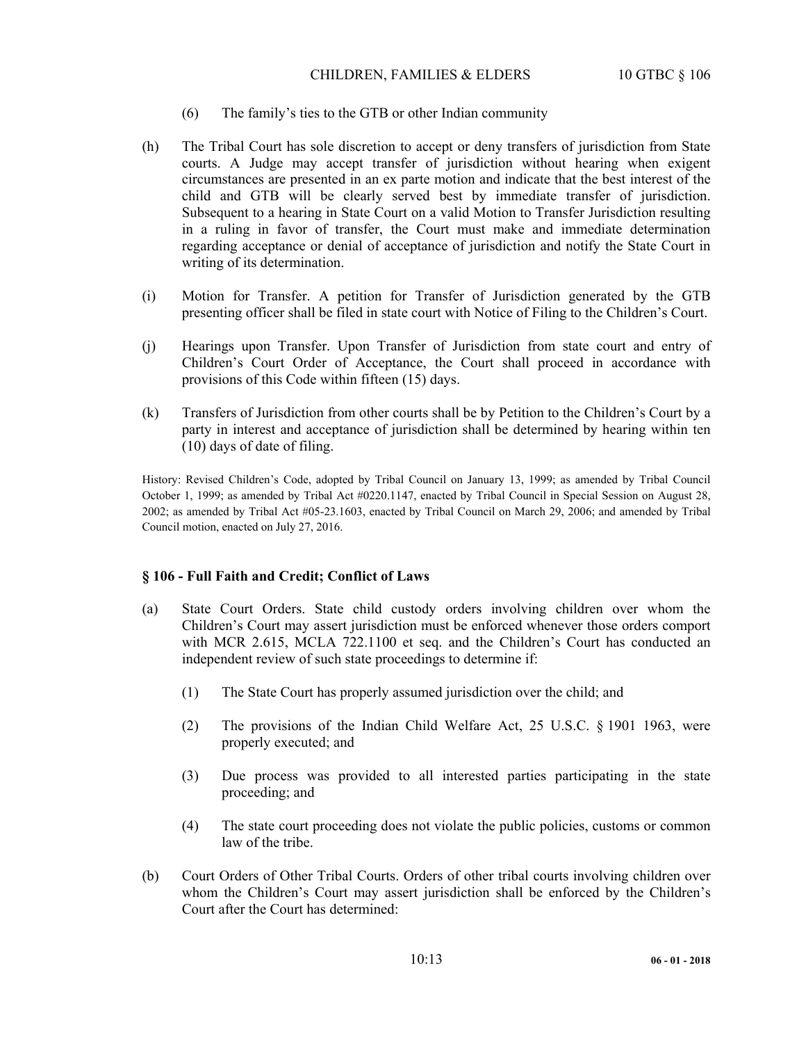(6) The family's ties to the GTB or other Indian community

(h) The Tribal Court has sole discretion to accept or deny transfers of jurisdiction from State courts. A Judge may accept transfer of jurisdiction without hearing when exigent circumstances are presented in an ex parte motion and indicate that the best interest of the child and GTB will be clearly served best by immediate transfer of jurisdiction. Subsequent to a hearing in State Court on a valid Motion to Transfer Jurisdiction resulting in a ruling in favor of transfer, the Court must make and immediate determination regarding acceptance or denial of acceptance of jurisdiction and notify the State Court in writing of its determination.

(i) Motion for Transfer. A petition for Transfer of Jurisdiction generated by the GTB presenting officer shall be filed in state court with Notice of Filing to the Children's Court.

(j) Hearings upon Transfer. Upon Transfer of Jurisdiction from state court and entry of Children's Court Order of Acceptance, the Court shall proceed in accordance with provisions of this Code within fifteen (15) days.

(k) Transfers of Jurisdiction from other courts shall be by Petition to the Children's Court by a party in interest and acceptance of jurisdiction shall be determined by hearing within ten (10) days of date of filing.

History: Revised Children's Code, adopted by Tribal Council on January 13, 1999; as amended by Tribal Council October 1, 1999; as amended by Tribal Act #0220.1147, enacted by Tribal Council in Special Session on August 28, 2002; as amended by Tribal Act #05-23.1603, enacted by Tribal Council on March 29, 2006; and amended by Tribal Council motion, enacted on July 27, 2016.

### § 106 - Full Faith and Credit; Conflict of Laws

(a) State Court Orders. State child custody orders involving children over whom the Children's Court may assert jurisdiction must be enforced whenever those orders comport with MCR 2.615, MCLA 722.1100 et seq. and the Children's Court has conducted an independent review of such state proceedings to determine if:

(1) The State Court has properly assumed jurisdiction over the child; and

(2) The provisions of the Indian Child Welfare Act, 25 U.S.C. § 1901 1963, were properly executed; and

(3) Due process was provided to all interested parties participating in the state proceeding; and

(4) The state court proceeding does not violate the public policies, customs or common law of the tribe.

(b) Court Orders of Other Tribal Courts. Orders of other tribal courts involving children over whom the Children's Court may assert jurisdiction shall be enforced by the Children's Court after the Court has determined: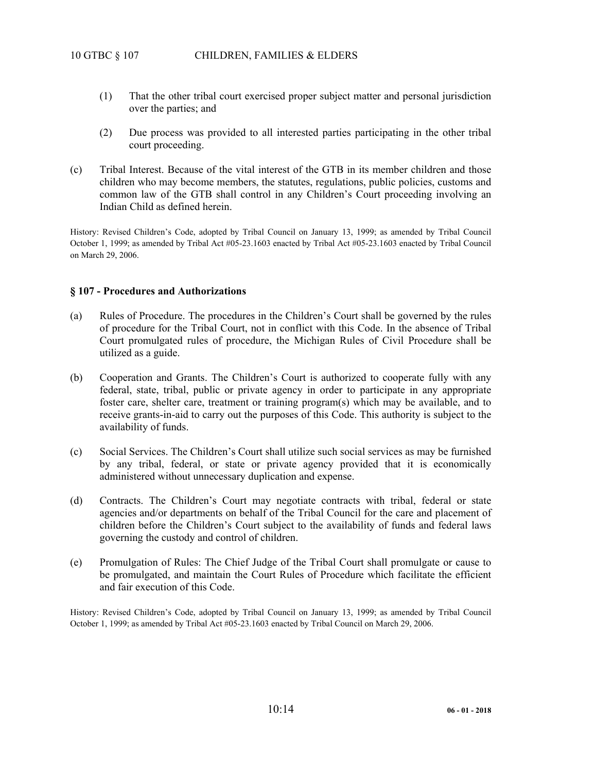(1) That the other tribal court exercised proper subject matter and personal jurisdiction over the parties; and

(2) Due process was provided to all interested parties participating in the other tribal court proceeding.

(c) Tribal Interest. Because of the vital interest of the GTB in its member children and those children who may become members, the statutes, regulations, public policies, customs and common law of the GTB shall control in any Children's Court proceeding involving an Indian Child as defined herein.

History: Revised Children's Code, adopted by Tribal Council on January 13, 1999; as amended by Tribal Council October 1, 1999; as amended by Tribal Act #05-23.1603 enacted by Tribal Act #05-23.1603 enacted by Tribal Council on March 29, 2006.

### § 107 - Procedures and Authorizations

(a) Rules of Procedure. The procedures in the Children's Court shall be governed by the rules of procedure for the Tribal Court, not in conflict with this Code. In the absence of Tribal Court promulgated rules of procedure, the Michigan Rules of Civil Procedure shall be utilized as a guide.

(b) Cooperation and Grants. The Children's Court is authorized to cooperate fully with any federal, state, tribal, public or private agency in order to participate in any appropriate foster care, shelter care, treatment or training program(s) which may be available, and to receive grants-in-aid to carry out the purposes of this Code. This authority is subject to the availability of funds.

(c) Social Services. The Children's Court shall utilize such social services as may be furnished by any tribal, federal, or state or private agency provided that it is economically administered without unnecessary duplication and expense.

(d) Contracts. The Children's Court may negotiate contracts with tribal, federal or state agencies and/or departments on behalf of the Tribal Council for the care and placement of children before the Children's Court subject to the availability of funds and federal laws governing the custody and control of children.

(e) Promulgation of Rules: The Chief Judge of the Tribal Court shall promulgate or cause to be promulgated, and maintain the Court Rules of Procedure which facilitate the efficient and fair execution of this Code.

History: Revised Children's Code, adopted by Tribal Council on January 13, 1999; as amended by Tribal Council October 1, 1999; as amended by Tribal Act #05-23.1603 enacted by Tribal Council on March 29, 2006.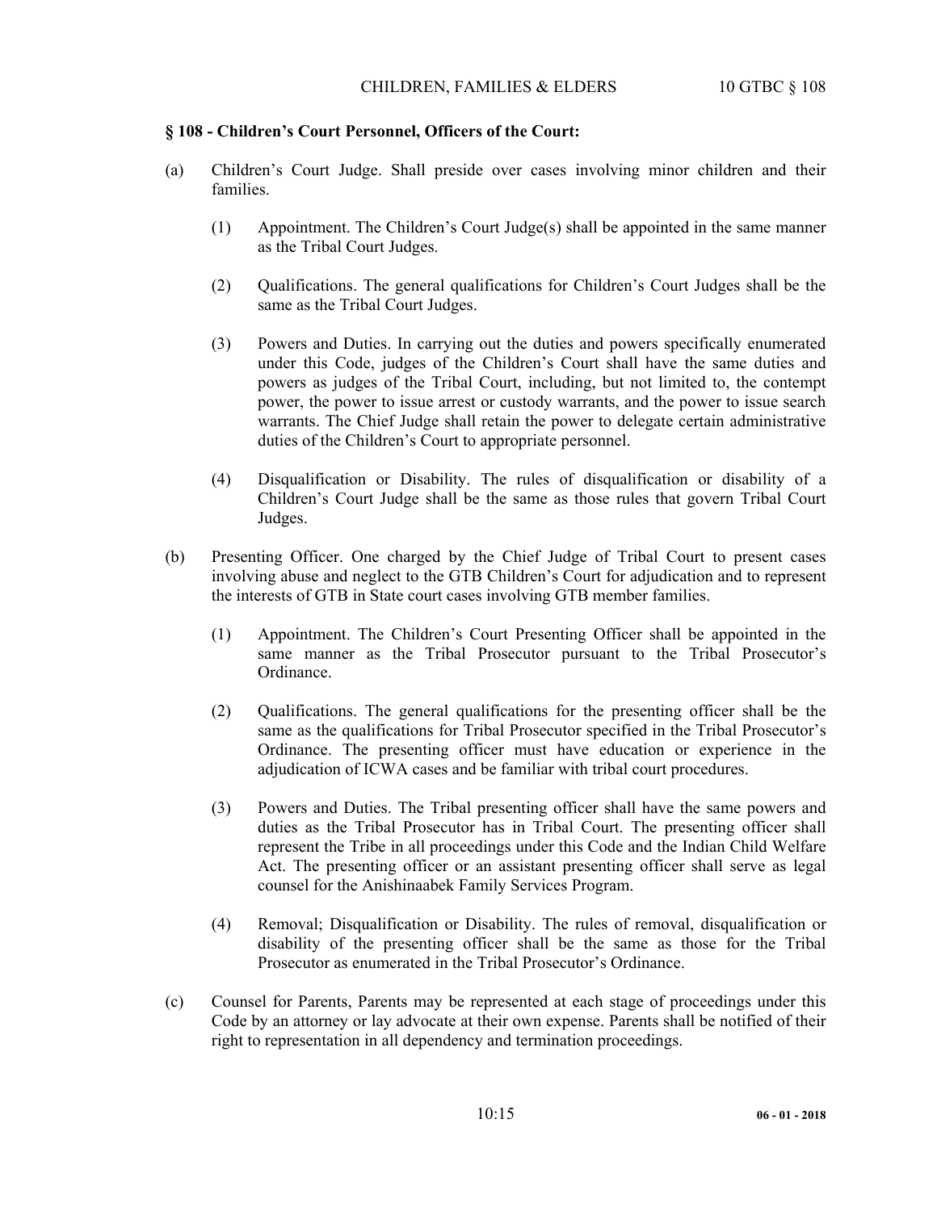### § 108 - Children's Court Personnel, Officers of the Court:

(a) Children's Court Judge. Shall preside over cases involving minor children and their families.

(1) Appointment. The Children's Court Judge(s) shall be appointed in the same manner as the Tribal Court Judges.

(2) Qualifications. The general qualifications for Children's Court Judges shall be the same as the Tribal Court Judges.

(3) Powers and Duties. In carrying out the duties and powers specifically enumerated under this Code, judges of the Children's Court shall have the same duties and powers as judges of the Tribal Court, including, but not limited to, the contempt power, the power to issue arrest or custody warrants, and the power to issue search warrants. The Chief Judge shall retain the power to delegate certain administrative duties of the Children's Court to appropriate personnel.

(4) Disqualification or Disability. The rules of disqualification or disability of a Children's Court Judge shall be the same as those rules that govern Tribal Court Judges.

(b) Presenting Officer. One charged by the Chief Judge of Tribal Court to present cases involving abuse and neglect to the GTB Children's Court for adjudication and to represent the interests of GTB in State court cases involving GTB member families.

(1) Appointment. The Children's Court Presenting Officer shall be appointed in the same manner as the Tribal Prosecutor pursuant to the Tribal Prosecutor's Ordinance.

(2) Qualifications. The general qualifications for the presenting officer shall be the same as the qualifications for Tribal Prosecutor specified in the Tribal Prosecutor's Ordinance. The presenting officer must have education or experience in the adjudication of ICWA cases and be familiar with tribal court procedures.

(3) Powers and Duties. The Tribal presenting officer shall have the same powers and duties as the Tribal Prosecutor has in Tribal Court. The presenting officer shall represent the Tribe in all proceedings under this Code and the Indian Child Welfare Act. The presenting officer or an assistant presenting officer shall serve as legal counsel for the Anishinaabek Family Services Program.

(4) Removal; Disqualification or Disability. The rules of removal, disqualification or disability of the presenting officer shall be the same as those for the Tribal Prosecutor as enumerated in the Tribal Prosecutor's Ordinance.

(c) Counsel for Parents, Parents may be represented at each stage of proceedings under this Code by an attorney or lay advocate at their own expense. Parents shall be notified of their right to representation in all dependency and termination proceedings.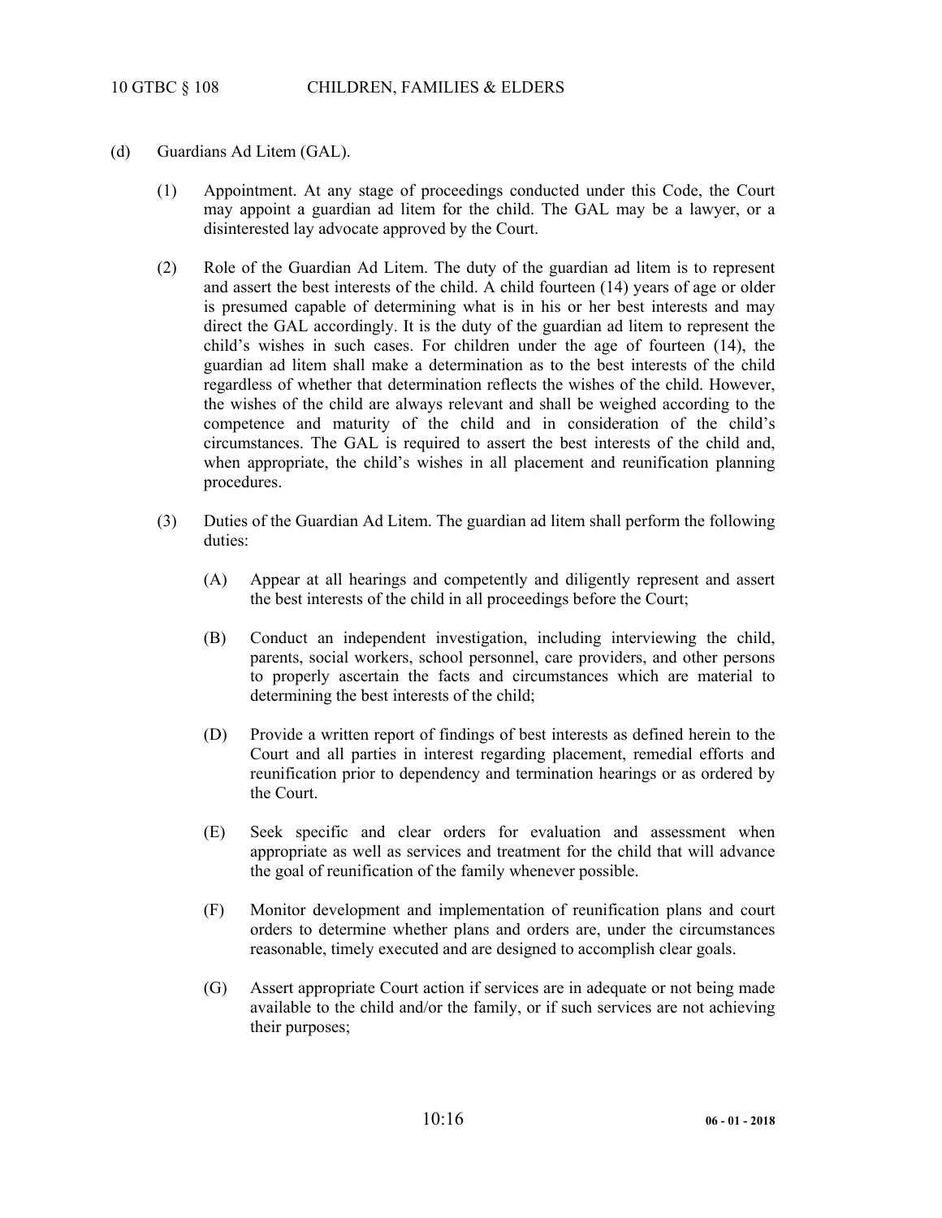(d) Guardians Ad Litem (GAL).

(1) Appointment. At any stage of proceedings conducted under this Code, the Court may appoint a guardian ad litem for the child. The GAL may be a lawyer, or a disinterested lay advocate approved by the Court.

(2) Role of the Guardian Ad Litem. The duty of the guardian ad litem is to represent and assert the best interests of the child. A child fourteen (14) years of age or older is presumed capable of determining what is in his or her best interests and may direct the GAL accordingly. It is the duty of the guardian ad litem to represent the child's wishes in such cases. For children under the age of fourteen (14), the guardian ad litem shall make a determination as to the best interests of the child regardless of whether that determination reflects the wishes of the child. However, the wishes of the child are always relevant and shall be weighed according to the competence and maturity of the child and in consideration of the child's circumstances. The GAL is required to assert the best interests of the child and, when appropriate, the child's wishes in all placement and reunification planning procedures.

(3) Duties of the Guardian Ad Litem. The guardian ad litem shall perform the following duties:

(A) Appear at all hearings and competently and diligently represent and assert the best interests of the child in all proceedings before the Court;

(B) Conduct an independent investigation, including interviewing the child, parents, social workers, school personnel, care providers, and other persons to properly ascertain the facts and circumstances which are material to determining the best interests of the child;

(D) Provide a written report of findings of best interests as defined herein to the Court and all parties in interest regarding placement, remedial efforts and reunification prior to dependency and termination hearings or as ordered by the Court.

(E) Seek specific and clear orders for evaluation and assessment when appropriate as well as services and treatment for the child that will advance the goal of reunification of the family whenever possible.

(F) Monitor development and implementation of reunification plans and court orders to determine whether plans and orders are, under the circumstances reasonable, timely executed and are designed to accomplish clear goals.

(G) Assert appropriate Court action if services are in adequate or not being made available to the child and/or the family, or if such services are not achieving their purposes;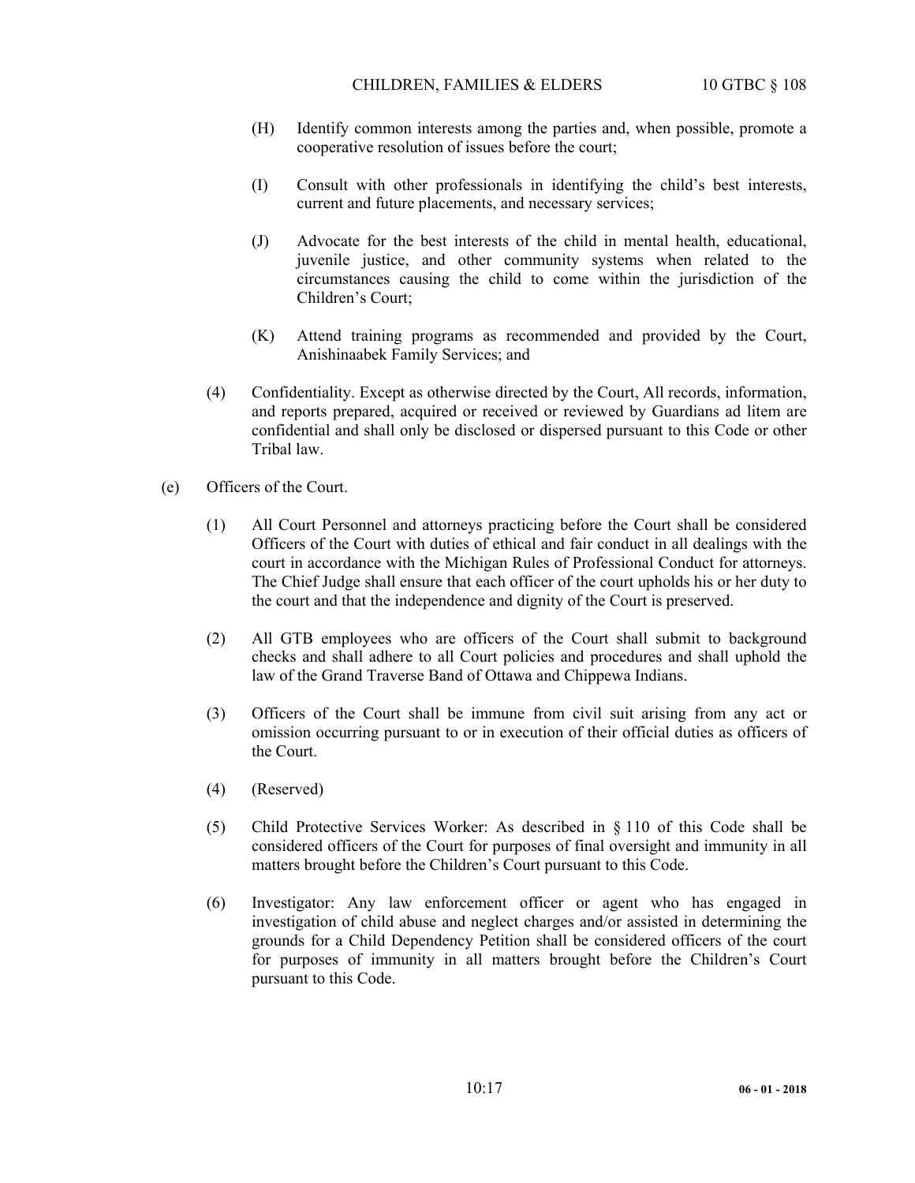(H) Identify common interests among the parties and, when possible, promote a cooperative resolution of issues before the court;

(I) Consult with other professionals in identifying the child's best interests, current and future placements, and necessary services;

(J) Advocate for the best interests of the child in mental health, educational, juvenile justice, and other community systems when related to the circumstances causing the child to come within the jurisdiction of the Children's Court;

(K) Attend training programs as recommended and provided by the Court, Anishinaabek Family Services; and

(4) Confidentiality. Except as otherwise directed by the Court, All records, information, and reports prepared, acquired or received or reviewed by Guardians ad litem are confidential and shall only be disclosed or dispersed pursuant to this Code or other Tribal law.

(e) Officers of the Court.

(1) All Court Personnel and attorneys practicing before the Court shall be considered Officers of the Court with duties of ethical and fair conduct in all dealings with the court in accordance with the Michigan Rules of Professional Conduct for attorneys. The Chief Judge shall ensure that each officer of the court upholds his or her duty to the court and that the independence and dignity of the Court is preserved.

(2) All GTB employees who are officers of the Court shall submit to background checks and shall adhere to all Court policies and procedures and shall uphold the law of the Grand Traverse Band of Ottawa and Chippewa Indians.

(3) Officers of the Court shall be immune from civil suit arising from any act or omission occurring pursuant to or in execution of their official duties as officers of the Court.

(4) (Reserved)

(5) Child Protective Services Worker: As described in § 110 of this Code shall be considered officers of the Court for purposes of final oversight and immunity in all matters brought before the Children's Court pursuant to this Code.

(6) Investigator: Any law enforcement officer or agent who has engaged in investigation of child abuse and neglect charges and/or assisted in determining the grounds for a Child Dependency Petition shall be considered officers of the court for purposes of immunity in all matters brought before the Children's Court pursuant to this Code.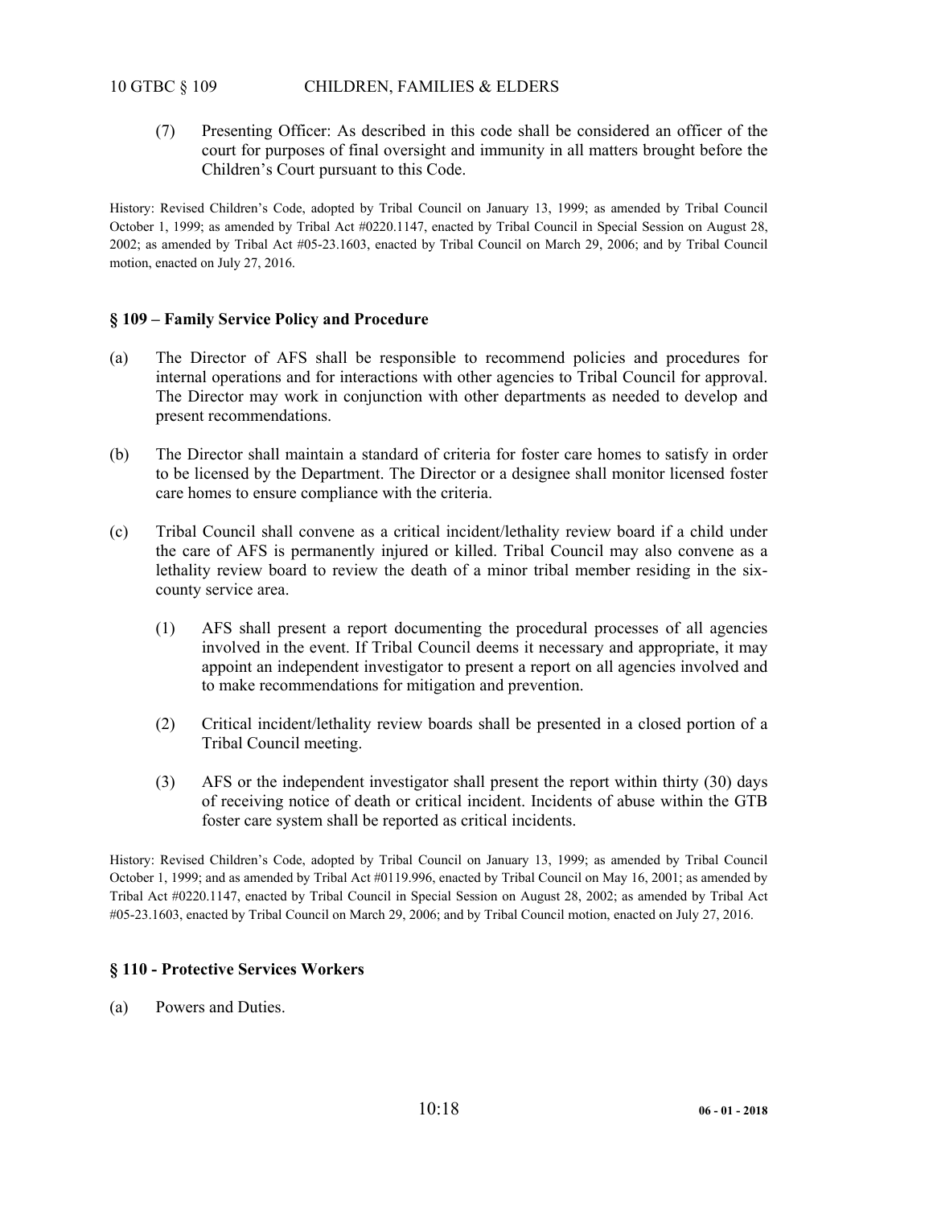(7) Presenting Officer: As described in this code shall be considered an officer of the court for purposes of final oversight and immunity in all matters brought before the Children's Court pursuant to this Code.

History: Revised Children's Code, adopted by Tribal Council on January 13, 1999; as amended by Tribal Council October 1, 1999; as amended by Tribal Act #0220.1147, enacted by Tribal Council in Special Session on August 28, 2002; as amended by Tribal Act #05-23.1603, enacted by Tribal Council on March 29, 2006; and by Tribal Council motion, enacted on July 27, 2016.

### § 109 – Family Service Policy and Procedure

(a) The Director of AFS shall be responsible to recommend policies and procedures for internal operations and for interactions with other agencies to Tribal Council for approval. The Director may work in conjunction with other departments as needed to develop and present recommendations.

(b) The Director shall maintain a standard of criteria for foster care homes to satisfy in order to be licensed by the Department. The Director or a designee shall monitor licensed foster care homes to ensure compliance with the criteria.

(c) Tribal Council shall convene as a critical incident/lethality review board if a child under the care of AFS is permanently injured or killed. Tribal Council may also convene as a lethality review board to review the death of a minor tribal member residing in the six-county service area.

(1) AFS shall present a report documenting the procedural processes of all agencies involved in the event. If Tribal Council deems it necessary and appropriate, it may appoint an independent investigator to present a report on all agencies involved and to make recommendations for mitigation and prevention.

(2) Critical incident/lethality review boards shall be presented in a closed portion of a Tribal Council meeting.

(3) AFS or the independent investigator shall present the report within thirty (30) days of receiving notice of death or critical incident. Incidents of abuse within the GTB foster care system shall be reported as critical incidents.

History: Revised Children's Code, adopted by Tribal Council on January 13, 1999; as amended by Tribal Council October 1, 1999; and as amended by Tribal Act #0119.996, enacted by Tribal Council on May 16, 2001; as amended by Tribal Act #0220.1147, enacted by Tribal Council in Special Session on August 28, 2002; as amended by Tribal Act #05-23.1603, enacted by Tribal Council on March 29, 2006; and by Tribal Council motion, enacted on July 27, 2016.

### § 110 - Protective Services Workers

(a) Powers and Duties.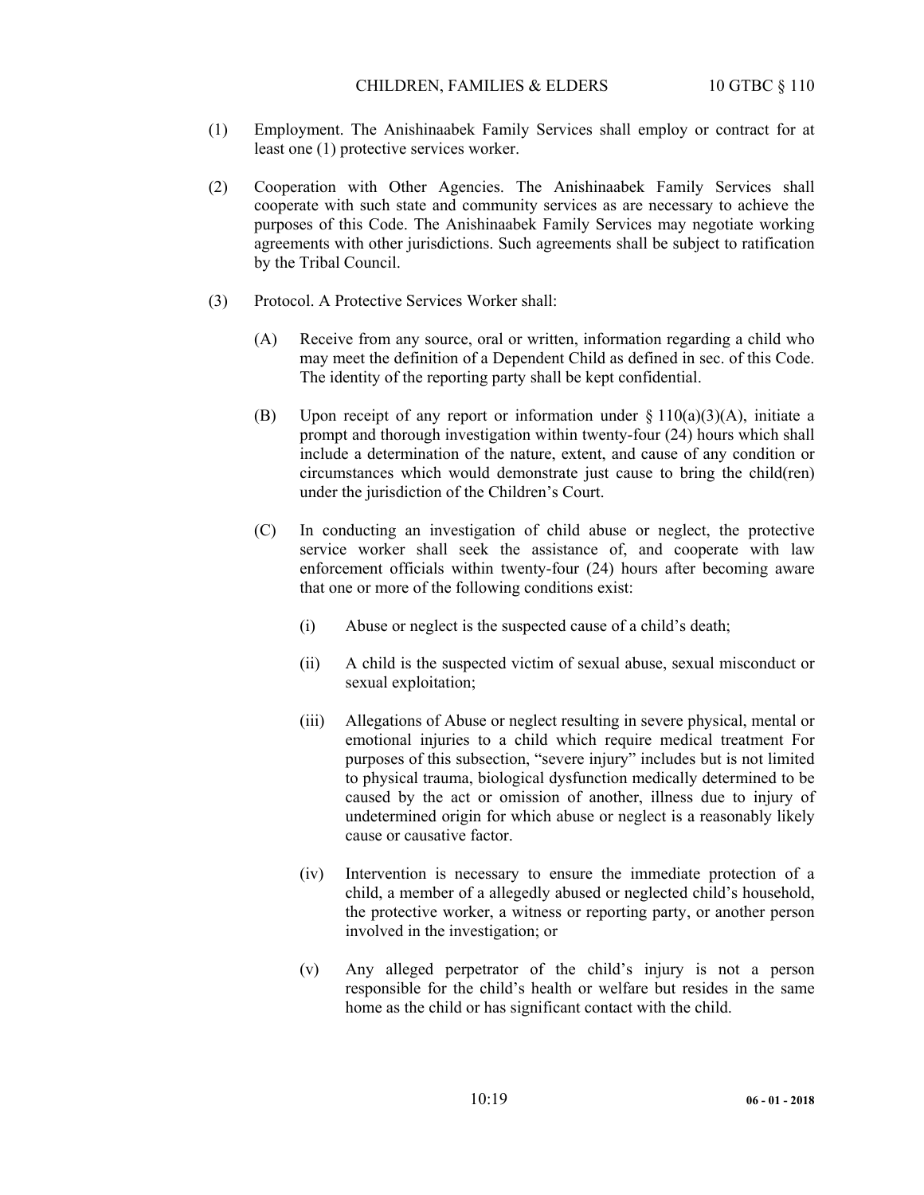(1) Employment. The Anishinaabek Family Services shall employ or contract for at least one (1) protective services worker.

(2) Cooperation with Other Agencies. The Anishinaabek Family Services shall cooperate with such state and community services as are necessary to achieve the purposes of this Code. The Anishinaabek Family Services may negotiate working agreements with other jurisdictions. Such agreements shall be subject to ratification by the Tribal Council.

(3) Protocol. A Protective Services Worker shall:

(A) Receive from any source, oral or written, information regarding a child who may meet the definition of a Dependent Child as defined in sec. of this Code. The identity of the reporting party shall be kept confidential.

(B) Upon receipt of any report or information under § 110(a)(3)(A), initiate a prompt and thorough investigation within twenty-four (24) hours which shall include a determination of the nature, extent, and cause of any condition or circumstances which would demonstrate just cause to bring the child(ren) under the jurisdiction of the Children's Court.

(C) In conducting an investigation of child abuse or neglect, the protective service worker shall seek the assistance of, and cooperate with law enforcement officials within twenty-four (24) hours after becoming aware that one or more of the following conditions exist:

(i) Abuse or neglect is the suspected cause of a child's death;

(ii) A child is the suspected victim of sexual abuse, sexual misconduct or sexual exploitation;

(iii) Allegations of Abuse or neglect resulting in severe physical, mental or emotional injuries to a child which require medical treatment For purposes of this subsection, "severe injury" includes but is not limited to physical trauma, biological dysfunction medically determined to be caused by the act or omission of another, illness due to injury of undetermined origin for which abuse or neglect is a reasonably likely cause or causative factor.

(iv) Intervention is necessary to ensure the immediate protection of a child, a member of a allegedly abused or neglected child's household, the protective worker, a witness or reporting party, or another person involved in the investigation; or

(v) Any alleged perpetrator of the child's injury is not a person responsible for the child's health or welfare but resides in the same home as the child or has significant contact with the child.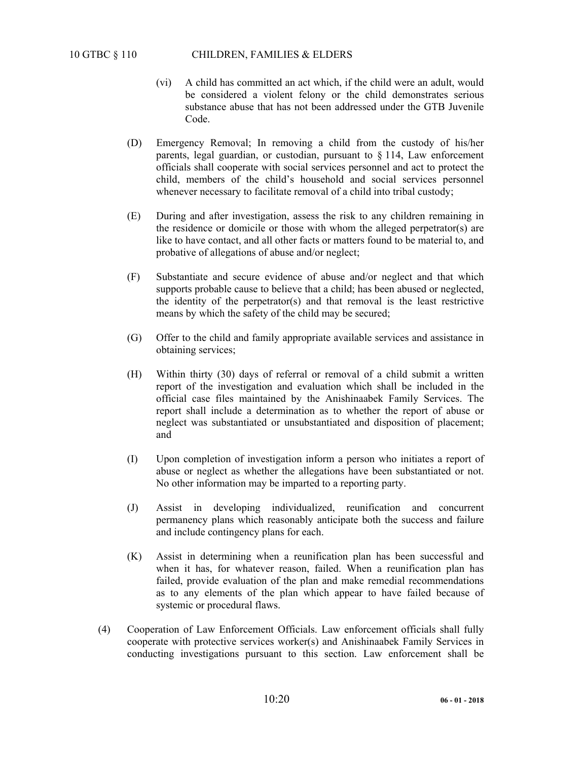(vi) A child has committed an act which, if the child were an adult, would be considered a violent felony or the child demonstrates serious substance abuse that has not been addressed under the GTB Juvenile Code.

(D) Emergency Removal; In removing a child from the custody of his/her parents, legal guardian, or custodian, pursuant to § 114, Law enforcement officials shall cooperate with social services personnel and act to protect the child, members of the child's household and social services personnel whenever necessary to facilitate removal of a child into tribal custody;

(E) During and after investigation, assess the risk to any children remaining in the residence or domicile or those with whom the alleged perpetrator(s) are like to have contact, and all other facts or matters found to be material to, and probative of allegations of abuse and/or neglect;

(F) Substantiate and secure evidence of abuse and/or neglect and that which supports probable cause to believe that a child; has been abused or neglected, the identity of the perpetrator(s) and that removal is the least restrictive means by which the safety of the child may be secured;

(G) Offer to the child and family appropriate available services and assistance in obtaining services;

(H) Within thirty (30) days of referral or removal of a child submit a written report of the investigation and evaluation which shall be included in the official case files maintained by the Anishinaabek Family Services. The report shall include a determination as to whether the report of abuse or neglect was substantiated or unsubstantiated and disposition of placement; and

(I) Upon completion of investigation inform a person who initiates a report of abuse or neglect as whether the allegations have been substantiated or not. No other information may be imparted to a reporting party.

(J) Assist in developing individualized, reunification and concurrent permanency plans which reasonably anticipate both the success and failure and include contingency plans for each.

(K) Assist in determining when a reunification plan has been successful and when it has, for whatever reason, failed. When a reunification plan has failed, provide evaluation of the plan and make remedial recommendations as to any elements of the plan which appear to have failed because of systemic or procedural flaws.

(4) Cooperation of Law Enforcement Officials. Law enforcement officials shall fully cooperate with protective services worker(s) and Anishinaabek Family Services in conducting investigations pursuant to this section. Law enforcement shall be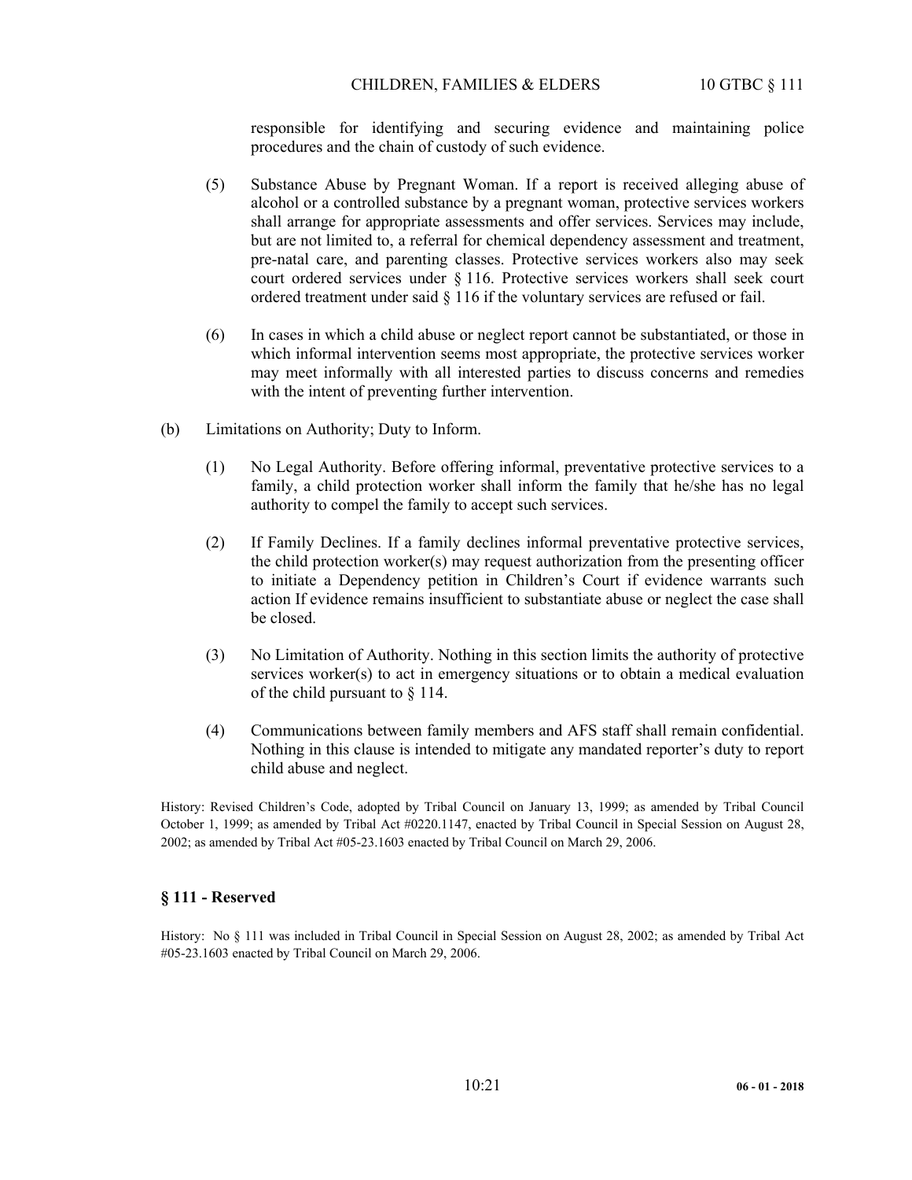responsible for identifying and securing evidence and maintaining police procedures and the chain of custody of such evidence.

(5) Substance Abuse by Pregnant Woman. If a report is received alleging abuse of alcohol or a controlled substance by a pregnant woman, protective services workers shall arrange for appropriate assessments and offer services. Services may include, but are not limited to, a referral for chemical dependency assessment and treatment, pre-natal care, and parenting classes. Protective services workers also may seek court ordered services under § 116. Protective services workers shall seek court ordered treatment under said § 116 if the voluntary services are refused or fail.

(6) In cases in which a child abuse or neglect report cannot be substantiated, or those in which informal intervention seems most appropriate, the protective services worker may meet informally with all interested parties to discuss concerns and remedies with the intent of preventing further intervention.

(b) Limitations on Authority; Duty to Inform.

(1) No Legal Authority. Before offering informal, preventative protective services to a family, a child protection worker shall inform the family that he/she has no legal authority to compel the family to accept such services.

(2) If Family Declines. If a family declines informal preventative protective services, the child protection worker(s) may request authorization from the presenting officer to initiate a Dependency petition in Children's Court if evidence warrants such action If evidence remains insufficient to substantiate abuse or neglect the case shall be closed.

(3) No Limitation of Authority. Nothing in this section limits the authority of protective services worker(s) to act in emergency situations or to obtain a medical evaluation of the child pursuant to § 114.

(4) Communications between family members and AFS staff shall remain confidential. Nothing in this clause is intended to mitigate any mandated reporter's duty to report child abuse and neglect.

History: Revised Children's Code, adopted by Tribal Council on January 13, 1999; as amended by Tribal Council October 1, 1999; as amended by Tribal Act #0220.1147, enacted by Tribal Council in Special Session on August 28, 2002; as amended by Tribal Act #05-23.1603 enacted by Tribal Council on March 29, 2006.

### § 111 - Reserved

History: No § 111 was included in Tribal Council in Special Session on August 28, 2002; as amended by Tribal Act #05-23.1603 enacted by Tribal Council on March 29, 2006.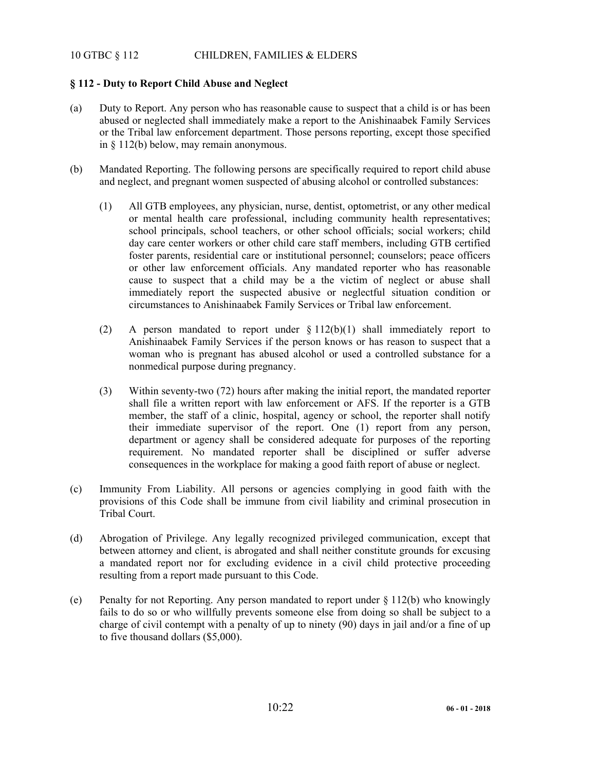## § 112 - Duty to Report Child Abuse and Neglect

(a) Duty to Report. Any person who has reasonable cause to suspect that a child is or has been abused or neglected shall immediately make a report to the Anishinaabek Family Services or the Tribal law enforcement department. Those persons reporting, except those specified in § 112(b) below, may remain anonymous.

(b) Mandated Reporting. The following persons are specifically required to report child abuse and neglect, and pregnant women suspected of abusing alcohol or controlled substances:

(1) All GTB employees, any physician, nurse, dentist, optometrist, or any other medical or mental health care professional, including community health representatives; school principals, school teachers, or other school officials; social workers; child day care center workers or other child care staff members, including GTB certified foster parents, residential care or institutional personnel; counselors; peace officers or other law enforcement officials. Any mandated reporter who has reasonable cause to suspect that a child may be a the victim of neglect or abuse shall immediately report the suspected abusive or neglectful situation condition or circumstances to Anishinaabek Family Services or Tribal law enforcement.

(2) A person mandated to report under § 112(b)(1) shall immediately report to Anishinaabek Family Services if the person knows or has reason to suspect that a woman who is pregnant has abused alcohol or used a controlled substance for a nonmedical purpose during pregnancy.

(3) Within seventy-two (72) hours after making the initial report, the mandated reporter shall file a written report with law enforcement or AFS. If the reporter is a GTB member, the staff of a clinic, hospital, agency or school, the reporter shall notify their immediate supervisor of the report. One (1) report from any person, department or agency shall be considered adequate for purposes of the reporting requirement. No mandated reporter shall be disciplined or suffer adverse consequences in the workplace for making a good faith report of abuse or neglect.

(c) Immunity From Liability. All persons or agencies complying in good faith with the provisions of this Code shall be immune from civil liability and criminal prosecution in Tribal Court.

(d) Abrogation of Privilege. Any legally recognized privileged communication, except that between attorney and client, is abrogated and shall neither constitute grounds for excusing a mandated report nor for excluding evidence in a civil child protective proceeding resulting from a report made pursuant to this Code.

(e) Penalty for not Reporting. Any person mandated to report under § 112(b) who knowingly fails to do so or who willfully prevents someone else from doing so shall be subject to a charge of civil contempt with a penalty of up to ninety (90) days in jail and/or a fine of up to five thousand dollars ($5,000).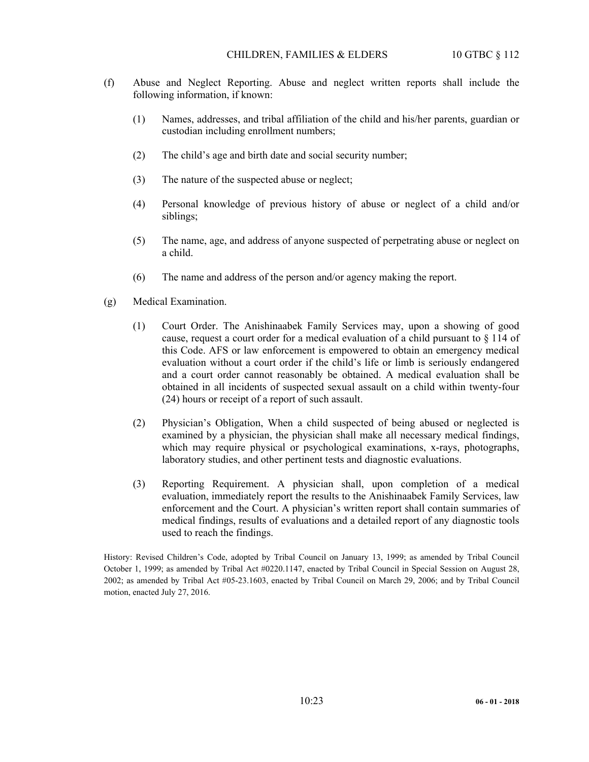(f) Abuse and Neglect Reporting. Abuse and neglect written reports shall include the following information, if known:

(1) Names, addresses, and tribal affiliation of the child and his/her parents, guardian or custodian including enrollment numbers;

(2) The child's age and birth date and social security number;

(3) The nature of the suspected abuse or neglect;

(4) Personal knowledge of previous history of abuse or neglect of a child and/or siblings;

(5) The name, age, and address of anyone suspected of perpetrating abuse or neglect on a child.

(6) The name and address of the person and/or agency making the report.

(g) Medical Examination.

(1) Court Order. The Anishinaabek Family Services may, upon a showing of good cause, request a court order for a medical evaluation of a child pursuant to § 114 of this Code. AFS or law enforcement is empowered to obtain an emergency medical evaluation without a court order if the child's life or limb is seriously endangered and a court order cannot reasonably be obtained. A medical evaluation shall be obtained in all incidents of suspected sexual assault on a child within twenty-four (24) hours or receipt of a report of such assault.

(2) Physician's Obligation, When a child suspected of being abused or neglected is examined by a physician, the physician shall make all necessary medical findings, which may require physical or psychological examinations, x-rays, photographs, laboratory studies, and other pertinent tests and diagnostic evaluations.

(3) Reporting Requirement. A physician shall, upon completion of a medical evaluation, immediately report the results to the Anishinaabek Family Services, law enforcement and the Court. A physician's written report shall contain summaries of medical findings, results of evaluations and a detailed report of any diagnostic tools used to reach the findings.

History: Revised Children's Code, adopted by Tribal Council on January 13, 1999; as amended by Tribal Council October 1, 1999; as amended by Tribal Act #0220.1147, enacted by Tribal Council in Special Session on August 28, 2002; as amended by Tribal Act #05-23.1603, enacted by Tribal Council on March 29, 2006; and by Tribal Council motion, enacted July 27, 2016.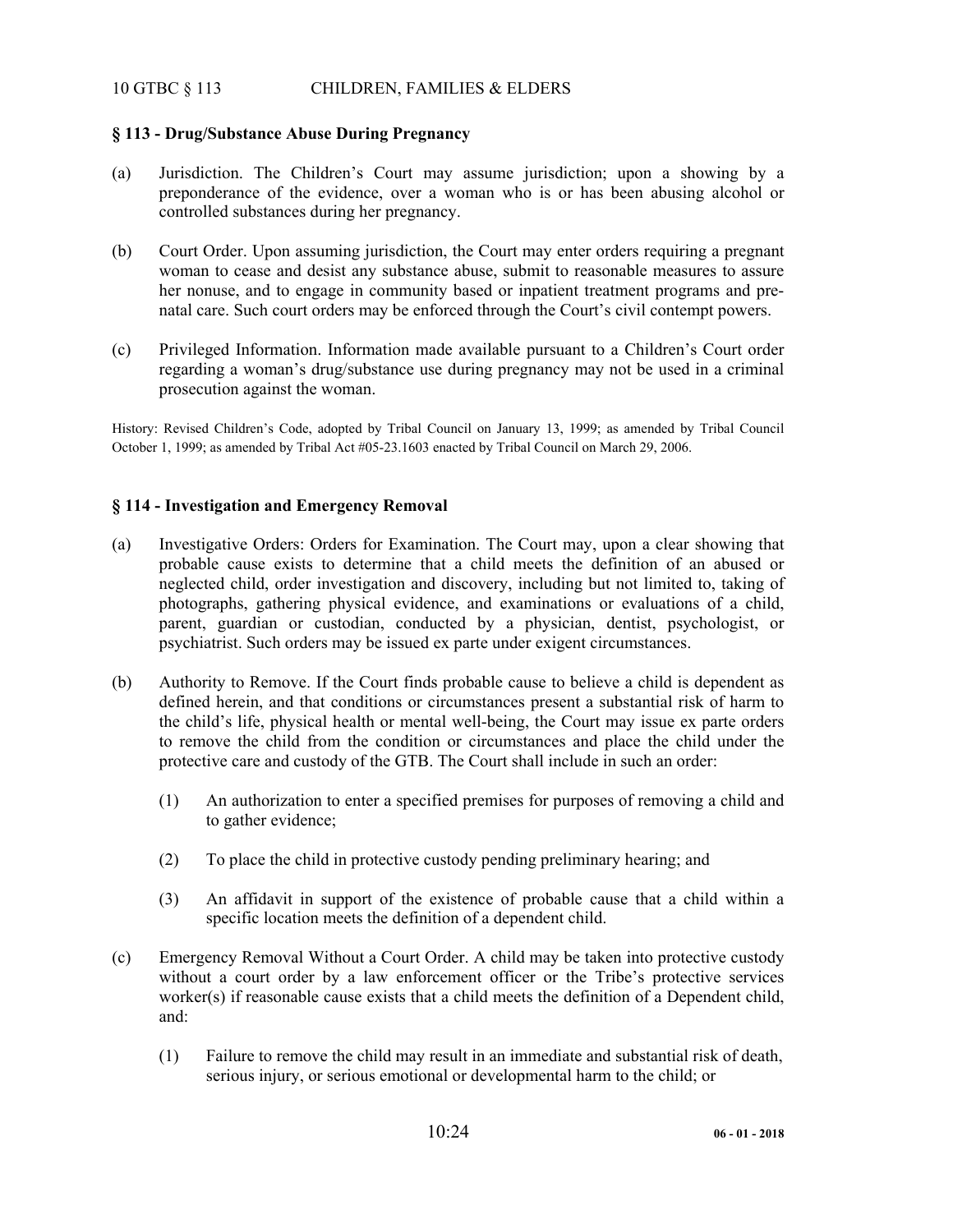## § 113 - Drug/Substance Abuse During Pregnancy

(a) Jurisdiction. The Children's Court may assume jurisdiction; upon a showing by a preponderance of the evidence, over a woman who is or has been abusing alcohol or controlled substances during her pregnancy.

(b) Court Order. Upon assuming jurisdiction, the Court may enter orders requiring a pregnant woman to cease and desist any substance abuse, submit to reasonable measures to assure her nonuse, and to engage in community based or inpatient treatment programs and pre-natal care. Such court orders may be enforced through the Court's civil contempt powers.

(c) Privileged Information. Information made available pursuant to a Children's Court order regarding a woman's drug/substance use during pregnancy may not be used in a criminal prosecution against the woman.

History: Revised Children's Code, adopted by Tribal Council on January 13, 1999; as amended by Tribal Council October 1, 1999; as amended by Tribal Act #05-23.1603 enacted by Tribal Council on March 29, 2006.

## § 114 - Investigation and Emergency Removal

(a) Investigative Orders: Orders for Examination. The Court may, upon a clear showing that probable cause exists to determine that a child meets the definition of an abused or neglected child, order investigation and discovery, including but not limited to, taking of photographs, gathering physical evidence, and examinations or evaluations of a child, parent, guardian or custodian, conducted by a physician, dentist, psychologist, or psychiatrist. Such orders may be issued ex parte under exigent circumstances.

(b) Authority to Remove. If the Court finds probable cause to believe a child is dependent as defined herein, and that conditions or circumstances present a substantial risk of harm to the child's life, physical health or mental well-being, the Court may issue ex parte orders to remove the child from the condition or circumstances and place the child under the protective care and custody of the GTB. The Court shall include in such an order:

  (1) An authorization to enter a specified premises for purposes of removing a child and to gather evidence;

  (2) To place the child in protective custody pending preliminary hearing; and

  (3) An affidavit in support of the existence of probable cause that a child within a specific location meets the definition of a dependent child.

(c) Emergency Removal Without a Court Order. A child may be taken into protective custody without a court order by a law enforcement officer or the Tribe's protective services worker(s) if reasonable cause exists that a child meets the definition of a Dependent child, and:

  (1) Failure to remove the child may result in an immediate and substantial risk of death, serious injury, or serious emotional or developmental harm to the child; or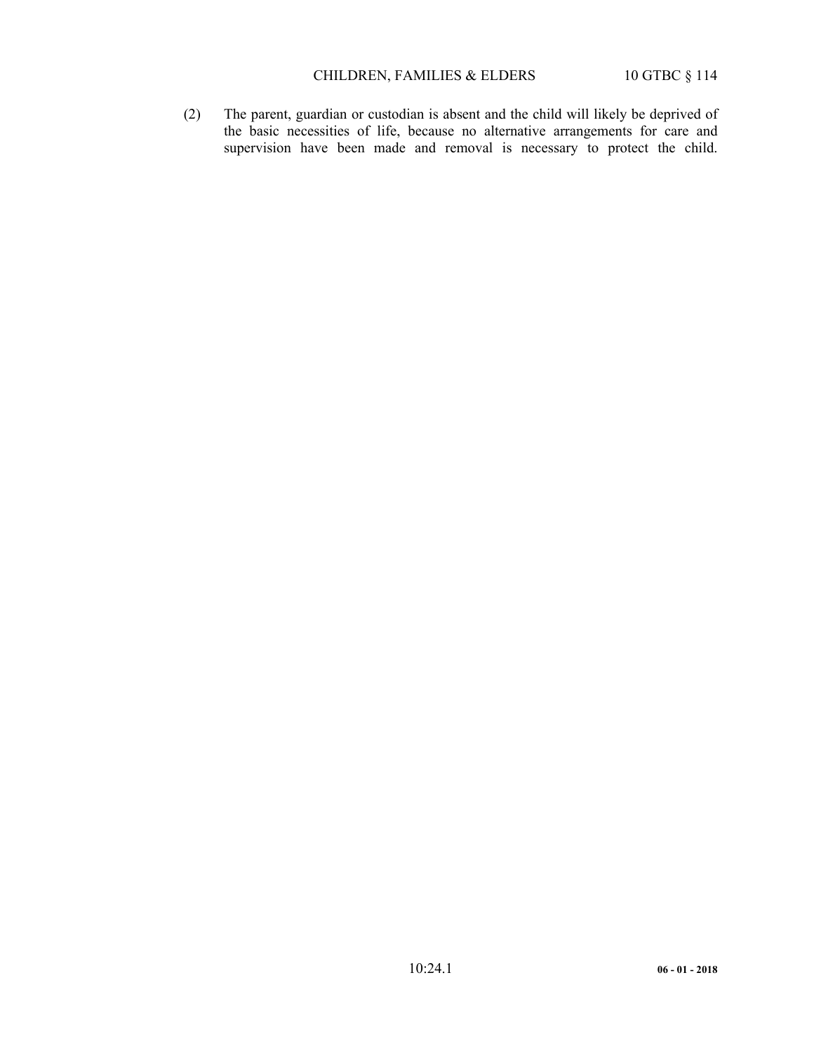(2) The parent, guardian or custodian is absent and the child will likely be deprived of the basic necessities of life, because no alternative arrangements for care and supervision have been made and removal is necessary to protect the child.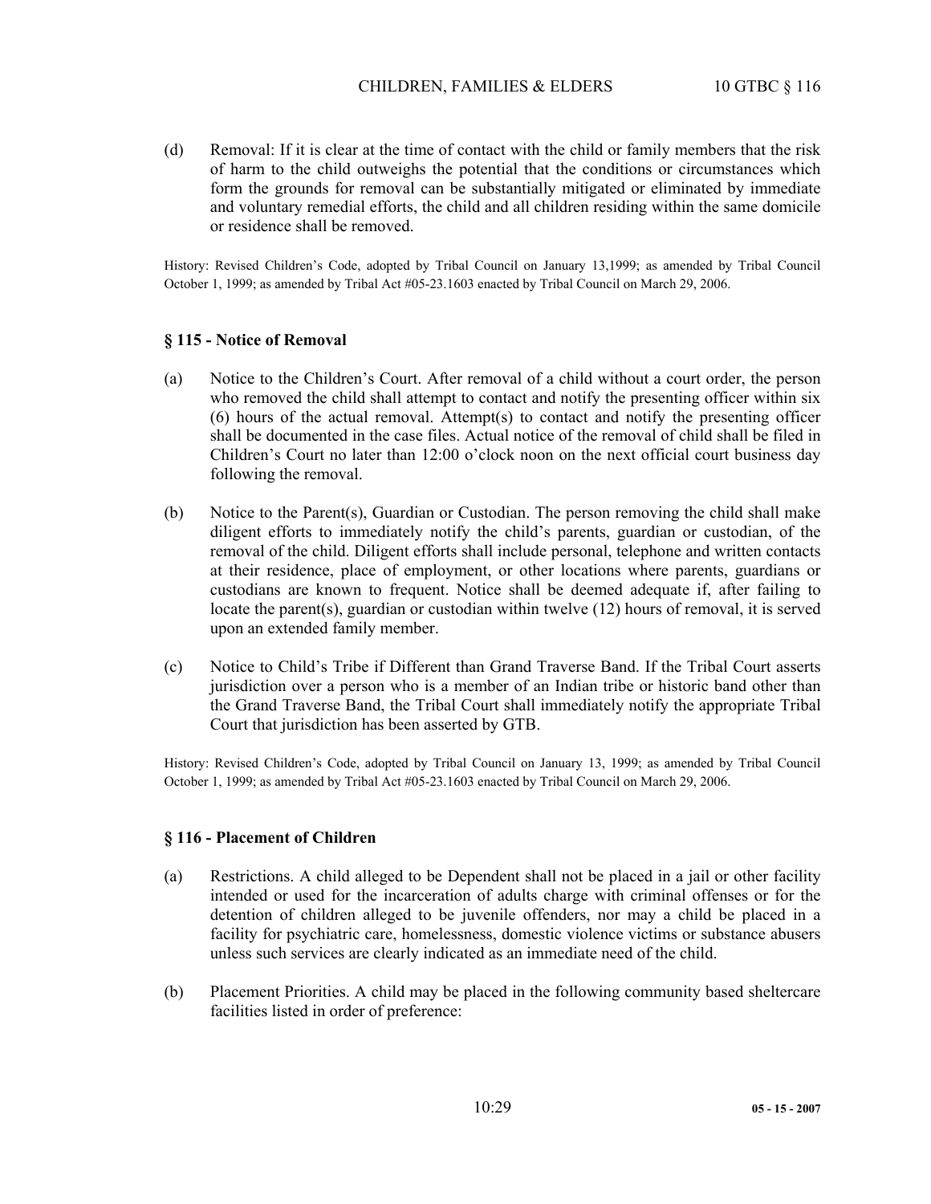(d) Removal: If it is clear at the time of contact with the child or family members that the risk of harm to the child outweighs the potential that the conditions or circumstances which form the grounds for removal can be substantially mitigated or eliminated by immediate and voluntary remedial efforts, the child and all children residing within the same domicile or residence shall be removed.

History: Revised Children's Code, adopted by Tribal Council on January 13,1999; as amended by Tribal Council October 1, 1999; as amended by Tribal Act #05-23.1603 enacted by Tribal Council on March 29, 2006.

### § 115 - Notice of Removal

(a) Notice to the Children's Court. After removal of a child without a court order, the person who removed the child shall attempt to contact and notify the presenting officer within six (6) hours of the actual removal. Attempt(s) to contact and notify the presenting officer shall be documented in the case files. Actual notice of the removal of child shall be filed in Children's Court no later than 12:00 o'clock noon on the next official court business day following the removal.

(b) Notice to the Parent(s), Guardian or Custodian. The person removing the child shall make diligent efforts to immediately notify the child's parents, guardian or custodian, of the removal of the child. Diligent efforts shall include personal, telephone and written contacts at their residence, place of employment, or other locations where parents, guardians or custodians are known to frequent. Notice shall be deemed adequate if, after failing to locate the parent(s), guardian or custodian within twelve (12) hours of removal, it is served upon an extended family member.

(c) Notice to Child's Tribe if Different than Grand Traverse Band. If the Tribal Court asserts jurisdiction over a person who is a member of an Indian tribe or historic band other than the Grand Traverse Band, the Tribal Court shall immediately notify the appropriate Tribal Court that jurisdiction has been asserted by GTB.

History: Revised Children's Code, adopted by Tribal Council on January 13, 1999; as amended by Tribal Council October 1, 1999; as amended by Tribal Act #05-23.1603 enacted by Tribal Council on March 29, 2006.

### § 116 - Placement of Children

(a) Restrictions. A child alleged to be Dependent shall not be placed in a jail or other facility intended or used for the incarceration of adults charge with criminal offenses or for the detention of children alleged to be juvenile offenders, nor may a child be placed in a facility for psychiatric care, homelessness, domestic violence victims or substance abusers unless such services are clearly indicated as an immediate need of the child.

(b) Placement Priorities. A child may be placed in the following community based sheltercare facilities listed in order of preference: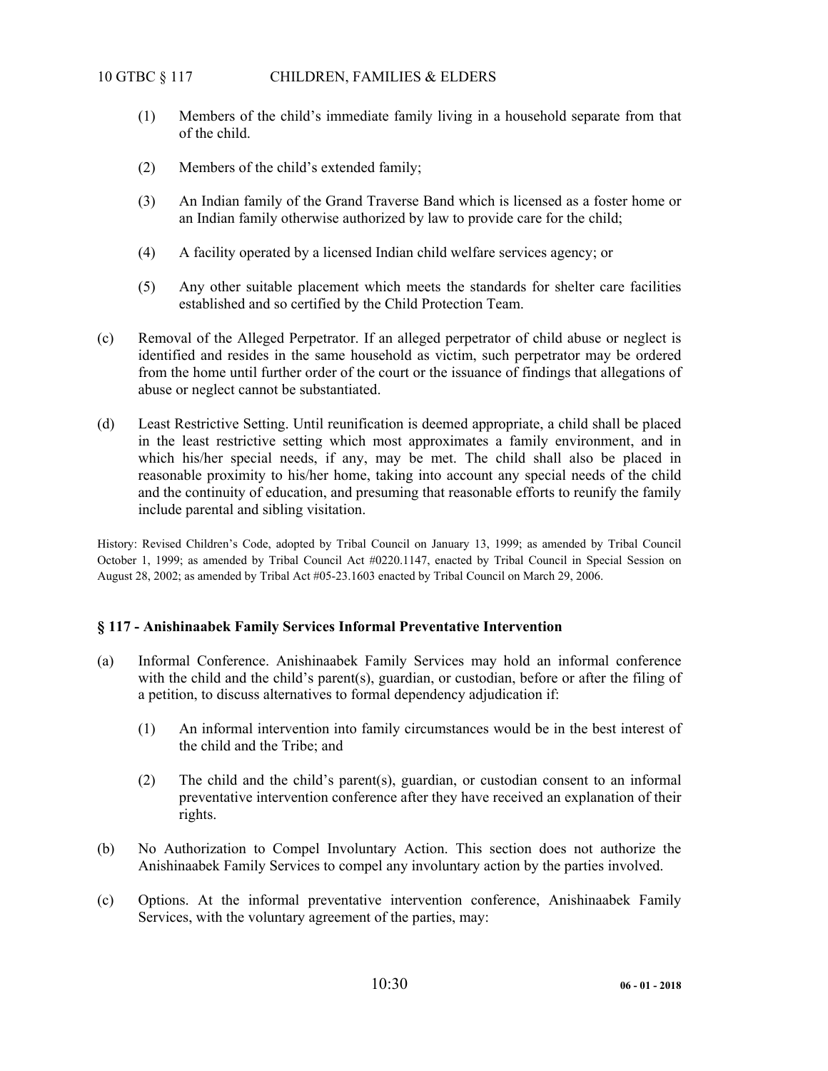(1) Members of the child's immediate family living in a household separate from that of the child.

(2) Members of the child's extended family;

(3) An Indian family of the Grand Traverse Band which is licensed as a foster home or an Indian family otherwise authorized by law to provide care for the child;

(4) A facility operated by a licensed Indian child welfare services agency; or

(5) Any other suitable placement which meets the standards for shelter care facilities established and so certified by the Child Protection Team.

(c) Removal of the Alleged Perpetrator. If an alleged perpetrator of child abuse or neglect is identified and resides in the same household as victim, such perpetrator may be ordered from the home until further order of the court or the issuance of findings that allegations of abuse or neglect cannot be substantiated.

(d) Least Restrictive Setting. Until reunification is deemed appropriate, a child shall be placed in the least restrictive setting which most approximates a family environment, and in which his/her special needs, if any, may be met. The child shall also be placed in reasonable proximity to his/her home, taking into account any special needs of the child and the continuity of education, and presuming that reasonable efforts to reunify the family include parental and sibling visitation.

History: Revised Children's Code, adopted by Tribal Council on January 13, 1999; as amended by Tribal Council October 1, 1999; as amended by Tribal Council Act #0220.1147, enacted by Tribal Council in Special Session on August 28, 2002; as amended by Tribal Act #05-23.1603 enacted by Tribal Council on March 29, 2006.

### § 117 - Anishinaabek Family Services Informal Preventative Intervention

(a) Informal Conference. Anishinaabek Family Services may hold an informal conference with the child and the child's parent(s), guardian, or custodian, before or after the filing of a petition, to discuss alternatives to formal dependency adjudication if:

(1) An informal intervention into family circumstances would be in the best interest of the child and the Tribe; and

(2) The child and the child's parent(s), guardian, or custodian consent to an informal preventative intervention conference after they have received an explanation of their rights.

(b) No Authorization to Compel Involuntary Action. This section does not authorize the Anishinaabek Family Services to compel any involuntary action by the parties involved.

(c) Options. At the informal preventative intervention conference, Anishinaabek Family Services, with the voluntary agreement of the parties, may: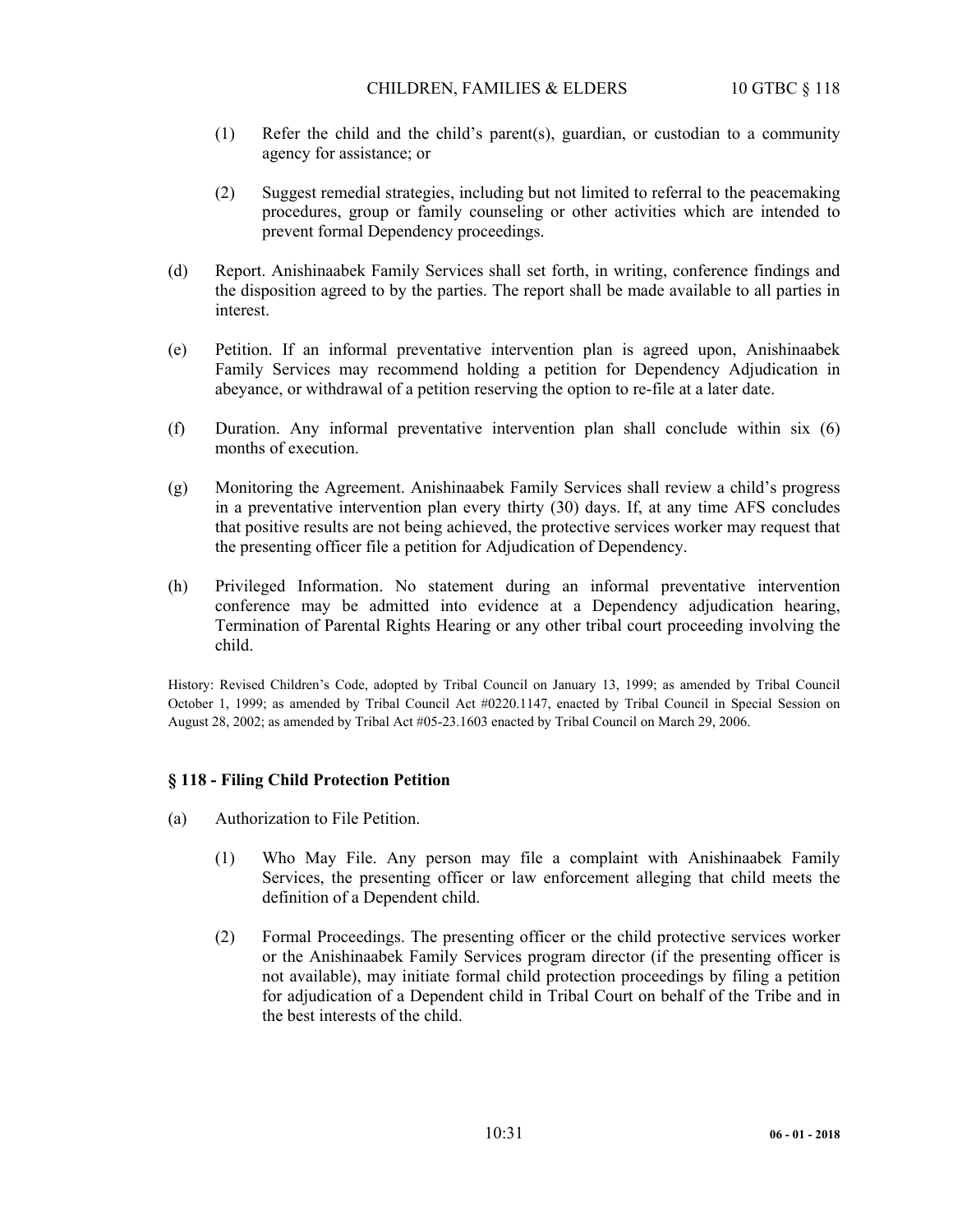(1) Refer the child and the child's parent(s), guardian, or custodian to a community agency for assistance; or

(2) Suggest remedial strategies, including but not limited to referral to the peacemaking procedures, group or family counseling or other activities which are intended to prevent formal Dependency proceedings.

(d) Report. Anishinaabek Family Services shall set forth, in writing, conference findings and the disposition agreed to by the parties. The report shall be made available to all parties in interest.

(e) Petition. If an informal preventative intervention plan is agreed upon, Anishinaabek Family Services may recommend holding a petition for Dependency Adjudication in abeyance, or withdrawal of a petition reserving the option to re-file at a later date.

(f) Duration. Any informal preventative intervention plan shall conclude within six (6) months of execution.

(g) Monitoring the Agreement. Anishinaabek Family Services shall review a child's progress in a preventative intervention plan every thirty (30) days. If, at any time AFS concludes that positive results are not being achieved, the protective services worker may request that the presenting officer file a petition for Adjudication of Dependency.

(h) Privileged Information. No statement during an informal preventative intervention conference may be admitted into evidence at a Dependency adjudication hearing, Termination of Parental Rights Hearing or any other tribal court proceeding involving the child.

History: Revised Children's Code, adopted by Tribal Council on January 13, 1999; as amended by Tribal Council October 1, 1999; as amended by Tribal Council Act #0220.1147, enacted by Tribal Council in Special Session on August 28, 2002; as amended by Tribal Act #05-23.1603 enacted by Tribal Council on March 29, 2006.

### § 118 - Filing Child Protection Petition

(a) Authorization to File Petition.

(1) Who May File. Any person may file a complaint with Anishinaabek Family Services, the presenting officer or law enforcement alleging that child meets the definition of a Dependent child.

(2) Formal Proceedings. The presenting officer or the child protective services worker or the Anishinaabek Family Services program director (if the presenting officer is not available), may initiate formal child protection proceedings by filing a petition for adjudication of a Dependent child in Tribal Court on behalf of the Tribe and in the best interests of the child.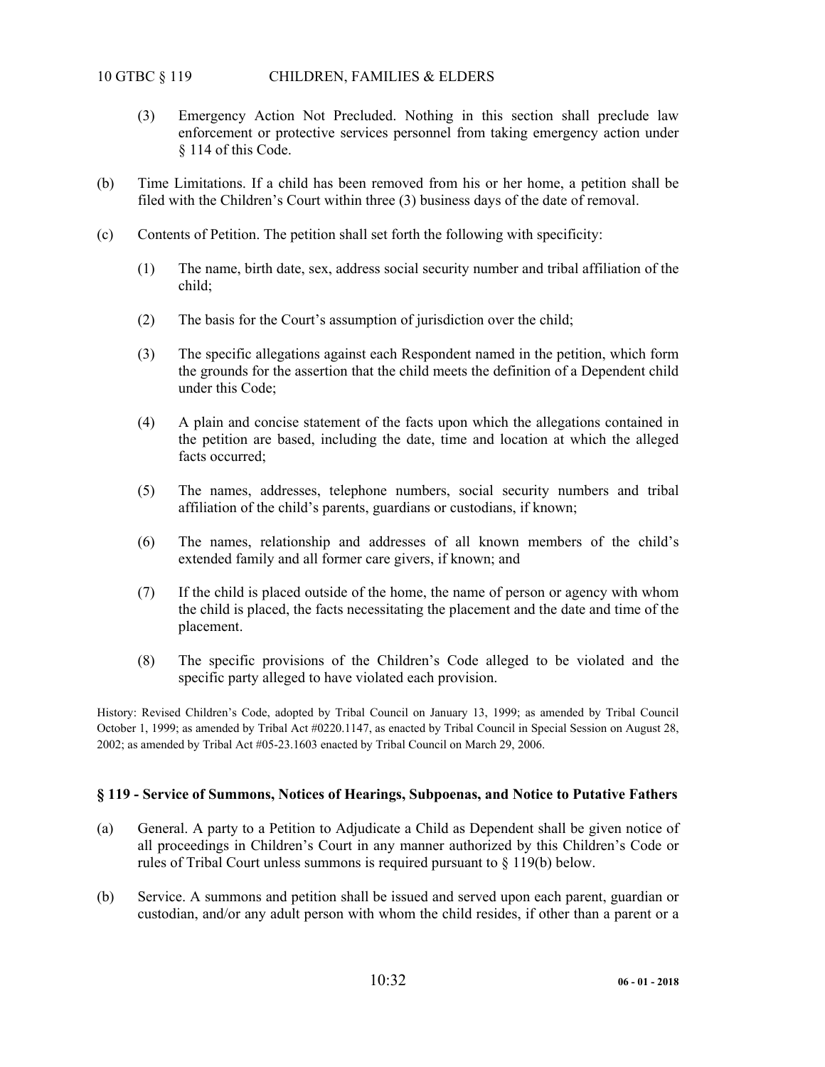(3) Emergency Action Not Precluded. Nothing in this section shall preclude law enforcement or protective services personnel from taking emergency action under § 114 of this Code.

(b) Time Limitations. If a child has been removed from his or her home, a petition shall be filed with the Children's Court within three (3) business days of the date of removal.

(c) Contents of Petition. The petition shall set forth the following with specificity:

(1) The name, birth date, sex, address social security number and tribal affiliation of the child;

(2) The basis for the Court's assumption of jurisdiction over the child;

(3) The specific allegations against each Respondent named in the petition, which form the grounds for the assertion that the child meets the definition of a Dependent child under this Code;

(4) A plain and concise statement of the facts upon which the allegations contained in the petition are based, including the date, time and location at which the alleged facts occurred;

(5) The names, addresses, telephone numbers, social security numbers and tribal affiliation of the child's parents, guardians or custodians, if known;

(6) The names, relationship and addresses of all known members of the child's extended family and all former care givers, if known; and

(7) If the child is placed outside of the home, the name of person or agency with whom the child is placed, the facts necessitating the placement and the date and time of the placement.

(8) The specific provisions of the Children's Code alleged to be violated and the specific party alleged to have violated each provision.

History: Revised Children's Code, adopted by Tribal Council on January 13, 1999; as amended by Tribal Council October 1, 1999; as amended by Tribal Act #0220.1147, as enacted by Tribal Council in Special Session on August 28, 2002; as amended by Tribal Act #05-23.1603 enacted by Tribal Council on March 29, 2006.

### § 119 - Service of Summons, Notices of Hearings, Subpoenas, and Notice to Putative Fathers

(a) General. A party to a Petition to Adjudicate a Child as Dependent shall be given notice of all proceedings in Children's Court in any manner authorized by this Children's Code or rules of Tribal Court unless summons is required pursuant to § 119(b) below.

(b) Service. A summons and petition shall be issued and served upon each parent, guardian or custodian, and/or any adult person with whom the child resides, if other than a parent or a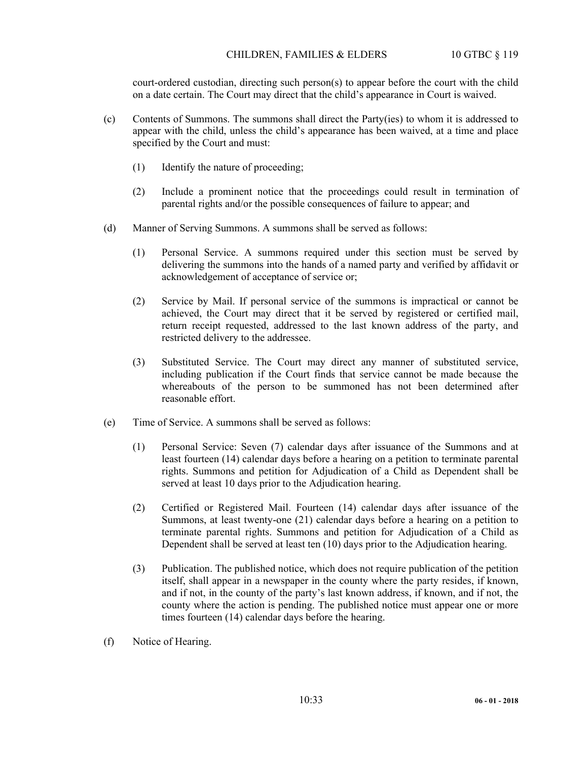court-ordered custodian, directing such person(s) to appear before the court with the child on a date certain. The Court may direct that the child's appearance in Court is waived.

(c) Contents of Summons. The summons shall direct the Party(ies) to whom it is addressed to appear with the child, unless the child's appearance has been waived, at a time and place specified by the Court and must:

(1) Identify the nature of proceeding;

(2) Include a prominent notice that the proceedings could result in termination of parental rights and/or the possible consequences of failure to appear; and

(d) Manner of Serving Summons. A summons shall be served as follows:

(1) Personal Service. A summons required under this section must be served by delivering the summons into the hands of a named party and verified by affidavit or acknowledgement of acceptance of service or;

(2) Service by Mail. If personal service of the summons is impractical or cannot be achieved, the Court may direct that it be served by registered or certified mail, return receipt requested, addressed to the last known address of the party, and restricted delivery to the addressee.

(3) Substituted Service. The Court may direct any manner of substituted service, including publication if the Court finds that service cannot be made because the whereabouts of the person to be summoned has not been determined after reasonable effort.

(e) Time of Service. A summons shall be served as follows:

(1) Personal Service: Seven (7) calendar days after issuance of the Summons and at least fourteen (14) calendar days before a hearing on a petition to terminate parental rights. Summons and petition for Adjudication of a Child as Dependent shall be served at least 10 days prior to the Adjudication hearing.

(2) Certified or Registered Mail. Fourteen (14) calendar days after issuance of the Summons, at least twenty-one (21) calendar days before a hearing on a petition to terminate parental rights. Summons and petition for Adjudication of a Child as Dependent shall be served at least ten (10) days prior to the Adjudication hearing.

(3) Publication. The published notice, which does not require publication of the petition itself, shall appear in a newspaper in the county where the party resides, if known, and if not, in the county of the party's last known address, if known, and if not, the county where the action is pending. The published notice must appear one or more times fourteen (14) calendar days before the hearing.

(f) Notice of Hearing.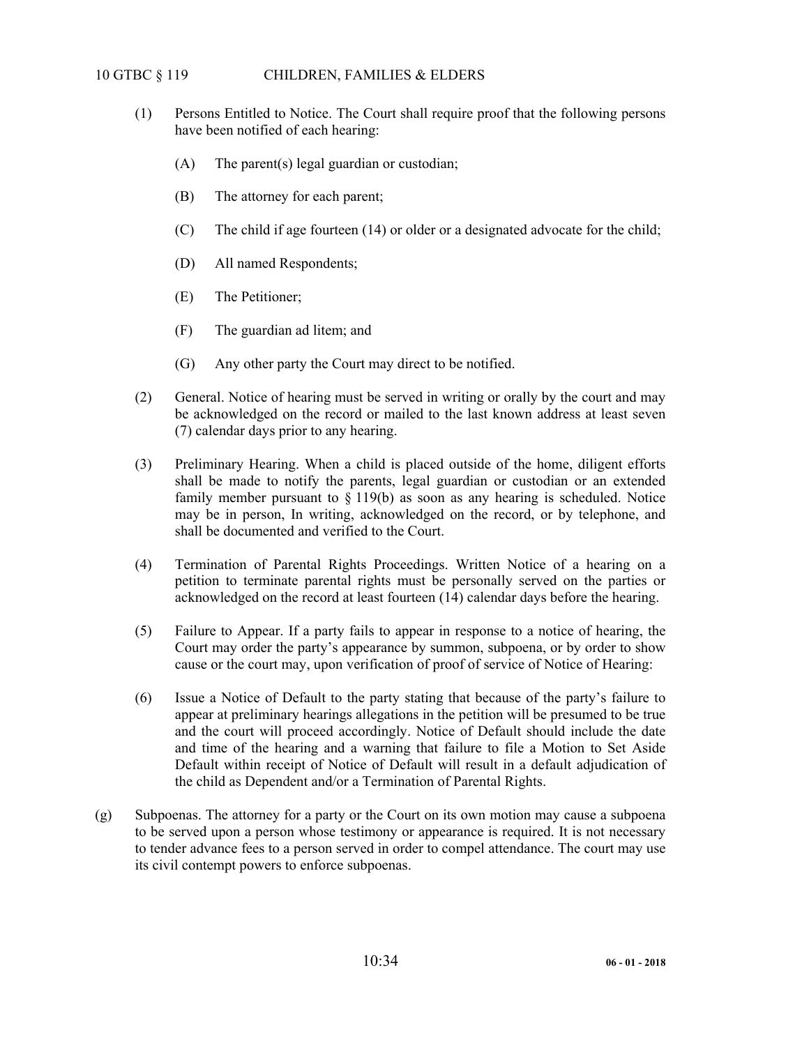(1) Persons Entitled to Notice. The Court shall require proof that the following persons have been notified of each hearing:

   (A) The parent(s) legal guardian or custodian;

   (B) The attorney for each parent;

   (C) The child if age fourteen (14) or older or a designated advocate for the child;

   (D) All named Respondents;

   (E) The Petitioner;

   (F) The guardian ad litem; and

   (G) Any other party the Court may direct to be notified.

(2) General. Notice of hearing must be served in writing or orally by the court and may be acknowledged on the record or mailed to the last known address at least seven (7) calendar days prior to any hearing.

(3) Preliminary Hearing. When a child is placed outside of the home, diligent efforts shall be made to notify the parents, legal guardian or custodian or an extended family member pursuant to § 119(b) as soon as any hearing is scheduled. Notice may be in person, In writing, acknowledged on the record, or by telephone, and shall be documented and verified to the Court.

(4) Termination of Parental Rights Proceedings. Written Notice of a hearing on a petition to terminate parental rights must be personally served on the parties or acknowledged on the record at least fourteen (14) calendar days before the hearing.

(5) Failure to Appear. If a party fails to appear in response to a notice of hearing, the Court may order the party's appearance by summon, subpoena, or by order to show cause or the court may, upon verification of proof of service of Notice of Hearing:

(6) Issue a Notice of Default to the party stating that because of the party's failure to appear at preliminary hearings allegations in the petition will be presumed to be true and the court will proceed accordingly. Notice of Default should include the date and time of the hearing and a warning that failure to file a Motion to Set Aside Default within receipt of Notice of Default will result in a default adjudication of the child as Dependent and/or a Termination of Parental Rights.

(g) Subpoenas. The attorney for a party or the Court on its own motion may cause a subpoena to be served upon a person whose testimony or appearance is required. It is not necessary to tender advance fees to a person served in order to compel attendance. The court may use its civil contempt powers to enforce subpoenas.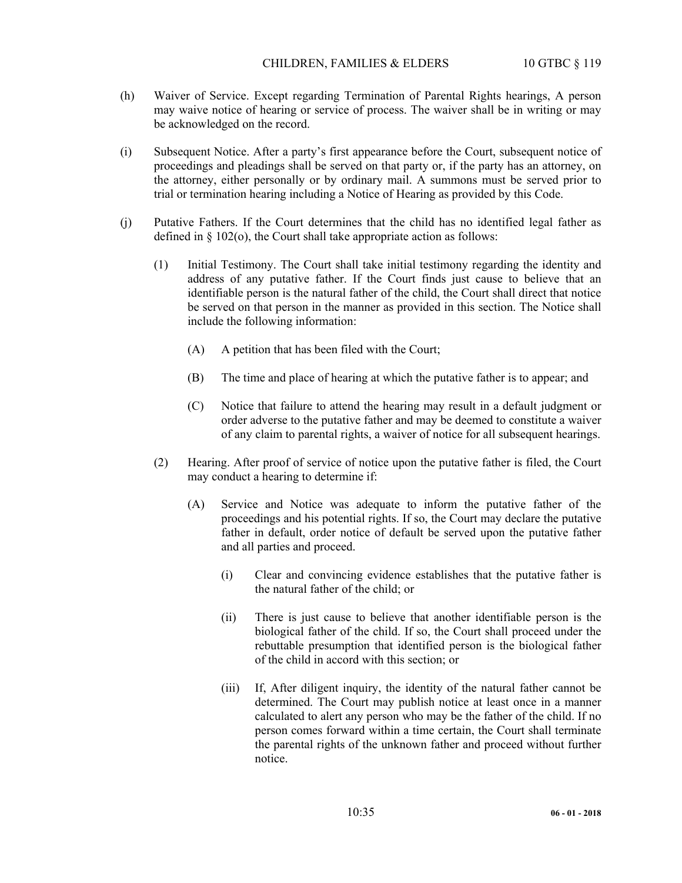(h) Waiver of Service. Except regarding Termination of Parental Rights hearings, A person may waive notice of hearing or service of process. The waiver shall be in writing or may be acknowledged on the record.

(i) Subsequent Notice. After a party's first appearance before the Court, subsequent notice of proceedings and pleadings shall be served on that party or, if the party has an attorney, on the attorney, either personally or by ordinary mail. A summons must be served prior to trial or termination hearing including a Notice of Hearing as provided by this Code.

(j) Putative Fathers. If the Court determines that the child has no identified legal father as defined in § 102(o), the Court shall take appropriate action as follows:

(1) Initial Testimony. The Court shall take initial testimony regarding the identity and address of any putative father. If the Court finds just cause to believe that an identifiable person is the natural father of the child, the Court shall direct that notice be served on that person in the manner as provided in this section. The Notice shall include the following information:

(A) A petition that has been filed with the Court;

(B) The time and place of hearing at which the putative father is to appear; and

(C) Notice that failure to attend the hearing may result in a default judgment or order adverse to the putative father and may be deemed to constitute a waiver of any claim to parental rights, a waiver of notice for all subsequent hearings.

(2) Hearing. After proof of service of notice upon the putative father is filed, the Court may conduct a hearing to determine if:

(A) Service and Notice was adequate to inform the putative father of the proceedings and his potential rights. If so, the Court may declare the putative father in default, order notice of default be served upon the putative father and all parties and proceed.

(i) Clear and convincing evidence establishes that the putative father is the natural father of the child; or

(ii) There is just cause to believe that another identifiable person is the biological father of the child. If so, the Court shall proceed under the rebuttable presumption that identified person is the biological father of the child in accord with this section; or

(iii) If, After diligent inquiry, the identity of the natural father cannot be determined. The Court may publish notice at least once in a manner calculated to alert any person who may be the father of the child. If no person comes forward within a time certain, the Court shall terminate the parental rights of the unknown father and proceed without further notice.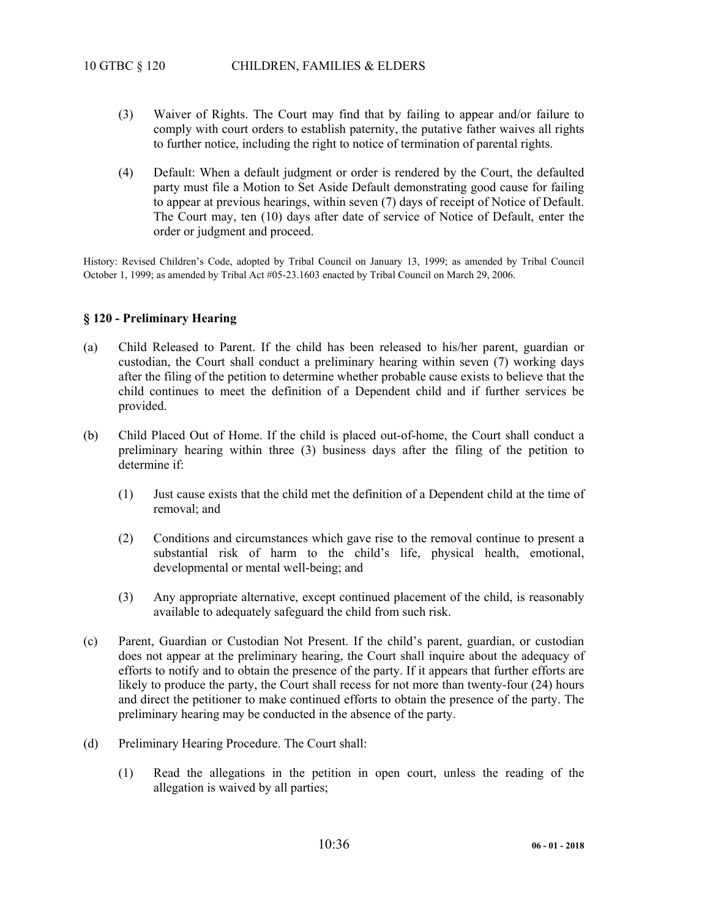(3) Waiver of Rights. The Court may find that by failing to appear and/or failure to comply with court orders to establish paternity, the putative father waives all rights to further notice, including the right to notice of termination of parental rights.

(4) Default: When a default judgment or order is rendered by the Court, the defaulted party must file a Motion to Set Aside Default demonstrating good cause for failing to appear at previous hearings, within seven (7) days of receipt of Notice of Default. The Court may, ten (10) days after date of service of Notice of Default, enter the order or judgment and proceed.

History: Revised Children's Code, adopted by Tribal Council on January 13, 1999; as amended by Tribal Council October 1, 1999; as amended by Tribal Act #05-23.1603 enacted by Tribal Council on March 29, 2006.

### § 120 - Preliminary Hearing

(a) Child Released to Parent. If the child has been released to his/her parent, guardian or custodian, the Court shall conduct a preliminary hearing within seven (7) working days after the filing of the petition to determine whether probable cause exists to believe that the child continues to meet the definition of a Dependent child and if further services be provided.

(b) Child Placed Out of Home. If the child is placed out-of-home, the Court shall conduct a preliminary hearing within three (3) business days after the filing of the petition to determine if:

(1) Just cause exists that the child met the definition of a Dependent child at the time of removal; and

(2) Conditions and circumstances which gave rise to the removal continue to present a substantial risk of harm to the child's life, physical health, emotional, developmental or mental well-being; and

(3) Any appropriate alternative, except continued placement of the child, is reasonably available to adequately safeguard the child from such risk.

(c) Parent, Guardian or Custodian Not Present. If the child's parent, guardian, or custodian does not appear at the preliminary hearing, the Court shall inquire about the adequacy of efforts to notify and to obtain the presence of the party. If it appears that further efforts are likely to produce the party, the Court shall recess for not more than twenty-four (24) hours and direct the petitioner to make continued efforts to obtain the presence of the party. The preliminary hearing may be conducted in the absence of the party.

(d) Preliminary Hearing Procedure. The Court shall:

(1) Read the allegations in the petition in open court, unless the reading of the allegation is waived by all parties;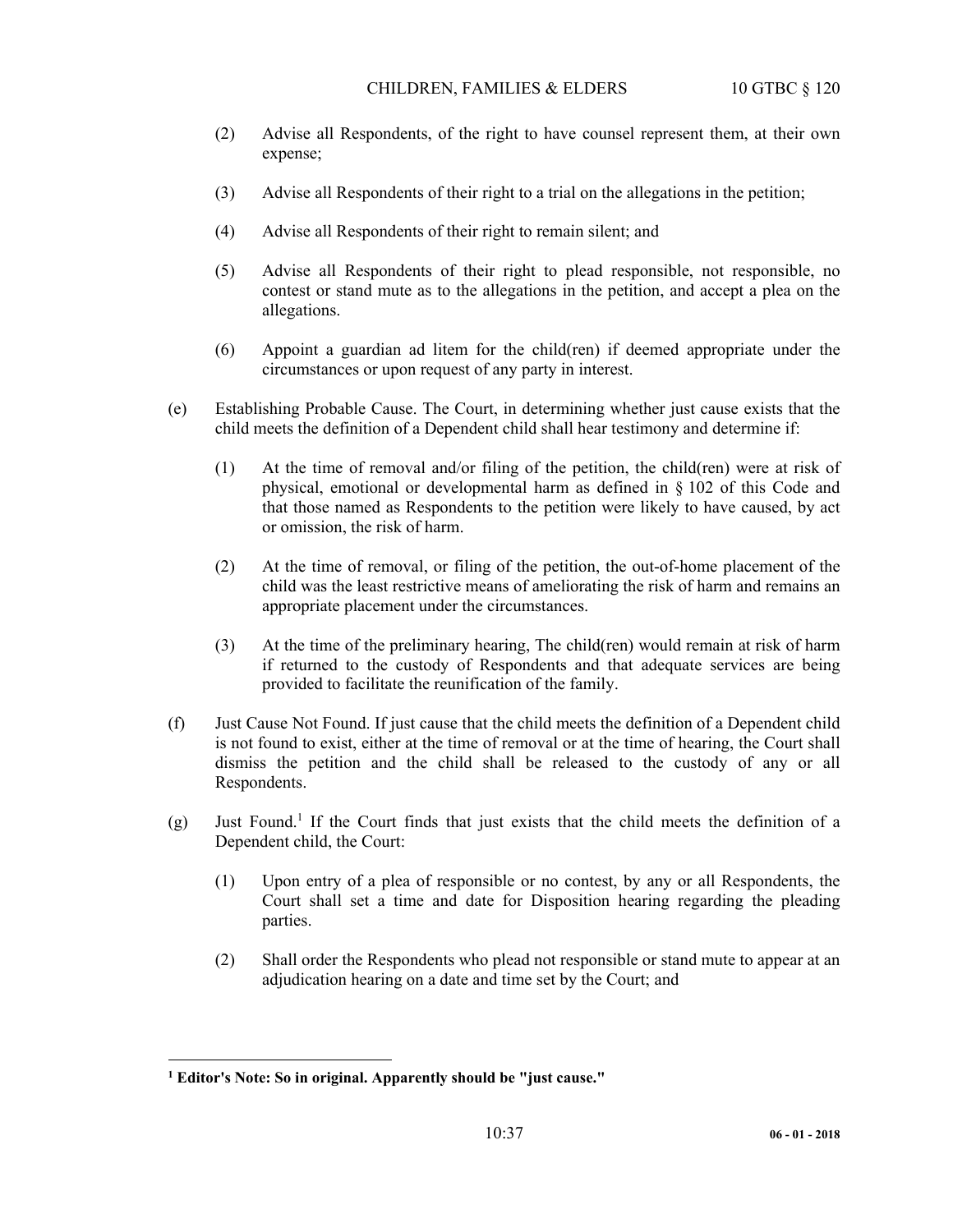(2) Advise all Respondents, of the right to have counsel represent them, at their own expense;

(3) Advise all Respondents of their right to a trial on the allegations in the petition;

(4) Advise all Respondents of their right to remain silent; and

(5) Advise all Respondents of their right to plead responsible, not responsible, no contest or stand mute as to the allegations in the petition, and accept a plea on the allegations.

(6) Appoint a guardian ad litem for the child(ren) if deemed appropriate under the circumstances or upon request of any party in interest.

(e) Establishing Probable Cause. The Court, in determining whether just cause exists that the child meets the definition of a Dependent child shall hear testimony and determine if:

(1) At the time of removal and/or filing of the petition, the child(ren) were at risk of physical, emotional or developmental harm as defined in § 102 of this Code and that those named as Respondents to the petition were likely to have caused, by act or omission, the risk of harm.

(2) At the time of removal, or filing of the petition, the out-of-home placement of the child was the least restrictive means of ameliorating the risk of harm and remains an appropriate placement under the circumstances.

(3) At the time of the preliminary hearing, The child(ren) would remain at risk of harm if returned to the custody of Respondents and that adequate services are being provided to facilitate the reunification of the family.

(f) Just Cause Not Found. If just cause that the child meets the definition of a Dependent child is not found to exist, either at the time of removal or at the time of hearing, the Court shall dismiss the petition and the child shall be released to the custody of any or all Respondents.

(g) Just Found.[1] If the Court finds that just exists that the child meets the definition of a Dependent child, the Court:

(1) Upon entry of a plea of responsible or no contest, by any or all Respondents, the Court shall set a time and date for Disposition hearing regarding the pleading parties.

(2) Shall order the Respondents who plead not responsible or stand mute to appear at an adjudication hearing on a date and time set by the Court; and

[1] **Editor's Note: So in original. Apparently should be "just cause."**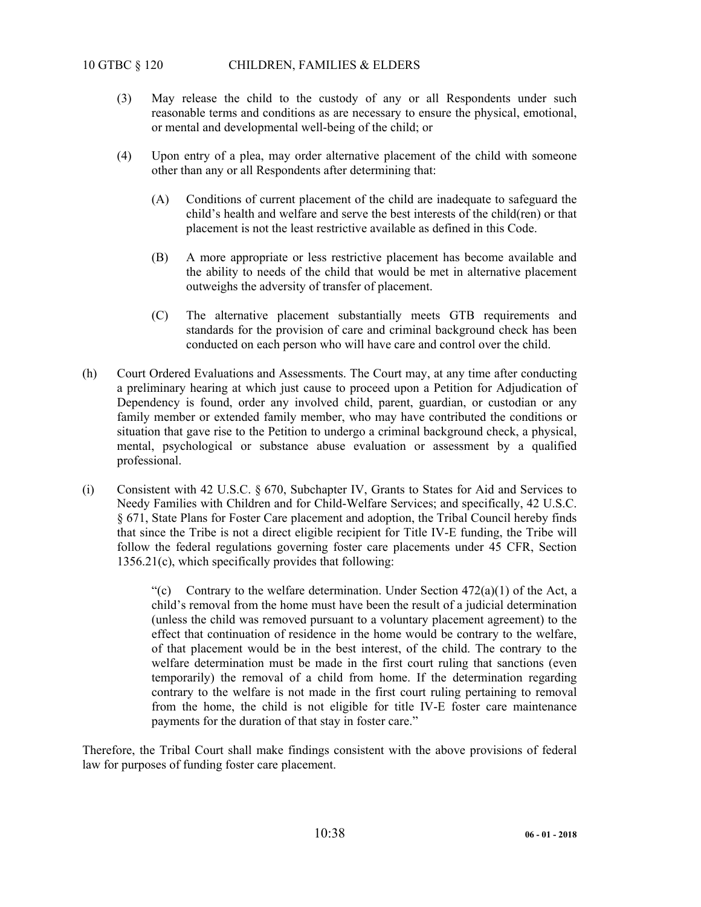(3) May release the child to the custody of any or all Respondents under such reasonable terms and conditions as are necessary to ensure the physical, emotional, or mental and developmental well-being of the child; or

(4) Upon entry of a plea, may order alternative placement of the child with someone other than any or all Respondents after determining that:

(A) Conditions of current placement of the child are inadequate to safeguard the child's health and welfare and serve the best interests of the child(ren) or that placement is not the least restrictive available as defined in this Code.

(B) A more appropriate or less restrictive placement has become available and the ability to needs of the child that would be met in alternative placement outweighs the adversity of transfer of placement.

(C) The alternative placement substantially meets GTB requirements and standards for the provision of care and criminal background check has been conducted on each person who will have care and control over the child.

(h) Court Ordered Evaluations and Assessments. The Court may, at any time after conducting a preliminary hearing at which just cause to proceed upon a Petition for Adjudication of Dependency is found, order any involved child, parent, guardian, or custodian or any family member or extended family member, who may have contributed the conditions or situation that gave rise to the Petition to undergo a criminal background check, a physical, mental, psychological or substance abuse evaluation or assessment by a qualified professional.

(i) Consistent with 42 U.S.C. § 670, Subchapter IV, Grants to States for Aid and Services to Needy Families with Children and for Child-Welfare Services; and specifically, 42 U.S.C. § 671, State Plans for Foster Care placement and adoption, the Tribal Council hereby finds that since the Tribe is not a direct eligible recipient for Title IV-E funding, the Tribe will follow the federal regulations governing foster care placements under 45 CFR, Section 1356.21(c), which specifically provides that following:

> "(c) Contrary to the welfare determination. Under Section 472(a)(1) of the Act, a child's removal from the home must have been the result of a judicial determination (unless the child was removed pursuant to a voluntary placement agreement) to the effect that continuation of residence in the home would be contrary to the welfare, of that placement would be in the best interest, of the child. The contrary to the welfare determination must be made in the first court ruling that sanctions (even temporarily) the removal of a child from home. If the determination regarding contrary to the welfare is not made in the first court ruling pertaining to removal from the home, the child is not eligible for title IV-E foster care maintenance payments for the duration of that stay in foster care."

Therefore, the Tribal Court shall make findings consistent with the above provisions of federal law for purposes of funding foster care placement.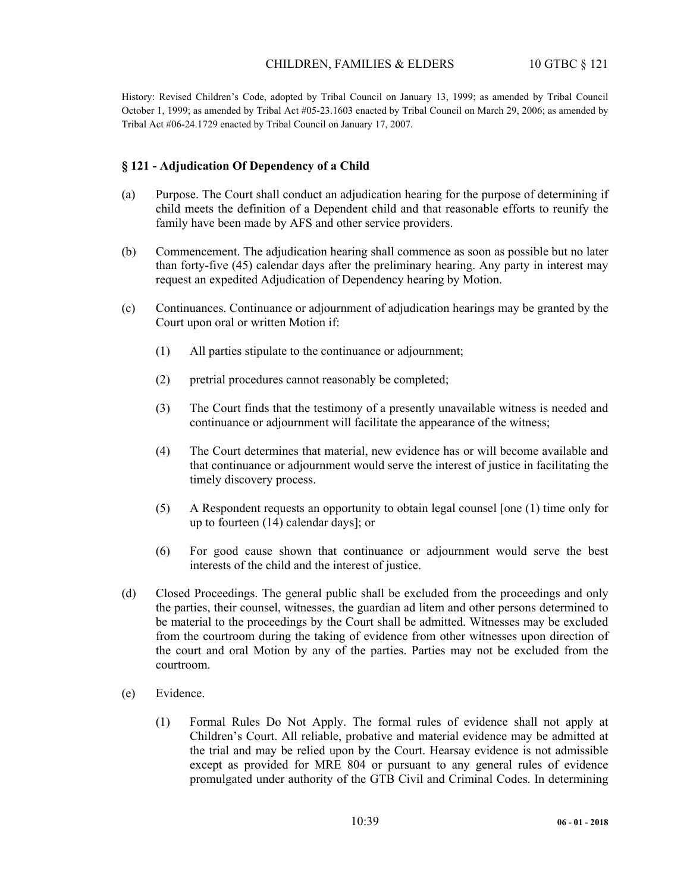History: Revised Children's Code, adopted by Tribal Council on January 13, 1999; as amended by Tribal Council October 1, 1999; as amended by Tribal Act #05-23.1603 enacted by Tribal Council on March 29, 2006; as amended by Tribal Act #06-24.1729 enacted by Tribal Council on January 17, 2007.

### § 121 - Adjudication Of Dependency of a Child

(a) Purpose. The Court shall conduct an adjudication hearing for the purpose of determining if child meets the definition of a Dependent child and that reasonable efforts to reunify the family have been made by AFS and other service providers.

(b) Commencement. The adjudication hearing shall commence as soon as possible but no later than forty-five (45) calendar days after the preliminary hearing. Any party in interest may request an expedited Adjudication of Dependency hearing by Motion.

(c) Continuances. Continuance or adjournment of adjudication hearings may be granted by the Court upon oral or written Motion if:

(1) All parties stipulate to the continuance or adjournment;

(2) pretrial procedures cannot reasonably be completed;

(3) The Court finds that the testimony of a presently unavailable witness is needed and continuance or adjournment will facilitate the appearance of the witness;

(4) The Court determines that material, new evidence has or will become available and that continuance or adjournment would serve the interest of justice in facilitating the timely discovery process.

(5) A Respondent requests an opportunity to obtain legal counsel [one (1) time only for up to fourteen (14) calendar days]; or

(6) For good cause shown that continuance or adjournment would serve the best interests of the child and the interest of justice.

(d) Closed Proceedings. The general public shall be excluded from the proceedings and only the parties, their counsel, witnesses, the guardian ad litem and other persons determined to be material to the proceedings by the Court shall be admitted. Witnesses may be excluded from the courtroom during the taking of evidence from other witnesses upon direction of the court and oral Motion by any of the parties. Parties may not be excluded from the courtroom.

(e) Evidence.

(1) Formal Rules Do Not Apply. The formal rules of evidence shall not apply at Children's Court. All reliable, probative and material evidence may be admitted at the trial and may be relied upon by the Court. Hearsay evidence is not admissible except as provided for MRE 804 or pursuant to any general rules of evidence promulgated under authority of the GTB Civil and Criminal Codes. In determining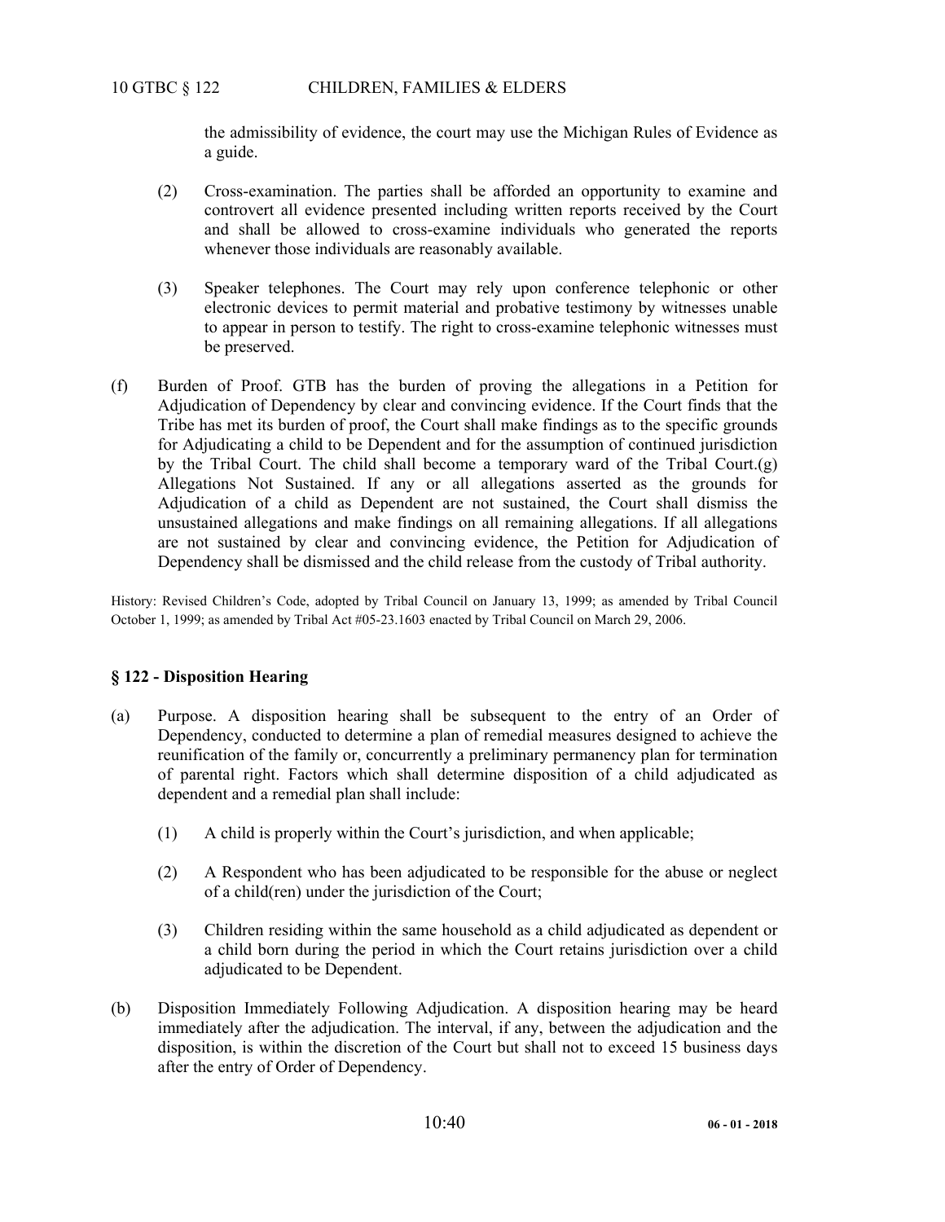the admissibility of evidence, the court may use the Michigan Rules of Evidence as a guide.

(2) Cross-examination. The parties shall be afforded an opportunity to examine and controvert all evidence presented including written reports received by the Court and shall be allowed to cross-examine individuals who generated the reports whenever those individuals are reasonably available.

(3) Speaker telephones. The Court may rely upon conference telephonic or other electronic devices to permit material and probative testimony by witnesses unable to appear in person to testify. The right to cross-examine telephonic witnesses must be preserved.

(f) Burden of Proof. GTB has the burden of proving the allegations in a Petition for Adjudication of Dependency by clear and convincing evidence. If the Court finds that the Tribe has met its burden of proof, the Court shall make findings as to the specific grounds for Adjudicating a child to be Dependent and for the assumption of continued jurisdiction by the Tribal Court. The child shall become a temporary ward of the Tribal Court.(g) Allegations Not Sustained. If any or all allegations asserted as the grounds for Adjudication of a child as Dependent are not sustained, the Court shall dismiss the unsustained allegations and make findings on all remaining allegations. If all allegations are not sustained by clear and convincing evidence, the Petition for Adjudication of Dependency shall be dismissed and the child release from the custody of Tribal authority.

History: Revised Children's Code, adopted by Tribal Council on January 13, 1999; as amended by Tribal Council October 1, 1999; as amended by Tribal Act #05-23.1603 enacted by Tribal Council on March 29, 2006.

### § 122 - Disposition Hearing

(a) Purpose. A disposition hearing shall be subsequent to the entry of an Order of Dependency, conducted to determine a plan of remedial measures designed to achieve the reunification of the family or, concurrently a preliminary permanency plan for termination of parental right. Factors which shall determine disposition of a child adjudicated as dependent and a remedial plan shall include:

(1) A child is properly within the Court's jurisdiction, and when applicable;

(2) A Respondent who has been adjudicated to be responsible for the abuse or neglect of a child(ren) under the jurisdiction of the Court;

(3) Children residing within the same household as a child adjudicated as dependent or a child born during the period in which the Court retains jurisdiction over a child adjudicated to be Dependent.

(b) Disposition Immediately Following Adjudication. A disposition hearing may be heard immediately after the adjudication. The interval, if any, between the adjudication and the disposition, is within the discretion of the Court but shall not to exceed 15 business days after the entry of Order of Dependency.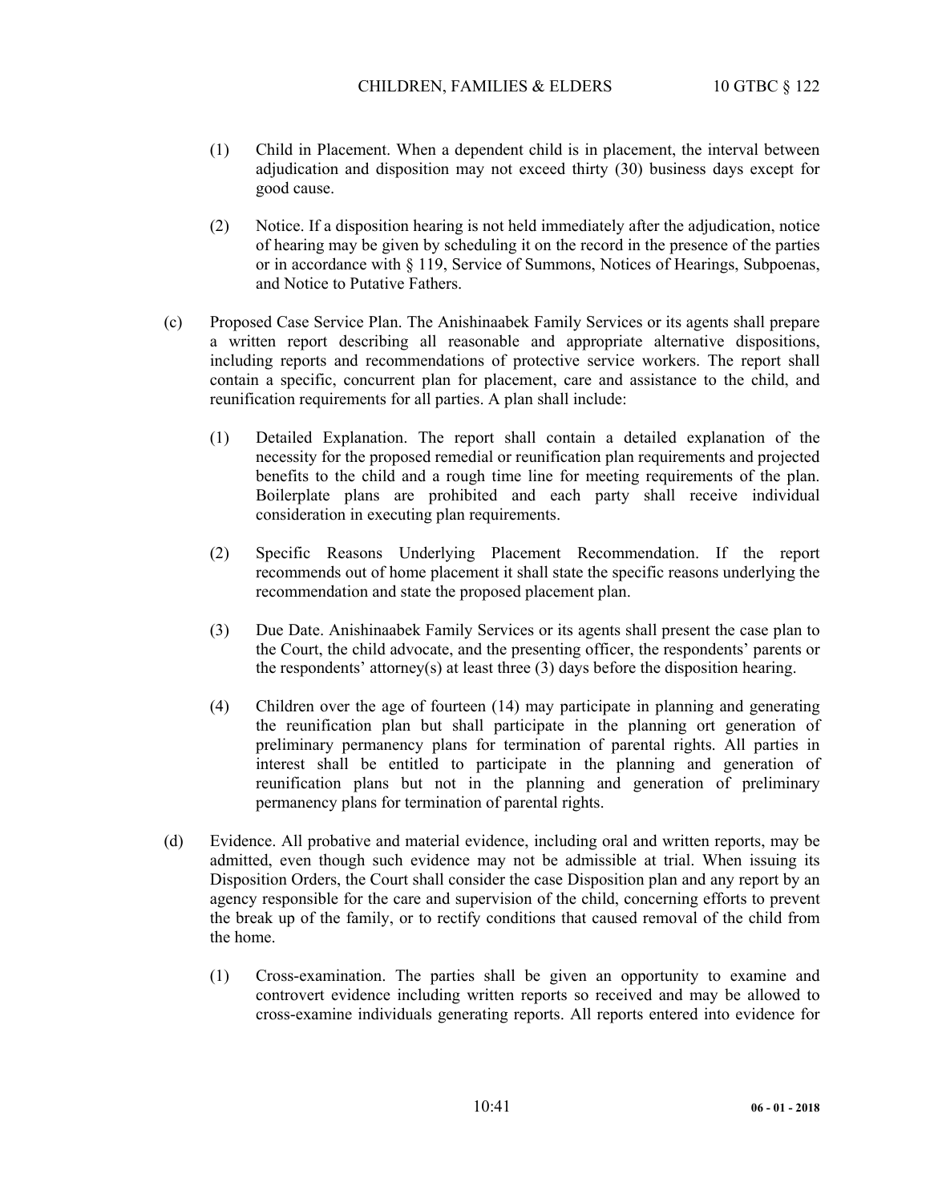(1) Child in Placement. When a dependent child is in placement, the interval between adjudication and disposition may not exceed thirty (30) business days except for good cause.

(2) Notice. If a disposition hearing is not held immediately after the adjudication, notice of hearing may be given by scheduling it on the record in the presence of the parties or in accordance with § 119, Service of Summons, Notices of Hearings, Subpoenas, and Notice to Putative Fathers.

(c) Proposed Case Service Plan. The Anishinaabek Family Services or its agents shall prepare a written report describing all reasonable and appropriate alternative dispositions, including reports and recommendations of protective service workers. The report shall contain a specific, concurrent plan for placement, care and assistance to the child, and reunification requirements for all parties. A plan shall include:

(1) Detailed Explanation. The report shall contain a detailed explanation of the necessity for the proposed remedial or reunification plan requirements and projected benefits to the child and a rough time line for meeting requirements of the plan. Boilerplate plans are prohibited and each party shall receive individual consideration in executing plan requirements.

(2) Specific Reasons Underlying Placement Recommendation. If the report recommends out of home placement it shall state the specific reasons underlying the recommendation and state the proposed placement plan.

(3) Due Date. Anishinaabek Family Services or its agents shall present the case plan to the Court, the child advocate, and the presenting officer, the respondents' parents or the respondents' attorney(s) at least three (3) days before the disposition hearing.

(4) Children over the age of fourteen (14) may participate in planning and generating the reunification plan but shall participate in the planning ort generation of preliminary permanency plans for termination of parental rights. All parties in interest shall be entitled to participate in the planning and generation of reunification plans but not in the planning and generation of preliminary permanency plans for termination of parental rights.

(d) Evidence. All probative and material evidence, including oral and written reports, may be admitted, even though such evidence may not be admissible at trial. When issuing its Disposition Orders, the Court shall consider the case Disposition plan and any report by an agency responsible for the care and supervision of the child, concerning efforts to prevent the break up of the family, or to rectify conditions that caused removal of the child from the home.

(1) Cross-examination. The parties shall be given an opportunity to examine and controvert evidence including written reports so received and may be allowed to cross-examine individuals generating reports. All reports entered into evidence for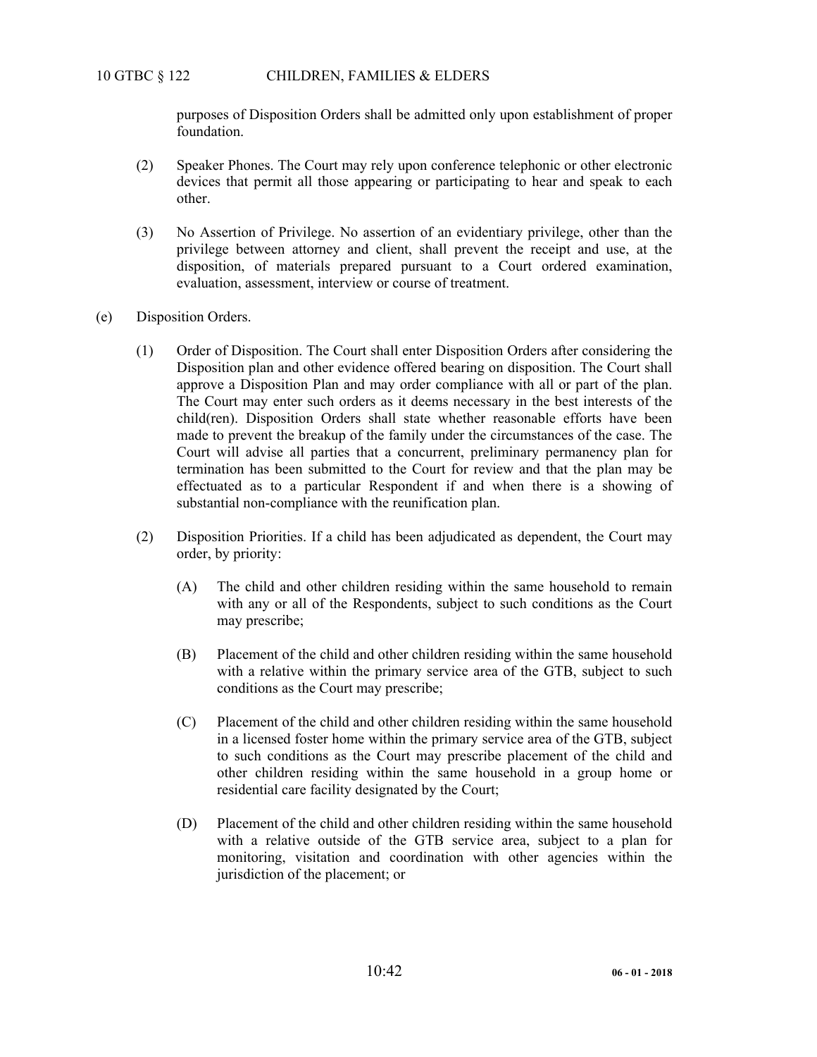purposes of Disposition Orders shall be admitted only upon establishment of proper foundation.

(2) Speaker Phones. The Court may rely upon conference telephonic or other electronic devices that permit all those appearing or participating to hear and speak to each other.

(3) No Assertion of Privilege. No assertion of an evidentiary privilege, other than the privilege between attorney and client, shall prevent the receipt and use, at the disposition, of materials prepared pursuant to a Court ordered examination, evaluation, assessment, interview or course of treatment.

(e) Disposition Orders.

(1) Order of Disposition. The Court shall enter Disposition Orders after considering the Disposition plan and other evidence offered bearing on disposition. The Court shall approve a Disposition Plan and may order compliance with all or part of the plan. The Court may enter such orders as it deems necessary in the best interests of the child(ren). Disposition Orders shall state whether reasonable efforts have been made to prevent the breakup of the family under the circumstances of the case. The Court will advise all parties that a concurrent, preliminary permanency plan for termination has been submitted to the Court for review and that the plan may be effectuated as to a particular Respondent if and when there is a showing of substantial non-compliance with the reunification plan.

(2) Disposition Priorities. If a child has been adjudicated as dependent, the Court may order, by priority:

(A) The child and other children residing within the same household to remain with any or all of the Respondents, subject to such conditions as the Court may prescribe;

(B) Placement of the child and other children residing within the same household with a relative within the primary service area of the GTB, subject to such conditions as the Court may prescribe;

(C) Placement of the child and other children residing within the same household in a licensed foster home within the primary service area of the GTB, subject to such conditions as the Court may prescribe placement of the child and other children residing within the same household in a group home or residential care facility designated by the Court;

(D) Placement of the child and other children residing within the same household with a relative outside of the GTB service area, subject to a plan for monitoring, visitation and coordination with other agencies within the jurisdiction of the placement; or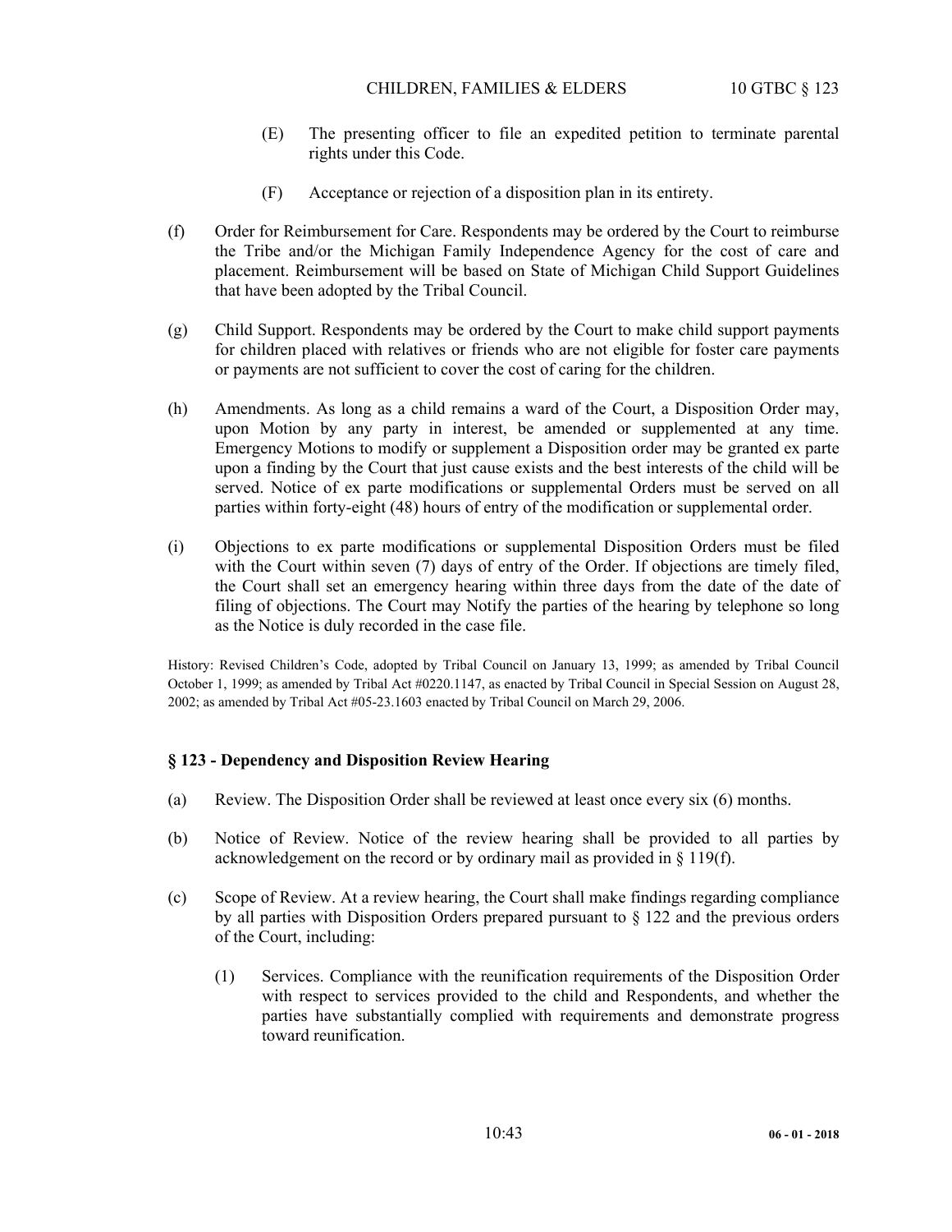(E) The presenting officer to file an expedited petition to terminate parental rights under this Code.

(F) Acceptance or rejection of a disposition plan in its entirety.

(f) Order for Reimbursement for Care. Respondents may be ordered by the Court to reimburse the Tribe and/or the Michigan Family Independence Agency for the cost of care and placement. Reimbursement will be based on State of Michigan Child Support Guidelines that have been adopted by the Tribal Council.

(g) Child Support. Respondents may be ordered by the Court to make child support payments for children placed with relatives or friends who are not eligible for foster care payments or payments are not sufficient to cover the cost of caring for the children.

(h) Amendments. As long as a child remains a ward of the Court, a Disposition Order may, upon Motion by any party in interest, be amended or supplemented at any time. Emergency Motions to modify or supplement a Disposition order may be granted ex parte upon a finding by the Court that just cause exists and the best interests of the child will be served. Notice of ex parte modifications or supplemental Orders must be served on all parties within forty-eight (48) hours of entry of the modification or supplemental order.

(i) Objections to ex parte modifications or supplemental Disposition Orders must be filed with the Court within seven (7) days of entry of the Order. If objections are timely filed, the Court shall set an emergency hearing within three days from the date of the date of filing of objections. The Court may Notify the parties of the hearing by telephone so long as the Notice is duly recorded in the case file.

History: Revised Children's Code, adopted by Tribal Council on January 13, 1999; as amended by Tribal Council October 1, 1999; as amended by Tribal Act #0220.1147, as enacted by Tribal Council in Special Session on August 28, 2002; as amended by Tribal Act #05-23.1603 enacted by Tribal Council on March 29, 2006.

### § 123 - Dependency and Disposition Review Hearing

(a) Review. The Disposition Order shall be reviewed at least once every six (6) months.

(b) Notice of Review. Notice of the review hearing shall be provided to all parties by acknowledgement on the record or by ordinary mail as provided in § 119(f).

(c) Scope of Review. At a review hearing, the Court shall make findings regarding compliance by all parties with Disposition Orders prepared pursuant to § 122 and the previous orders of the Court, including:

(1) Services. Compliance with the reunification requirements of the Disposition Order with respect to services provided to the child and Respondents, and whether the parties have substantially complied with requirements and demonstrate progress toward reunification.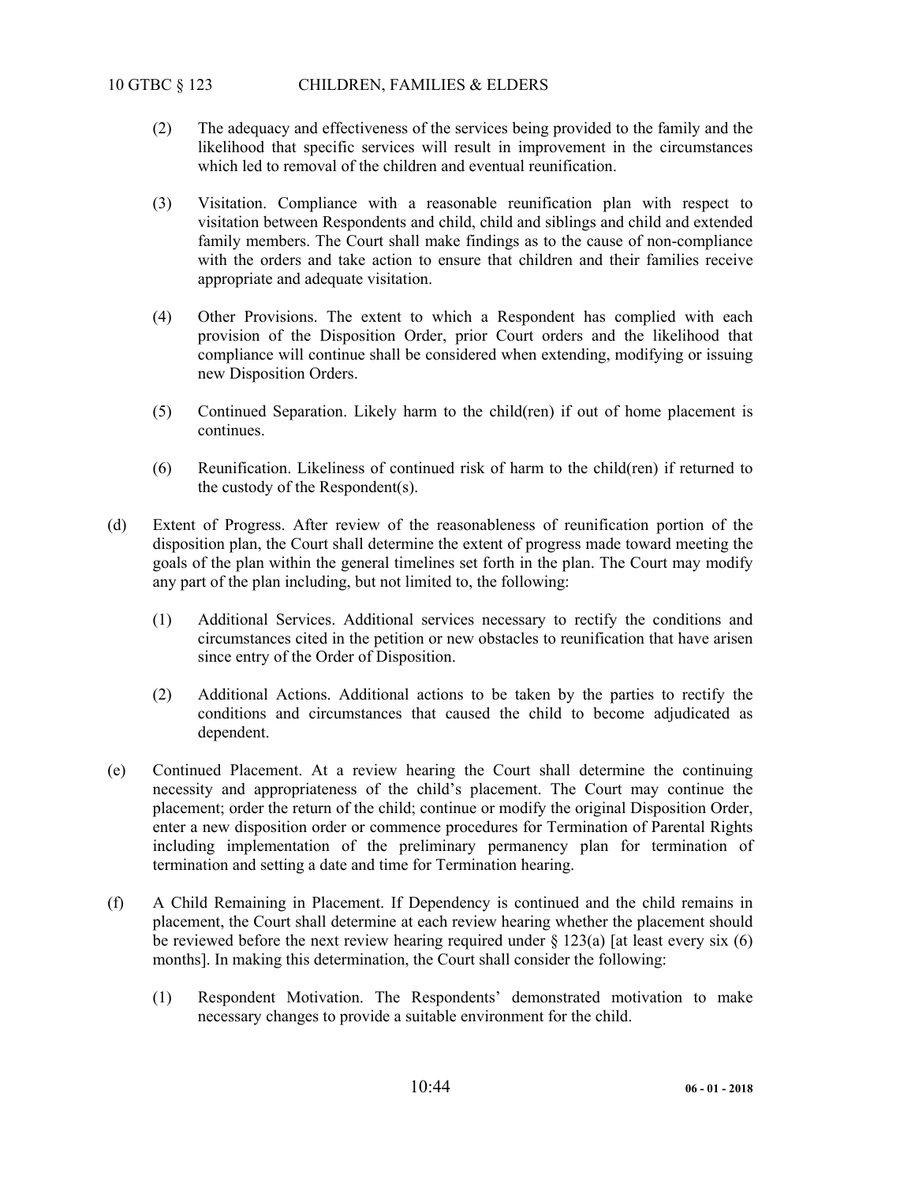(2) The adequacy and effectiveness of the services being provided to the family and the likelihood that specific services will result in improvement in the circumstances which led to removal of the children and eventual reunification.

(3) Visitation. Compliance with a reasonable reunification plan with respect to visitation between Respondents and child, child and siblings and child and extended family members. The Court shall make findings as to the cause of non-compliance with the orders and take action to ensure that children and their families receive appropriate and adequate visitation.

(4) Other Provisions. The extent to which a Respondent has complied with each provision of the Disposition Order, prior Court orders and the likelihood that compliance will continue shall be considered when extending, modifying or issuing new Disposition Orders.

(5) Continued Separation. Likely harm to the child(ren) if out of home placement is continues.

(6) Reunification. Likeliness of continued risk of harm to the child(ren) if returned to the custody of the Respondent(s).

(d) Extent of Progress. After review of the reasonableness of reunification portion of the disposition plan, the Court shall determine the extent of progress made toward meeting the goals of the plan within the general timelines set forth in the plan. The Court may modify any part of the plan including, but not limited to, the following:

(1) Additional Services. Additional services necessary to rectify the conditions and circumstances cited in the petition or new obstacles to reunification that have arisen since entry of the Order of Disposition.

(2) Additional Actions. Additional actions to be taken by the parties to rectify the conditions and circumstances that caused the child to become adjudicated as dependent.

(e) Continued Placement. At a review hearing the Court shall determine the continuing necessity and appropriateness of the child's placement. The Court may continue the placement; order the return of the child; continue or modify the original Disposition Order, enter a new disposition order or commence procedures for Termination of Parental Rights including implementation of the preliminary permanency plan for termination of termination and setting a date and time for Termination hearing.

(f) A Child Remaining in Placement. If Dependency is continued and the child remains in placement, the Court shall determine at each review hearing whether the placement should be reviewed before the next review hearing required under § 123(a) [at least every six (6) months]. In making this determination, the Court shall consider the following:

(1) Respondent Motivation. The Respondents' demonstrated motivation to make necessary changes to provide a suitable environment for the child.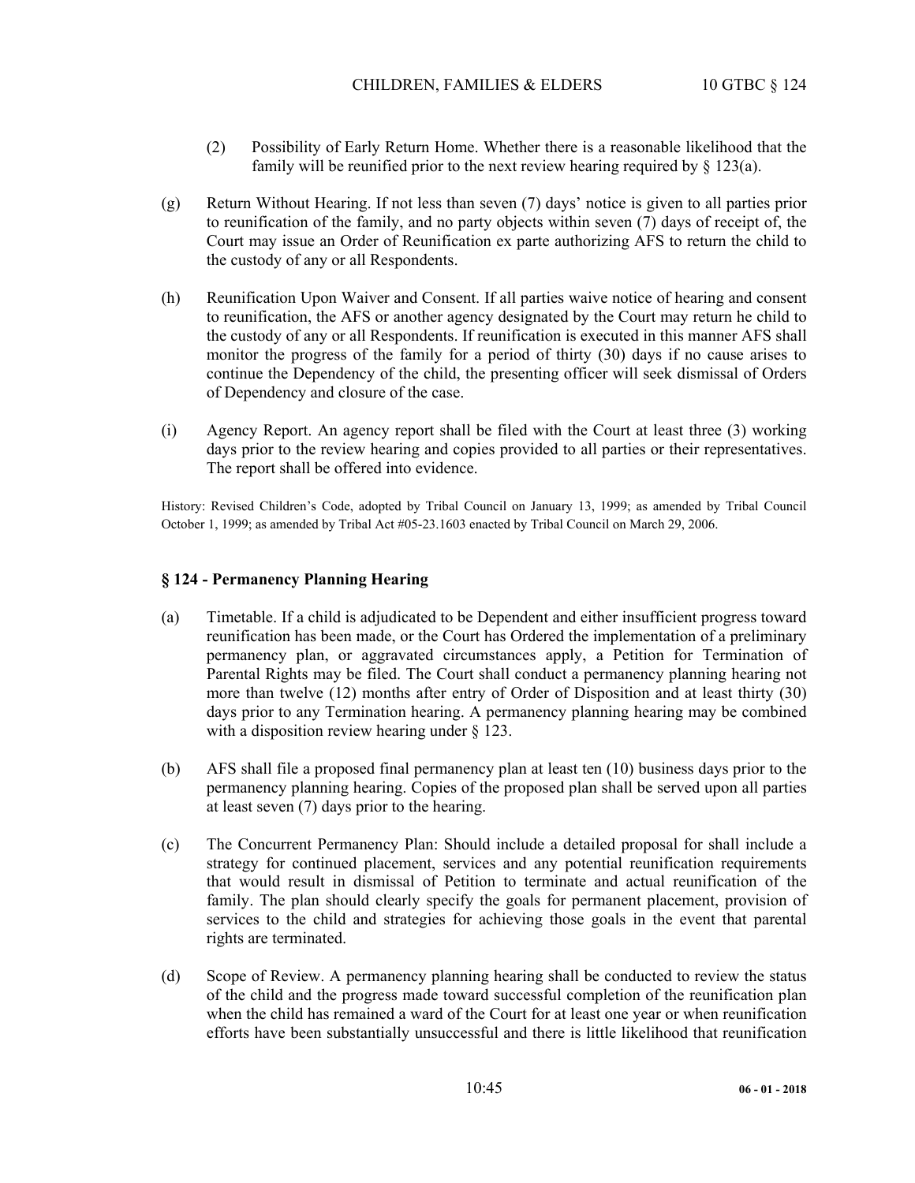(2) Possibility of Early Return Home. Whether there is a reasonable likelihood that the family will be reunified prior to the next review hearing required by § 123(a).

(g) Return Without Hearing. If not less than seven (7) days' notice is given to all parties prior to reunification of the family, and no party objects within seven (7) days of receipt of, the Court may issue an Order of Reunification ex parte authorizing AFS to return the child to the custody of any or all Respondents.

(h) Reunification Upon Waiver and Consent. If all parties waive notice of hearing and consent to reunification, the AFS or another agency designated by the Court may return he child to the custody of any or all Respondents. If reunification is executed in this manner AFS shall monitor the progress of the family for a period of thirty (30) days if no cause arises to continue the Dependency of the child, the presenting officer will seek dismissal of Orders of Dependency and closure of the case.

(i) Agency Report. An agency report shall be filed with the Court at least three (3) working days prior to the review hearing and copies provided to all parties or their representatives. The report shall be offered into evidence.

History: Revised Children's Code, adopted by Tribal Council on January 13, 1999; as amended by Tribal Council October 1, 1999; as amended by Tribal Act #05-23.1603 enacted by Tribal Council on March 29, 2006.

### § 124 - Permanency Planning Hearing

(a) Timetable. If a child is adjudicated to be Dependent and either insufficient progress toward reunification has been made, or the Court has Ordered the implementation of a preliminary permanency plan, or aggravated circumstances apply, a Petition for Termination of Parental Rights may be filed. The Court shall conduct a permanency planning hearing not more than twelve (12) months after entry of Order of Disposition and at least thirty (30) days prior to any Termination hearing. A permanency planning hearing may be combined with a disposition review hearing under § 123.

(b) AFS shall file a proposed final permanency plan at least ten (10) business days prior to the permanency planning hearing. Copies of the proposed plan shall be served upon all parties at least seven (7) days prior to the hearing.

(c) The Concurrent Permanency Plan: Should include a detailed proposal for shall include a strategy for continued placement, services and any potential reunification requirements that would result in dismissal of Petition to terminate and actual reunification of the family. The plan should clearly specify the goals for permanent placement, provision of services to the child and strategies for achieving those goals in the event that parental rights are terminated.

(d) Scope of Review. A permanency planning hearing shall be conducted to review the status of the child and the progress made toward successful completion of the reunification plan when the child has remained a ward of the Court for at least one year or when reunification efforts have been substantially unsuccessful and there is little likelihood that reunification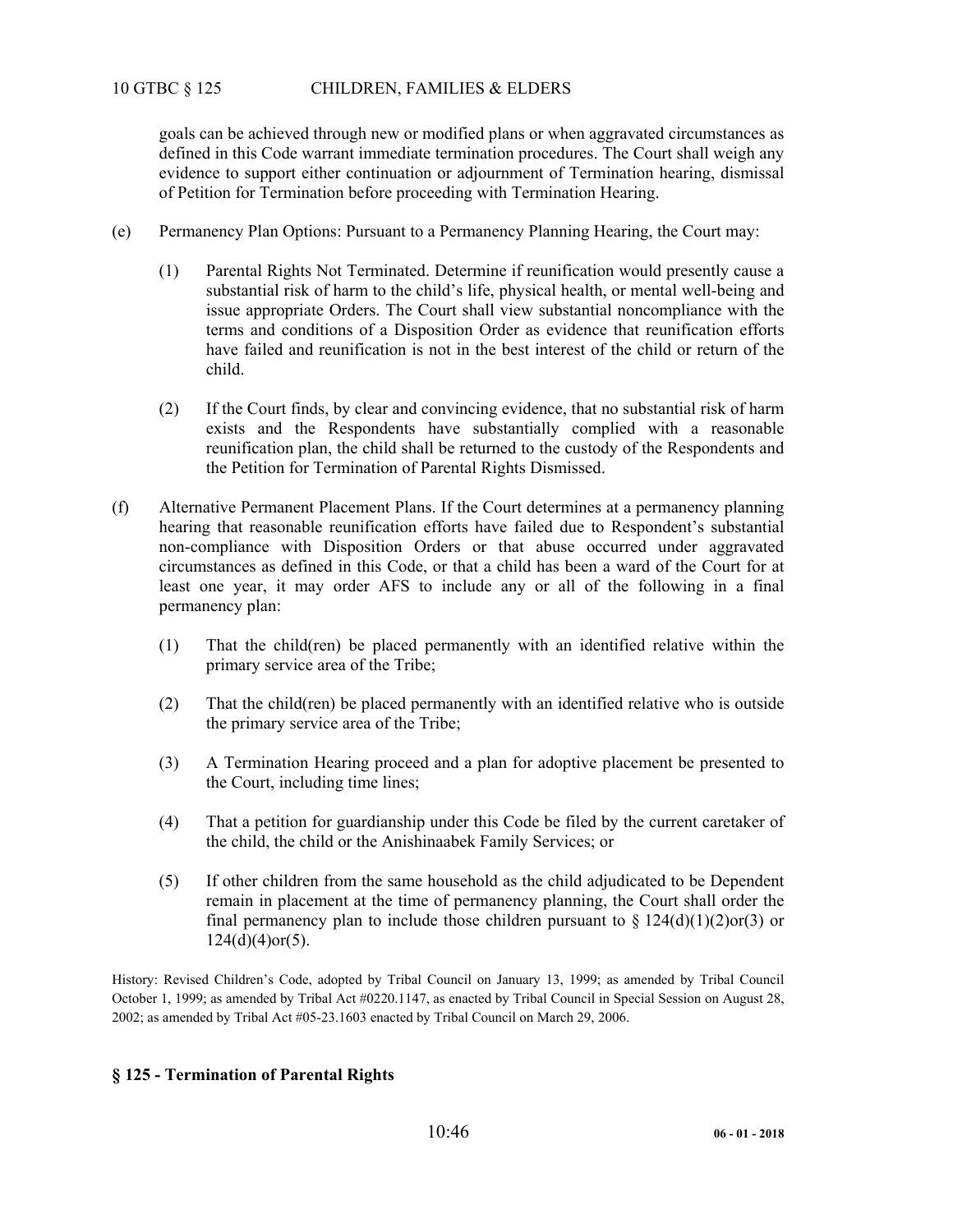goals can be achieved through new or modified plans or when aggravated circumstances as defined in this Code warrant immediate termination procedures. The Court shall weigh any evidence to support either continuation or adjournment of Termination hearing, dismissal of Petition for Termination before proceeding with Termination Hearing.

(e) Permanency Plan Options: Pursuant to a Permanency Planning Hearing, the Court may:

(1) Parental Rights Not Terminated. Determine if reunification would presently cause a substantial risk of harm to the child's life, physical health, or mental well-being and issue appropriate Orders. The Court shall view substantial noncompliance with the terms and conditions of a Disposition Order as evidence that reunification efforts have failed and reunification is not in the best interest of the child or return of the child.

(2) If the Court finds, by clear and convincing evidence, that no substantial risk of harm exists and the Respondents have substantially complied with a reasonable reunification plan, the child shall be returned to the custody of the Respondents and the Petition for Termination of Parental Rights Dismissed.

(f) Alternative Permanent Placement Plans. If the Court determines at a permanency planning hearing that reasonable reunification efforts have failed due to Respondent's substantial non-compliance with Disposition Orders or that abuse occurred under aggravated circumstances as defined in this Code, or that a child has been a ward of the Court for at least one year, it may order AFS to include any or all of the following in a final permanency plan:

(1) That the child(ren) be placed permanently with an identified relative within the primary service area of the Tribe;

(2) That the child(ren) be placed permanently with an identified relative who is outside the primary service area of the Tribe;

(3) A Termination Hearing proceed and a plan for adoptive placement be presented to the Court, including time lines;

(4) That a petition for guardianship under this Code be filed by the current caretaker of the child, the child or the Anishinaabek Family Services; or

(5) If other children from the same household as the child adjudicated to be Dependent remain in placement at the time of permanency planning, the Court shall order the final permanency plan to include those children pursuant to § 124(d)(1)(2)or(3) or 124(d)(4)or(5).

History: Revised Children's Code, adopted by Tribal Council on January 13, 1999; as amended by Tribal Council October 1, 1999; as amended by Tribal Act #0220.1147, as enacted by Tribal Council in Special Session on August 28, 2002; as amended by Tribal Act #05-23.1603 enacted by Tribal Council on March 29, 2006.

## § 125 - Termination of Parental Rights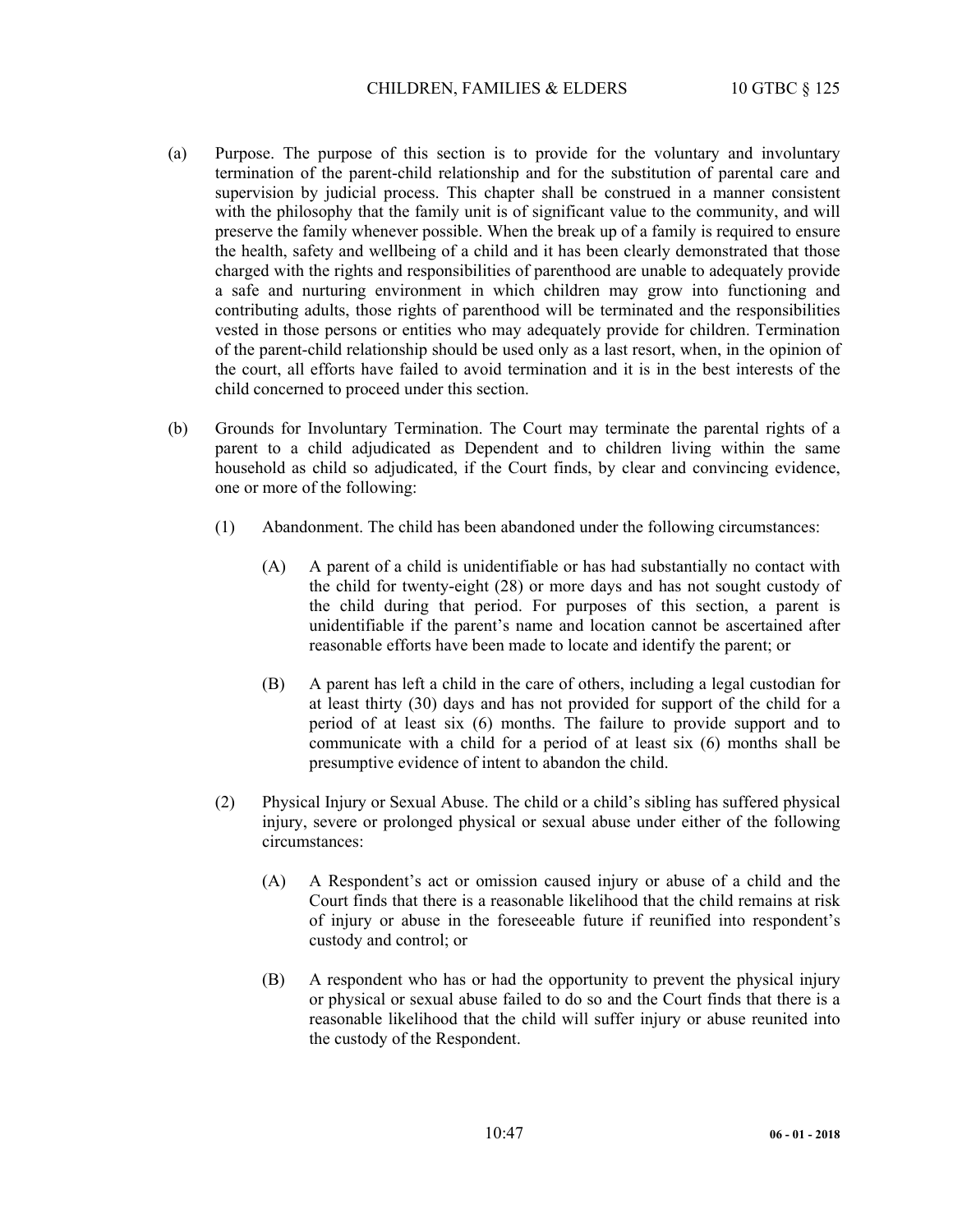(a) Purpose. The purpose of this section is to provide for the voluntary and involuntary termination of the parent-child relationship and for the substitution of parental care and supervision by judicial process. This chapter shall be construed in a manner consistent with the philosophy that the family unit is of significant value to the community, and will preserve the family whenever possible. When the break up of a family is required to ensure the health, safety and wellbeing of a child and it has been clearly demonstrated that those charged with the rights and responsibilities of parenthood are unable to adequately provide a safe and nurturing environment in which children may grow into functioning and contributing adults, those rights of parenthood will be terminated and the responsibilities vested in those persons or entities who may adequately provide for children. Termination of the parent-child relationship should be used only as a last resort, when, in the opinion of the court, all efforts have failed to avoid termination and it is in the best interests of the child concerned to proceed under this section.

(b) Grounds for Involuntary Termination. The Court may terminate the parental rights of a parent to a child adjudicated as Dependent and to children living within the same household as child so adjudicated, if the Court finds, by clear and convincing evidence, one or more of the following:

(1) Abandonment. The child has been abandoned under the following circumstances:

(A) A parent of a child is unidentifiable or has had substantially no contact with the child for twenty-eight (28) or more days and has not sought custody of the child during that period. For purposes of this section, a parent is unidentifiable if the parent's name and location cannot be ascertained after reasonable efforts have been made to locate and identify the parent; or

(B) A parent has left a child in the care of others, including a legal custodian for at least thirty (30) days and has not provided for support of the child for a period of at least six (6) months. The failure to provide support and to communicate with a child for a period of at least six (6) months shall be presumptive evidence of intent to abandon the child.

(2) Physical Injury or Sexual Abuse. The child or a child's sibling has suffered physical injury, severe or prolonged physical or sexual abuse under either of the following circumstances:

(A) A Respondent's act or omission caused injury or abuse of a child and the Court finds that there is a reasonable likelihood that the child remains at risk of injury or abuse in the foreseeable future if reunified into respondent's custody and control; or

(B) A respondent who has or had the opportunity to prevent the physical injury or physical or sexual abuse failed to do so and the Court finds that there is a reasonable likelihood that the child will suffer injury or abuse reunited into the custody of the Respondent.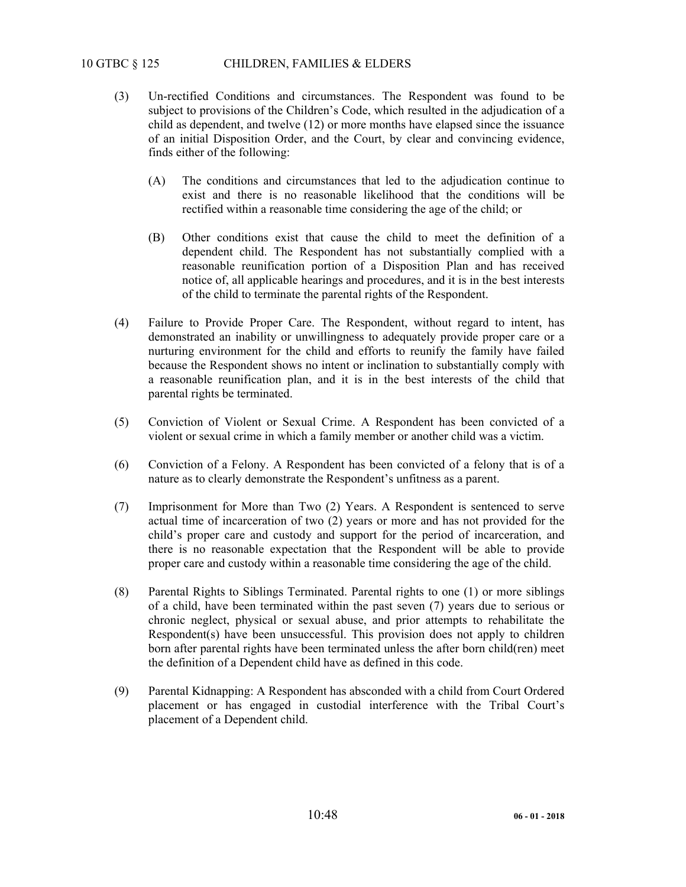(3) Un-rectified Conditions and circumstances. The Respondent was found to be subject to provisions of the Children's Code, which resulted in the adjudication of a child as dependent, and twelve (12) or more months have elapsed since the issuance of an initial Disposition Order, and the Court, by clear and convincing evidence, finds either of the following:

   (A) The conditions and circumstances that led to the adjudication continue to exist and there is no reasonable likelihood that the conditions will be rectified within a reasonable time considering the age of the child; or

   (B) Other conditions exist that cause the child to meet the definition of a dependent child. The Respondent has not substantially complied with a reasonable reunification portion of a Disposition Plan and has received notice of, all applicable hearings and procedures, and it is in the best interests of the child to terminate the parental rights of the Respondent.

(4) Failure to Provide Proper Care. The Respondent, without regard to intent, has demonstrated an inability or unwillingness to adequately provide proper care or a nurturing environment for the child and efforts to reunify the family have failed because the Respondent shows no intent or inclination to substantially comply with a reasonable reunification plan, and it is in the best interests of the child that parental rights be terminated.

(5) Conviction of Violent or Sexual Crime. A Respondent has been convicted of a violent or sexual crime in which a family member or another child was a victim.

(6) Conviction of a Felony. A Respondent has been convicted of a felony that is of a nature as to clearly demonstrate the Respondent's unfitness as a parent.

(7) Imprisonment for More than Two (2) Years. A Respondent is sentenced to serve actual time of incarceration of two (2) years or more and has not provided for the child's proper care and custody and support for the period of incarceration, and there is no reasonable expectation that the Respondent will be able to provide proper care and custody within a reasonable time considering the age of the child.

(8) Parental Rights to Siblings Terminated. Parental rights to one (1) or more siblings of a child, have been terminated within the past seven (7) years due to serious or chronic neglect, physical or sexual abuse, and prior attempts to rehabilitate the Respondent(s) have been unsuccessful. This provision does not apply to children born after parental rights have been terminated unless the after born child(ren) meet the definition of a Dependent child have as defined in this code.

(9) Parental Kidnapping: A Respondent has absconded with a child from Court Ordered placement or has engaged in custodial interference with the Tribal Court's placement of a Dependent child.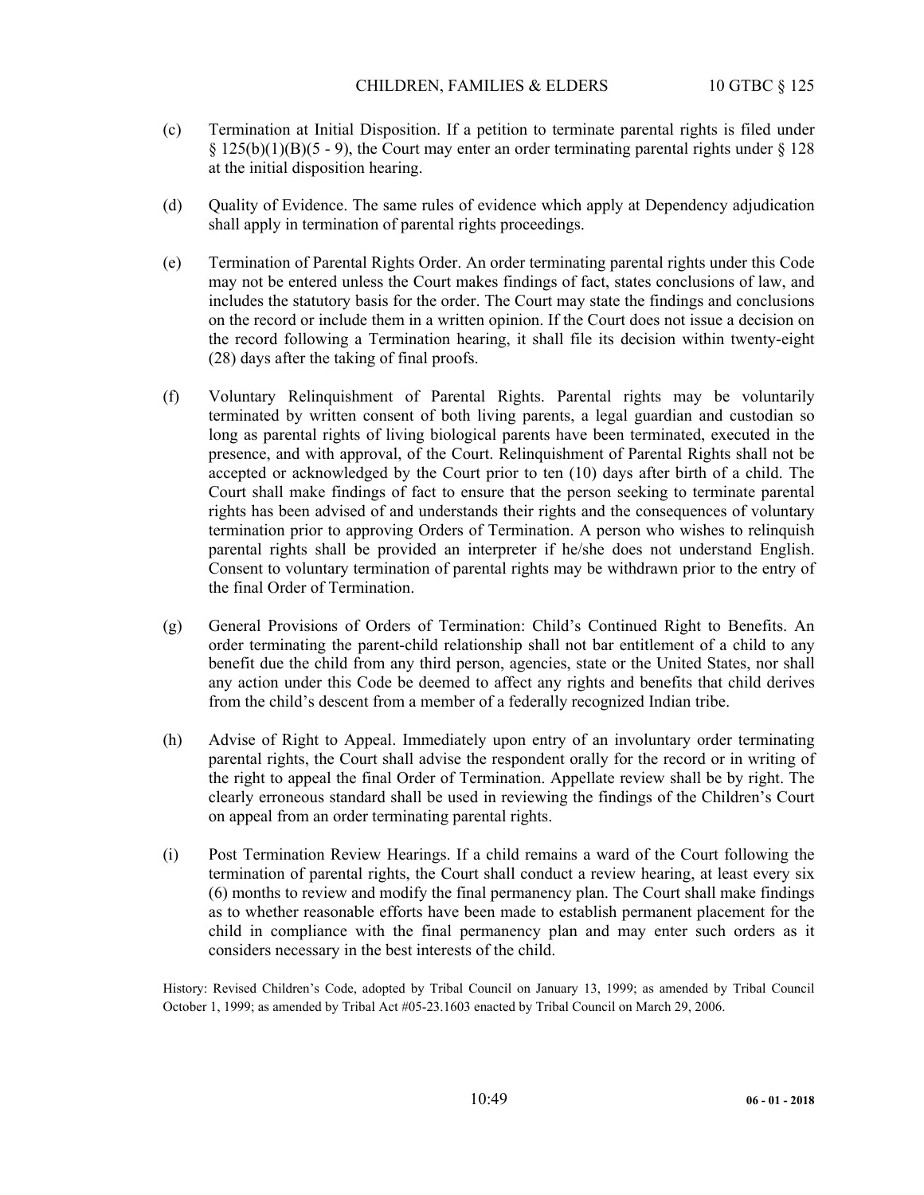(c) Termination at Initial Disposition. If a petition to terminate parental rights is filed under § 125(b)(1)(B)(5 - 9), the Court may enter an order terminating parental rights under § 128 at the initial disposition hearing.

(d) Quality of Evidence. The same rules of evidence which apply at Dependency adjudication shall apply in termination of parental rights proceedings.

(e) Termination of Parental Rights Order. An order terminating parental rights under this Code may not be entered unless the Court makes findings of fact, states conclusions of law, and includes the statutory basis for the order. The Court may state the findings and conclusions on the record or include them in a written opinion. If the Court does not issue a decision on the record following a Termination hearing, it shall file its decision within twenty-eight (28) days after the taking of final proofs.

(f) Voluntary Relinquishment of Parental Rights. Parental rights may be voluntarily terminated by written consent of both living parents, a legal guardian and custodian so long as parental rights of living biological parents have been terminated, executed in the presence, and with approval, of the Court. Relinquishment of Parental Rights shall not be accepted or acknowledged by the Court prior to ten (10) days after birth of a child. The Court shall make findings of fact to ensure that the person seeking to terminate parental rights has been advised of and understands their rights and the consequences of voluntary termination prior to approving Orders of Termination. A person who wishes to relinquish parental rights shall be provided an interpreter if he/she does not understand English. Consent to voluntary termination of parental rights may be withdrawn prior to the entry of the final Order of Termination.

(g) General Provisions of Orders of Termination: Child's Continued Right to Benefits. An order terminating the parent-child relationship shall not bar entitlement of a child to any benefit due the child from any third person, agencies, state or the United States, nor shall any action under this Code be deemed to affect any rights and benefits that child derives from the child's descent from a member of a federally recognized Indian tribe.

(h) Advise of Right to Appeal. Immediately upon entry of an involuntary order terminating parental rights, the Court shall advise the respondent orally for the record or in writing of the right to appeal the final Order of Termination. Appellate review shall be by right. The clearly erroneous standard shall be used in reviewing the findings of the Children's Court on appeal from an order terminating parental rights.

(i) Post Termination Review Hearings. If a child remains a ward of the Court following the termination of parental rights, the Court shall conduct a review hearing, at least every six (6) months to review and modify the final permanency plan. The Court shall make findings as to whether reasonable efforts have been made to establish permanent placement for the child in compliance with the final permanency plan and may enter such orders as it considers necessary in the best interests of the child.

History: Revised Children's Code, adopted by Tribal Council on January 13, 1999; as amended by Tribal Council October 1, 1999; as amended by Tribal Act #05-23.1603 enacted by Tribal Council on March 29, 2006.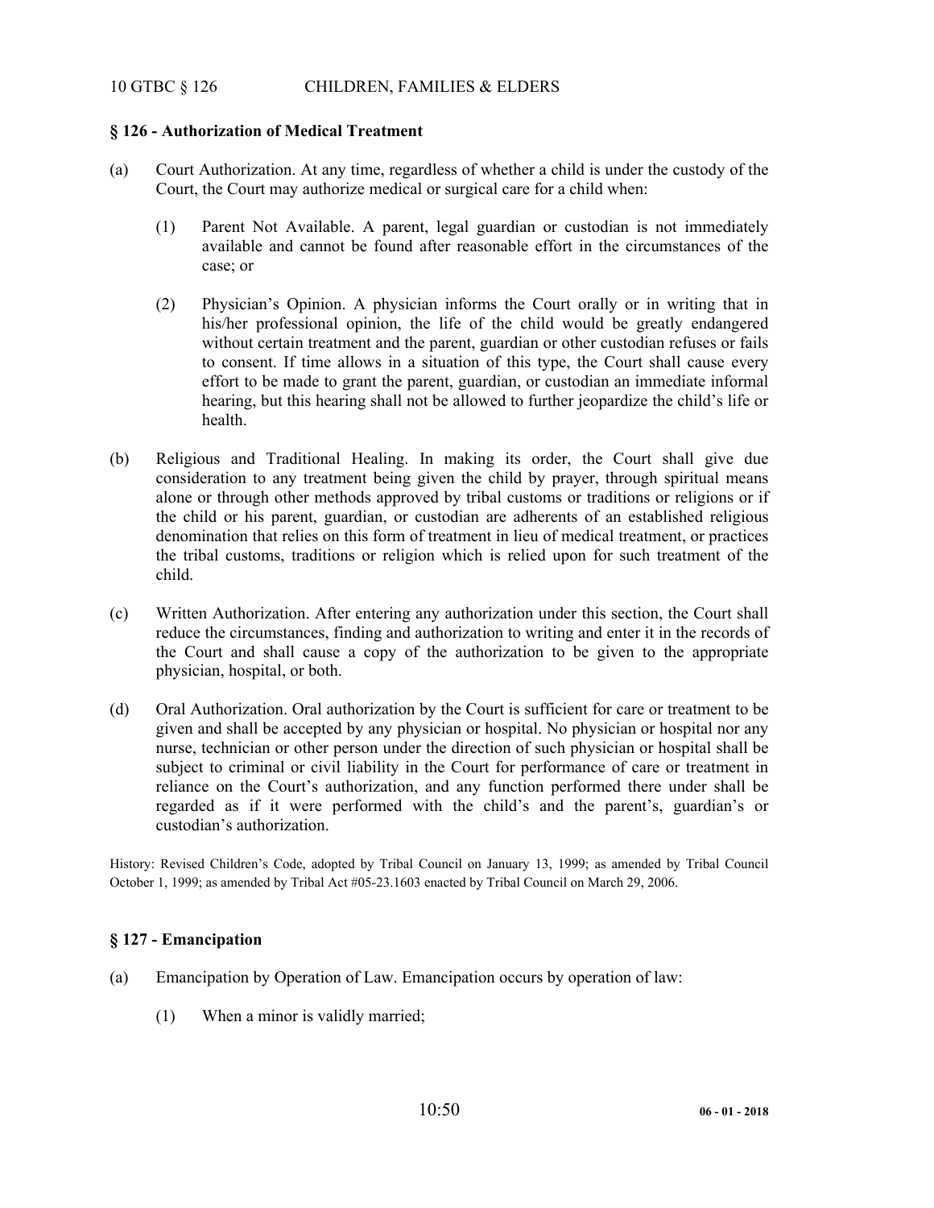## § 126 - Authorization of Medical Treatment

(a) Court Authorization. At any time, regardless of whether a child is under the custody of the Court, the Court may authorize medical or surgical care for a child when:

(1) Parent Not Available. A parent, legal guardian or custodian is not immediately available and cannot be found after reasonable effort in the circumstances of the case; or

(2) Physician's Opinion. A physician informs the Court orally or in writing that in his/her professional opinion, the life of the child would be greatly endangered without certain treatment and the parent, guardian or other custodian refuses or fails to consent. If time allows in a situation of this type, the Court shall cause every effort to be made to grant the parent, guardian, or custodian an immediate informal hearing, but this hearing shall not be allowed to further jeopardize the child's life or health.

(b) Religious and Traditional Healing. In making its order, the Court shall give due consideration to any treatment being given the child by prayer, through spiritual means alone or through other methods approved by tribal customs or traditions or religions or if the child or his parent, guardian, or custodian are adherents of an established religious denomination that relies on this form of treatment in lieu of medical treatment, or practices the tribal customs, traditions or religion which is relied upon for such treatment of the child.

(c) Written Authorization. After entering any authorization under this section, the Court shall reduce the circumstances, finding and authorization to writing and enter it in the records of the Court and shall cause a copy of the authorization to be given to the appropriate physician, hospital, or both.

(d) Oral Authorization. Oral authorization by the Court is sufficient for care or treatment to be given and shall be accepted by any physician or hospital. No physician or hospital nor any nurse, technician or other person under the direction of such physician or hospital shall be subject to criminal or civil liability in the Court for performance of care or treatment in reliance on the Court's authorization, and any function performed there under shall be regarded as if it were performed with the child's and the parent's, guardian's or custodian's authorization.

History: Revised Children's Code, adopted by Tribal Council on January 13, 1999; as amended by Tribal Council October 1, 1999; as amended by Tribal Act #05-23.1603 enacted by Tribal Council on March 29, 2006.

## § 127 - Emancipation

(a) Emancipation by Operation of Law. Emancipation occurs by operation of law:

(1) When a minor is validly married;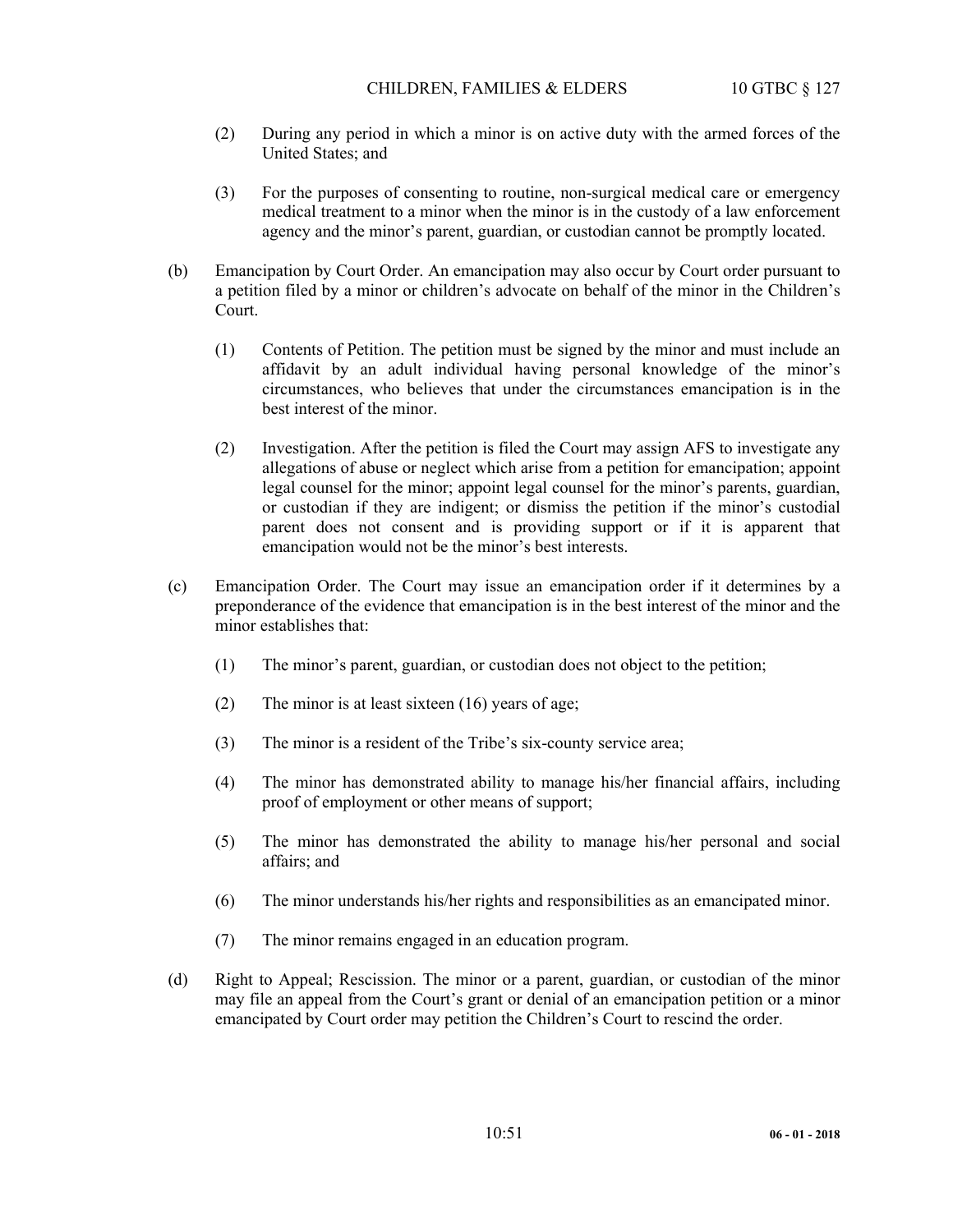(2) During any period in which a minor is on active duty with the armed forces of the United States; and

(3) For the purposes of consenting to routine, non-surgical medical care or emergency medical treatment to a minor when the minor is in the custody of a law enforcement agency and the minor's parent, guardian, or custodian cannot be promptly located.

(b) Emancipation by Court Order. An emancipation may also occur by Court order pursuant to a petition filed by a minor or children's advocate on behalf of the minor in the Children's Court.

(1) Contents of Petition. The petition must be signed by the minor and must include an affidavit by an adult individual having personal knowledge of the minor's circumstances, who believes that under the circumstances emancipation is in the best interest of the minor.

(2) Investigation. After the petition is filed the Court may assign AFS to investigate any allegations of abuse or neglect which arise from a petition for emancipation; appoint legal counsel for the minor; appoint legal counsel for the minor's parents, guardian, or custodian if they are indigent; or dismiss the petition if the minor's custodial parent does not consent and is providing support or if it is apparent that emancipation would not be the minor's best interests.

(c) Emancipation Order. The Court may issue an emancipation order if it determines by a preponderance of the evidence that emancipation is in the best interest of the minor and the minor establishes that:

(1) The minor's parent, guardian, or custodian does not object to the petition;

(2) The minor is at least sixteen (16) years of age;

(3) The minor is a resident of the Tribe's six-county service area;

(4) The minor has demonstrated ability to manage his/her financial affairs, including proof of employment or other means of support;

(5) The minor has demonstrated the ability to manage his/her personal and social affairs; and

(6) The minor understands his/her rights and responsibilities as an emancipated minor.

(7) The minor remains engaged in an education program.

(d) Right to Appeal; Rescission. The minor or a parent, guardian, or custodian of the minor may file an appeal from the Court's grant or denial of an emancipation petition or a minor emancipated by Court order may petition the Children's Court to rescind the order.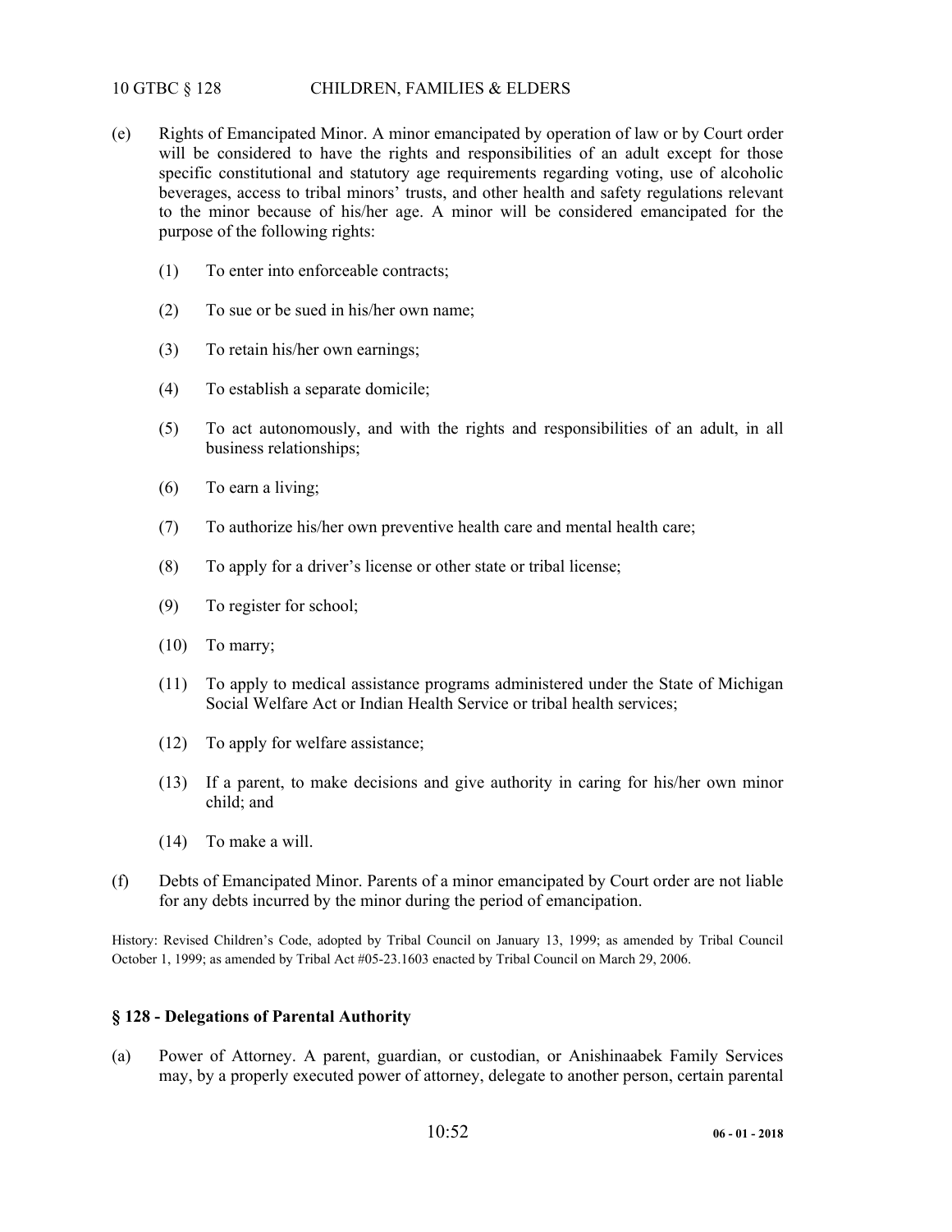(e) Rights of Emancipated Minor. A minor emancipated by operation of law or by Court order will be considered to have the rights and responsibilities of an adult except for those specific constitutional and statutory age requirements regarding voting, use of alcoholic beverages, access to tribal minors' trusts, and other health and safety regulations relevant to the minor because of his/her age. A minor will be considered emancipated for the purpose of the following rights:

(1) To enter into enforceable contracts;

(2) To sue or be sued in his/her own name;

(3) To retain his/her own earnings;

(4) To establish a separate domicile;

(5) To act autonomously, and with the rights and responsibilities of an adult, in all business relationships;

(6) To earn a living;

(7) To authorize his/her own preventive health care and mental health care;

(8) To apply for a driver's license or other state or tribal license;

(9) To register for school;

(10) To marry;

(11) To apply to medical assistance programs administered under the State of Michigan Social Welfare Act or Indian Health Service or tribal health services;

(12) To apply for welfare assistance;

(13) If a parent, to make decisions and give authority in caring for his/her own minor child; and

(14) To make a will.

(f) Debts of Emancipated Minor. Parents of a minor emancipated by Court order are not liable for any debts incurred by the minor during the period of emancipation.

History: Revised Children's Code, adopted by Tribal Council on January 13, 1999; as amended by Tribal Council October 1, 1999; as amended by Tribal Act #05-23.1603 enacted by Tribal Council on March 29, 2006.

### § 128 - Delegations of Parental Authority

(a) Power of Attorney. A parent, guardian, or custodian, or Anishinaabek Family Services may, by a properly executed power of attorney, delegate to another person, certain parental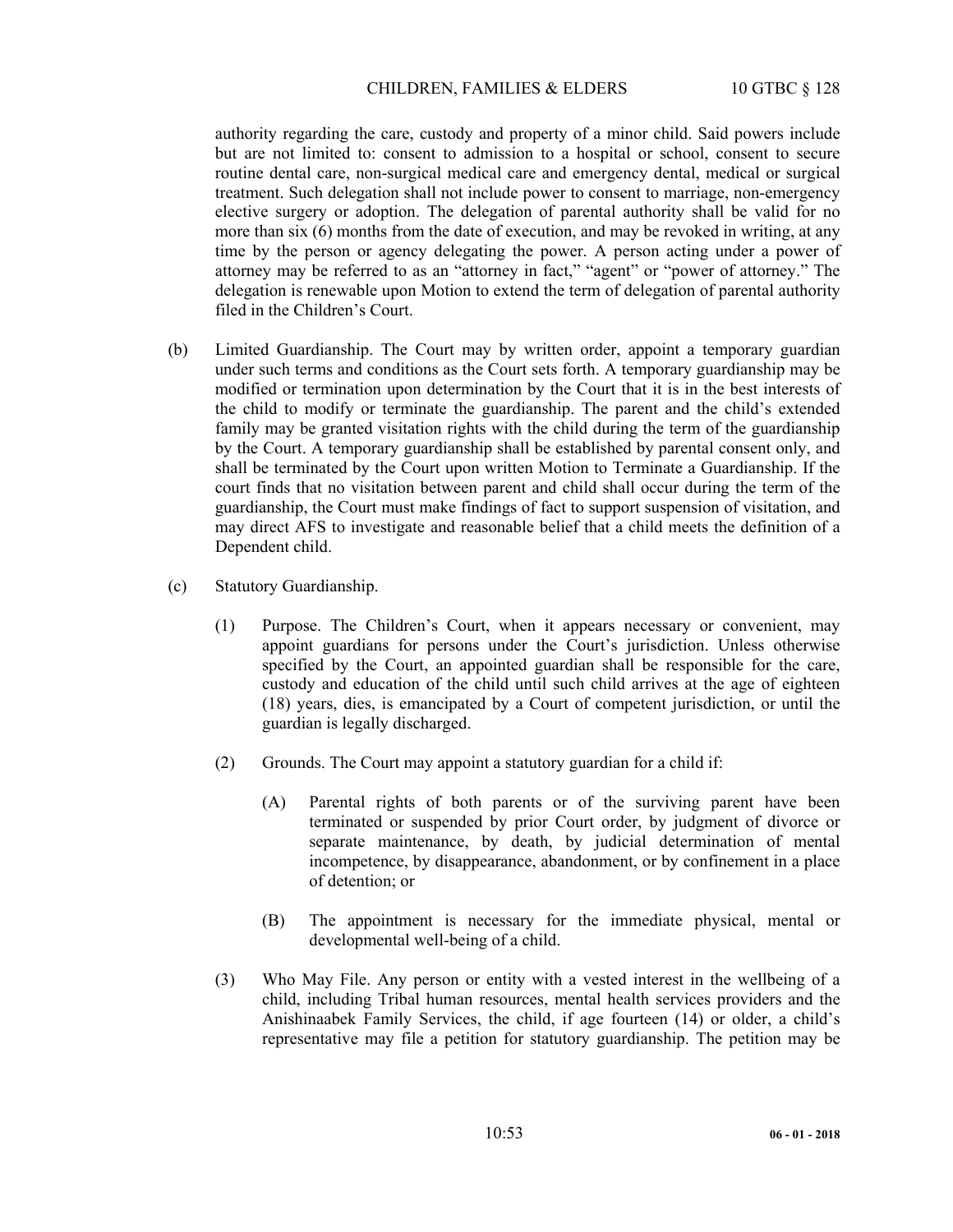authority regarding the care, custody and property of a minor child. Said powers include but are not limited to: consent to admission to a hospital or school, consent to secure routine dental care, non-surgical medical care and emergency dental, medical or surgical treatment. Such delegation shall not include power to consent to marriage, non-emergency elective surgery or adoption. The delegation of parental authority shall be valid for no more than six (6) months from the date of execution, and may be revoked in writing, at any time by the person or agency delegating the power. A person acting under a power of attorney may be referred to as an "attorney in fact," "agent" or "power of attorney." The delegation is renewable upon Motion to extend the term of delegation of parental authority filed in the Children's Court.

(b) Limited Guardianship. The Court may by written order, appoint a temporary guardian under such terms and conditions as the Court sets forth. A temporary guardianship may be modified or termination upon determination by the Court that it is in the best interests of the child to modify or terminate the guardianship. The parent and the child's extended family may be granted visitation rights with the child during the term of the guardianship by the Court. A temporary guardianship shall be established by parental consent only, and shall be terminated by the Court upon written Motion to Terminate a Guardianship. If the court finds that no visitation between parent and child shall occur during the term of the guardianship, the Court must make findings of fact to support suspension of visitation, and may direct AFS to investigate and reasonable belief that a child meets the definition of a Dependent child.

(c) Statutory Guardianship.

(1) Purpose. The Children's Court, when it appears necessary or convenient, may appoint guardians for persons under the Court's jurisdiction. Unless otherwise specified by the Court, an appointed guardian shall be responsible for the care, custody and education of the child until such child arrives at the age of eighteen (18) years, dies, is emancipated by a Court of competent jurisdiction, or until the guardian is legally discharged.

(2) Grounds. The Court may appoint a statutory guardian for a child if:

(A) Parental rights of both parents or of the surviving parent have been terminated or suspended by prior Court order, by judgment of divorce or separate maintenance, by death, by judicial determination of mental incompetence, by disappearance, abandonment, or by confinement in a place of detention; or

(B) The appointment is necessary for the immediate physical, mental or developmental well-being of a child.

(3) Who May File. Any person or entity with a vested interest in the wellbeing of a child, including Tribal human resources, mental health services providers and the Anishinaabek Family Services, the child, if age fourteen (14) or older, a child's representative may file a petition for statutory guardianship. The petition may be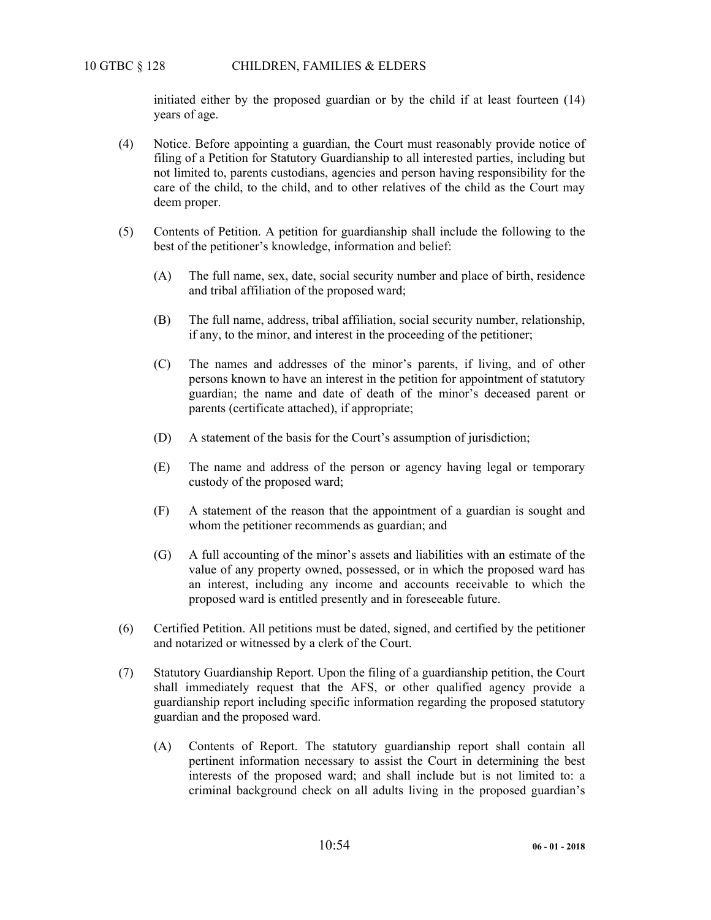initiated either by the proposed guardian or by the child if at least fourteen (14) years of age.

(4) Notice. Before appointing a guardian, the Court must reasonably provide notice of filing of a Petition for Statutory Guardianship to all interested parties, including but not limited to, parents custodians, agencies and person having responsibility for the care of the child, to the child, and to other relatives of the child as the Court may deem proper.

(5) Contents of Petition. A petition for guardianship shall include the following to the best of the petitioner's knowledge, information and belief:

(A) The full name, sex, date, social security number and place of birth, residence and tribal affiliation of the proposed ward;

(B) The full name, address, tribal affiliation, social security number, relationship, if any, to the minor, and interest in the proceeding of the petitioner;

(C) The names and addresses of the minor's parents, if living, and of other persons known to have an interest in the petition for appointment of statutory guardian; the name and date of death of the minor's deceased parent or parents (certificate attached), if appropriate;

(D) A statement of the basis for the Court's assumption of jurisdiction;

(E) The name and address of the person or agency having legal or temporary custody of the proposed ward;

(F) A statement of the reason that the appointment of a guardian is sought and whom the petitioner recommends as guardian; and

(G) A full accounting of the minor's assets and liabilities with an estimate of the value of any property owned, possessed, or in which the proposed ward has an interest, including any income and accounts receivable to which the proposed ward is entitled presently and in foreseeable future.

(6) Certified Petition. All petitions must be dated, signed, and certified by the petitioner and notarized or witnessed by a clerk of the Court.

(7) Statutory Guardianship Report. Upon the filing of a guardianship petition, the Court shall immediately request that the AFS, or other qualified agency provide a guardianship report including specific information regarding the proposed statutory guardian and the proposed ward.

(A) Contents of Report. The statutory guardianship report shall contain all pertinent information necessary to assist the Court in determining the best interests of the proposed ward; and shall include but is not limited to: a criminal background check on all adults living in the proposed guardian's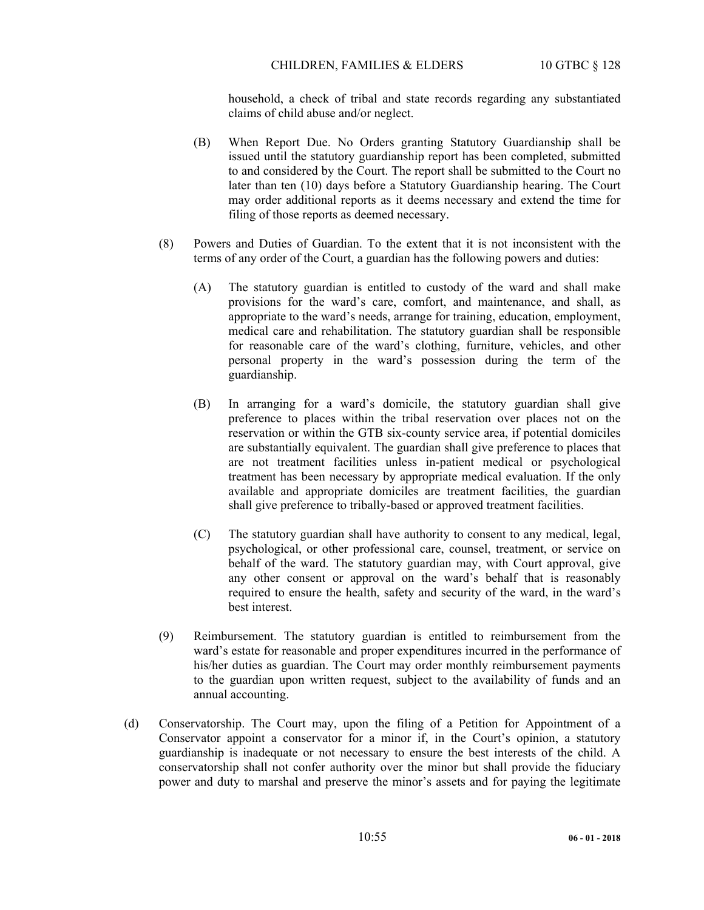household, a check of tribal and state records regarding any substantiated claims of child abuse and/or neglect.

(B) When Report Due. No Orders granting Statutory Guardianship shall be issued until the statutory guardianship report has been completed, submitted to and considered by the Court. The report shall be submitted to the Court no later than ten (10) days before a Statutory Guardianship hearing. The Court may order additional reports as it deems necessary and extend the time for filing of those reports as deemed necessary.

(8) Powers and Duties of Guardian. To the extent that it is not inconsistent with the terms of any order of the Court, a guardian has the following powers and duties:

(A) The statutory guardian is entitled to custody of the ward and shall make provisions for the ward's care, comfort, and maintenance, and shall, as appropriate to the ward's needs, arrange for training, education, employment, medical care and rehabilitation. The statutory guardian shall be responsible for reasonable care of the ward's clothing, furniture, vehicles, and other personal property in the ward's possession during the term of the guardianship.

(B) In arranging for a ward's domicile, the statutory guardian shall give preference to places within the tribal reservation over places not on the reservation or within the GTB six-county service area, if potential domiciles are substantially equivalent. The guardian shall give preference to places that are not treatment facilities unless in-patient medical or psychological treatment has been necessary by appropriate medical evaluation. If the only available and appropriate domiciles are treatment facilities, the guardian shall give preference to tribally-based or approved treatment facilities.

(C) The statutory guardian shall have authority to consent to any medical, legal, psychological, or other professional care, counsel, treatment, or service on behalf of the ward. The statutory guardian may, with Court approval, give any other consent or approval on the ward's behalf that is reasonably required to ensure the health, safety and security of the ward, in the ward's best interest.

(9) Reimbursement. The statutory guardian is entitled to reimbursement from the ward's estate for reasonable and proper expenditures incurred in the performance of his/her duties as guardian. The Court may order monthly reimbursement payments to the guardian upon written request, subject to the availability of funds and an annual accounting.

(d) Conservatorship. The Court may, upon the filing of a Petition for Appointment of a Conservator appoint a conservator for a minor if, in the Court's opinion, a statutory guardianship is inadequate or not necessary to ensure the best interests of the child. A conservatorship shall not confer authority over the minor but shall provide the fiduciary power and duty to marshal and preserve the minor's assets and for paying the legitimate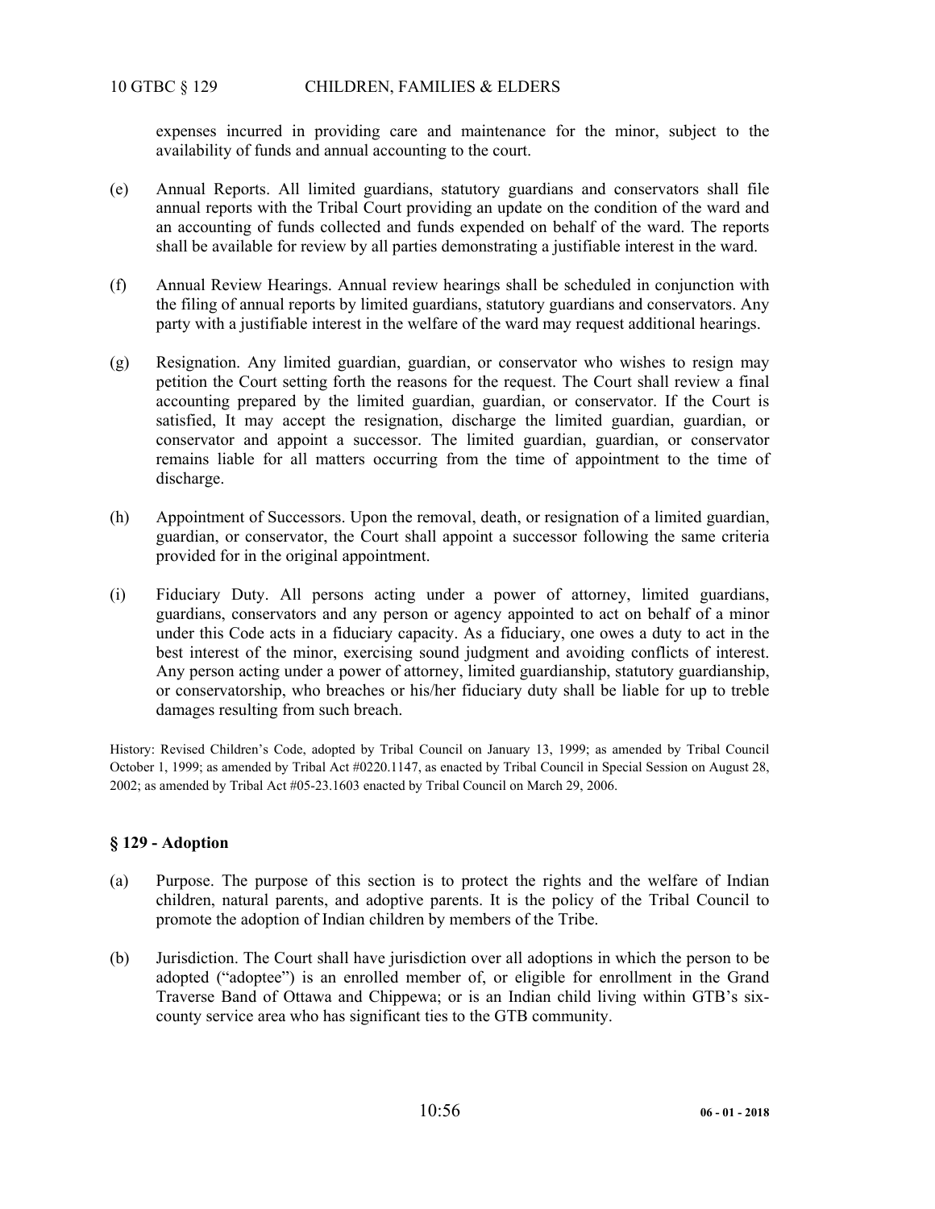expenses incurred in providing care and maintenance for the minor, subject to the availability of funds and annual accounting to the court.

(e) Annual Reports. All limited guardians, statutory guardians and conservators shall file annual reports with the Tribal Court providing an update on the condition of the ward and an accounting of funds collected and funds expended on behalf of the ward. The reports shall be available for review by all parties demonstrating a justifiable interest in the ward.

(f) Annual Review Hearings. Annual review hearings shall be scheduled in conjunction with the filing of annual reports by limited guardians, statutory guardians and conservators. Any party with a justifiable interest in the welfare of the ward may request additional hearings.

(g) Resignation. Any limited guardian, guardian, or conservator who wishes to resign may petition the Court setting forth the reasons for the request. The Court shall review a final accounting prepared by the limited guardian, guardian, or conservator. If the Court is satisfied, It may accept the resignation, discharge the limited guardian, guardian, or conservator and appoint a successor. The limited guardian, guardian, or conservator remains liable for all matters occurring from the time of appointment to the time of discharge.

(h) Appointment of Successors. Upon the removal, death, or resignation of a limited guardian, guardian, or conservator, the Court shall appoint a successor following the same criteria provided for in the original appointment.

(i) Fiduciary Duty. All persons acting under a power of attorney, limited guardians, guardians, conservators and any person or agency appointed to act on behalf of a minor under this Code acts in a fiduciary capacity. As a fiduciary, one owes a duty to act in the best interest of the minor, exercising sound judgment and avoiding conflicts of interest. Any person acting under a power of attorney, limited guardianship, statutory guardianship, or conservatorship, who breaches or his/her fiduciary duty shall be liable for up to treble damages resulting from such breach.

History: Revised Children's Code, adopted by Tribal Council on January 13, 1999; as amended by Tribal Council October 1, 1999; as amended by Tribal Act #0220.1147, as enacted by Tribal Council in Special Session on August 28, 2002; as amended by Tribal Act #05-23.1603 enacted by Tribal Council on March 29, 2006.

### § 129 - Adoption

(a) Purpose. The purpose of this section is to protect the rights and the welfare of Indian children, natural parents, and adoptive parents. It is the policy of the Tribal Council to promote the adoption of Indian children by members of the Tribe.

(b) Jurisdiction. The Court shall have jurisdiction over all adoptions in which the person to be adopted ("adoptee") is an enrolled member of, or eligible for enrollment in the Grand Traverse Band of Ottawa and Chippewa; or is an Indian child living within GTB's six-county service area who has significant ties to the GTB community.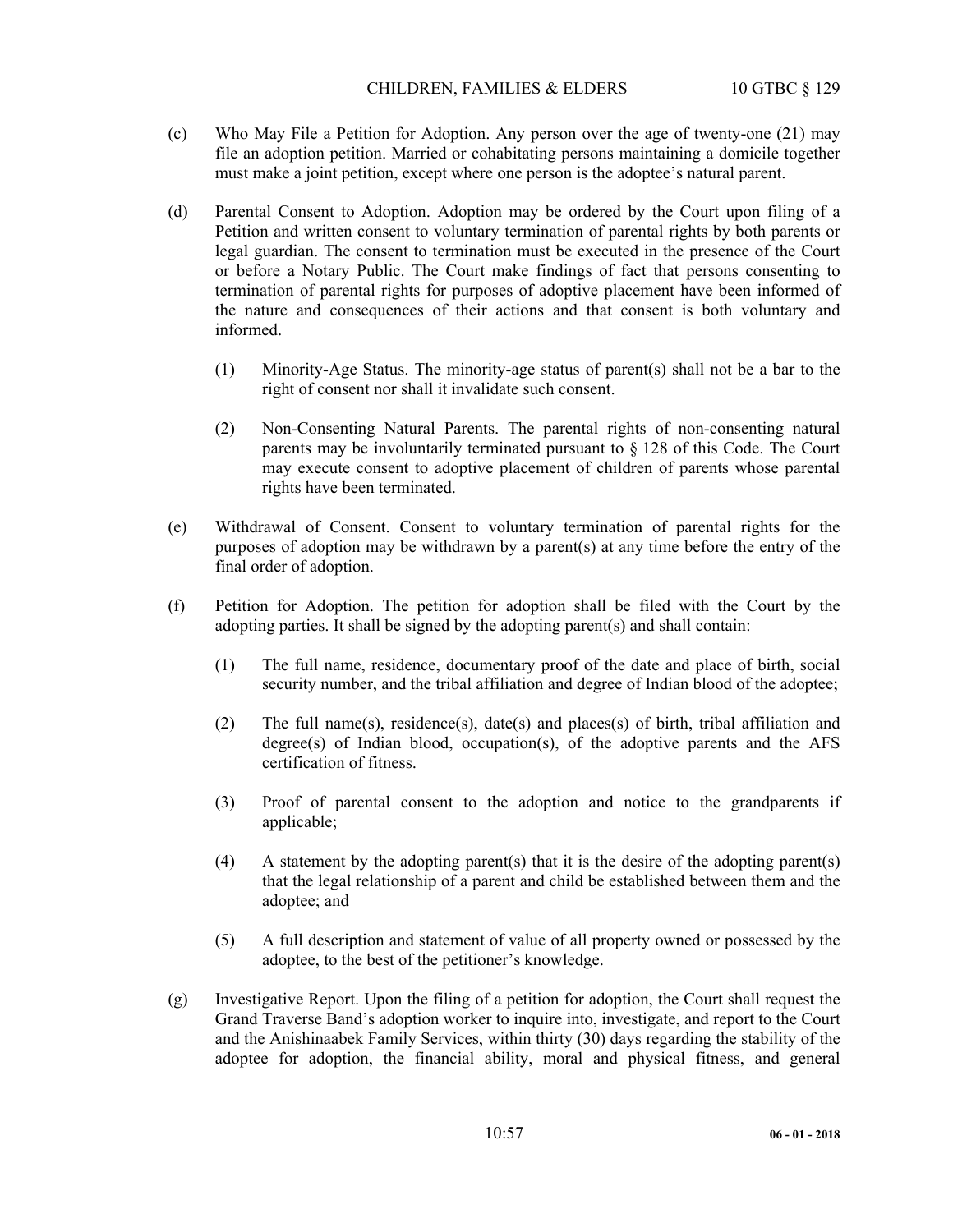(c) Who May File a Petition for Adoption. Any person over the age of twenty-one (21) may file an adoption petition. Married or cohabitating persons maintaining a domicile together must make a joint petition, except where one person is the adoptee's natural parent.

(d) Parental Consent to Adoption. Adoption may be ordered by the Court upon filing of a Petition and written consent to voluntary termination of parental rights by both parents or legal guardian. The consent to termination must be executed in the presence of the Court or before a Notary Public. The Court make findings of fact that persons consenting to termination of parental rights for purposes of adoptive placement have been informed of the nature and consequences of their actions and that consent is both voluntary and informed.

(1) Minority-Age Status. The minority-age status of parent(s) shall not be a bar to the right of consent nor shall it invalidate such consent.

(2) Non-Consenting Natural Parents. The parental rights of non-consenting natural parents may be involuntarily terminated pursuant to § 128 of this Code. The Court may execute consent to adoptive placement of children of parents whose parental rights have been terminated.

(e) Withdrawal of Consent. Consent to voluntary termination of parental rights for the purposes of adoption may be withdrawn by a parent(s) at any time before the entry of the final order of adoption.

(f) Petition for Adoption. The petition for adoption shall be filed with the Court by the adopting parties. It shall be signed by the adopting parent(s) and shall contain:

(1) The full name, residence, documentary proof of the date and place of birth, social security number, and the tribal affiliation and degree of Indian blood of the adoptee;

(2) The full name(s), residence(s), date(s) and places(s) of birth, tribal affiliation and degree(s) of Indian blood, occupation(s), of the adoptive parents and the AFS certification of fitness.

(3) Proof of parental consent to the adoption and notice to the grandparents if applicable;

(4) A statement by the adopting parent(s) that it is the desire of the adopting parent(s) that the legal relationship of a parent and child be established between them and the adoptee; and

(5) A full description and statement of value of all property owned or possessed by the adoptee, to the best of the petitioner's knowledge.

(g) Investigative Report. Upon the filing of a petition for adoption, the Court shall request the Grand Traverse Band's adoption worker to inquire into, investigate, and report to the Court and the Anishinaabek Family Services, within thirty (30) days regarding the stability of the adoptee for adoption, the financial ability, moral and physical fitness, and general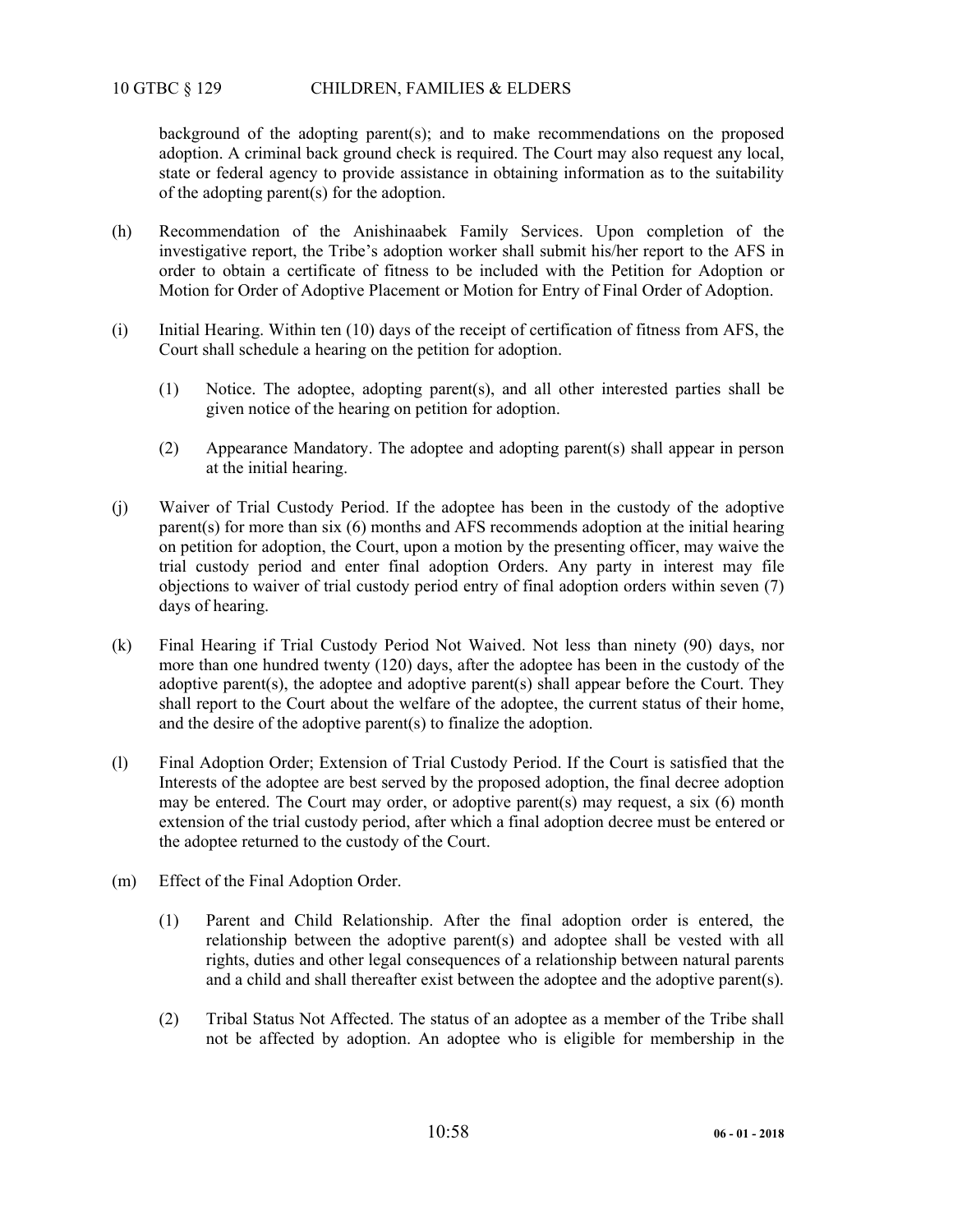background of the adopting parent(s); and to make recommendations on the proposed adoption. A criminal back ground check is required. The Court may also request any local, state or federal agency to provide assistance in obtaining information as to the suitability of the adopting parent(s) for the adoption.

(h) Recommendation of the Anishinaabek Family Services. Upon completion of the investigative report, the Tribe's adoption worker shall submit his/her report to the AFS in order to obtain a certificate of fitness to be included with the Petition for Adoption or Motion for Order of Adoptive Placement or Motion for Entry of Final Order of Adoption.

(i) Initial Hearing. Within ten (10) days of the receipt of certification of fitness from AFS, the Court shall schedule a hearing on the petition for adoption.

  (1) Notice. The adoptee, adopting parent(s), and all other interested parties shall be given notice of the hearing on petition for adoption.

  (2) Appearance Mandatory. The adoptee and adopting parent(s) shall appear in person at the initial hearing.

(j) Waiver of Trial Custody Period. If the adoptee has been in the custody of the adoptive parent(s) for more than six (6) months and AFS recommends adoption at the initial hearing on petition for adoption, the Court, upon a motion by the presenting officer, may waive the trial custody period and enter final adoption Orders. Any party in interest may file objections to waiver of trial custody period entry of final adoption orders within seven (7) days of hearing.

(k) Final Hearing if Trial Custody Period Not Waived. Not less than ninety (90) days, nor more than one hundred twenty (120) days, after the adoptee has been in the custody of the adoptive parent(s), the adoptee and adoptive parent(s) shall appear before the Court. They shall report to the Court about the welfare of the adoptee, the current status of their home, and the desire of the adoptive parent(s) to finalize the adoption.

(l) Final Adoption Order; Extension of Trial Custody Period. If the Court is satisfied that the Interests of the adoptee are best served by the proposed adoption, the final decree adoption may be entered. The Court may order, or adoptive parent(s) may request, a six (6) month extension of the trial custody period, after which a final adoption decree must be entered or the adoptee returned to the custody of the Court.

(m) Effect of the Final Adoption Order.

  (1) Parent and Child Relationship. After the final adoption order is entered, the relationship between the adoptive parent(s) and adoptee shall be vested with all rights, duties and other legal consequences of a relationship between natural parents and a child and shall thereafter exist between the adoptee and the adoptive parent(s).

  (2) Tribal Status Not Affected. The status of an adoptee as a member of the Tribe shall not be affected by adoption. An adoptee who is eligible for membership in the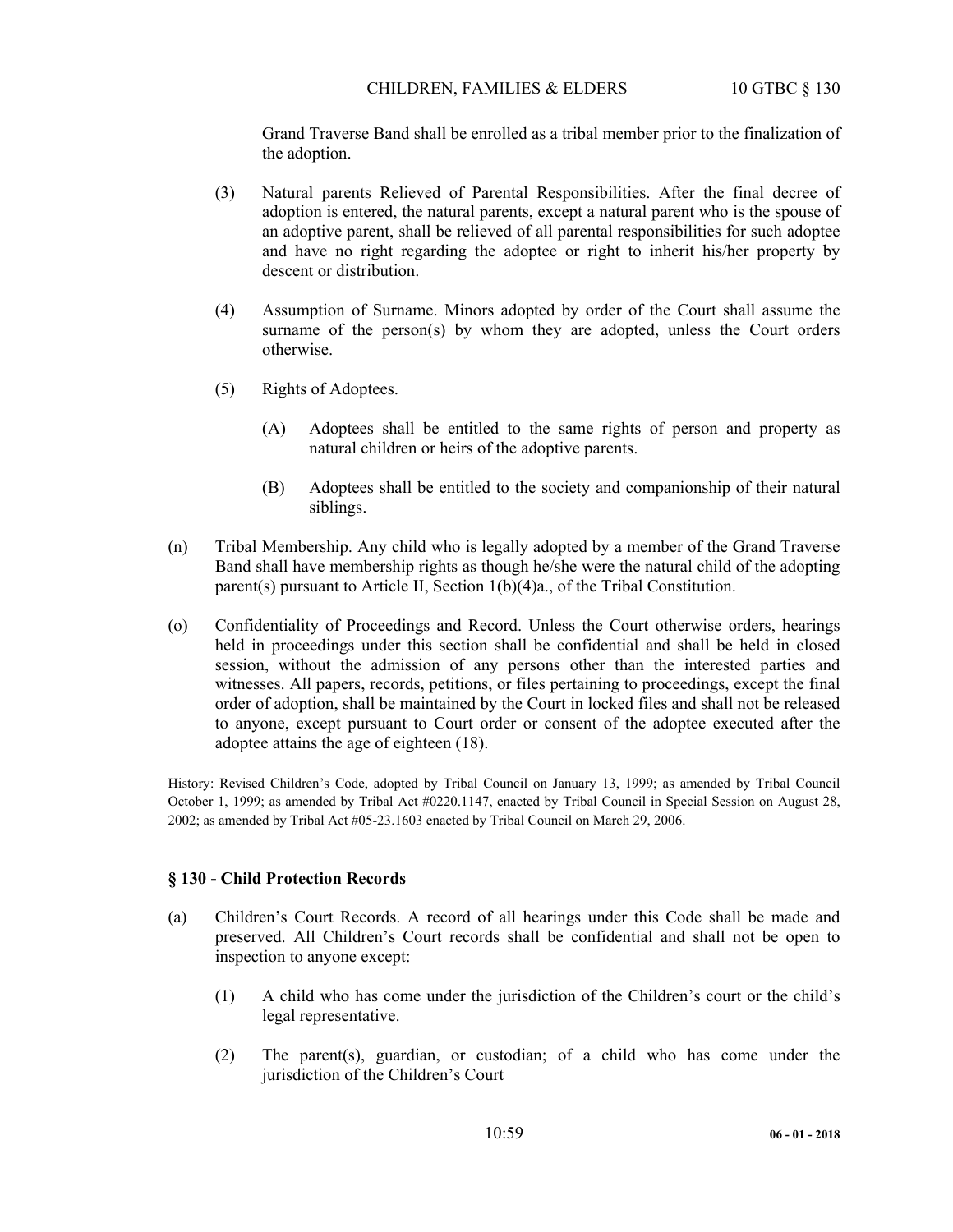Grand Traverse Band shall be enrolled as a tribal member prior to the finalization of the adoption.

(3) Natural parents Relieved of Parental Responsibilities. After the final decree of adoption is entered, the natural parents, except a natural parent who is the spouse of an adoptive parent, shall be relieved of all parental responsibilities for such adoptee and have no right regarding the adoptee or right to inherit his/her property by descent or distribution.

(4) Assumption of Surname. Minors adopted by order of the Court shall assume the surname of the person(s) by whom they are adopted, unless the Court orders otherwise.

(5) Rights of Adoptees.

(A) Adoptees shall be entitled to the same rights of person and property as natural children or heirs of the adoptive parents.

(B) Adoptees shall be entitled to the society and companionship of their natural siblings.

(n) Tribal Membership. Any child who is legally adopted by a member of the Grand Traverse Band shall have membership rights as though he/she were the natural child of the adopting parent(s) pursuant to Article II, Section 1(b)(4)a., of the Tribal Constitution.

(o) Confidentiality of Proceedings and Record. Unless the Court otherwise orders, hearings held in proceedings under this section shall be confidential and shall be held in closed session, without the admission of any persons other than the interested parties and witnesses. All papers, records, petitions, or files pertaining to proceedings, except the final order of adoption, shall be maintained by the Court in locked files and shall not be released to anyone, except pursuant to Court order or consent of the adoptee executed after the adoptee attains the age of eighteen (18).

History: Revised Children's Code, adopted by Tribal Council on January 13, 1999; as amended by Tribal Council October 1, 1999; as amended by Tribal Act #0220.1147, enacted by Tribal Council in Special Session on August 28, 2002; as amended by Tribal Act #05-23.1603 enacted by Tribal Council on March 29, 2006.

### § 130 - Child Protection Records

(a) Children's Court Records. A record of all hearings under this Code shall be made and preserved. All Children's Court records shall be confidential and shall not be open to inspection to anyone except:

(1) A child who has come under the jurisdiction of the Children's court or the child's legal representative.

(2) The parent(s), guardian, or custodian; of a child who has come under the jurisdiction of the Children's Court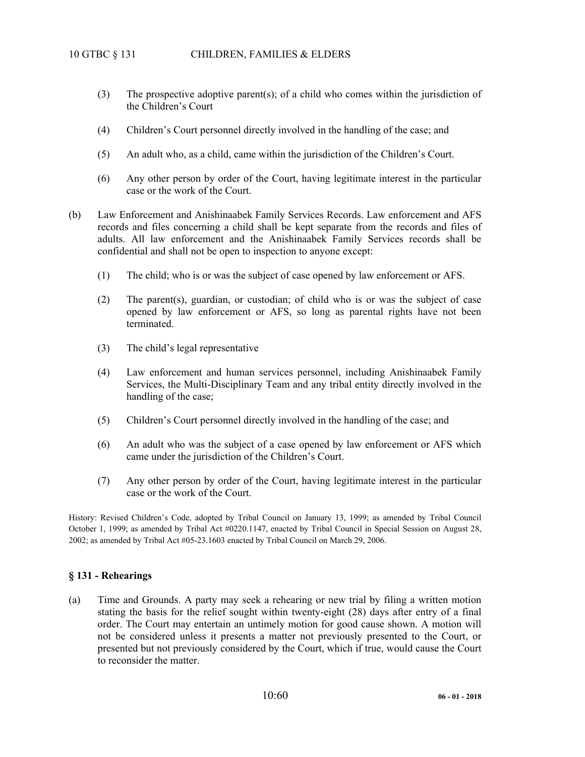(3) The prospective adoptive parent(s); of a child who comes within the jurisdiction of the Children's Court

(4) Children's Court personnel directly involved in the handling of the case; and

(5) An adult who, as a child, came within the jurisdiction of the Children's Court.

(6) Any other person by order of the Court, having legitimate interest in the particular case or the work of the Court.

(b) Law Enforcement and Anishinaabek Family Services Records. Law enforcement and AFS records and files concerning a child shall be kept separate from the records and files of adults. All law enforcement and the Anishinaabek Family Services records shall be confidential and shall not be open to inspection to anyone except:

(1) The child; who is or was the subject of case opened by law enforcement or AFS.

(2) The parent(s), guardian, or custodian; of child who is or was the subject of case opened by law enforcement or AFS, so long as parental rights have not been terminated.

(3) The child's legal representative

(4) Law enforcement and human services personnel, including Anishinaabek Family Services, the Multi-Disciplinary Team and any tribal entity directly involved in the handling of the case;

(5) Children's Court personnel directly involved in the handling of the case; and

(6) An adult who was the subject of a case opened by law enforcement or AFS which came under the jurisdiction of the Children's Court.

(7) Any other person by order of the Court, having legitimate interest in the particular case or the work of the Court.

History: Revised Children's Code, adopted by Tribal Council on January 13, 1999; as amended by Tribal Council October 1, 1999; as amended by Tribal Act #0220.1147, enacted by Tribal Council in Special Session on August 28, 2002; as amended by Tribal Act #05-23.1603 enacted by Tribal Council on March 29, 2006.

### § 131 - Rehearings

(a) Time and Grounds. A party may seek a rehearing or new trial by filing a written motion stating the basis for the relief sought within twenty-eight (28) days after entry of a final order. The Court may entertain an untimely motion for good cause shown. A motion will not be considered unless it presents a matter not previously presented to the Court, or presented but not previously considered by the Court, which if true, would cause the Court to reconsider the matter.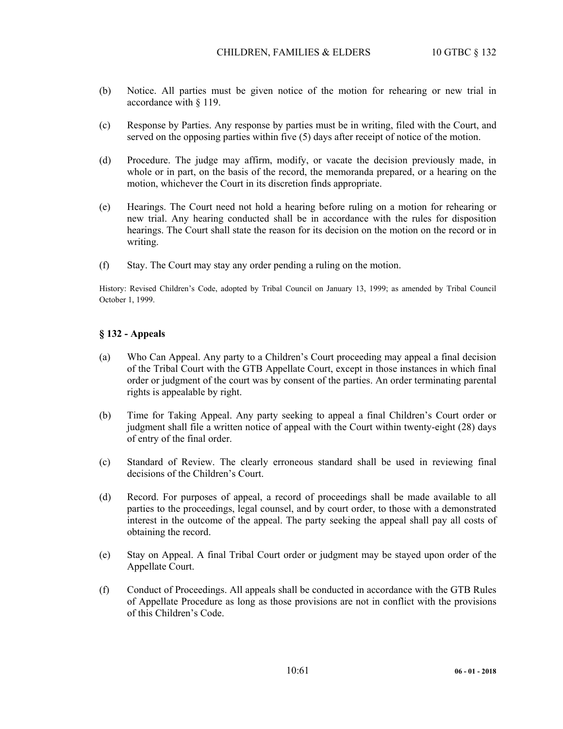(b) Notice. All parties must be given notice of the motion for rehearing or new trial in accordance with § 119.

(c) Response by Parties. Any response by parties must be in writing, filed with the Court, and served on the opposing parties within five (5) days after receipt of notice of the motion.

(d) Procedure. The judge may affirm, modify, or vacate the decision previously made, in whole or in part, on the basis of the record, the memoranda prepared, or a hearing on the motion, whichever the Court in its discretion finds appropriate.

(e) Hearings. The Court need not hold a hearing before ruling on a motion for rehearing or new trial. Any hearing conducted shall be in accordance with the rules for disposition hearings. The Court shall state the reason for its decision on the motion on the record or in writing.

(f) Stay. The Court may stay any order pending a ruling on the motion.

History: Revised Children's Code, adopted by Tribal Council on January 13, 1999; as amended by Tribal Council October 1, 1999.

### § 132 - Appeals

(a) Who Can Appeal. Any party to a Children's Court proceeding may appeal a final decision of the Tribal Court with the GTB Appellate Court, except in those instances in which final order or judgment of the court was by consent of the parties. An order terminating parental rights is appealable by right.

(b) Time for Taking Appeal. Any party seeking to appeal a final Children's Court order or judgment shall file a written notice of appeal with the Court within twenty-eight (28) days of entry of the final order.

(c) Standard of Review. The clearly erroneous standard shall be used in reviewing final decisions of the Children's Court.

(d) Record. For purposes of appeal, a record of proceedings shall be made available to all parties to the proceedings, legal counsel, and by court order, to those with a demonstrated interest in the outcome of the appeal. The party seeking the appeal shall pay all costs of obtaining the record.

(e) Stay on Appeal. A final Tribal Court order or judgment may be stayed upon order of the Appellate Court.

(f) Conduct of Proceedings. All appeals shall be conducted in accordance with the GTB Rules of Appellate Procedure as long as those provisions are not in conflict with the provisions of this Children's Code.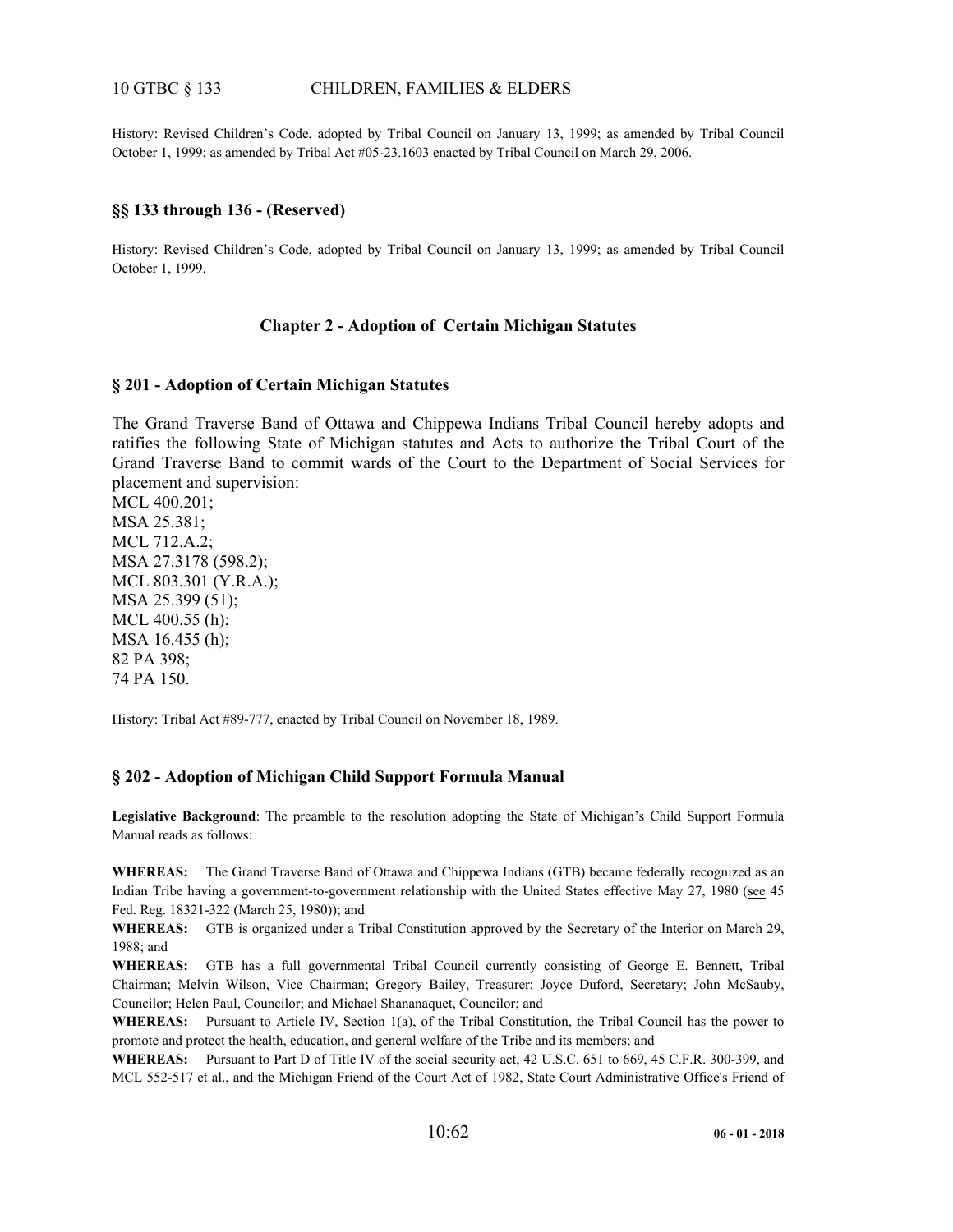History: Revised Children's Code, adopted by Tribal Council on January 13, 1999; as amended by Tribal Council October 1, 1999; as amended by Tribal Act #05-23.1603 enacted by Tribal Council on March 29, 2006.

### §§ 133 through 136 - (Reserved)

History: Revised Children's Code, adopted by Tribal Council on January 13, 1999; as amended by Tribal Council October 1, 1999.

## Chapter 2 - Adoption of Certain Michigan Statutes

### § 201 - Adoption of Certain Michigan Statutes

The Grand Traverse Band of Ottawa and Chippewa Indians Tribal Council hereby adopts and ratifies the following State of Michigan statutes and Acts to authorize the Tribal Court of the Grand Traverse Band to commit wards of the Court to the Department of Social Services for placement and supervision:
MCL 400.201;
MSA 25.381;
MCL 712.A.2;
MSA 27.3178 (598.2);
MCL 803.301 (Y.R.A.);
MSA 25.399 (51);
MCL 400.55 (h);
MSA 16.455 (h);
82 PA 398;
74 PA 150.

History: Tribal Act #89-777, enacted by Tribal Council on November 18, 1989.

### § 202 - Adoption of Michigan Child Support Formula Manual

**Legislative Background**: The preamble to the resolution adopting the State of Michigan's Child Support Formula Manual reads as follows:

**WHEREAS:** The Grand Traverse Band of Ottawa and Chippewa Indians (GTB) became federally recognized as an Indian Tribe having a government-to-government relationship with the United States effective May 27, 1980 (see 45 Fed. Reg. 18321-322 (March 25, 1980)); and

**WHEREAS:** GTB is organized under a Tribal Constitution approved by the Secretary of the Interior on March 29, 1988; and

**WHEREAS:** GTB has a full governmental Tribal Council currently consisting of George E. Bennett, Tribal Chairman; Melvin Wilson, Vice Chairman; Gregory Bailey, Treasurer; Joyce Duford, Secretary; John McSauby, Councilor; Helen Paul, Councilor; and Michael Shananaquet, Councilor; and

**WHEREAS:** Pursuant to Article IV, Section 1(a), of the Tribal Constitution, the Tribal Council has the power to promote and protect the health, education, and general welfare of the Tribe and its members; and

**WHEREAS:** Pursuant to Part D of Title IV of the social security act, 42 U.S.C. 651 to 669, 45 C.F.R. 300-399, and MCL 552-517 et al., and the Michigan Friend of the Court Act of 1982, State Court Administrative Office's Friend of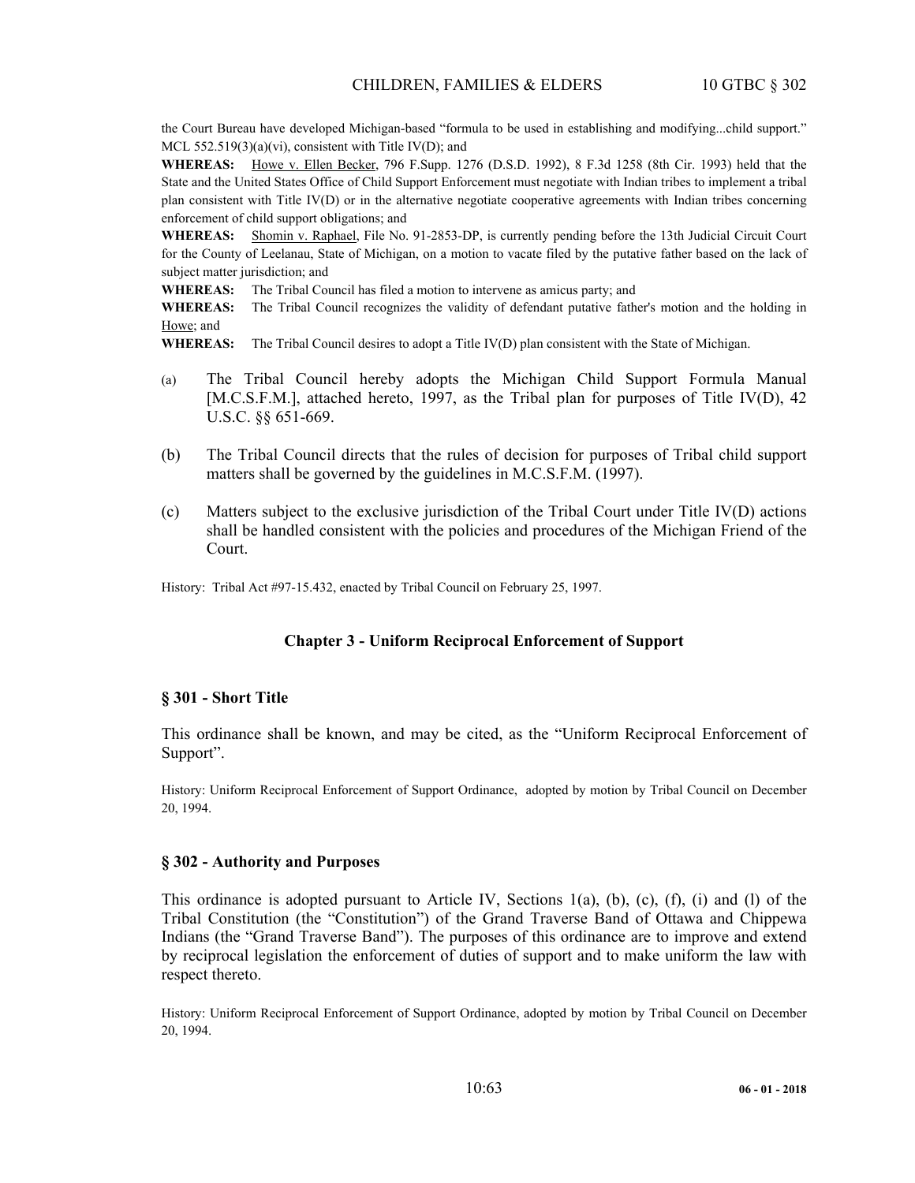the Court Bureau have developed Michigan-based "formula to be used in establishing and modifying...child support." MCL 552.519(3)(a)(vi), consistent with Title IV(D); and

**WHEREAS:** Howe v. Ellen Becker, 796 F.Supp. 1276 (D.S.D. 1992), 8 F.3d 1258 (8th Cir. 1993) held that the State and the United States Office of Child Support Enforcement must negotiate with Indian tribes to implement a tribal plan consistent with Title IV(D) or in the alternative negotiate cooperative agreements with Indian tribes concerning enforcement of child support obligations; and

**WHEREAS:** Shomin v. Raphael, File No. 91-2853-DP, is currently pending before the 13th Judicial Circuit Court for the County of Leelanau, State of Michigan, on a motion to vacate filed by the putative father based on the lack of subject matter jurisdiction; and

**WHEREAS:** The Tribal Council has filed a motion to intervene as amicus party; and

**WHEREAS:** The Tribal Council recognizes the validity of defendant putative father's motion and the holding in Howe; and

**WHEREAS:** The Tribal Council desires to adopt a Title IV(D) plan consistent with the State of Michigan.

(a) The Tribal Council hereby adopts the Michigan Child Support Formula Manual [M.C.S.F.M.], attached hereto, 1997, as the Tribal plan for purposes of Title IV(D), 42 U.S.C. §§ 651-669.

(b) The Tribal Council directs that the rules of decision for purposes of Tribal child support matters shall be governed by the guidelines in M.C.S.F.M. (1997).

(c) Matters subject to the exclusive jurisdiction of the Tribal Court under Title IV(D) actions shall be handled consistent with the policies and procedures of the Michigan Friend of the Court.

History: Tribal Act #97-15.432, enacted by Tribal Council on February 25, 1997.

## Chapter 3 - Uniform Reciprocal Enforcement of Support

### § 301 - Short Title

This ordinance shall be known, and may be cited, as the "Uniform Reciprocal Enforcement of Support".

History: Uniform Reciprocal Enforcement of Support Ordinance, adopted by motion by Tribal Council on December 20, 1994.

### § 302 - Authority and Purposes

This ordinance is adopted pursuant to Article IV, Sections 1(a), (b), (c), (f), (i) and (l) of the Tribal Constitution (the "Constitution") of the Grand Traverse Band of Ottawa and Chippewa Indians (the "Grand Traverse Band"). The purposes of this ordinance are to improve and extend by reciprocal legislation the enforcement of duties of support and to make uniform the law with respect thereto.

History: Uniform Reciprocal Enforcement of Support Ordinance, adopted by motion by Tribal Council on December 20, 1994.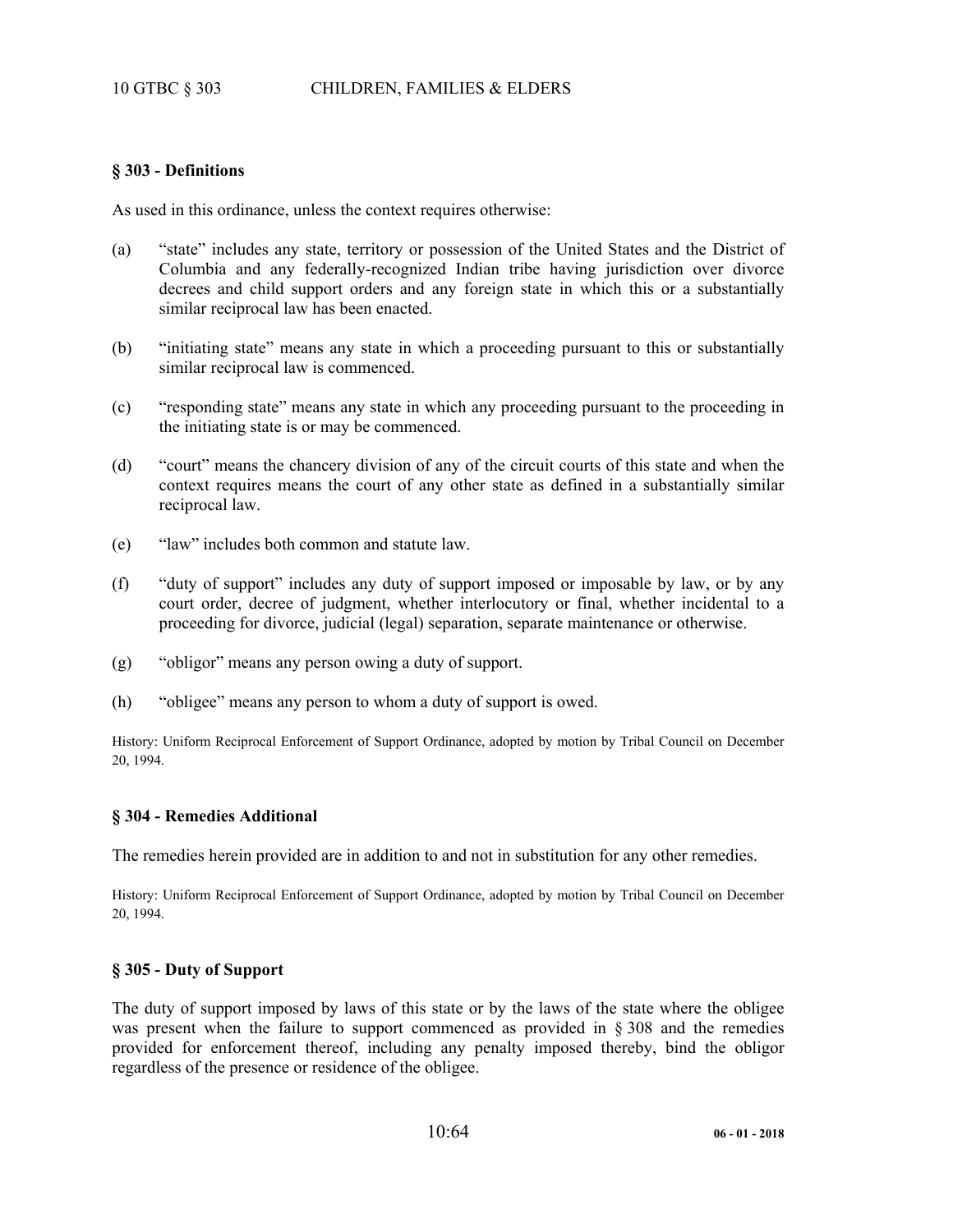## § 303 - Definitions

As used in this ordinance, unless the context requires otherwise:

(a) "state" includes any state, territory or possession of the United States and the District of Columbia and any federally-recognized Indian tribe having jurisdiction over divorce decrees and child support orders and any foreign state in which this or a substantially similar reciprocal law has been enacted.

(b) "initiating state" means any state in which a proceeding pursuant to this or substantially similar reciprocal law is commenced.

(c) "responding state" means any state in which any proceeding pursuant to the proceeding in the initiating state is or may be commenced.

(d) "court" means the chancery division of any of the circuit courts of this state and when the context requires means the court of any other state as defined in a substantially similar reciprocal law.

(e) "law" includes both common and statute law.

(f) "duty of support" includes any duty of support imposed or imposable by law, or by any court order, decree of judgment, whether interlocutory or final, whether incidental to a proceeding for divorce, judicial (legal) separation, separate maintenance or otherwise.

(g) "obligor" means any person owing a duty of support.

(h) "obligee" means any person to whom a duty of support is owed.

History: Uniform Reciprocal Enforcement of Support Ordinance, adopted by motion by Tribal Council on December 20, 1994.

## § 304 - Remedies Additional

The remedies herein provided are in addition to and not in substitution for any other remedies.

History: Uniform Reciprocal Enforcement of Support Ordinance, adopted by motion by Tribal Council on December 20, 1994.

## § 305 - Duty of Support

The duty of support imposed by laws of this state or by the laws of the state where the obligee was present when the failure to support commenced as provided in § 308 and the remedies provided for enforcement thereof, including any penalty imposed thereby, bind the obligor regardless of the presence or residence of the obligee.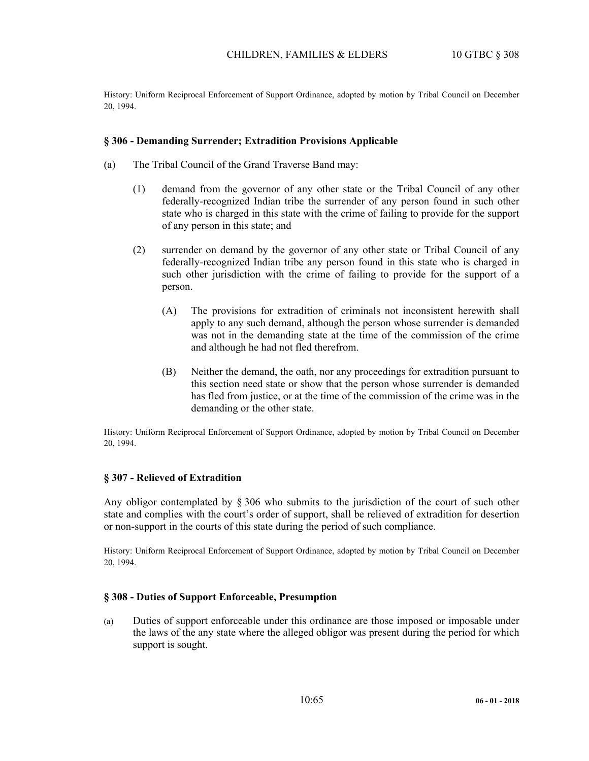History: Uniform Reciprocal Enforcement of Support Ordinance, adopted by motion by Tribal Council on December 20, 1994.

### § 306 - Demanding Surrender; Extradition Provisions Applicable

(a) The Tribal Council of the Grand Traverse Band may:

(1) demand from the governor of any other state or the Tribal Council of any other federally-recognized Indian tribe the surrender of any person found in such other state who is charged in this state with the crime of failing to provide for the support of any person in this state; and

(2) surrender on demand by the governor of any other state or Tribal Council of any federally-recognized Indian tribe any person found in this state who is charged in such other jurisdiction with the crime of failing to provide for the support of a person.

(A) The provisions for extradition of criminals not inconsistent herewith shall apply to any such demand, although the person whose surrender is demanded was not in the demanding state at the time of the commission of the crime and although he had not fled therefrom.

(B) Neither the demand, the oath, nor any proceedings for extradition pursuant to this section need state or show that the person whose surrender is demanded has fled from justice, or at the time of the commission of the crime was in the demanding or the other state.

History: Uniform Reciprocal Enforcement of Support Ordinance, adopted by motion by Tribal Council on December 20, 1994.

### § 307 - Relieved of Extradition

Any obligor contemplated by § 306 who submits to the jurisdiction of the court of such other state and complies with the court's order of support, shall be relieved of extradition for desertion or non-support in the courts of this state during the period of such compliance.

History: Uniform Reciprocal Enforcement of Support Ordinance, adopted by motion by Tribal Council on December 20, 1994.

### § 308 - Duties of Support Enforceable, Presumption

(a) Duties of support enforceable under this ordinance are those imposed or imposable under the laws of the any state where the alleged obligor was present during the period for which support is sought.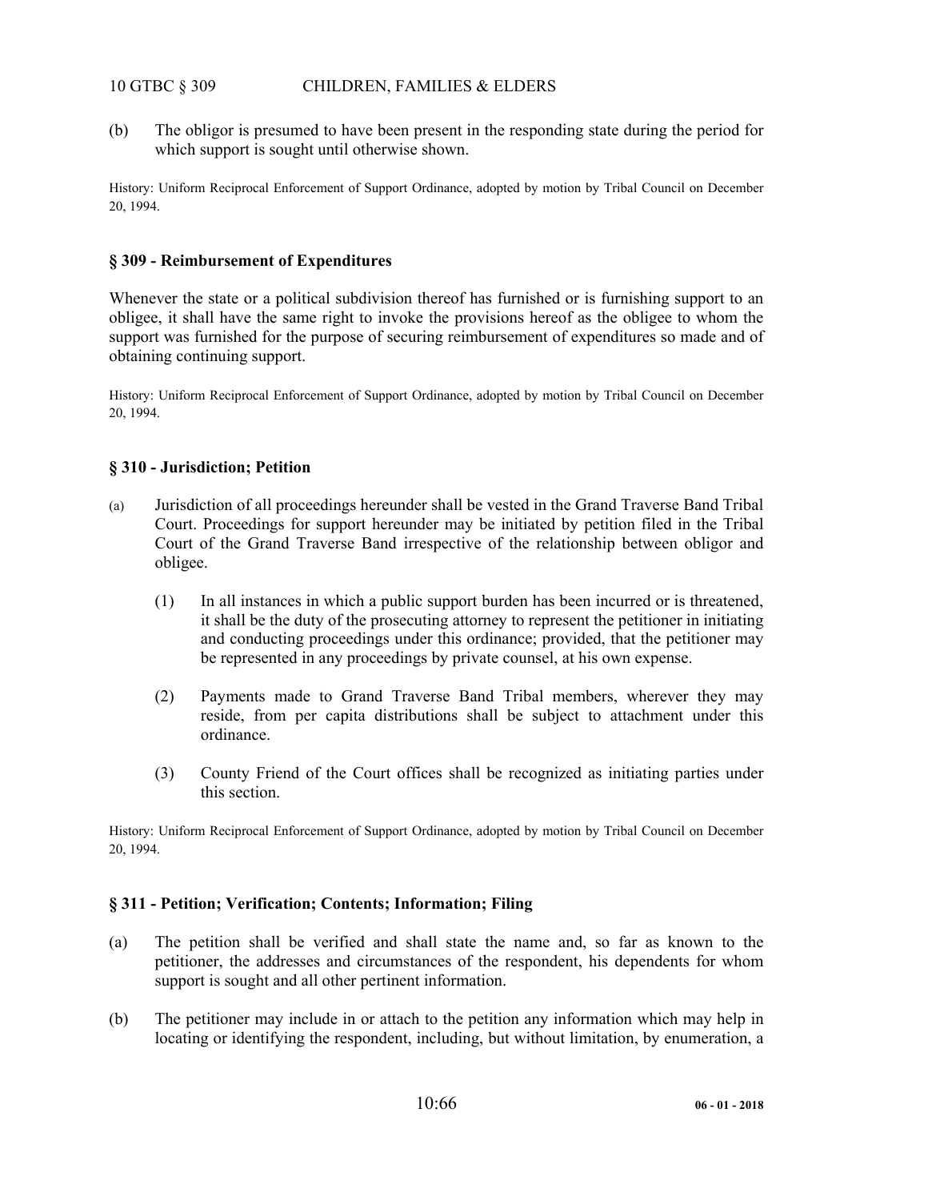(b) The obligor is presumed to have been present in the responding state during the period for which support is sought until otherwise shown.

History: Uniform Reciprocal Enforcement of Support Ordinance, adopted by motion by Tribal Council on December 20, 1994.

### § 309 - Reimbursement of Expenditures

Whenever the state or a political subdivision thereof has furnished or is furnishing support to an obligee, it shall have the same right to invoke the provisions hereof as the obligee to whom the support was furnished for the purpose of securing reimbursement of expenditures so made and of obtaining continuing support.

History: Uniform Reciprocal Enforcement of Support Ordinance, adopted by motion by Tribal Council on December 20, 1994.

### § 310 - Jurisdiction; Petition

(a) Jurisdiction of all proceedings hereunder shall be vested in the Grand Traverse Band Tribal Court. Proceedings for support hereunder may be initiated by petition filed in the Tribal Court of the Grand Traverse Band irrespective of the relationship between obligor and obligee.

 (1) In all instances in which a public support burden has been incurred or is threatened, it shall be the duty of the prosecuting attorney to represent the petitioner in initiating and conducting proceedings under this ordinance; provided, that the petitioner may be represented in any proceedings by private counsel, at his own expense.

 (2) Payments made to Grand Traverse Band Tribal members, wherever they may reside, from per capita distributions shall be subject to attachment under this ordinance.

 (3) County Friend of the Court offices shall be recognized as initiating parties under this section.

History: Uniform Reciprocal Enforcement of Support Ordinance, adopted by motion by Tribal Council on December 20, 1994.

### § 311 - Petition; Verification; Contents; Information; Filing

(a) The petition shall be verified and shall state the name and, so far as known to the petitioner, the addresses and circumstances of the respondent, his dependents for whom support is sought and all other pertinent information.

(b) The petitioner may include in or attach to the petition any information which may help in locating or identifying the respondent, including, but without limitation, by enumeration, a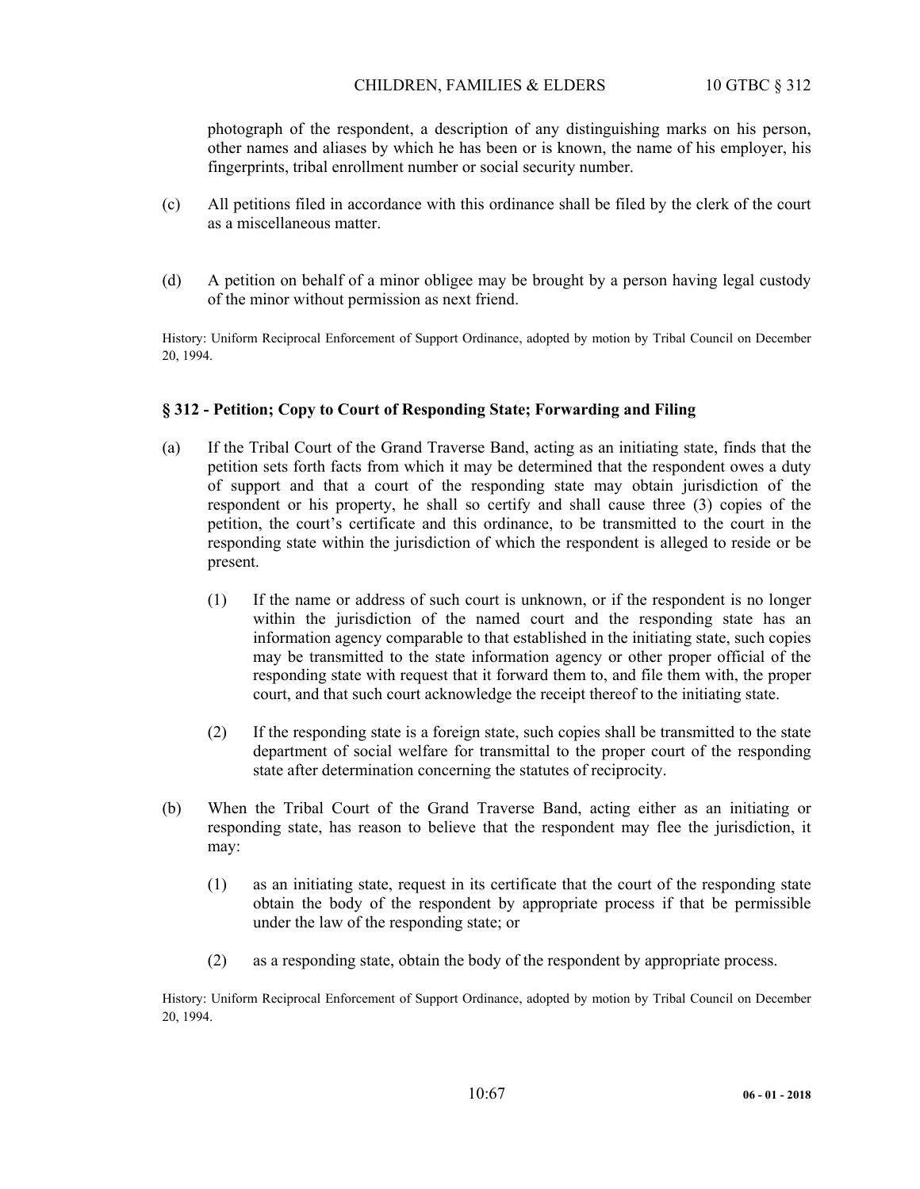photograph of the respondent, a description of any distinguishing marks on his person, other names and aliases by which he has been or is known, the name of his employer, his fingerprints, tribal enrollment number or social security number.

(c) All petitions filed in accordance with this ordinance shall be filed by the clerk of the court as a miscellaneous matter.

(d) A petition on behalf of a minor obligee may be brought by a person having legal custody of the minor without permission as next friend.

History: Uniform Reciprocal Enforcement of Support Ordinance, adopted by motion by Tribal Council on December 20, 1994.

### § 312 - Petition; Copy to Court of Responding State; Forwarding and Filing

(a) If the Tribal Court of the Grand Traverse Band, acting as an initiating state, finds that the petition sets forth facts from which it may be determined that the respondent owes a duty of support and that a court of the responding state may obtain jurisdiction of the respondent or his property, he shall so certify and shall cause three (3) copies of the petition, the court's certificate and this ordinance, to be transmitted to the court in the responding state within the jurisdiction of which the respondent is alleged to reside or be present.

(1) If the name or address of such court is unknown, or if the respondent is no longer within the jurisdiction of the named court and the responding state has an information agency comparable to that established in the initiating state, such copies may be transmitted to the state information agency or other proper official of the responding state with request that it forward them to, and file them with, the proper court, and that such court acknowledge the receipt thereof to the initiating state.

(2) If the responding state is a foreign state, such copies shall be transmitted to the state department of social welfare for transmittal to the proper court of the responding state after determination concerning the statutes of reciprocity.

(b) When the Tribal Court of the Grand Traverse Band, acting either as an initiating or responding state, has reason to believe that the respondent may flee the jurisdiction, it may:

(1) as an initiating state, request in its certificate that the court of the responding state obtain the body of the respondent by appropriate process if that be permissible under the law of the responding state; or

(2) as a responding state, obtain the body of the respondent by appropriate process.

History: Uniform Reciprocal Enforcement of Support Ordinance, adopted by motion by Tribal Council on December 20, 1994.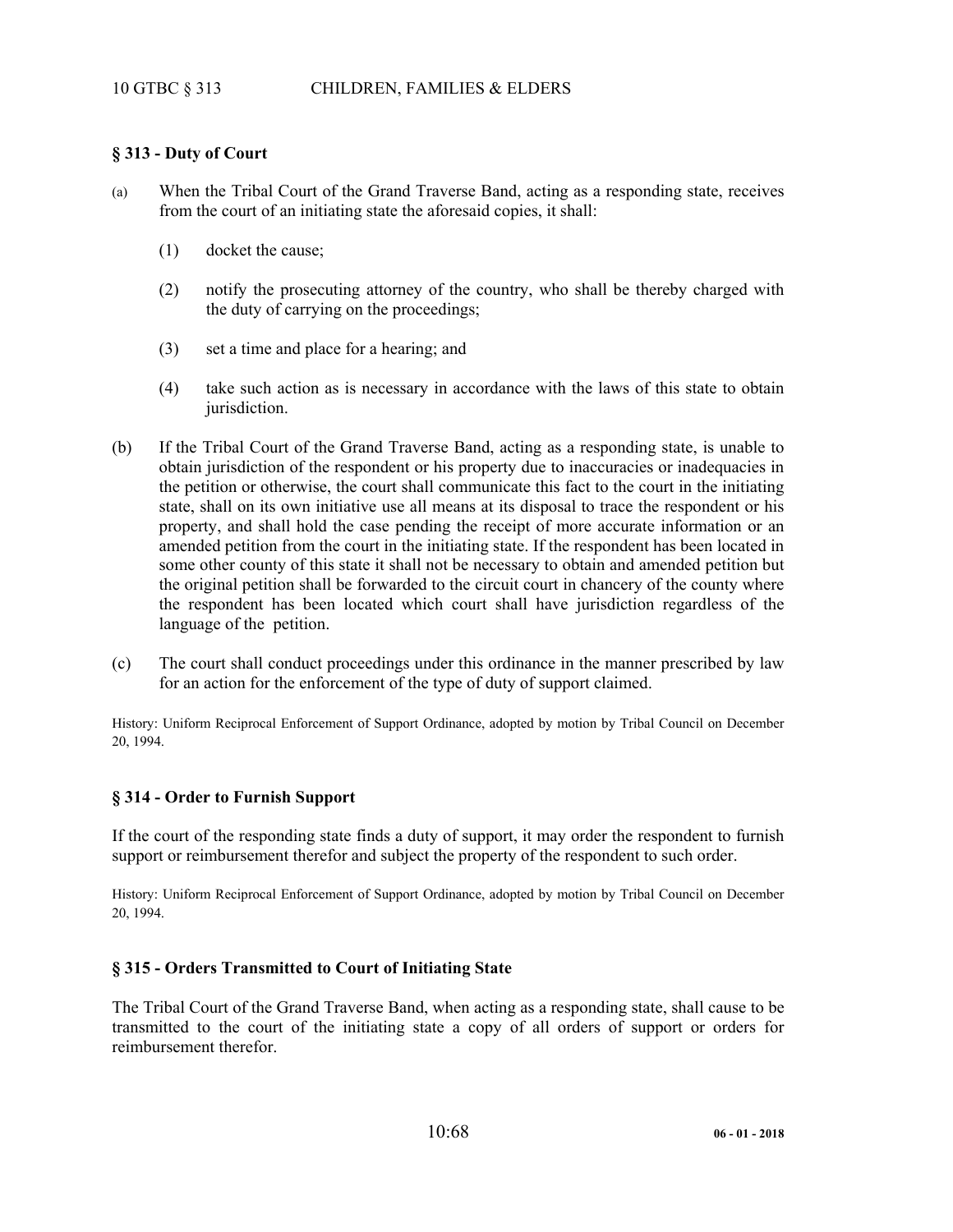## § 313 - Duty of Court

(a) When the Tribal Court of the Grand Traverse Band, acting as a responding state, receives from the court of an initiating state the aforesaid copies, it shall:

  (1) docket the cause;

  (2) notify the prosecuting attorney of the country, who shall be thereby charged with the duty of carrying on the proceedings;

  (3) set a time and place for a hearing; and

  (4) take such action as is necessary in accordance with the laws of this state to obtain jurisdiction.

(b) If the Tribal Court of the Grand Traverse Band, acting as a responding state, is unable to obtain jurisdiction of the respondent or his property due to inaccuracies or inadequacies in the petition or otherwise, the court shall communicate this fact to the court in the initiating state, shall on its own initiative use all means at its disposal to trace the respondent or his property, and shall hold the case pending the receipt of more accurate information or an amended petition from the court in the initiating state. If the respondent has been located in some other county of this state it shall not be necessary to obtain and amended petition but the original petition shall be forwarded to the circuit court in chancery of the county where the respondent has been located which court shall have jurisdiction regardless of the language of the petition.

(c) The court shall conduct proceedings under this ordinance in the manner prescribed by law for an action for the enforcement of the type of duty of support claimed.

History: Uniform Reciprocal Enforcement of Support Ordinance, adopted by motion by Tribal Council on December 20, 1994.

## § 314 - Order to Furnish Support

If the court of the responding state finds a duty of support, it may order the respondent to furnish support or reimbursement therefor and subject the property of the respondent to such order.

History: Uniform Reciprocal Enforcement of Support Ordinance, adopted by motion by Tribal Council on December 20, 1994.

## § 315 - Orders Transmitted to Court of Initiating State

The Tribal Court of the Grand Traverse Band, when acting as a responding state, shall cause to be transmitted to the court of the initiating state a copy of all orders of support or orders for reimbursement therefor.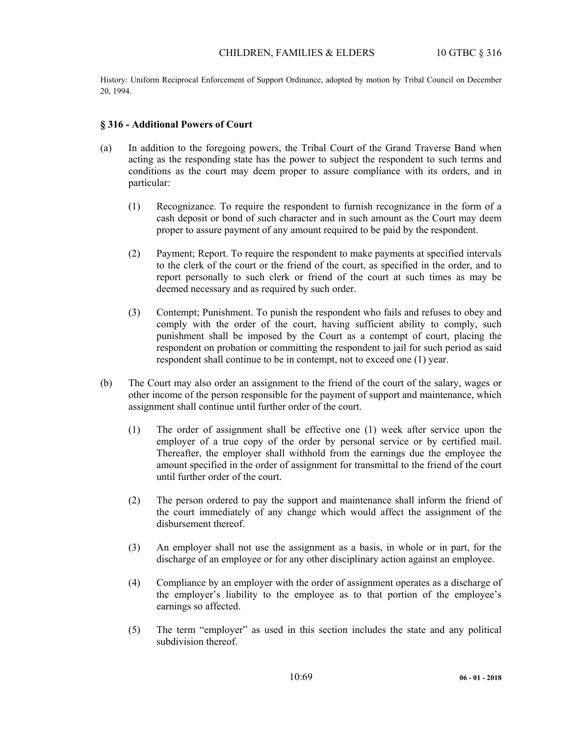History: Uniform Reciprocal Enforcement of Support Ordinance, adopted by motion by Tribal Council on December 20, 1994.

## § 316 - Additional Powers of Court

(a) In addition to the foregoing powers, the Tribal Court of the Grand Traverse Band when acting as the responding state has the power to subject the respondent to such terms and conditions as the court may deem proper to assure compliance with its orders, and in particular:

(1) Recognizance. To require the respondent to furnish recognizance in the form of a cash deposit or bond of such character and in such amount as the Court may deem proper to assure payment of any amount required to be paid by the respondent.

(2) Payment; Report. To require the respondent to make payments at specified intervals to the clerk of the court or the friend of the court, as specified in the order, and to report personally to such clerk or friend of the court at such times as may be deemed necessary and as required by such order.

(3) Contempt; Punishment. To punish the respondent who fails and refuses to obey and comply with the order of the court, having sufficient ability to comply, such punishment shall be imposed by the Court as a contempt of court, placing the respondent on probation or committing the respondent to jail for such period as said respondent shall continue to be in contempt, not to exceed one (1) year.

(b) The Court may also order an assignment to the friend of the court of the salary, wages or other income of the person responsible for the payment of support and maintenance, which assignment shall continue until further order of the court.

(1) The order of assignment shall be effective one (1) week after service upon the employer of a true copy of the order by personal service or by certified mail. Thereafter, the employer shall withhold from the earnings due the employee the amount specified in the order of assignment for transmittal to the friend of the court until further order of the court.

(2) The person ordered to pay the support and maintenance shall inform the friend of the court immediately of any change which would affect the assignment of the disbursement thereof.

(3) An employer shall not use the assignment as a basis, in whole or in part, for the discharge of an employee or for any other disciplinary action against an employee.

(4) Compliance by an employer with the order of assignment operates as a discharge of the employer's liability to the employee as to that portion of the employee's earnings so affected.

(5) The term "employer" as used in this section includes the state and any political subdivision thereof.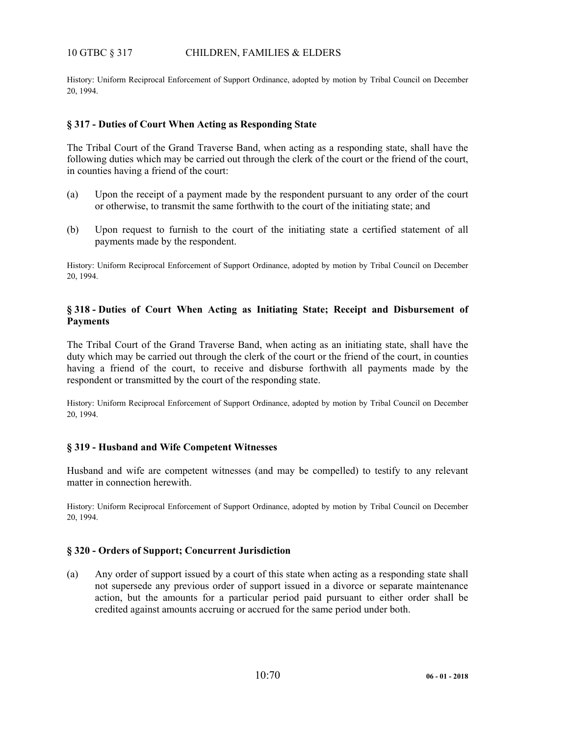History: Uniform Reciprocal Enforcement of Support Ordinance, adopted by motion by Tribal Council on December 20, 1994.

### § 317 - Duties of Court When Acting as Responding State

The Tribal Court of the Grand Traverse Band, when acting as a responding state, shall have the following duties which may be carried out through the clerk of the court or the friend of the court, in counties having a friend of the court:

(a) Upon the receipt of a payment made by the respondent pursuant to any order of the court or otherwise, to transmit the same forthwith to the court of the initiating state; and

(b) Upon request to furnish to the court of the initiating state a certified statement of all payments made by the respondent.

History: Uniform Reciprocal Enforcement of Support Ordinance, adopted by motion by Tribal Council on December 20, 1994.

### § 318 - Duties of Court When Acting as Initiating State; Receipt and Disbursement of Payments

The Tribal Court of the Grand Traverse Band, when acting as an initiating state, shall have the duty which may be carried out through the clerk of the court or the friend of the court, in counties having a friend of the court, to receive and disburse forthwith all payments made by the respondent or transmitted by the court of the responding state.

History: Uniform Reciprocal Enforcement of Support Ordinance, adopted by motion by Tribal Council on December 20, 1994.

### § 319 - Husband and Wife Competent Witnesses

Husband and wife are competent witnesses (and may be compelled) to testify to any relevant matter in connection herewith.

History: Uniform Reciprocal Enforcement of Support Ordinance, adopted by motion by Tribal Council on December 20, 1994.

### § 320 - Orders of Support; Concurrent Jurisdiction

(a) Any order of support issued by a court of this state when acting as a responding state shall not supersede any previous order of support issued in a divorce or separate maintenance action, but the amounts for a particular period paid pursuant to either order shall be credited against amounts accruing or accrued for the same period under both.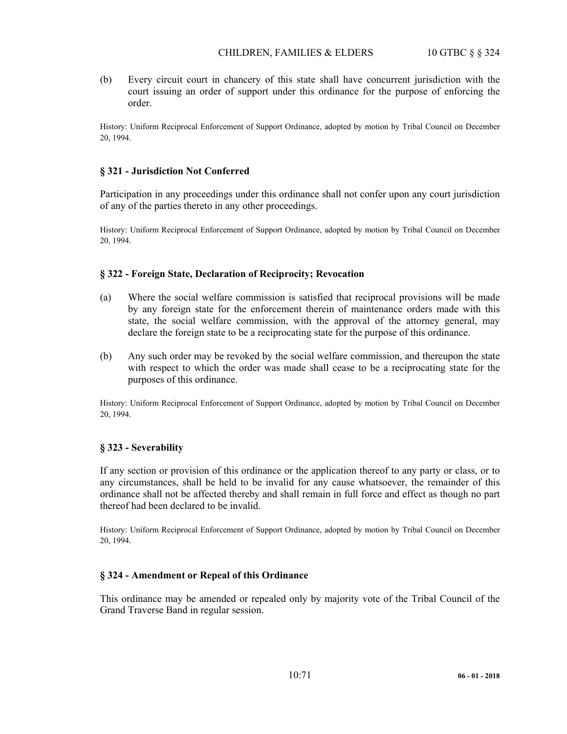(b) Every circuit court in chancery of this state shall have concurrent jurisdiction with the court issuing an order of support under this ordinance for the purpose of enforcing the order.

History: Uniform Reciprocal Enforcement of Support Ordinance, adopted by motion by Tribal Council on December 20, 1994.

### § 321 - Jurisdiction Not Conferred

Participation in any proceedings under this ordinance shall not confer upon any court jurisdiction of any of the parties thereto in any other proceedings.

History: Uniform Reciprocal Enforcement of Support Ordinance, adopted by motion by Tribal Council on December 20, 1994.

### § 322 - Foreign State, Declaration of Reciprocity; Revocation

(a) Where the social welfare commission is satisfied that reciprocal provisions will be made by any foreign state for the enforcement therein of maintenance orders made with this state, the social welfare commission, with the approval of the attorney general, may declare the foreign state to be a reciprocating state for the purpose of this ordinance.

(b) Any such order may be revoked by the social welfare commission, and thereupon the state with respect to which the order was made shall cease to be a reciprocating state for the purposes of this ordinance.

History: Uniform Reciprocal Enforcement of Support Ordinance, adopted by motion by Tribal Council on December 20, 1994.

### § 323 - Severability

If any section or provision of this ordinance or the application thereof to any party or class, or to any circumstances, shall be held to be invalid for any cause whatsoever, the remainder of this ordinance shall not be affected thereby and shall remain in full force and effect as though no part thereof had been declared to be invalid.

History: Uniform Reciprocal Enforcement of Support Ordinance, adopted by motion by Tribal Council on December 20, 1994.

### § 324 - Amendment or Repeal of this Ordinance

This ordinance may be amended or repealed only by majority vote of the Tribal Council of the Grand Traverse Band in regular session.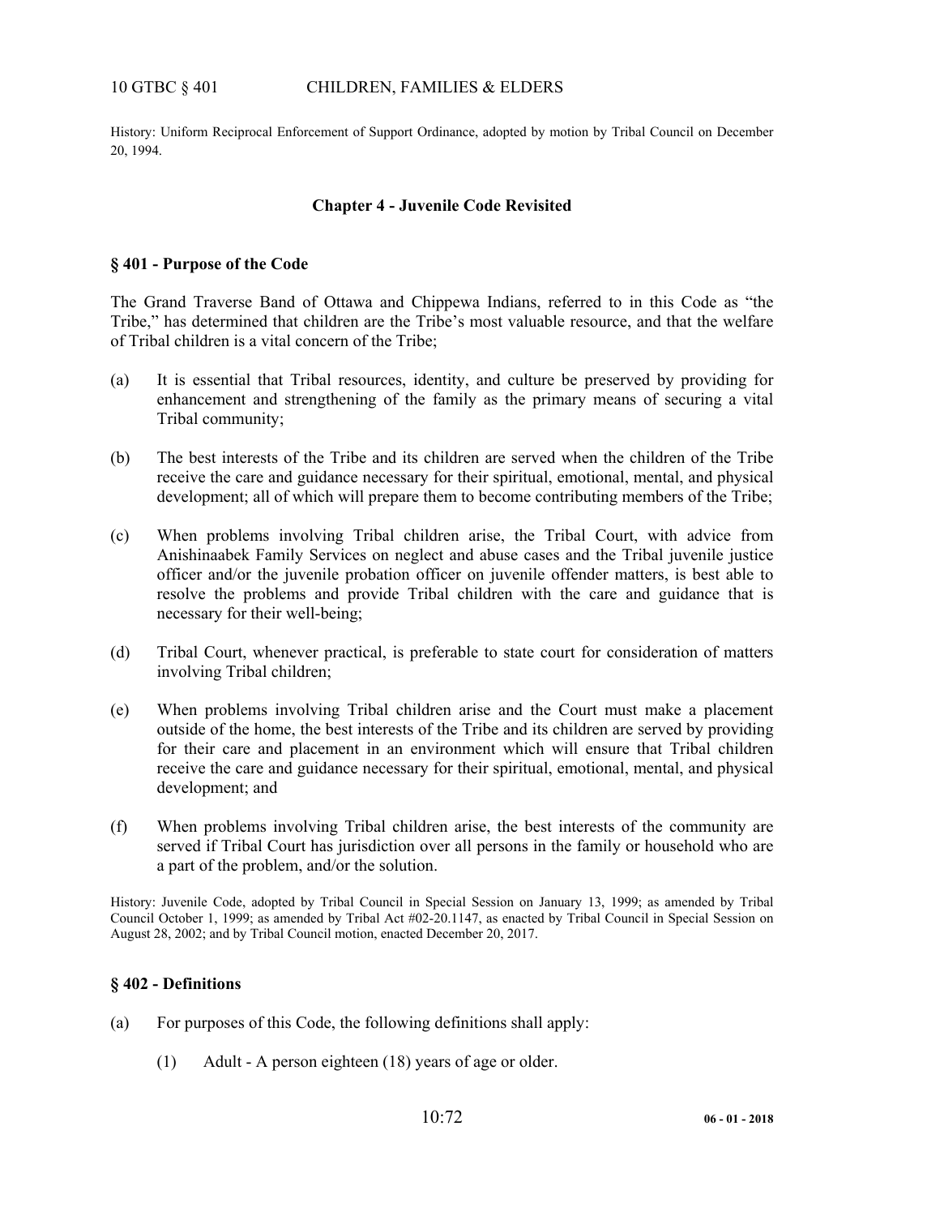History: Uniform Reciprocal Enforcement of Support Ordinance, adopted by motion by Tribal Council on December 20, 1994.

## Chapter 4 - Juvenile Code Revisited

### § 401 - Purpose of the Code

The Grand Traverse Band of Ottawa and Chippewa Indians, referred to in this Code as "the Tribe," has determined that children are the Tribe's most valuable resource, and that the welfare of Tribal children is a vital concern of the Tribe;

(a) It is essential that Tribal resources, identity, and culture be preserved by providing for enhancement and strengthening of the family as the primary means of securing a vital Tribal community;

(b) The best interests of the Tribe and its children are served when the children of the Tribe receive the care and guidance necessary for their spiritual, emotional, mental, and physical development; all of which will prepare them to become contributing members of the Tribe;

(c) When problems involving Tribal children arise, the Tribal Court, with advice from Anishinaabek Family Services on neglect and abuse cases and the Tribal juvenile justice officer and/or the juvenile probation officer on juvenile offender matters, is best able to resolve the problems and provide Tribal children with the care and guidance that is necessary for their well-being;

(d) Tribal Court, whenever practical, is preferable to state court for consideration of matters involving Tribal children;

(e) When problems involving Tribal children arise and the Court must make a placement outside of the home, the best interests of the Tribe and its children are served by providing for their care and placement in an environment which will ensure that Tribal children receive the care and guidance necessary for their spiritual, emotional, mental, and physical development; and

(f) When problems involving Tribal children arise, the best interests of the community are served if Tribal Court has jurisdiction over all persons in the family or household who are a part of the problem, and/or the solution.

History: Juvenile Code, adopted by Tribal Council in Special Session on January 13, 1999; as amended by Tribal Council October 1, 1999; as amended by Tribal Act #02-20.1147, as enacted by Tribal Council in Special Session on August 28, 2002; and by Tribal Council motion, enacted December 20, 2017.

### § 402 - Definitions

(a) For purposes of this Code, the following definitions shall apply:

(1) Adult - A person eighteen (18) years of age or older.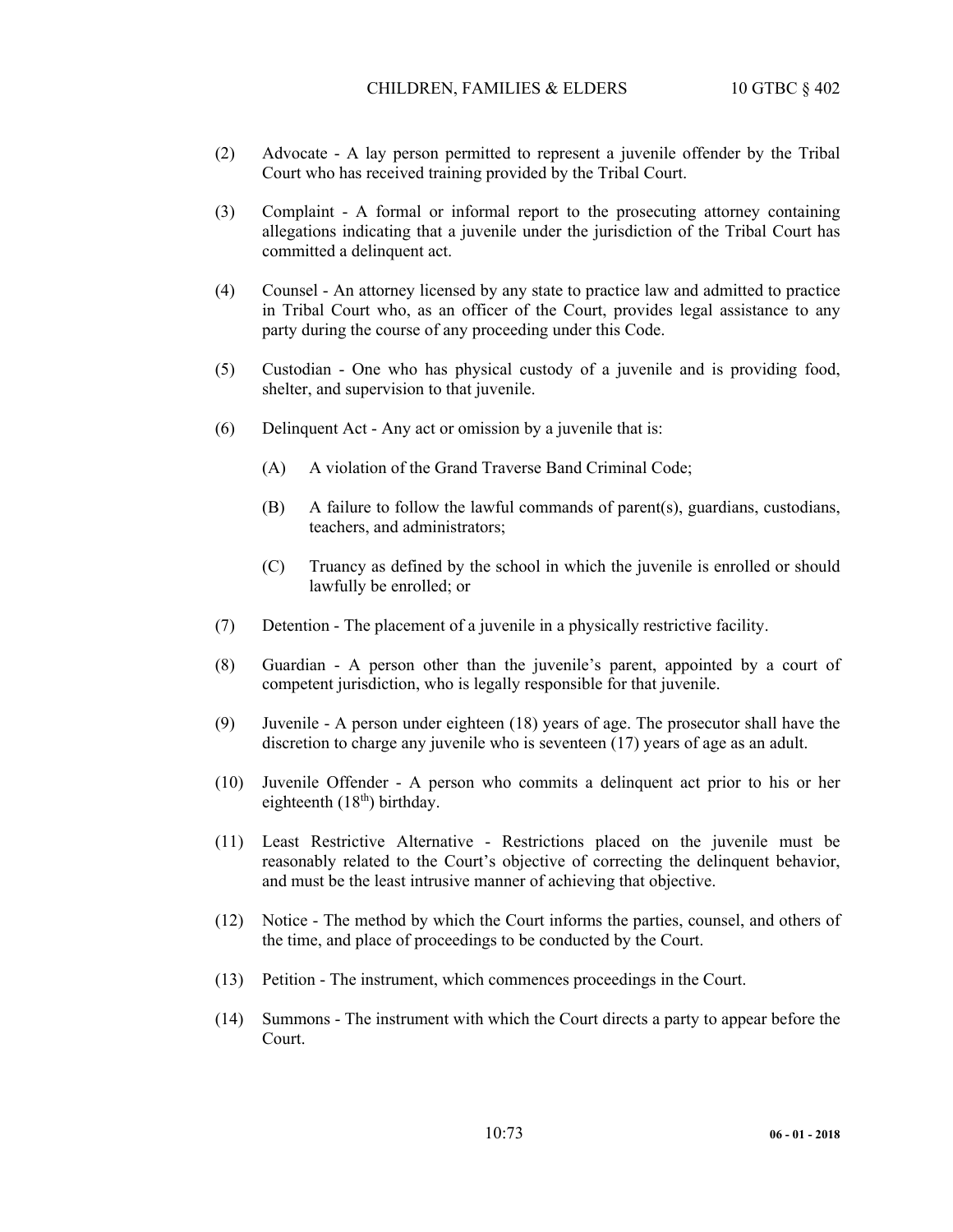(2) Advocate - A lay person permitted to represent a juvenile offender by the Tribal Court who has received training provided by the Tribal Court.

(3) Complaint - A formal or informal report to the prosecuting attorney containing allegations indicating that a juvenile under the jurisdiction of the Tribal Court has committed a delinquent act.

(4) Counsel - An attorney licensed by any state to practice law and admitted to practice in Tribal Court who, as an officer of the Court, provides legal assistance to any party during the course of any proceeding under this Code.

(5) Custodian - One who has physical custody of a juvenile and is providing food, shelter, and supervision to that juvenile.

(6) Delinquent Act - Any act or omission by a juvenile that is:

   (A) A violation of the Grand Traverse Band Criminal Code;

   (B) A failure to follow the lawful commands of parent(s), guardians, custodians, teachers, and administrators;

   (C) Truancy as defined by the school in which the juvenile is enrolled or should lawfully be enrolled; or

(7) Detention - The placement of a juvenile in a physically restrictive facility.

(8) Guardian - A person other than the juvenile's parent, appointed by a court of competent jurisdiction, who is legally responsible for that juvenile.

(9) Juvenile - A person under eighteen (18) years of age. The prosecutor shall have the discretion to charge any juvenile who is seventeen (17) years of age as an adult.

(10) Juvenile Offender - A person who commits a delinquent act prior to his or her eighteenth (18th) birthday.

(11) Least Restrictive Alternative - Restrictions placed on the juvenile must be reasonably related to the Court's objective of correcting the delinquent behavior, and must be the least intrusive manner of achieving that objective.

(12) Notice - The method by which the Court informs the parties, counsel, and others of the time, and place of proceedings to be conducted by the Court.

(13) Petition - The instrument, which commences proceedings in the Court.

(14) Summons - The instrument with which the Court directs a party to appear before the Court.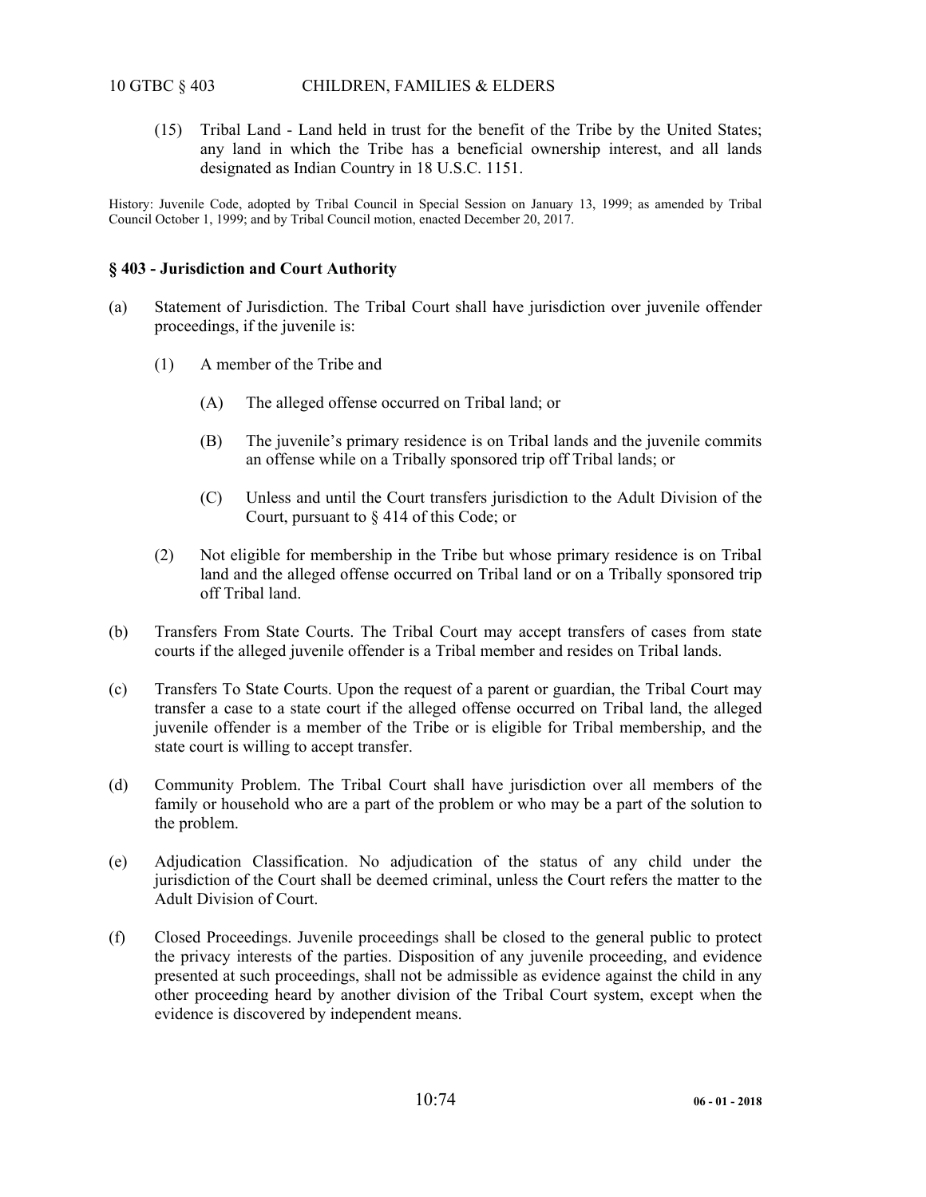(15) Tribal Land - Land held in trust for the benefit of the Tribe by the United States; any land in which the Tribe has a beneficial ownership interest, and all lands designated as Indian Country in 18 U.S.C. 1151.

History: Juvenile Code, adopted by Tribal Council in Special Session on January 13, 1999; as amended by Tribal Council October 1, 1999; and by Tribal Council motion, enacted December 20, 2017.

### § 403 - Jurisdiction and Court Authority

(a) Statement of Jurisdiction. The Tribal Court shall have jurisdiction over juvenile offender proceedings, if the juvenile is:

  (1) A member of the Tribe and

    (A) The alleged offense occurred on Tribal land; or

    (B) The juvenile's primary residence is on Tribal lands and the juvenile commits an offense while on a Tribally sponsored trip off Tribal lands; or

    (C) Unless and until the Court transfers jurisdiction to the Adult Division of the Court, pursuant to § 414 of this Code; or

  (2) Not eligible for membership in the Tribe but whose primary residence is on Tribal land and the alleged offense occurred on Tribal land or on a Tribally sponsored trip off Tribal land.

(b) Transfers From State Courts. The Tribal Court may accept transfers of cases from state courts if the alleged juvenile offender is a Tribal member and resides on Tribal lands.

(c) Transfers To State Courts. Upon the request of a parent or guardian, the Tribal Court may transfer a case to a state court if the alleged offense occurred on Tribal land, the alleged juvenile offender is a member of the Tribe or is eligible for Tribal membership, and the state court is willing to accept transfer.

(d) Community Problem. The Tribal Court shall have jurisdiction over all members of the family or household who are a part of the problem or who may be a part of the solution to the problem.

(e) Adjudication Classification. No adjudication of the status of any child under the jurisdiction of the Court shall be deemed criminal, unless the Court refers the matter to the Adult Division of Court.

(f) Closed Proceedings. Juvenile proceedings shall be closed to the general public to protect the privacy interests of the parties. Disposition of any juvenile proceeding, and evidence presented at such proceedings, shall not be admissible as evidence against the child in any other proceeding heard by another division of the Tribal Court system, except when the evidence is discovered by independent means.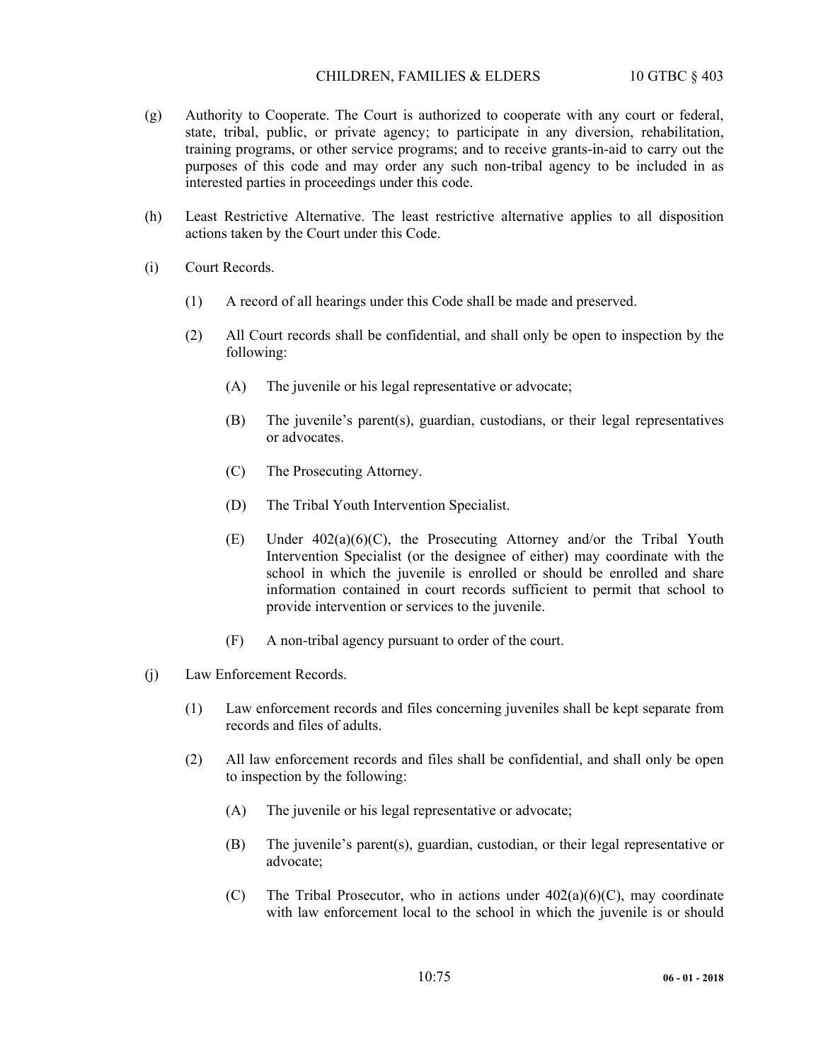(g) Authority to Cooperate. The Court is authorized to cooperate with any court or federal, state, tribal, public, or private agency; to participate in any diversion, rehabilitation, training programs, or other service programs; and to receive grants-in-aid to carry out the purposes of this code and may order any such non-tribal agency to be included in as interested parties in proceedings under this code.

(h) Least Restrictive Alternative. The least restrictive alternative applies to all disposition actions taken by the Court under this Code.

(i) Court Records.

(1) A record of all hearings under this Code shall be made and preserved.

(2) All Court records shall be confidential, and shall only be open to inspection by the following:

(A) The juvenile or his legal representative or advocate;

(B) The juvenile's parent(s), guardian, custodians, or their legal representatives or advocates.

(C) The Prosecuting Attorney.

(D) The Tribal Youth Intervention Specialist.

(E) Under 402(a)(6)(C), the Prosecuting Attorney and/or the Tribal Youth Intervention Specialist (or the designee of either) may coordinate with the school in which the juvenile is enrolled or should be enrolled and share information contained in court records sufficient to permit that school to provide intervention or services to the juvenile.

(F) A non-tribal agency pursuant to order of the court.

(j) Law Enforcement Records.

(1) Law enforcement records and files concerning juveniles shall be kept separate from records and files of adults.

(2) All law enforcement records and files shall be confidential, and shall only be open to inspection by the following:

(A) The juvenile or his legal representative or advocate;

(B) The juvenile's parent(s), guardian, custodian, or their legal representative or advocate;

(C) The Tribal Prosecutor, who in actions under 402(a)(6)(C), may coordinate with law enforcement local to the school in which the juvenile is or should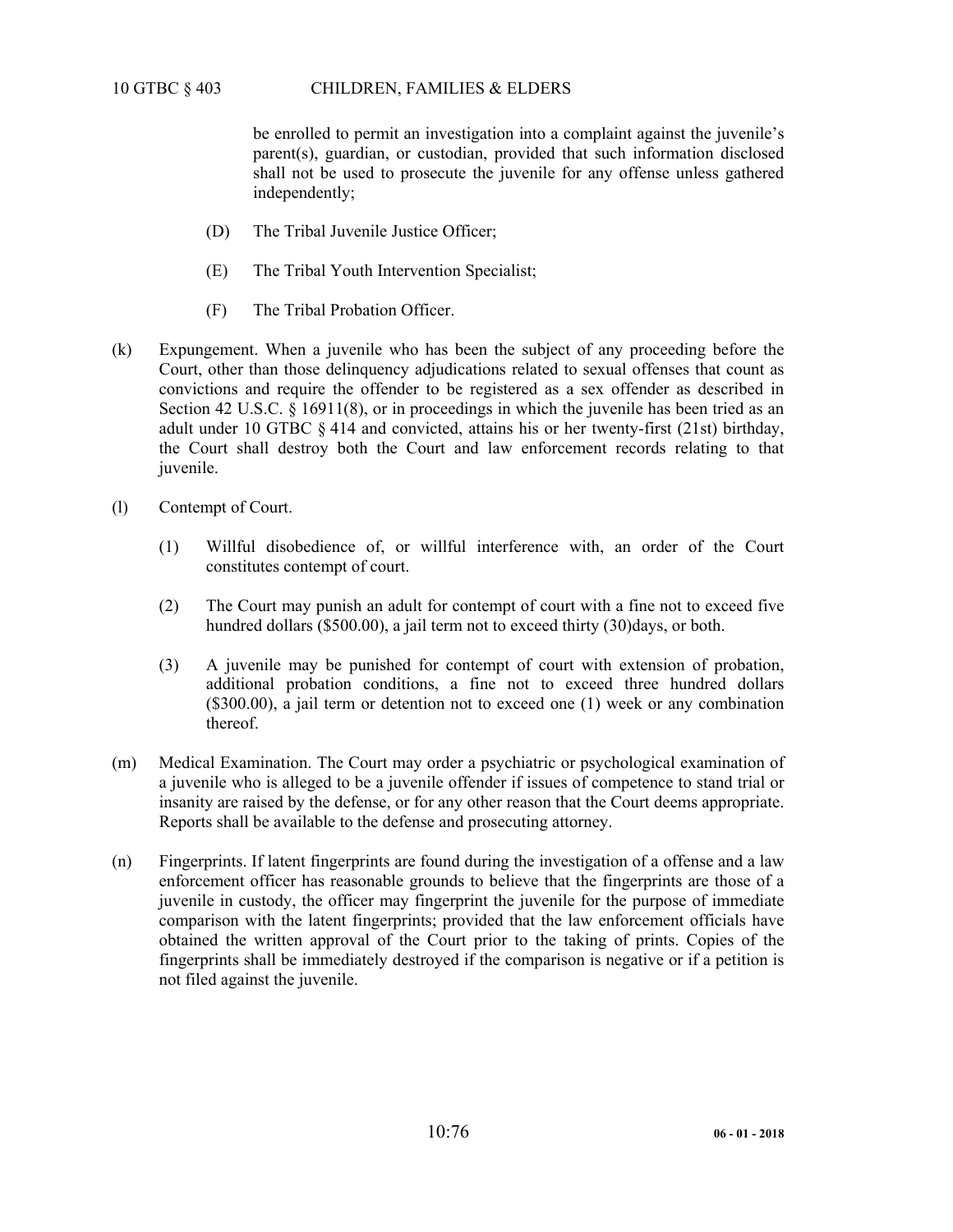be enrolled to permit an investigation into a complaint against the juvenile's parent(s), guardian, or custodian, provided that such information disclosed shall not be used to prosecute the juvenile for any offense unless gathered independently;

(D) The Tribal Juvenile Justice Officer;

(E) The Tribal Youth Intervention Specialist;

(F) The Tribal Probation Officer.

(k) Expungement. When a juvenile who has been the subject of any proceeding before the Court, other than those delinquency adjudications related to sexual offenses that count as convictions and require the offender to be registered as a sex offender as described in Section 42 U.S.C. § 16911(8), or in proceedings in which the juvenile has been tried as an adult under 10 GTBC § 414 and convicted, attains his or her twenty-first (21st) birthday, the Court shall destroy both the Court and law enforcement records relating to that juvenile.

(l) Contempt of Court.

(1) Willful disobedience of, or willful interference with, an order of the Court constitutes contempt of court.

(2) The Court may punish an adult for contempt of court with a fine not to exceed five hundred dollars ($500.00), a jail term not to exceed thirty (30)days, or both.

(3) A juvenile may be punished for contempt of court with extension of probation, additional probation conditions, a fine not to exceed three hundred dollars ($300.00), a jail term or detention not to exceed one (1) week or any combination thereof.

(m) Medical Examination. The Court may order a psychiatric or psychological examination of a juvenile who is alleged to be a juvenile offender if issues of competence to stand trial or insanity are raised by the defense, or for any other reason that the Court deems appropriate. Reports shall be available to the defense and prosecuting attorney.

(n) Fingerprints. If latent fingerprints are found during the investigation of a offense and a law enforcement officer has reasonable grounds to believe that the fingerprints are those of a juvenile in custody, the officer may fingerprint the juvenile for the purpose of immediate comparison with the latent fingerprints; provided that the law enforcement officials have obtained the written approval of the Court prior to the taking of prints. Copies of the fingerprints shall be immediately destroyed if the comparison is negative or if a petition is not filed against the juvenile.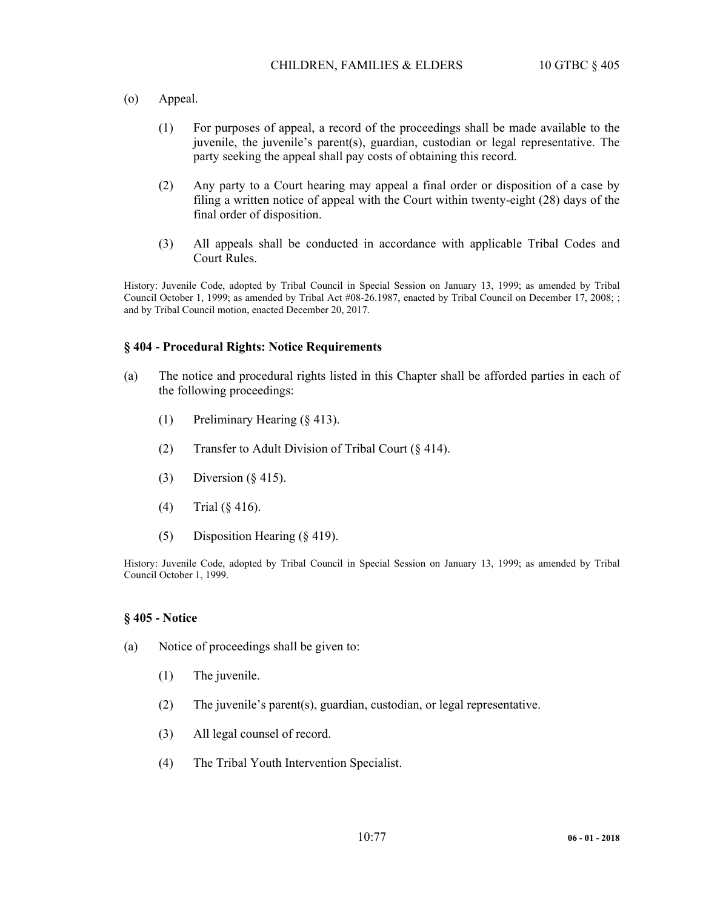(o) Appeal.

(1) For purposes of appeal, a record of the proceedings shall be made available to the juvenile, the juvenile's parent(s), guardian, custodian or legal representative. The party seeking the appeal shall pay costs of obtaining this record.

(2) Any party to a Court hearing may appeal a final order or disposition of a case by filing a written notice of appeal with the Court within twenty-eight (28) days of the final order of disposition.

(3) All appeals shall be conducted in accordance with applicable Tribal Codes and Court Rules.

History: Juvenile Code, adopted by Tribal Council in Special Session on January 13, 1999; as amended by Tribal Council October 1, 1999; as amended by Tribal Act #08-26.1987, enacted by Tribal Council on December 17, 2008; ; and by Tribal Council motion, enacted December 20, 2017.

### § 404 - Procedural Rights: Notice Requirements

(a) The notice and procedural rights listed in this Chapter shall be afforded parties in each of the following proceedings:

(1) Preliminary Hearing (§ 413).

(2) Transfer to Adult Division of Tribal Court (§ 414).

(3) Diversion (§ 415).

(4) Trial (§ 416).

(5) Disposition Hearing (§ 419).

History: Juvenile Code, adopted by Tribal Council in Special Session on January 13, 1999; as amended by Tribal Council October 1, 1999.

### § 405 - Notice

(a) Notice of proceedings shall be given to:

(1) The juvenile.

(2) The juvenile's parent(s), guardian, custodian, or legal representative.

(3) All legal counsel of record.

(4) The Tribal Youth Intervention Specialist.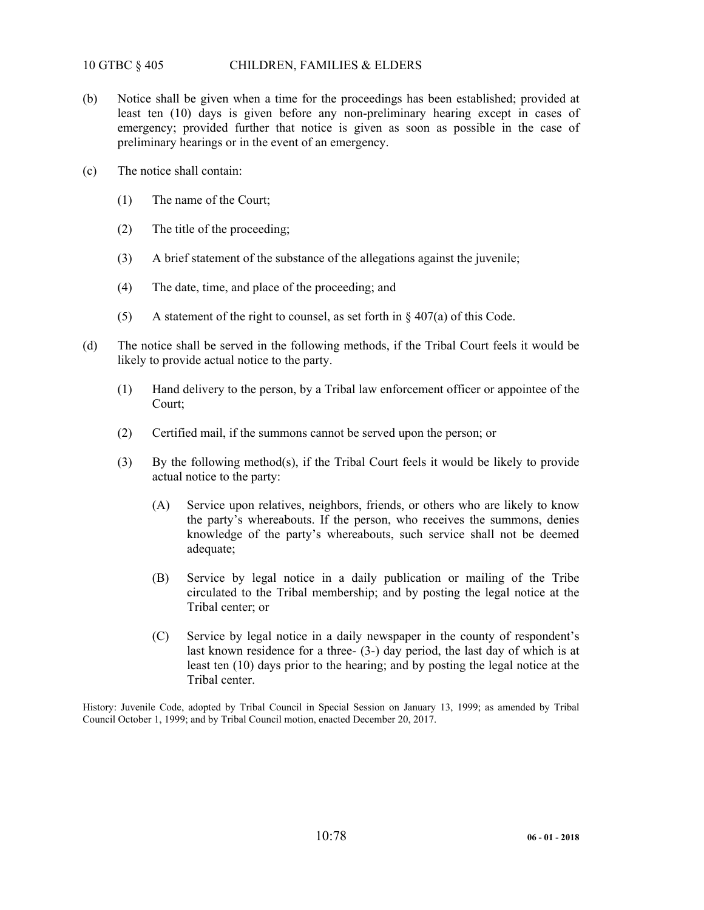(b) Notice shall be given when a time for the proceedings has been established; provided at least ten (10) days is given before any non-preliminary hearing except in cases of emergency; provided further that notice is given as soon as possible in the case of preliminary hearings or in the event of an emergency.

(c) The notice shall contain:

  (1) The name of the Court;

  (2) The title of the proceeding;

  (3) A brief statement of the substance of the allegations against the juvenile;

  (4) The date, time, and place of the proceeding; and

  (5) A statement of the right to counsel, as set forth in § 407(a) of this Code.

(d) The notice shall be served in the following methods, if the Tribal Court feels it would be likely to provide actual notice to the party.

  (1) Hand delivery to the person, by a Tribal law enforcement officer or appointee of the Court;

  (2) Certified mail, if the summons cannot be served upon the person; or

  (3) By the following method(s), if the Tribal Court feels it would be likely to provide actual notice to the party:

    (A) Service upon relatives, neighbors, friends, or others who are likely to know the party's whereabouts. If the person, who receives the summons, denies knowledge of the party's whereabouts, such service shall not be deemed adequate;

    (B) Service by legal notice in a daily publication or mailing of the Tribe circulated to the Tribal membership; and by posting the legal notice at the Tribal center; or

    (C) Service by legal notice in a daily newspaper in the county of respondent's last known residence for a three- (3-) day period, the last day of which is at least ten (10) days prior to the hearing; and by posting the legal notice at the Tribal center.

History: Juvenile Code, adopted by Tribal Council in Special Session on January 13, 1999; as amended by Tribal Council October 1, 1999; and by Tribal Council motion, enacted December 20, 2017.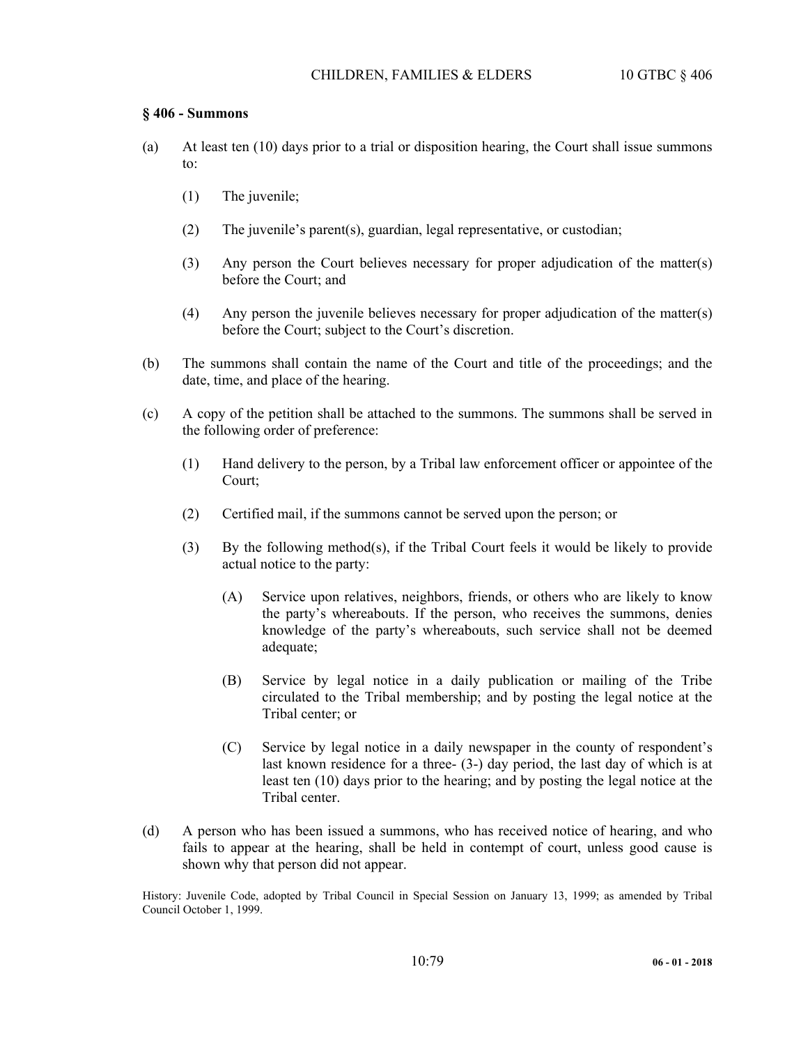## § 406 - Summons

(a) At least ten (10) days prior to a trial or disposition hearing, the Court shall issue summons to:

  (1) The juvenile;

  (2) The juvenile's parent(s), guardian, legal representative, or custodian;

  (3) Any person the Court believes necessary for proper adjudication of the matter(s) before the Court; and

  (4) Any person the juvenile believes necessary for proper adjudication of the matter(s) before the Court; subject to the Court's discretion.

(b) The summons shall contain the name of the Court and title of the proceedings; and the date, time, and place of the hearing.

(c) A copy of the petition shall be attached to the summons. The summons shall be served in the following order of preference:

  (1) Hand delivery to the person, by a Tribal law enforcement officer or appointee of the Court;

  (2) Certified mail, if the summons cannot be served upon the person; or

  (3) By the following method(s), if the Tribal Court feels it would be likely to provide actual notice to the party:

    (A) Service upon relatives, neighbors, friends, or others who are likely to know the party's whereabouts. If the person, who receives the summons, denies knowledge of the party's whereabouts, such service shall not be deemed adequate;

    (B) Service by legal notice in a daily publication or mailing of the Tribe circulated to the Tribal membership; and by posting the legal notice at the Tribal center; or

    (C) Service by legal notice in a daily newspaper in the county of respondent's last known residence for a three- (3-) day period, the last day of which is at least ten (10) days prior to the hearing; and by posting the legal notice at the Tribal center.

(d) A person who has been issued a summons, who has received notice of hearing, and who fails to appear at the hearing, shall be held in contempt of court, unless good cause is shown why that person did not appear.

History: Juvenile Code, adopted by Tribal Council in Special Session on January 13, 1999; as amended by Tribal Council October 1, 1999.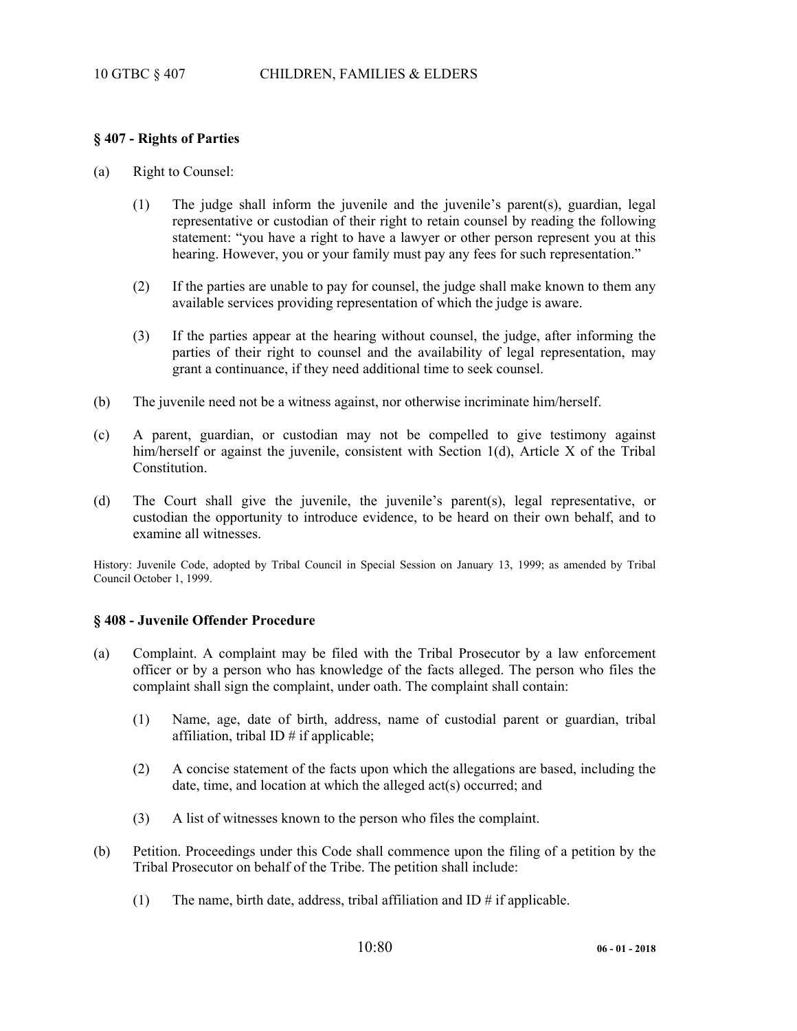## § 407 - Rights of Parties

(a) Right to Counsel:

   (1) The judge shall inform the juvenile and the juvenile's parent(s), guardian, legal representative or custodian of their right to retain counsel by reading the following statement: "you have a right to have a lawyer or other person represent you at this hearing. However, you or your family must pay any fees for such representation."

   (2) If the parties are unable to pay for counsel, the judge shall make known to them any available services providing representation of which the judge is aware.

   (3) If the parties appear at the hearing without counsel, the judge, after informing the parties of their right to counsel and the availability of legal representation, may grant a continuance, if they need additional time to seek counsel.

(b) The juvenile need not be a witness against, nor otherwise incriminate him/herself.

(c) A parent, guardian, or custodian may not be compelled to give testimony against him/herself or against the juvenile, consistent with Section 1(d), Article X of the Tribal Constitution.

(d) The Court shall give the juvenile, the juvenile's parent(s), legal representative, or custodian the opportunity to introduce evidence, to be heard on their own behalf, and to examine all witnesses.

History: Juvenile Code, adopted by Tribal Council in Special Session on January 13, 1999; as amended by Tribal Council October 1, 1999.

## § 408 - Juvenile Offender Procedure

(a) Complaint. A complaint may be filed with the Tribal Prosecutor by a law enforcement officer or by a person who has knowledge of the facts alleged. The person who files the complaint shall sign the complaint, under oath. The complaint shall contain:

   (1) Name, age, date of birth, address, name of custodial parent or guardian, tribal affiliation, tribal ID # if applicable;

   (2) A concise statement of the facts upon which the allegations are based, including the date, time, and location at which the alleged act(s) occurred; and

   (3) A list of witnesses known to the person who files the complaint.

(b) Petition. Proceedings under this Code shall commence upon the filing of a petition by the Tribal Prosecutor on behalf of the Tribe. The petition shall include:

   (1) The name, birth date, address, tribal affiliation and ID # if applicable.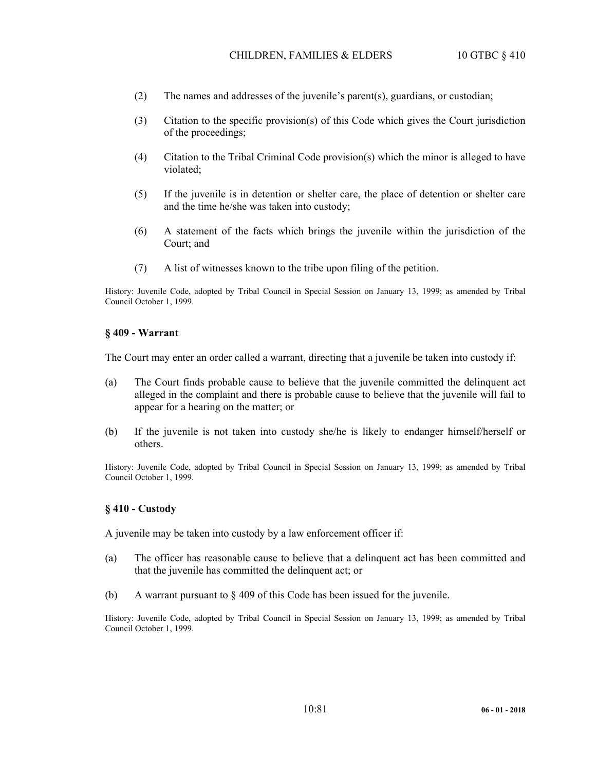(2) The names and addresses of the juvenile's parent(s), guardians, or custodian;

(3) Citation to the specific provision(s) of this Code which gives the Court jurisdiction of the proceedings;

(4) Citation to the Tribal Criminal Code provision(s) which the minor is alleged to have violated;

(5) If the juvenile is in detention or shelter care, the place of detention or shelter care and the time he/she was taken into custody;

(6) A statement of the facts which brings the juvenile within the jurisdiction of the Court; and

(7) A list of witnesses known to the tribe upon filing of the petition.

History: Juvenile Code, adopted by Tribal Council in Special Session on January 13, 1999; as amended by Tribal Council October 1, 1999.

### § 409 - Warrant

The Court may enter an order called a warrant, directing that a juvenile be taken into custody if:

(a) The Court finds probable cause to believe that the juvenile committed the delinquent act alleged in the complaint and there is probable cause to believe that the juvenile will fail to appear for a hearing on the matter; or

(b) If the juvenile is not taken into custody she/he is likely to endanger himself/herself or others.

History: Juvenile Code, adopted by Tribal Council in Special Session on January 13, 1999; as amended by Tribal Council October 1, 1999.

### § 410 - Custody

A juvenile may be taken into custody by a law enforcement officer if:

(a) The officer has reasonable cause to believe that a delinquent act has been committed and that the juvenile has committed the delinquent act; or

(b) A warrant pursuant to § 409 of this Code has been issued for the juvenile.

History: Juvenile Code, adopted by Tribal Council in Special Session on January 13, 1999; as amended by Tribal Council October 1, 1999.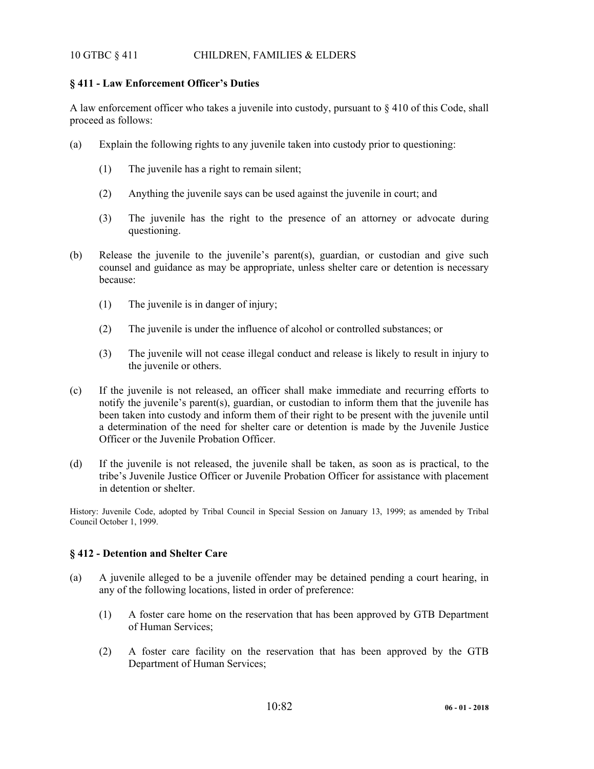## § 411 - Law Enforcement Officer's Duties

A law enforcement officer who takes a juvenile into custody, pursuant to § 410 of this Code, shall proceed as follows:

(a) Explain the following rights to any juvenile taken into custody prior to questioning:

   (1) The juvenile has a right to remain silent;

   (2) Anything the juvenile says can be used against the juvenile in court; and

   (3) The juvenile has the right to the presence of an attorney or advocate during questioning.

(b) Release the juvenile to the juvenile's parent(s), guardian, or custodian and give such counsel and guidance as may be appropriate, unless shelter care or detention is necessary because:

   (1) The juvenile is in danger of injury;

   (2) The juvenile is under the influence of alcohol or controlled substances; or

   (3) The juvenile will not cease illegal conduct and release is likely to result in injury to the juvenile or others.

(c) If the juvenile is not released, an officer shall make immediate and recurring efforts to notify the juvenile's parent(s), guardian, or custodian to inform them that the juvenile has been taken into custody and inform them of their right to be present with the juvenile until a determination of the need for shelter care or detention is made by the Juvenile Justice Officer or the Juvenile Probation Officer.

(d) If the juvenile is not released, the juvenile shall be taken, as soon as is practical, to the tribe's Juvenile Justice Officer or Juvenile Probation Officer for assistance with placement in detention or shelter.

History: Juvenile Code, adopted by Tribal Council in Special Session on January 13, 1999; as amended by Tribal Council October 1, 1999.

## § 412 - Detention and Shelter Care

(a) A juvenile alleged to be a juvenile offender may be detained pending a court hearing, in any of the following locations, listed in order of preference:

   (1) A foster care home on the reservation that has been approved by GTB Department of Human Services;

   (2) A foster care facility on the reservation that has been approved by the GTB Department of Human Services;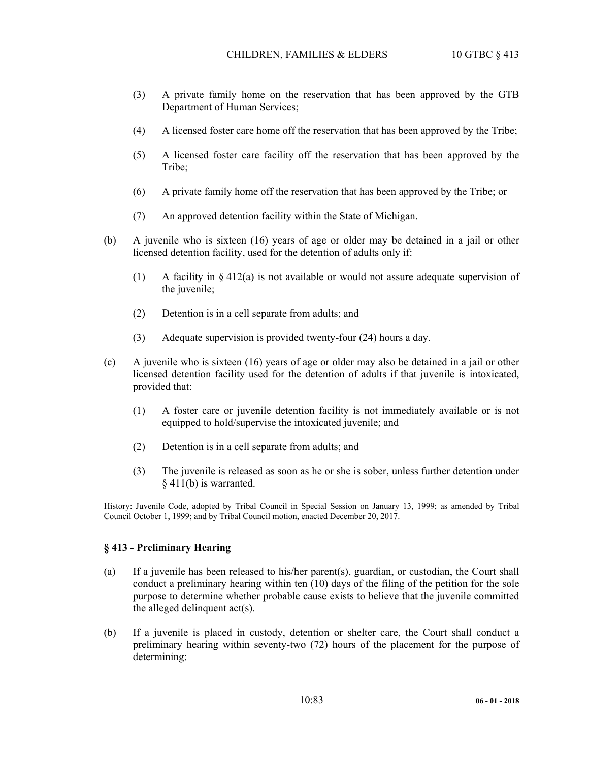(3) A private family home on the reservation that has been approved by the GTB Department of Human Services;

(4) A licensed foster care home off the reservation that has been approved by the Tribe;

(5) A licensed foster care facility off the reservation that has been approved by the Tribe;

(6) A private family home off the reservation that has been approved by the Tribe; or

(7) An approved detention facility within the State of Michigan.

(b) A juvenile who is sixteen (16) years of age or older may be detained in a jail or other licensed detention facility, used for the detention of adults only if:

(1) A facility in § 412(a) is not available or would not assure adequate supervision of the juvenile;

(2) Detention is in a cell separate from adults; and

(3) Adequate supervision is provided twenty-four (24) hours a day.

(c) A juvenile who is sixteen (16) years of age or older may also be detained in a jail or other licensed detention facility used for the detention of adults if that juvenile is intoxicated, provided that:

(1) A foster care or juvenile detention facility is not immediately available or is not equipped to hold/supervise the intoxicated juvenile; and

(2) Detention is in a cell separate from adults; and

(3) The juvenile is released as soon as he or she is sober, unless further detention under § 411(b) is warranted.

History: Juvenile Code, adopted by Tribal Council in Special Session on January 13, 1999; as amended by Tribal Council October 1, 1999; and by Tribal Council motion, enacted December 20, 2017.

### § 413 - Preliminary Hearing

(a) If a juvenile has been released to his/her parent(s), guardian, or custodian, the Court shall conduct a preliminary hearing within ten (10) days of the filing of the petition for the sole purpose to determine whether probable cause exists to believe that the juvenile committed the alleged delinquent act(s).

(b) If a juvenile is placed in custody, detention or shelter care, the Court shall conduct a preliminary hearing within seventy-two (72) hours of the placement for the purpose of determining: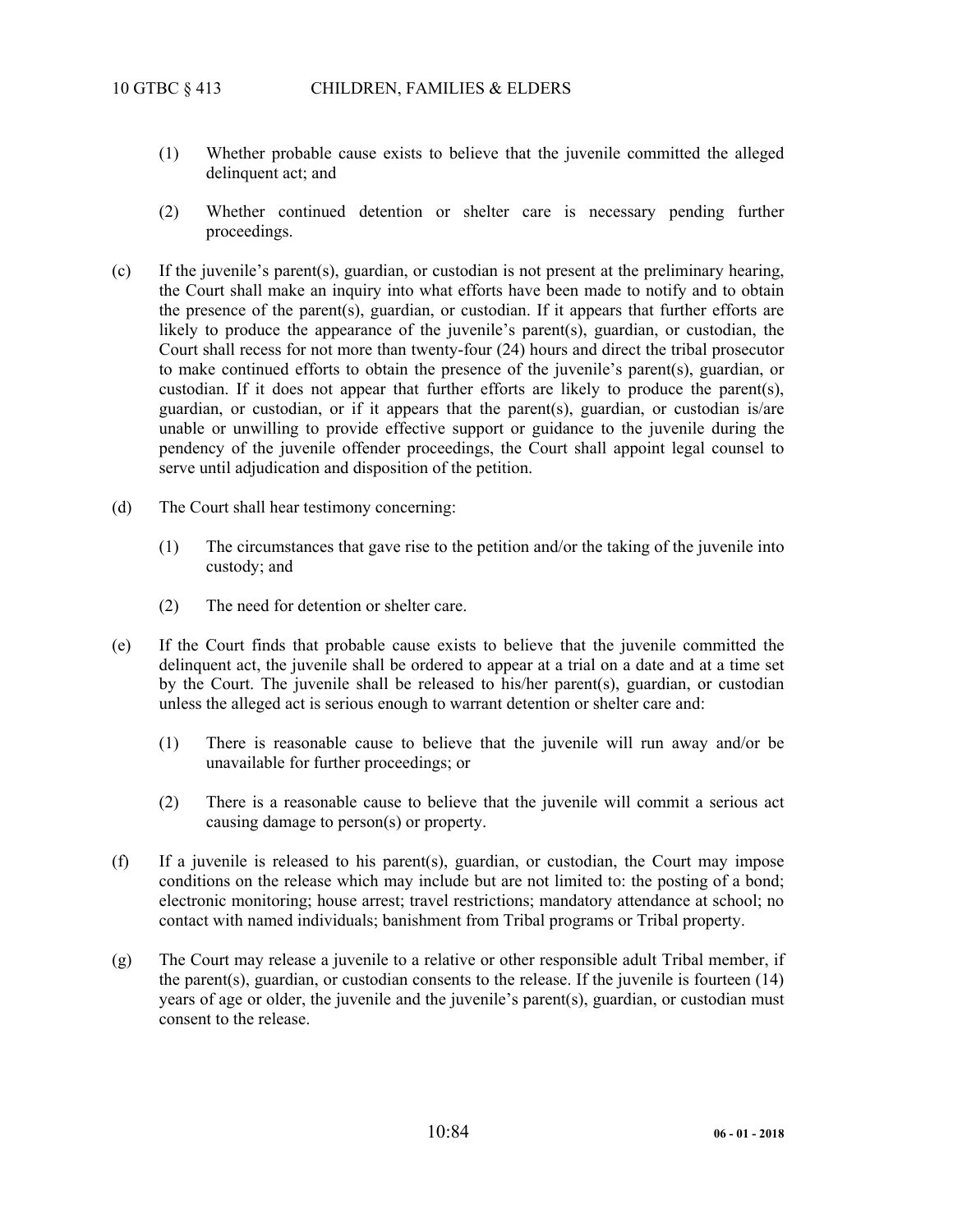(1) Whether probable cause exists to believe that the juvenile committed the alleged delinquent act; and

(2) Whether continued detention or shelter care is necessary pending further proceedings.

(c) If the juvenile's parent(s), guardian, or custodian is not present at the preliminary hearing, the Court shall make an inquiry into what efforts have been made to notify and to obtain the presence of the parent(s), guardian, or custodian. If it appears that further efforts are likely to produce the appearance of the juvenile's parent(s), guardian, or custodian, the Court shall recess for not more than twenty-four (24) hours and direct the tribal prosecutor to make continued efforts to obtain the presence of the juvenile's parent(s), guardian, or custodian. If it does not appear that further efforts are likely to produce the parent(s), guardian, or custodian, or if it appears that the parent(s), guardian, or custodian is/are unable or unwilling to provide effective support or guidance to the juvenile during the pendency of the juvenile offender proceedings, the Court shall appoint legal counsel to serve until adjudication and disposition of the petition.

(d) The Court shall hear testimony concerning:

(1) The circumstances that gave rise to the petition and/or the taking of the juvenile into custody; and

(2) The need for detention or shelter care.

(e) If the Court finds that probable cause exists to believe that the juvenile committed the delinquent act, the juvenile shall be ordered to appear at a trial on a date and at a time set by the Court. The juvenile shall be released to his/her parent(s), guardian, or custodian unless the alleged act is serious enough to warrant detention or shelter care and:

(1) There is reasonable cause to believe that the juvenile will run away and/or be unavailable for further proceedings; or

(2) There is a reasonable cause to believe that the juvenile will commit a serious act causing damage to person(s) or property.

(f) If a juvenile is released to his parent(s), guardian, or custodian, the Court may impose conditions on the release which may include but are not limited to: the posting of a bond; electronic monitoring; house arrest; travel restrictions; mandatory attendance at school; no contact with named individuals; banishment from Tribal programs or Tribal property.

(g) The Court may release a juvenile to a relative or other responsible adult Tribal member, if the parent(s), guardian, or custodian consents to the release. If the juvenile is fourteen (14) years of age or older, the juvenile and the juvenile's parent(s), guardian, or custodian must consent to the release.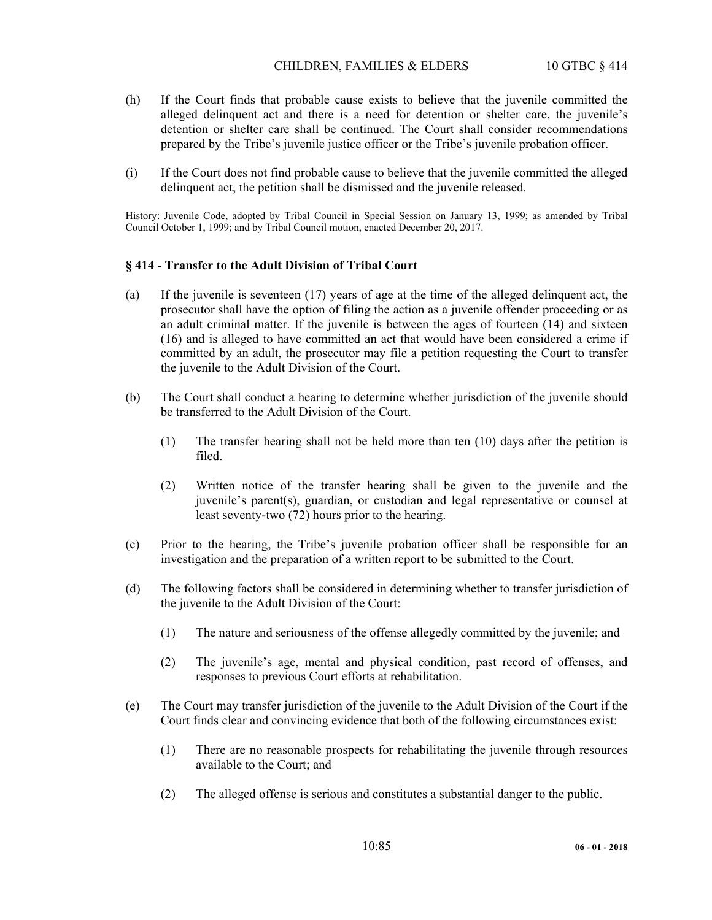(h) If the Court finds that probable cause exists to believe that the juvenile committed the alleged delinquent act and there is a need for detention or shelter care, the juvenile's detention or shelter care shall be continued. The Court shall consider recommendations prepared by the Tribe's juvenile justice officer or the Tribe's juvenile probation officer.

(i) If the Court does not find probable cause to believe that the juvenile committed the alleged delinquent act, the petition shall be dismissed and the juvenile released.

History: Juvenile Code, adopted by Tribal Council in Special Session on January 13, 1999; as amended by Tribal Council October 1, 1999; and by Tribal Council motion, enacted December 20, 2017.

### § 414 - Transfer to the Adult Division of Tribal Court

(a) If the juvenile is seventeen (17) years of age at the time of the alleged delinquent act, the prosecutor shall have the option of filing the action as a juvenile offender proceeding or as an adult criminal matter. If the juvenile is between the ages of fourteen (14) and sixteen (16) and is alleged to have committed an act that would have been considered a crime if committed by an adult, the prosecutor may file a petition requesting the Court to transfer the juvenile to the Adult Division of the Court.

(b) The Court shall conduct a hearing to determine whether jurisdiction of the juvenile should be transferred to the Adult Division of the Court.

  (1) The transfer hearing shall not be held more than ten (10) days after the petition is filed.

  (2) Written notice of the transfer hearing shall be given to the juvenile and the juvenile's parent(s), guardian, or custodian and legal representative or counsel at least seventy-two (72) hours prior to the hearing.

(c) Prior to the hearing, the Tribe's juvenile probation officer shall be responsible for an investigation and the preparation of a written report to be submitted to the Court.

(d) The following factors shall be considered in determining whether to transfer jurisdiction of the juvenile to the Adult Division of the Court:

  (1) The nature and seriousness of the offense allegedly committed by the juvenile; and

  (2) The juvenile's age, mental and physical condition, past record of offenses, and responses to previous Court efforts at rehabilitation.

(e) The Court may transfer jurisdiction of the juvenile to the Adult Division of the Court if the Court finds clear and convincing evidence that both of the following circumstances exist:

  (1) There are no reasonable prospects for rehabilitating the juvenile through resources available to the Court; and

  (2) The alleged offense is serious and constitutes a substantial danger to the public.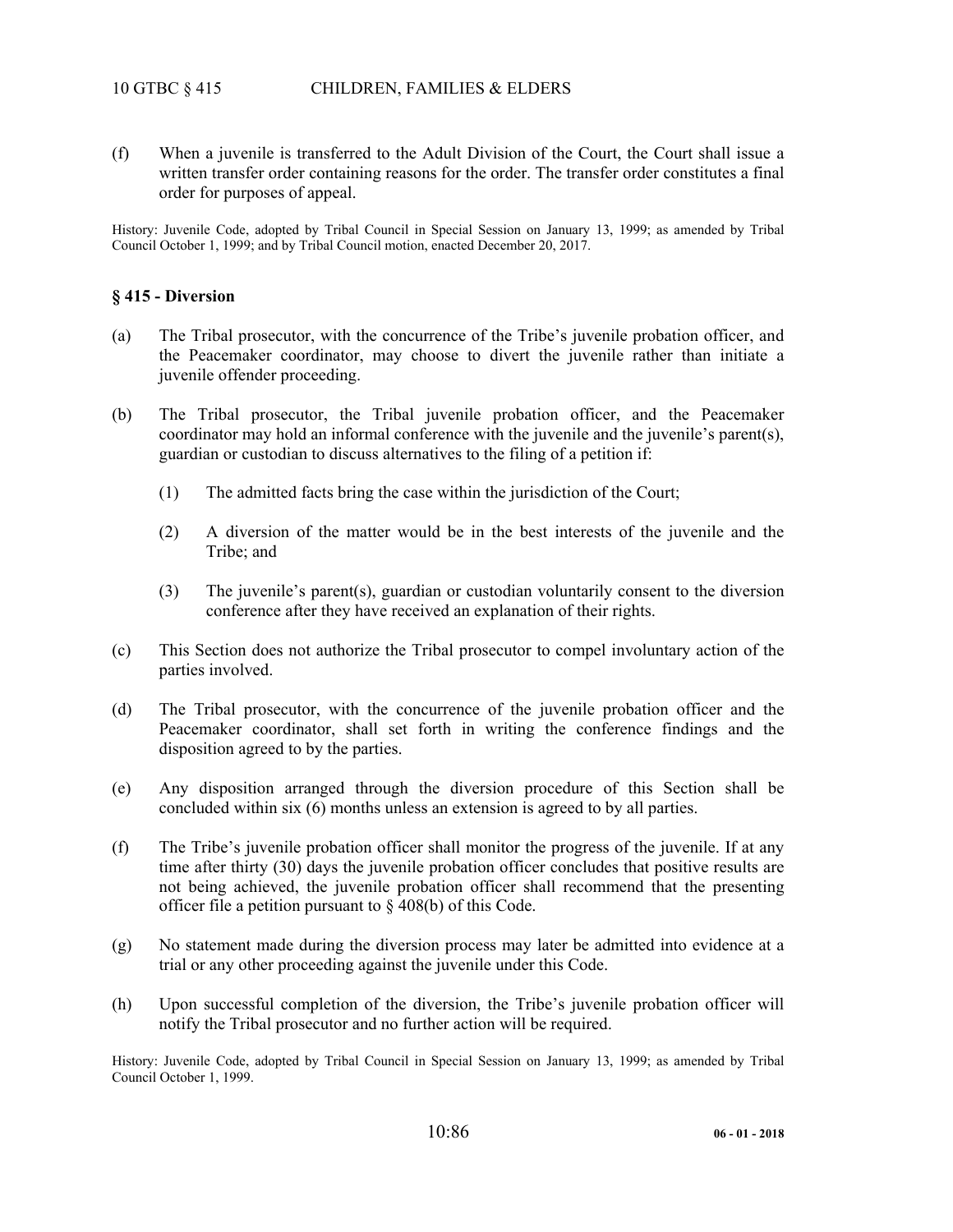(f) When a juvenile is transferred to the Adult Division of the Court, the Court shall issue a written transfer order containing reasons for the order. The transfer order constitutes a final order for purposes of appeal.

History: Juvenile Code, adopted by Tribal Council in Special Session on January 13, 1999; as amended by Tribal Council October 1, 1999; and by Tribal Council motion, enacted December 20, 2017.

### § 415 - Diversion

(a) The Tribal prosecutor, with the concurrence of the Tribe's juvenile probation officer, and the Peacemaker coordinator, may choose to divert the juvenile rather than initiate a juvenile offender proceeding.

(b) The Tribal prosecutor, the Tribal juvenile probation officer, and the Peacemaker coordinator may hold an informal conference with the juvenile and the juvenile's parent(s), guardian or custodian to discuss alternatives to the filing of a petition if:

(1) The admitted facts bring the case within the jurisdiction of the Court;

(2) A diversion of the matter would be in the best interests of the juvenile and the Tribe; and

(3) The juvenile's parent(s), guardian or custodian voluntarily consent to the diversion conference after they have received an explanation of their rights.

(c) This Section does not authorize the Tribal prosecutor to compel involuntary action of the parties involved.

(d) The Tribal prosecutor, with the concurrence of the juvenile probation officer and the Peacemaker coordinator, shall set forth in writing the conference findings and the disposition agreed to by the parties.

(e) Any disposition arranged through the diversion procedure of this Section shall be concluded within six (6) months unless an extension is agreed to by all parties.

(f) The Tribe's juvenile probation officer shall monitor the progress of the juvenile. If at any time after thirty (30) days the juvenile probation officer concludes that positive results are not being achieved, the juvenile probation officer shall recommend that the presenting officer file a petition pursuant to § 408(b) of this Code.

(g) No statement made during the diversion process may later be admitted into evidence at a trial or any other proceeding against the juvenile under this Code.

(h) Upon successful completion of the diversion, the Tribe's juvenile probation officer will notify the Tribal prosecutor and no further action will be required.

History: Juvenile Code, adopted by Tribal Council in Special Session on January 13, 1999; as amended by Tribal Council October 1, 1999.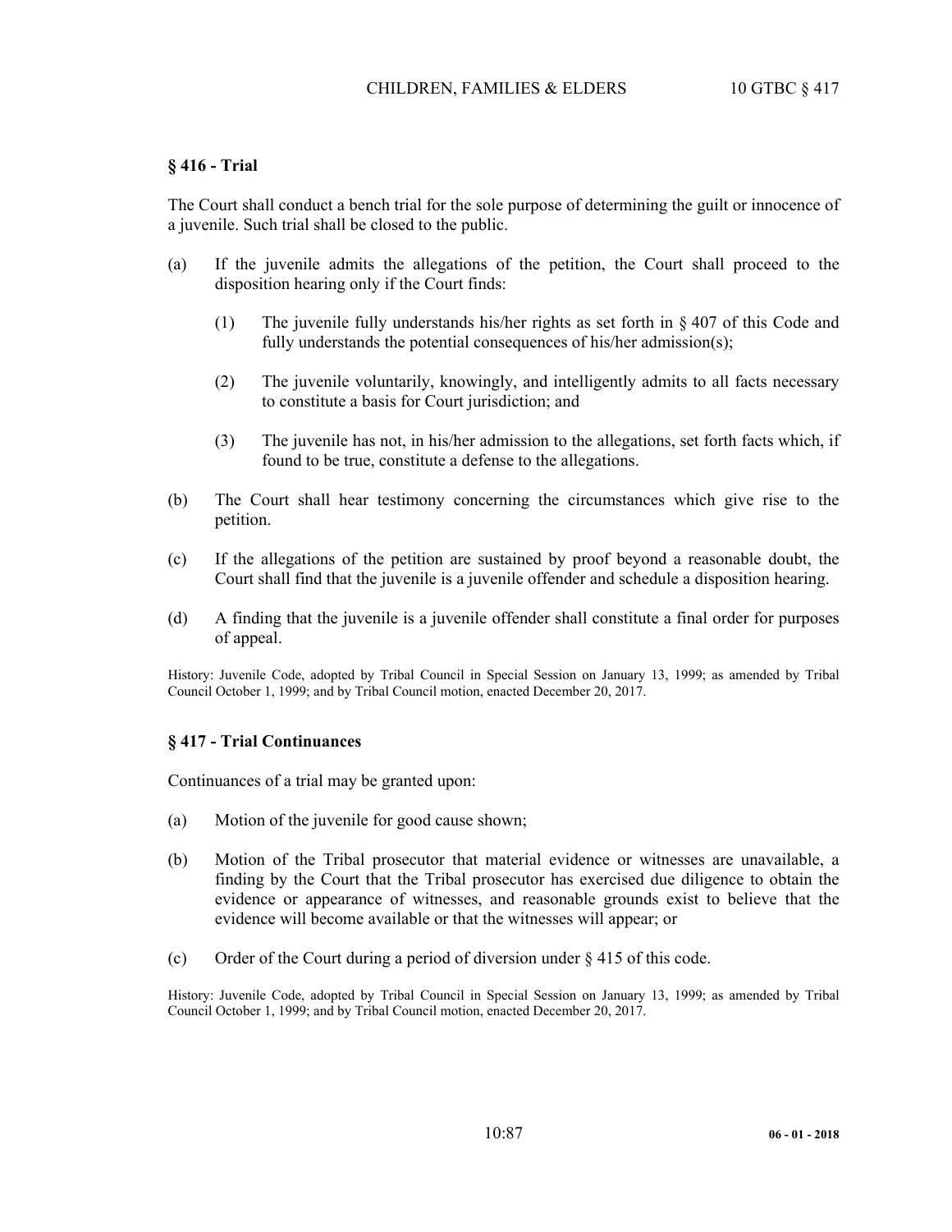### § 416 - Trial

The Court shall conduct a bench trial for the sole purpose of determining the guilt or innocence of a juvenile. Such trial shall be closed to the public.

(a) If the juvenile admits the allegations of the petition, the Court shall proceed to the disposition hearing only if the Court finds:

   (1) The juvenile fully understands his/her rights as set forth in § 407 of this Code and fully understands the potential consequences of his/her admission(s);

   (2) The juvenile voluntarily, knowingly, and intelligently admits to all facts necessary to constitute a basis for Court jurisdiction; and

   (3) The juvenile has not, in his/her admission to the allegations, set forth facts which, if found to be true, constitute a defense to the allegations.

(b) The Court shall hear testimony concerning the circumstances which give rise to the petition.

(c) If the allegations of the petition are sustained by proof beyond a reasonable doubt, the Court shall find that the juvenile is a juvenile offender and schedule a disposition hearing.

(d) A finding that the juvenile is a juvenile offender shall constitute a final order for purposes of appeal.

History: Juvenile Code, adopted by Tribal Council in Special Session on January 13, 1999; as amended by Tribal Council October 1, 1999; and by Tribal Council motion, enacted December 20, 2017.

### § 417 - Trial Continuances

Continuances of a trial may be granted upon:

(a) Motion of the juvenile for good cause shown;

(b) Motion of the Tribal prosecutor that material evidence or witnesses are unavailable, a finding by the Court that the Tribal prosecutor has exercised due diligence to obtain the evidence or appearance of witnesses, and reasonable grounds exist to believe that the evidence will become available or that the witnesses will appear; or

(c) Order of the Court during a period of diversion under § 415 of this code.

History: Juvenile Code, adopted by Tribal Council in Special Session on January 13, 1999; as amended by Tribal Council October 1, 1999; and by Tribal Council motion, enacted December 20, 2017.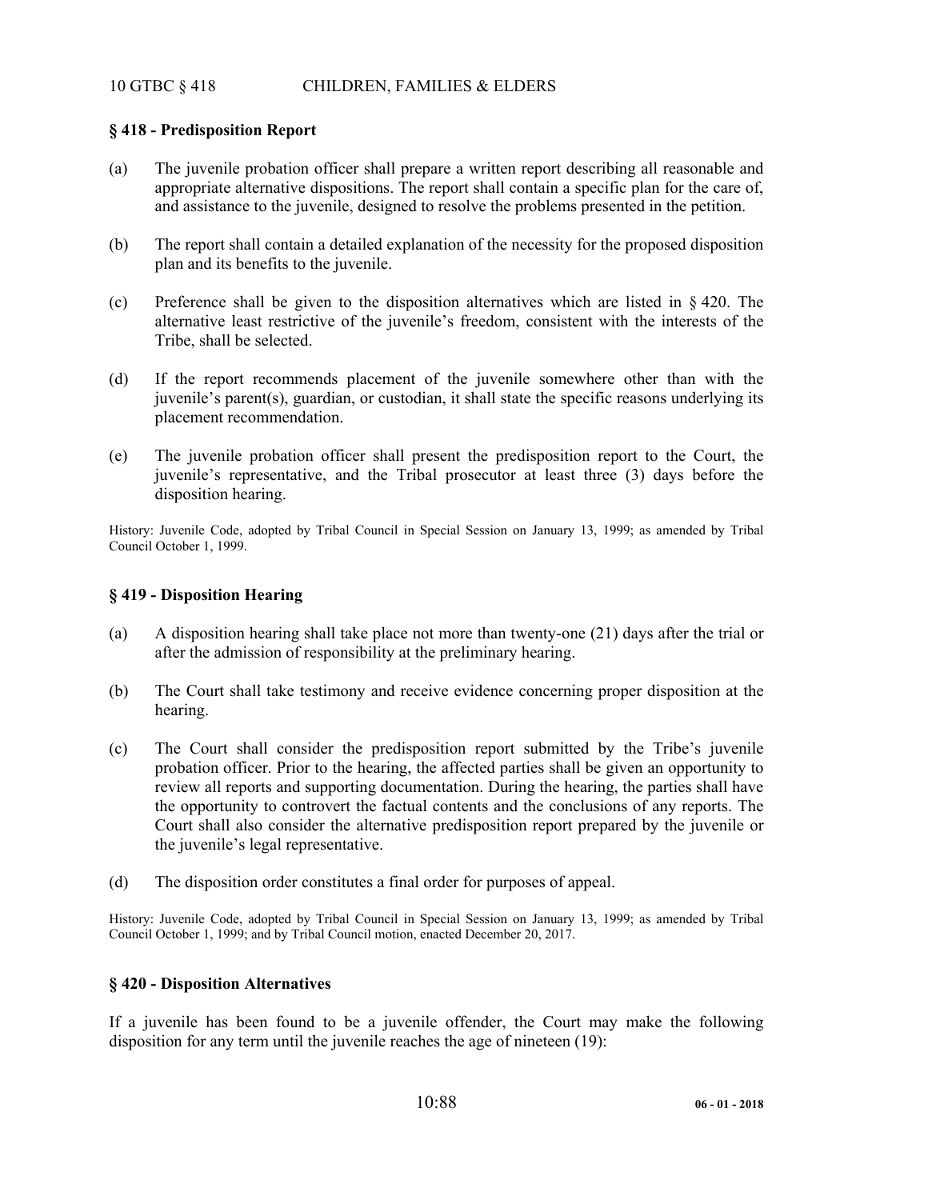## § 418 - Predisposition Report

(a) The juvenile probation officer shall prepare a written report describing all reasonable and appropriate alternative dispositions. The report shall contain a specific plan for the care of, and assistance to the juvenile, designed to resolve the problems presented in the petition.

(b) The report shall contain a detailed explanation of the necessity for the proposed disposition plan and its benefits to the juvenile.

(c) Preference shall be given to the disposition alternatives which are listed in § 420. The alternative least restrictive of the juvenile's freedom, consistent with the interests of the Tribe, shall be selected.

(d) If the report recommends placement of the juvenile somewhere other than with the juvenile's parent(s), guardian, or custodian, it shall state the specific reasons underlying its placement recommendation.

(e) The juvenile probation officer shall present the predisposition report to the Court, the juvenile's representative, and the Tribal prosecutor at least three (3) days before the disposition hearing.

History: Juvenile Code, adopted by Tribal Council in Special Session on January 13, 1999; as amended by Tribal Council October 1, 1999.

## § 419 - Disposition Hearing

(a) A disposition hearing shall take place not more than twenty-one (21) days after the trial or after the admission of responsibility at the preliminary hearing.

(b) The Court shall take testimony and receive evidence concerning proper disposition at the hearing.

(c) The Court shall consider the predisposition report submitted by the Tribe's juvenile probation officer. Prior to the hearing, the affected parties shall be given an opportunity to review all reports and supporting documentation. During the hearing, the parties shall have the opportunity to controvert the factual contents and the conclusions of any reports. The Court shall also consider the alternative predisposition report prepared by the juvenile or the juvenile's legal representative.

(d) The disposition order constitutes a final order for purposes of appeal.

History: Juvenile Code, adopted by Tribal Council in Special Session on January 13, 1999; as amended by Tribal Council October 1, 1999; and by Tribal Council motion, enacted December 20, 2017.

## § 420 - Disposition Alternatives

If a juvenile has been found to be a juvenile offender, the Court may make the following disposition for any term until the juvenile reaches the age of nineteen (19):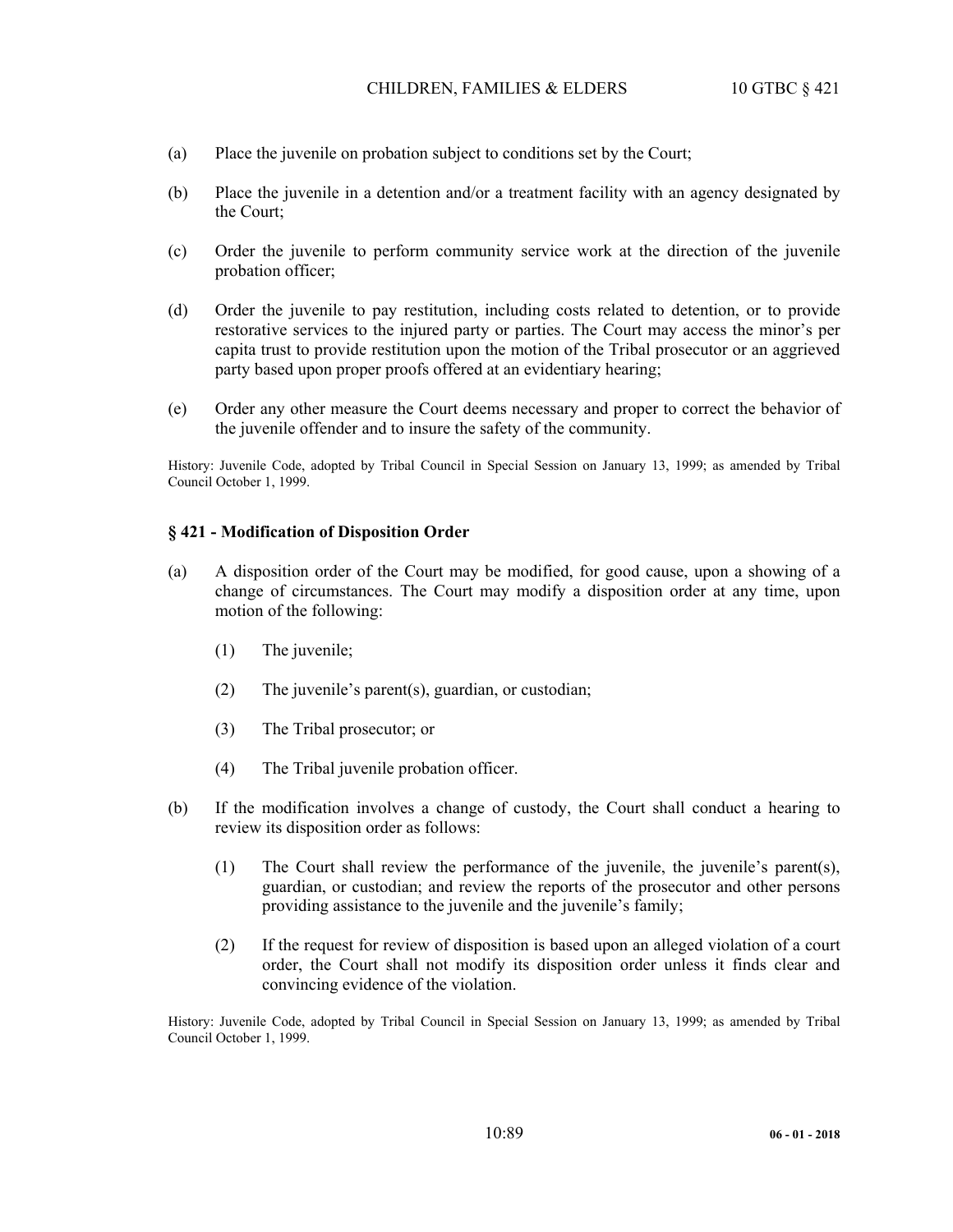(a) Place the juvenile on probation subject to conditions set by the Court;

(b) Place the juvenile in a detention and/or a treatment facility with an agency designated by the Court;

(c) Order the juvenile to perform community service work at the direction of the juvenile probation officer;

(d) Order the juvenile to pay restitution, including costs related to detention, or to provide restorative services to the injured party or parties. The Court may access the minor's per capita trust to provide restitution upon the motion of the Tribal prosecutor or an aggrieved party based upon proper proofs offered at an evidentiary hearing;

(e) Order any other measure the Court deems necessary and proper to correct the behavior of the juvenile offender and to insure the safety of the community.

History: Juvenile Code, adopted by Tribal Council in Special Session on January 13, 1999; as amended by Tribal Council October 1, 1999.

### § 421 - Modification of Disposition Order

(a) A disposition order of the Court may be modified, for good cause, upon a showing of a change of circumstances. The Court may modify a disposition order at any time, upon motion of the following:

  (1) The juvenile;

  (2) The juvenile's parent(s), guardian, or custodian;

  (3) The Tribal prosecutor; or

  (4) The Tribal juvenile probation officer.

(b) If the modification involves a change of custody, the Court shall conduct a hearing to review its disposition order as follows:

  (1) The Court shall review the performance of the juvenile, the juvenile's parent(s), guardian, or custodian; and review the reports of the prosecutor and other persons providing assistance to the juvenile and the juvenile's family;

  (2) If the request for review of disposition is based upon an alleged violation of a court order, the Court shall not modify its disposition order unless it finds clear and convincing evidence of the violation.

History: Juvenile Code, adopted by Tribal Council in Special Session on January 13, 1999; as amended by Tribal Council October 1, 1999.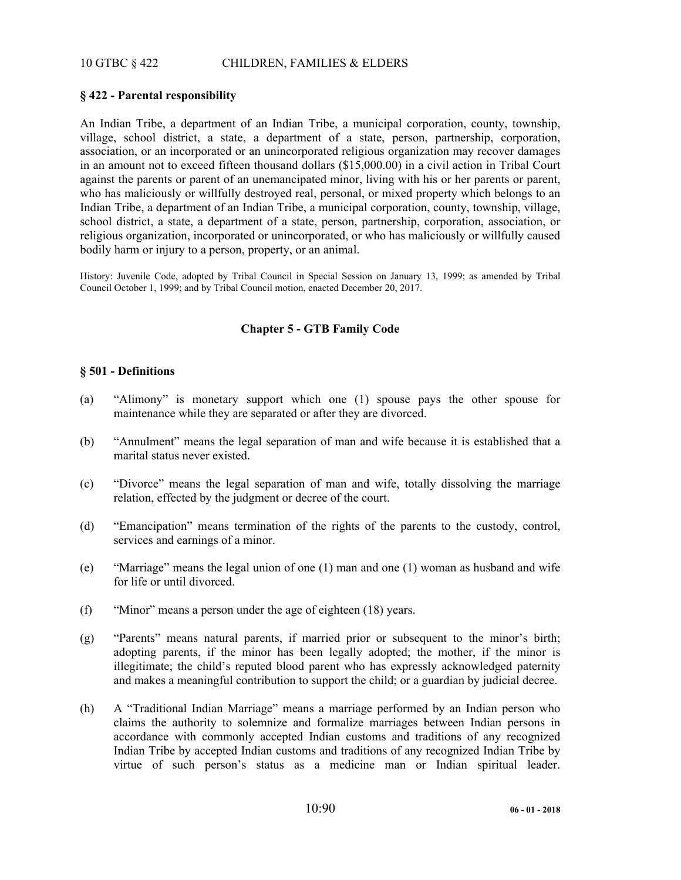## § 422 - Parental responsibility

An Indian Tribe, a department of an Indian Tribe, a municipal corporation, county, township, village, school district, a state, a department of a state, person, partnership, corporation, association, or an incorporated or an unincorporated religious organization may recover damages in an amount not to exceed fifteen thousand dollars ($15,000.00) in a civil action in Tribal Court against the parents or parent of an unemancipated minor, living with his or her parents or parent, who has maliciously or willfully destroyed real, personal, or mixed property which belongs to an Indian Tribe, a department of an Indian Tribe, a municipal corporation, county, township, village, school district, a state, a department of a state, person, partnership, corporation, association, or religious organization, incorporated or unincorporated, or who has maliciously or willfully caused bodily harm or injury to a person, property, or an animal.

History: Juvenile Code, adopted by Tribal Council in Special Session on January 13, 1999; as amended by Tribal Council October 1, 1999; and by Tribal Council motion, enacted December 20, 2017.

# Chapter 5 - GTB Family Code

## § 501 - Definitions

(a) "Alimony" is monetary support which one (1) spouse pays the other spouse for maintenance while they are separated or after they are divorced.

(b) "Annulment" means the legal separation of man and wife because it is established that a marital status never existed.

(c) "Divorce" means the legal separation of man and wife, totally dissolving the marriage relation, effected by the judgment or decree of the court.

(d) "Emancipation" means termination of the rights of the parents to the custody, control, services and earnings of a minor.

(e) "Marriage" means the legal union of one (1) man and one (1) woman as husband and wife for life or until divorced.

(f) "Minor" means a person under the age of eighteen (18) years.

(g) "Parents" means natural parents, if married prior or subsequent to the minor's birth; adopting parents, if the minor has been legally adopted; the mother, if the minor is illegitimate; the child's reputed blood parent who has expressly acknowledged paternity and makes a meaningful contribution to support the child; or a guardian by judicial decree.

(h) A "Traditional Indian Marriage" means a marriage performed by an Indian person who claims the authority to solemnize and formalize marriages between Indian persons in accordance with commonly accepted Indian customs and traditions of any recognized Indian Tribe by accepted Indian customs and traditions of any recognized Indian Tribe by virtue of such person's status as a medicine man or Indian spiritual leader.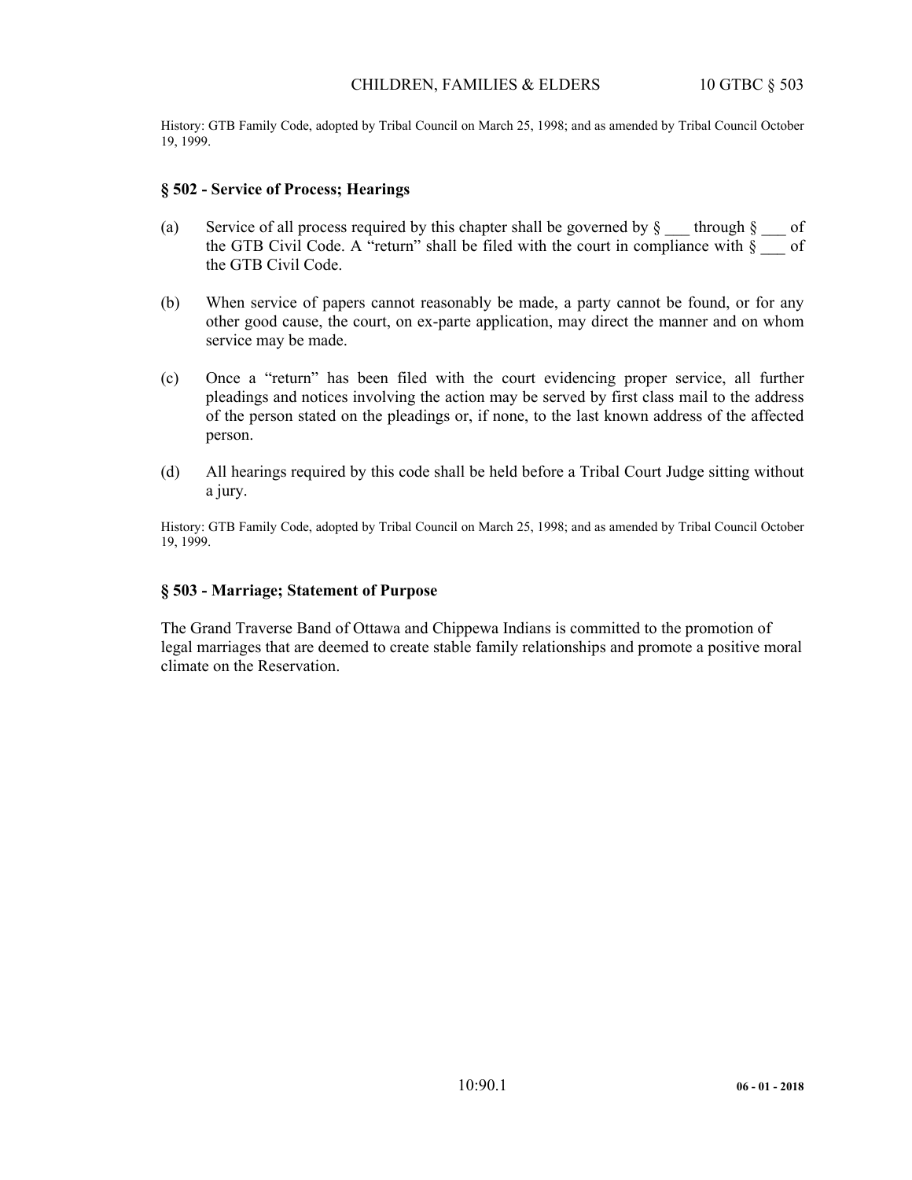History: GTB Family Code, adopted by Tribal Council on March 25, 1998; and as amended by Tribal Council October 19, 1999.

### § 502 - Service of Process; Hearings

(a) Service of all process required by this chapter shall be governed by § ___ through § ___ of the GTB Civil Code. A "return" shall be filed with the court in compliance with § ___ of the GTB Civil Code.

(b) When service of papers cannot reasonably be made, a party cannot be found, or for any other good cause, the court, on ex-parte application, may direct the manner and on whom service may be made.

(c) Once a "return" has been filed with the court evidencing proper service, all further pleadings and notices involving the action may be served by first class mail to the address of the person stated on the pleadings or, if none, to the last known address of the affected person.

(d) All hearings required by this code shall be held before a Tribal Court Judge sitting without a jury.

History: GTB Family Code, adopted by Tribal Council on March 25, 1998; and as amended by Tribal Council October 19, 1999.

### § 503 - Marriage; Statement of Purpose

The Grand Traverse Band of Ottawa and Chippewa Indians is committed to the promotion of legal marriages that are deemed to create stable family relationships and promote a positive moral climate on the Reservation.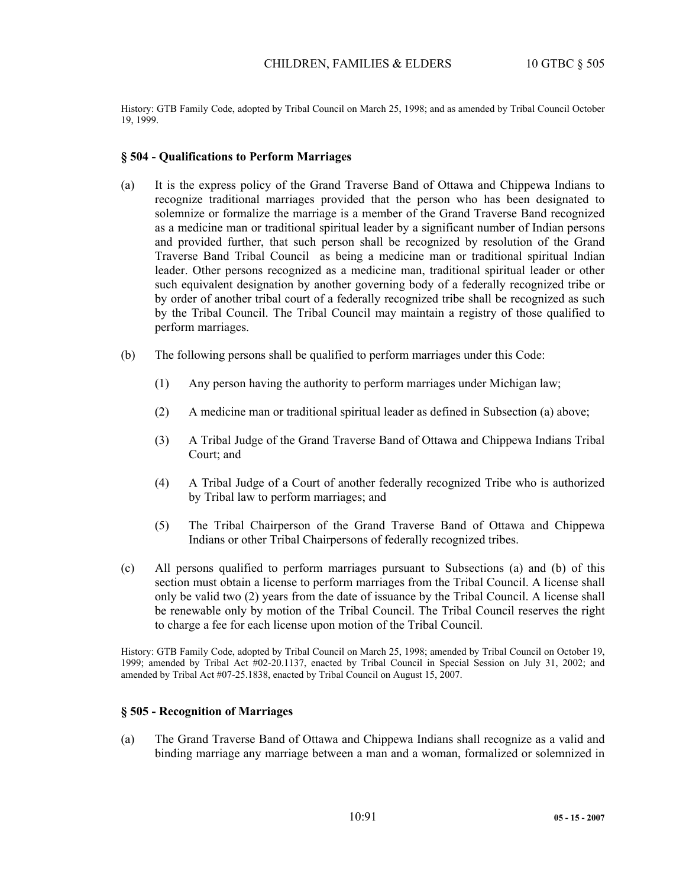History: GTB Family Code, adopted by Tribal Council on March 25, 1998; and as amended by Tribal Council October 19, 1999.

### § 504 - Qualifications to Perform Marriages

(a) It is the express policy of the Grand Traverse Band of Ottawa and Chippewa Indians to recognize traditional marriages provided that the person who has been designated to solemnize or formalize the marriage is a member of the Grand Traverse Band recognized as a medicine man or traditional spiritual leader by a significant number of Indian persons and provided further, that such person shall be recognized by resolution of the Grand Traverse Band Tribal Council as being a medicine man or traditional spiritual Indian leader. Other persons recognized as a medicine man, traditional spiritual leader or other such equivalent designation by another governing body of a federally recognized tribe or by order of another tribal court of a federally recognized tribe shall be recognized as such by the Tribal Council. The Tribal Council may maintain a registry of those qualified to perform marriages.

(b) The following persons shall be qualified to perform marriages under this Code:

  (1) Any person having the authority to perform marriages under Michigan law;

  (2) A medicine man or traditional spiritual leader as defined in Subsection (a) above;

  (3) A Tribal Judge of the Grand Traverse Band of Ottawa and Chippewa Indians Tribal Court; and

  (4) A Tribal Judge of a Court of another federally recognized Tribe who is authorized by Tribal law to perform marriages; and

  (5) The Tribal Chairperson of the Grand Traverse Band of Ottawa and Chippewa Indians or other Tribal Chairpersons of federally recognized tribes.

(c) All persons qualified to perform marriages pursuant to Subsections (a) and (b) of this section must obtain a license to perform marriages from the Tribal Council. A license shall only be valid two (2) years from the date of issuance by the Tribal Council. A license shall be renewable only by motion of the Tribal Council. The Tribal Council reserves the right to charge a fee for each license upon motion of the Tribal Council.

History: GTB Family Code, adopted by Tribal Council on March 25, 1998; amended by Tribal Council on October 19, 1999; amended by Tribal Act #02-20.1137, enacted by Tribal Council in Special Session on July 31, 2002; and amended by Tribal Act #07-25.1838, enacted by Tribal Council on August 15, 2007.

### § 505 - Recognition of Marriages

(a) The Grand Traverse Band of Ottawa and Chippewa Indians shall recognize as a valid and binding marriage any marriage between a man and a woman, formalized or solemnized in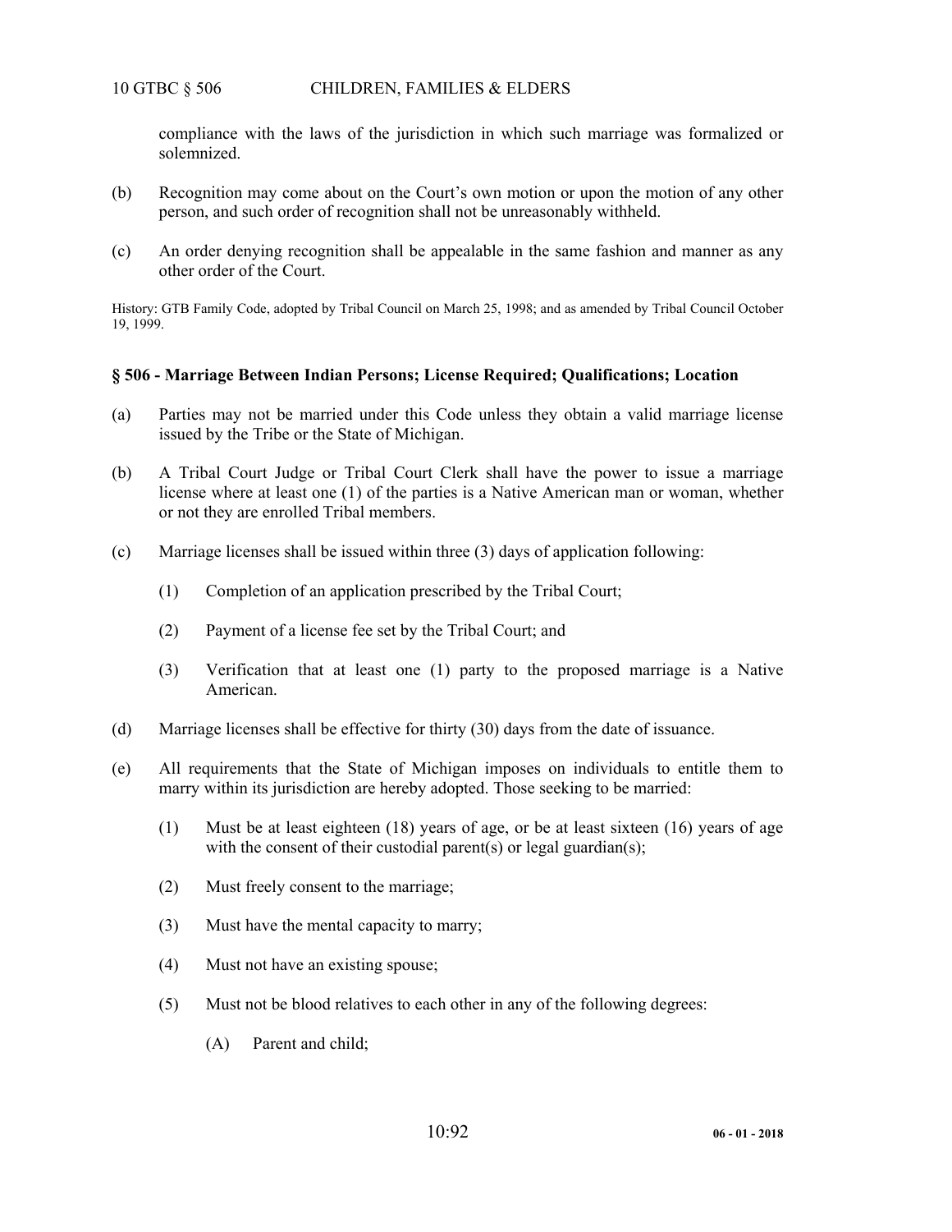compliance with the laws of the jurisdiction in which such marriage was formalized or solemnized.

(b) Recognition may come about on the Court's own motion or upon the motion of any other person, and such order of recognition shall not be unreasonably withheld.

(c) An order denying recognition shall be appealable in the same fashion and manner as any other order of the Court.

History: GTB Family Code, adopted by Tribal Council on March 25, 1998; and as amended by Tribal Council October 19, 1999.

### § 506 - Marriage Between Indian Persons; License Required; Qualifications; Location

(a) Parties may not be married under this Code unless they obtain a valid marriage license issued by the Tribe or the State of Michigan.

(b) A Tribal Court Judge or Tribal Court Clerk shall have the power to issue a marriage license where at least one (1) of the parties is a Native American man or woman, whether or not they are enrolled Tribal members.

(c) Marriage licenses shall be issued within three (3) days of application following:

   (1) Completion of an application prescribed by the Tribal Court;

   (2) Payment of a license fee set by the Tribal Court; and

   (3) Verification that at least one (1) party to the proposed marriage is a Native American.

(d) Marriage licenses shall be effective for thirty (30) days from the date of issuance.

(e) All requirements that the State of Michigan imposes on individuals to entitle them to marry within its jurisdiction are hereby adopted. Those seeking to be married:

   (1) Must be at least eighteen (18) years of age, or be at least sixteen (16) years of age with the consent of their custodial parent(s) or legal guardian(s);

   (2) Must freely consent to the marriage;

   (3) Must have the mental capacity to marry;

   (4) Must not have an existing spouse;

   (5) Must not be blood relatives to each other in any of the following degrees:

      (A) Parent and child;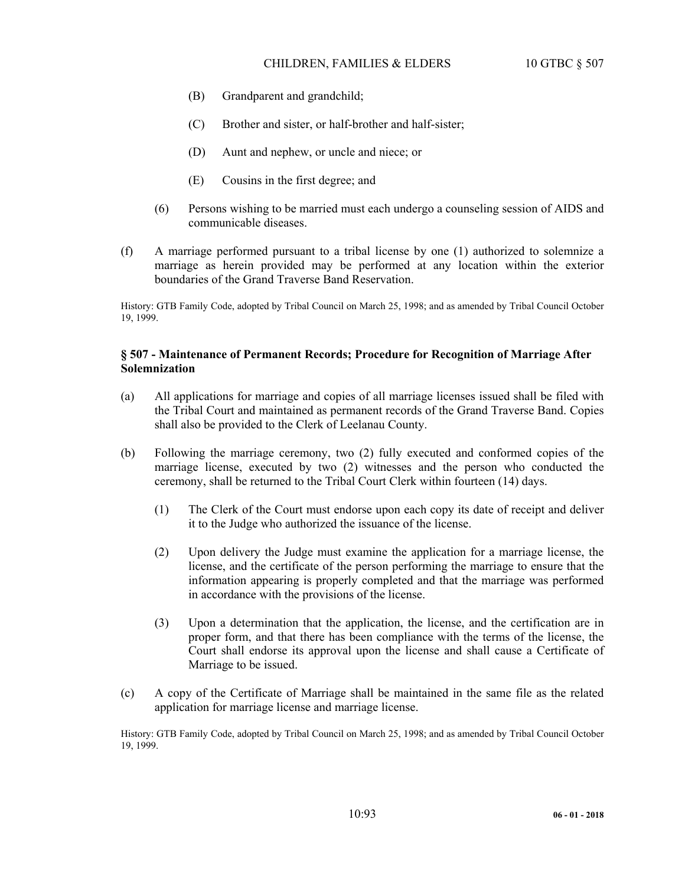(B) Grandparent and grandchild;

(C) Brother and sister, or half-brother and half-sister;

(D) Aunt and nephew, or uncle and niece; or

(E) Cousins in the first degree; and

(6) Persons wishing to be married must each undergo a counseling session of AIDS and communicable diseases.

(f) A marriage performed pursuant to a tribal license by one (1) authorized to solemnize a marriage as herein provided may be performed at any location within the exterior boundaries of the Grand Traverse Band Reservation.

History: GTB Family Code, adopted by Tribal Council on March 25, 1998; and as amended by Tribal Council October 19, 1999.

### § 507 - Maintenance of Permanent Records; Procedure for Recognition of Marriage After Solemnization

(a) All applications for marriage and copies of all marriage licenses issued shall be filed with the Tribal Court and maintained as permanent records of the Grand Traverse Band. Copies shall also be provided to the Clerk of Leelanau County.

(b) Following the marriage ceremony, two (2) fully executed and conformed copies of the marriage license, executed by two (2) witnesses and the person who conducted the ceremony, shall be returned to the Tribal Court Clerk within fourteen (14) days.

(1) The Clerk of the Court must endorse upon each copy its date of receipt and deliver it to the Judge who authorized the issuance of the license.

(2) Upon delivery the Judge must examine the application for a marriage license, the license, and the certificate of the person performing the marriage to ensure that the information appearing is properly completed and that the marriage was performed in accordance with the provisions of the license.

(3) Upon a determination that the application, the license, and the certification are in proper form, and that there has been compliance with the terms of the license, the Court shall endorse its approval upon the license and shall cause a Certificate of Marriage to be issued.

(c) A copy of the Certificate of Marriage shall be maintained in the same file as the related application for marriage license and marriage license.

History: GTB Family Code, adopted by Tribal Council on March 25, 1998; and as amended by Tribal Council October 19, 1999.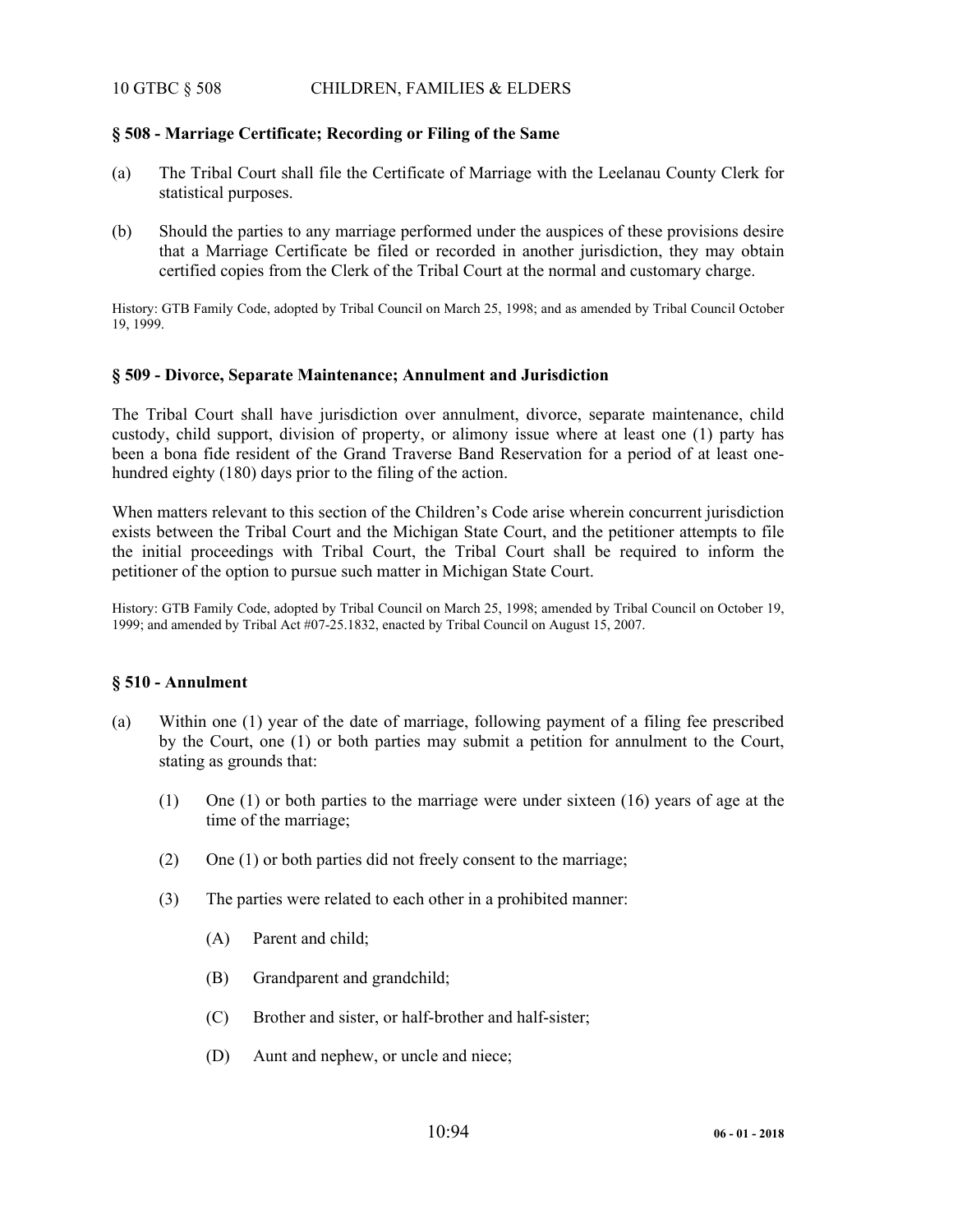### § 508 - Marriage Certificate; Recording or Filing of the Same

(a) The Tribal Court shall file the Certificate of Marriage with the Leelanau County Clerk for statistical purposes.

(b) Should the parties to any marriage performed under the auspices of these provisions desire that a Marriage Certificate be filed or recorded in another jurisdiction, they may obtain certified copies from the Clerk of the Tribal Court at the normal and customary charge.

History: GTB Family Code, adopted by Tribal Council on March 25, 1998; and as amended by Tribal Council October 19, 1999.

### § 509 - Divorce, Separate Maintenance; Annulment and Jurisdiction

The Tribal Court shall have jurisdiction over annulment, divorce, separate maintenance, child custody, child support, division of property, or alimony issue where at least one (1) party has been a bona fide resident of the Grand Traverse Band Reservation for a period of at least one-hundred eighty (180) days prior to the filing of the action.

When matters relevant to this section of the Children's Code arise wherein concurrent jurisdiction exists between the Tribal Court and the Michigan State Court, and the petitioner attempts to file the initial proceedings with Tribal Court, the Tribal Court shall be required to inform the petitioner of the option to pursue such matter in Michigan State Court.

History: GTB Family Code, adopted by Tribal Council on March 25, 1998; amended by Tribal Council on October 19, 1999; and amended by Tribal Act #07-25.1832, enacted by Tribal Council on August 15, 2007.

### § 510 - Annulment

(a) Within one (1) year of the date of marriage, following payment of a filing fee prescribed by the Court, one (1) or both parties may submit a petition for annulment to the Court, stating as grounds that:

 (1) One (1) or both parties to the marriage were under sixteen (16) years of age at the time of the marriage;

 (2) One (1) or both parties did not freely consent to the marriage;

 (3) The parties were related to each other in a prohibited manner:

  (A) Parent and child;

  (B) Grandparent and grandchild;

  (C) Brother and sister, or half-brother and half-sister;

  (D) Aunt and nephew, or uncle and niece;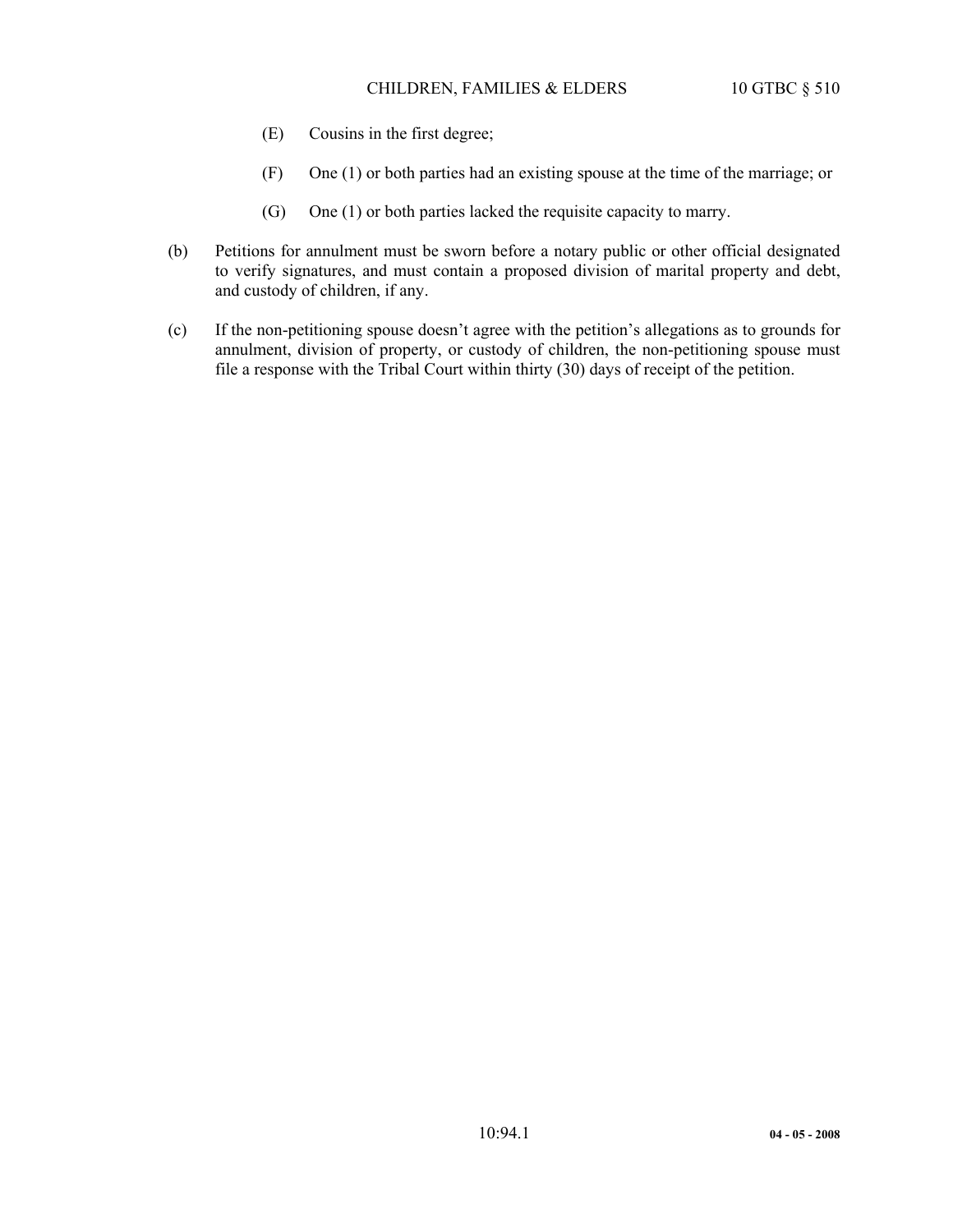(E) Cousins in the first degree;

(F) One (1) or both parties had an existing spouse at the time of the marriage; or

(G) One (1) or both parties lacked the requisite capacity to marry.

(b) Petitions for annulment must be sworn before a notary public or other official designated to verify signatures, and must contain a proposed division of marital property and debt, and custody of children, if any.

(c) If the non-petitioning spouse doesn't agree with the petition's allegations as to grounds for annulment, division of property, or custody of children, the non-petitioning spouse must file a response with the Tribal Court within thirty (30) days of receipt of the petition.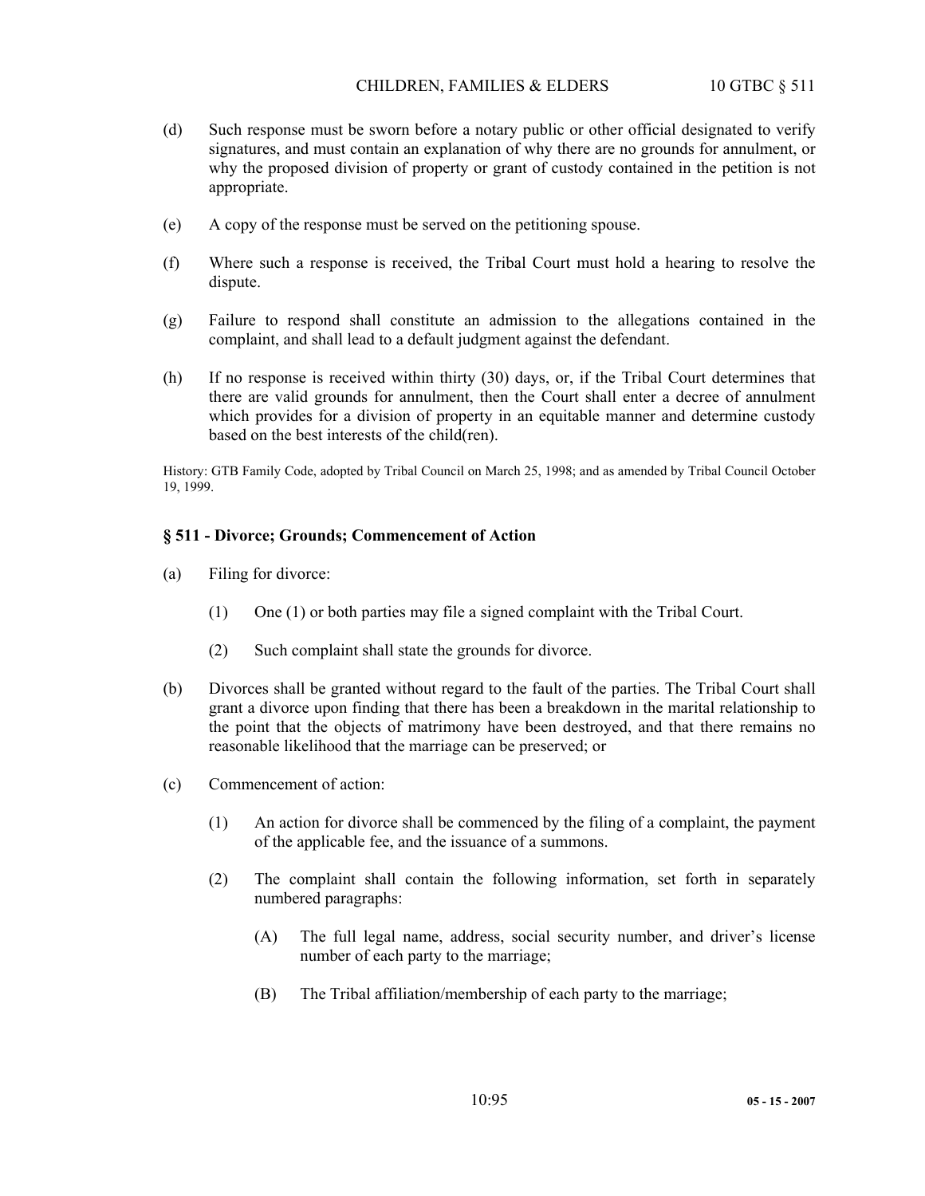(d) Such response must be sworn before a notary public or other official designated to verify signatures, and must contain an explanation of why there are no grounds for annulment, or why the proposed division of property or grant of custody contained in the petition is not appropriate.

(e) A copy of the response must be served on the petitioning spouse.

(f) Where such a response is received, the Tribal Court must hold a hearing to resolve the dispute.

(g) Failure to respond shall constitute an admission to the allegations contained in the complaint, and shall lead to a default judgment against the defendant.

(h) If no response is received within thirty (30) days, or, if the Tribal Court determines that there are valid grounds for annulment, then the Court shall enter a decree of annulment which provides for a division of property in an equitable manner and determine custody based on the best interests of the child(ren).

History: GTB Family Code, adopted by Tribal Council on March 25, 1998; and as amended by Tribal Council October 19, 1999.

### § 511 - Divorce; Grounds; Commencement of Action

(a) Filing for divorce:

  (1) One (1) or both parties may file a signed complaint with the Tribal Court.

  (2) Such complaint shall state the grounds for divorce.

(b) Divorces shall be granted without regard to the fault of the parties. The Tribal Court shall grant a divorce upon finding that there has been a breakdown in the marital relationship to the point that the objects of matrimony have been destroyed, and that there remains no reasonable likelihood that the marriage can be preserved; or

(c) Commencement of action:

  (1) An action for divorce shall be commenced by the filing of a complaint, the payment of the applicable fee, and the issuance of a summons.

  (2) The complaint shall contain the following information, set forth in separately numbered paragraphs:

    (A) The full legal name, address, social security number, and driver's license number of each party to the marriage;

    (B) The Tribal affiliation/membership of each party to the marriage;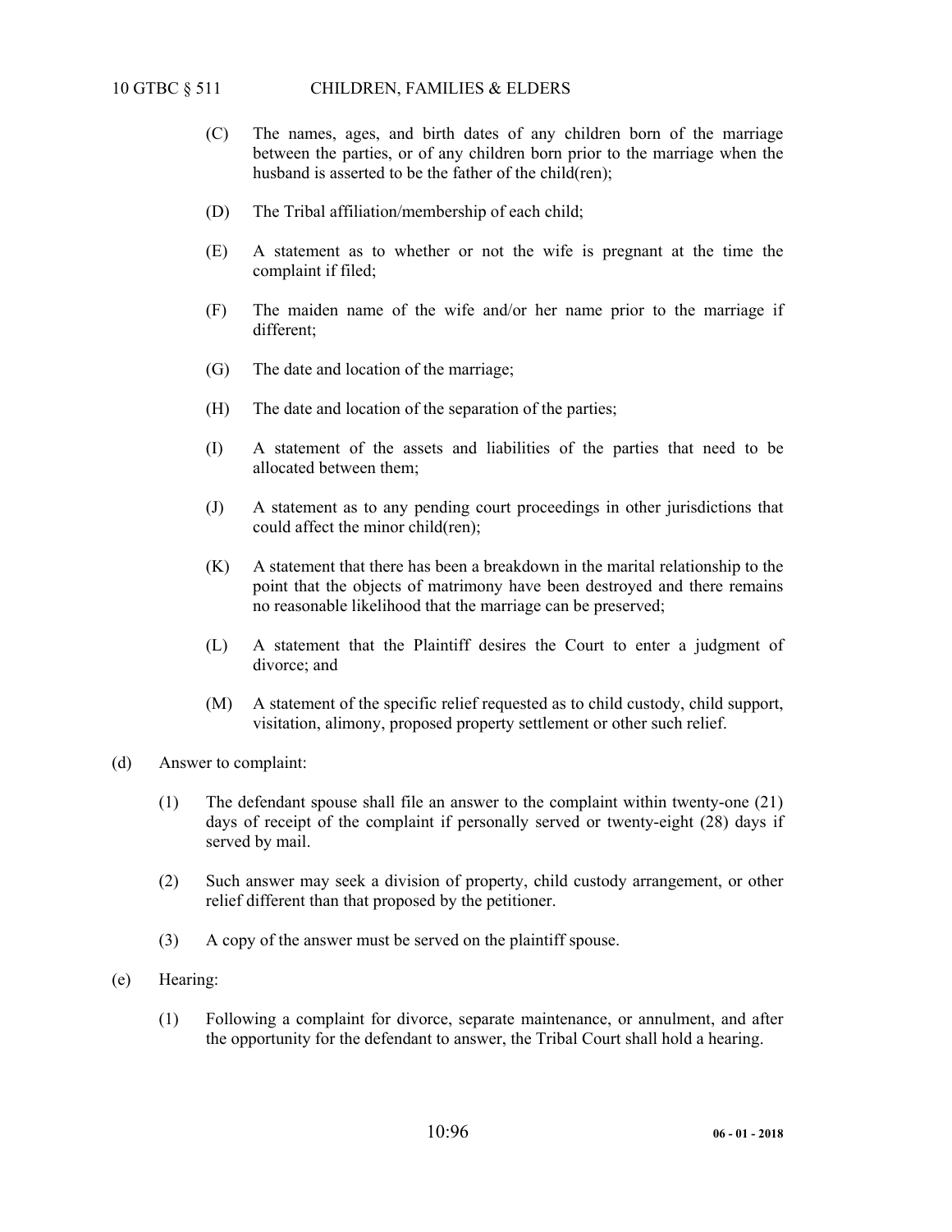(C) The names, ages, and birth dates of any children born of the marriage between the parties, or of any children born prior to the marriage when the husband is asserted to be the father of the child(ren);

(D) The Tribal affiliation/membership of each child;

(E) A statement as to whether or not the wife is pregnant at the time the complaint if filed;

(F) The maiden name of the wife and/or her name prior to the marriage if different;

(G) The date and location of the marriage;

(H) The date and location of the separation of the parties;

(I) A statement of the assets and liabilities of the parties that need to be allocated between them;

(J) A statement as to any pending court proceedings in other jurisdictions that could affect the minor child(ren);

(K) A statement that there has been a breakdown in the marital relationship to the point that the objects of matrimony have been destroyed and there remains no reasonable likelihood that the marriage can be preserved;

(L) A statement that the Plaintiff desires the Court to enter a judgment of divorce; and

(M) A statement of the specific relief requested as to child custody, child support, visitation, alimony, proposed property settlement or other such relief.

(d) Answer to complaint:

(1) The defendant spouse shall file an answer to the complaint within twenty-one (21) days of receipt of the complaint if personally served or twenty-eight (28) days if served by mail.

(2) Such answer may seek a division of property, child custody arrangement, or other relief different than that proposed by the petitioner.

(3) A copy of the answer must be served on the plaintiff spouse.

(e) Hearing:

(1) Following a complaint for divorce, separate maintenance, or annulment, and after the opportunity for the defendant to answer, the Tribal Court shall hold a hearing.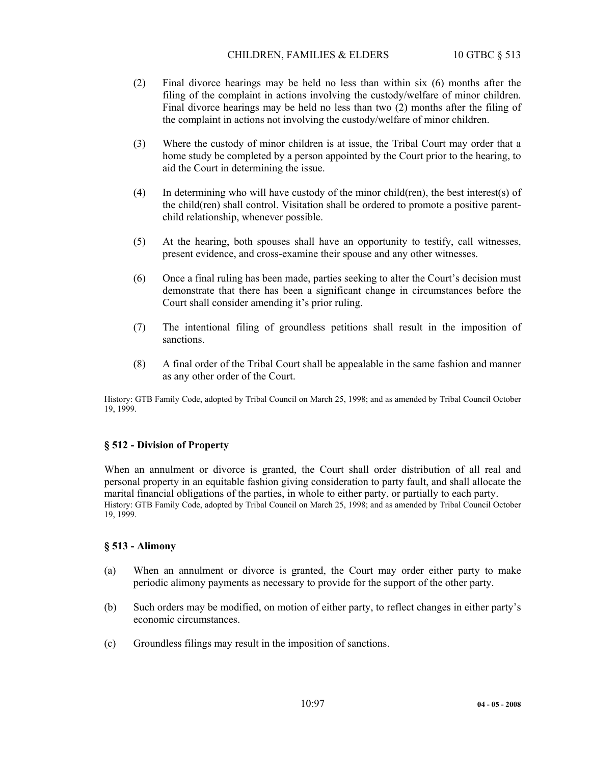(2) Final divorce hearings may be held no less than within six (6) months after the filing of the complaint in actions involving the custody/welfare of minor children. Final divorce hearings may be held no less than two (2) months after the filing of the complaint in actions not involving the custody/welfare of minor children.

(3) Where the custody of minor children is at issue, the Tribal Court may order that a home study be completed by a person appointed by the Court prior to the hearing, to aid the Court in determining the issue.

(4) In determining who will have custody of the minor child(ren), the best interest(s) of the child(ren) shall control. Visitation shall be ordered to promote a positive parent-child relationship, whenever possible.

(5) At the hearing, both spouses shall have an opportunity to testify, call witnesses, present evidence, and cross-examine their spouse and any other witnesses.

(6) Once a final ruling has been made, parties seeking to alter the Court's decision must demonstrate that there has been a significant change in circumstances before the Court shall consider amending it's prior ruling.

(7) The intentional filing of groundless petitions shall result in the imposition of sanctions.

(8) A final order of the Tribal Court shall be appealable in the same fashion and manner as any other order of the Court.

History: GTB Family Code, adopted by Tribal Council on March 25, 1998; and as amended by Tribal Council October 19, 1999.

### § 512 - Division of Property

When an annulment or divorce is granted, the Court shall order distribution of all real and personal property in an equitable fashion giving consideration to party fault, and shall allocate the marital financial obligations of the parties, in whole to either party, or partially to each party.

History: GTB Family Code, adopted by Tribal Council on March 25, 1998; and as amended by Tribal Council October 19, 1999.

### § 513 - Alimony

(a) When an annulment or divorce is granted, the Court may order either party to make periodic alimony payments as necessary to provide for the support of the other party.

(b) Such orders may be modified, on motion of either party, to reflect changes in either party's economic circumstances.

(c) Groundless filings may result in the imposition of sanctions.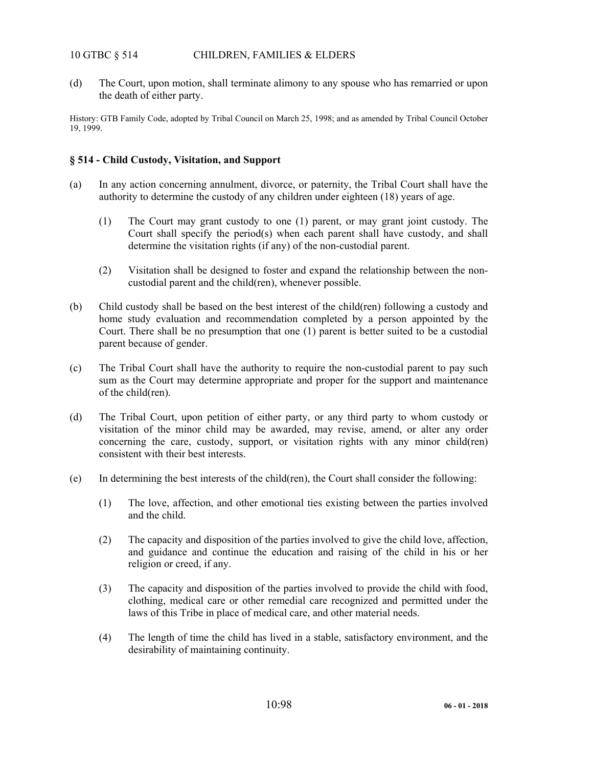(d) The Court, upon motion, shall terminate alimony to any spouse who has remarried or upon the death of either party.

History: GTB Family Code, adopted by Tribal Council on March 25, 1998; and as amended by Tribal Council October 19, 1999.

### § 514 - Child Custody, Visitation, and Support

(a) In any action concerning annulment, divorce, or paternity, the Tribal Court shall have the authority to determine the custody of any children under eighteen (18) years of age.

  (1) The Court may grant custody to one (1) parent, or may grant joint custody. The Court shall specify the period(s) when each parent shall have custody, and shall determine the visitation rights (if any) of the non-custodial parent.

  (2) Visitation shall be designed to foster and expand the relationship between the non-custodial parent and the child(ren), whenever possible.

(b) Child custody shall be based on the best interest of the child(ren) following a custody and home study evaluation and recommendation completed by a person appointed by the Court. There shall be no presumption that one (1) parent is better suited to be a custodial parent because of gender.

(c) The Tribal Court shall have the authority to require the non-custodial parent to pay such sum as the Court may determine appropriate and proper for the support and maintenance of the child(ren).

(d) The Tribal Court, upon petition of either party, or any third party to whom custody or visitation of the minor child may be awarded, may revise, amend, or alter any order concerning the care, custody, support, or visitation rights with any minor child(ren) consistent with their best interests.

(e) In determining the best interests of the child(ren), the Court shall consider the following:

  (1) The love, affection, and other emotional ties existing between the parties involved and the child.

  (2) The capacity and disposition of the parties involved to give the child love, affection, and guidance and continue the education and raising of the child in his or her religion or creed, if any.

  (3) The capacity and disposition of the parties involved to provide the child with food, clothing, medical care or other remedial care recognized and permitted under the laws of this Tribe in place of medical care, and other material needs.

  (4) The length of time the child has lived in a stable, satisfactory environment, and the desirability of maintaining continuity.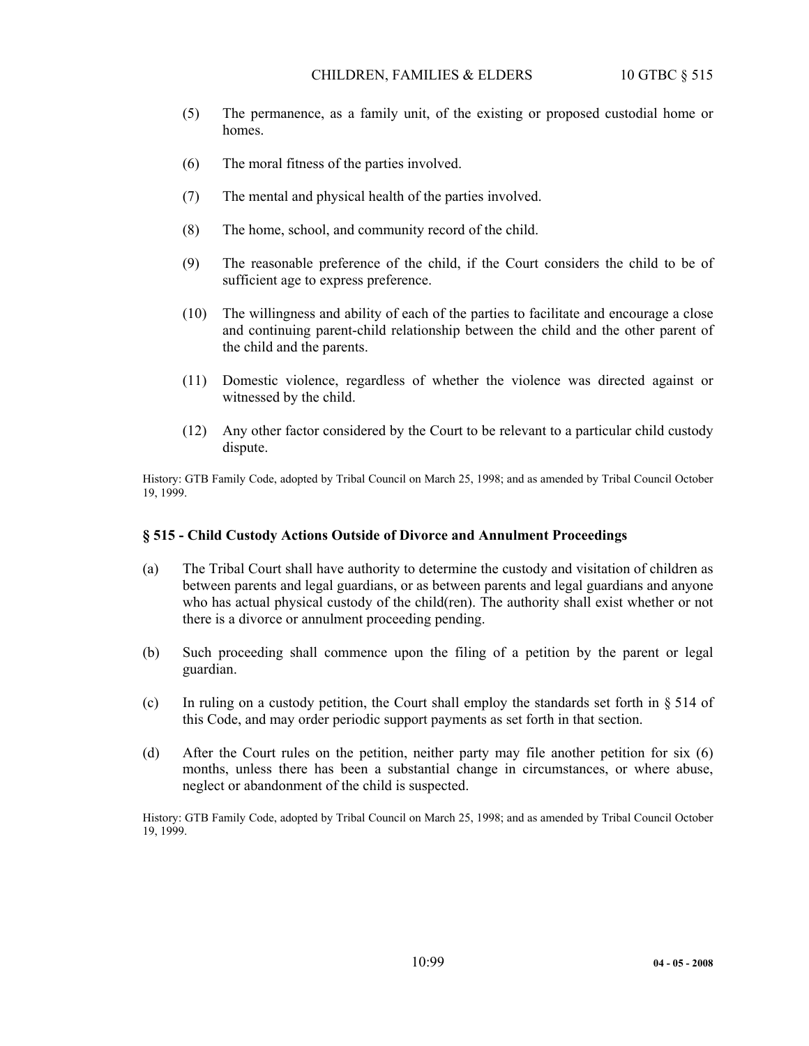(5) The permanence, as a family unit, of the existing or proposed custodial home or homes.

(6) The moral fitness of the parties involved.

(7) The mental and physical health of the parties involved.

(8) The home, school, and community record of the child.

(9) The reasonable preference of the child, if the Court considers the child to be of sufficient age to express preference.

(10) The willingness and ability of each of the parties to facilitate and encourage a close and continuing parent-child relationship between the child and the other parent of the child and the parents.

(11) Domestic violence, regardless of whether the violence was directed against or witnessed by the child.

(12) Any other factor considered by the Court to be relevant to a particular child custody dispute.

History: GTB Family Code, adopted by Tribal Council on March 25, 1998; and as amended by Tribal Council October 19, 1999.

### § 515 - Child Custody Actions Outside of Divorce and Annulment Proceedings

(a) The Tribal Court shall have authority to determine the custody and visitation of children as between parents and legal guardians, or as between parents and legal guardians and anyone who has actual physical custody of the child(ren). The authority shall exist whether or not there is a divorce or annulment proceeding pending.

(b) Such proceeding shall commence upon the filing of a petition by the parent or legal guardian.

(c) In ruling on a custody petition, the Court shall employ the standards set forth in § 514 of this Code, and may order periodic support payments as set forth in that section.

(d) After the Court rules on the petition, neither party may file another petition for six (6) months, unless there has been a substantial change in circumstances, or where abuse, neglect or abandonment of the child is suspected.

History: GTB Family Code, adopted by Tribal Council on March 25, 1998; and as amended by Tribal Council October 19, 1999.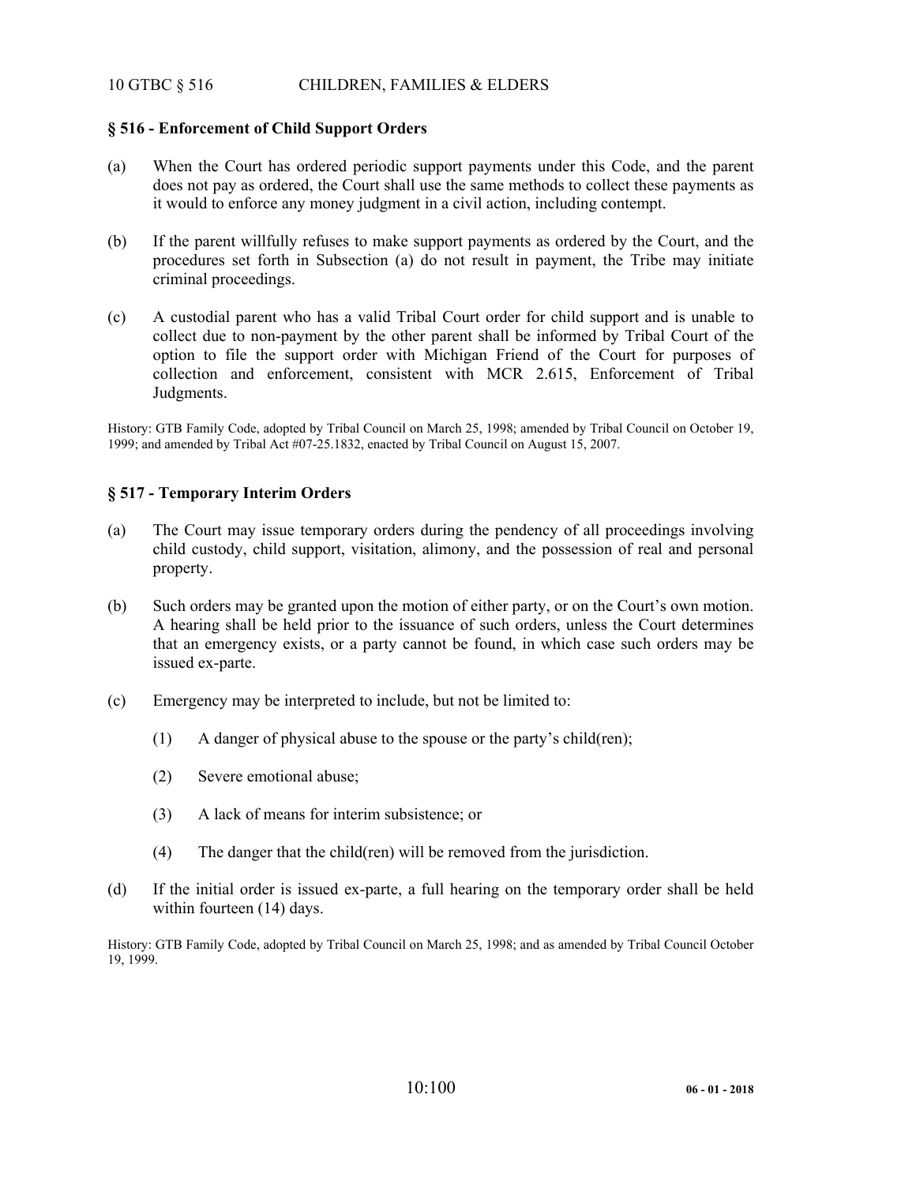## § 516 - Enforcement of Child Support Orders

(a) When the Court has ordered periodic support payments under this Code, and the parent does not pay as ordered, the Court shall use the same methods to collect these payments as it would to enforce any money judgment in a civil action, including contempt.

(b) If the parent willfully refuses to make support payments as ordered by the Court, and the procedures set forth in Subsection (a) do not result in payment, the Tribe may initiate criminal proceedings.

(c) A custodial parent who has a valid Tribal Court order for child support and is unable to collect due to non-payment by the other parent shall be informed by Tribal Court of the option to file the support order with Michigan Friend of the Court for purposes of collection and enforcement, consistent with MCR 2.615, Enforcement of Tribal Judgments.

History: GTB Family Code, adopted by Tribal Council on March 25, 1998; amended by Tribal Council on October 19, 1999; and amended by Tribal Act #07-25.1832, enacted by Tribal Council on August 15, 2007.

## § 517 - Temporary Interim Orders

(a) The Court may issue temporary orders during the pendency of all proceedings involving child custody, child support, visitation, alimony, and the possession of real and personal property.

(b) Such orders may be granted upon the motion of either party, or on the Court's own motion. A hearing shall be held prior to the issuance of such orders, unless the Court determines that an emergency exists, or a party cannot be found, in which case such orders may be issued ex-parte.

(c) Emergency may be interpreted to include, but not be limited to:

(1) A danger of physical abuse to the spouse or the party's child(ren);

(2) Severe emotional abuse;

(3) A lack of means for interim subsistence; or

(4) The danger that the child(ren) will be removed from the jurisdiction.

(d) If the initial order is issued ex-parte, a full hearing on the temporary order shall be held within fourteen (14) days.

History: GTB Family Code, adopted by Tribal Council on March 25, 1998; and as amended by Tribal Council October 19, 1999.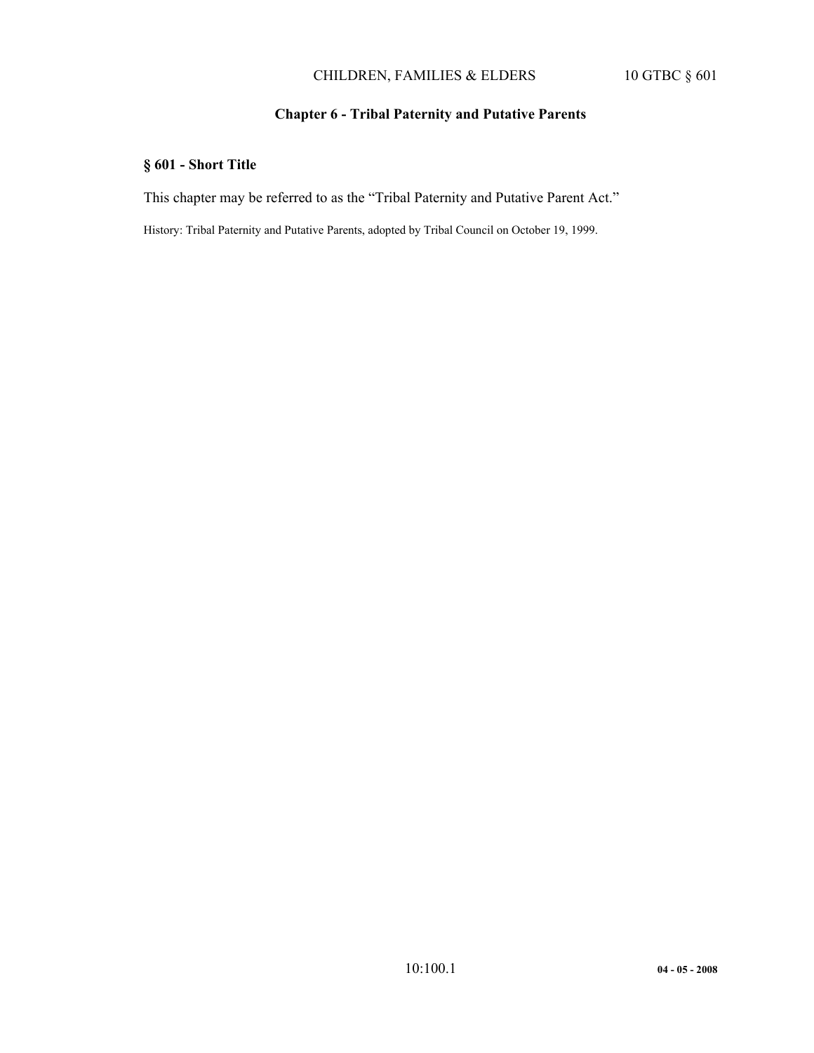## Chapter 6 - Tribal Paternity and Putative Parents

### § 601 - Short Title

This chapter may be referred to as the "Tribal Paternity and Putative Parent Act."

History: Tribal Paternity and Putative Parents, adopted by Tribal Council on October 19, 1999.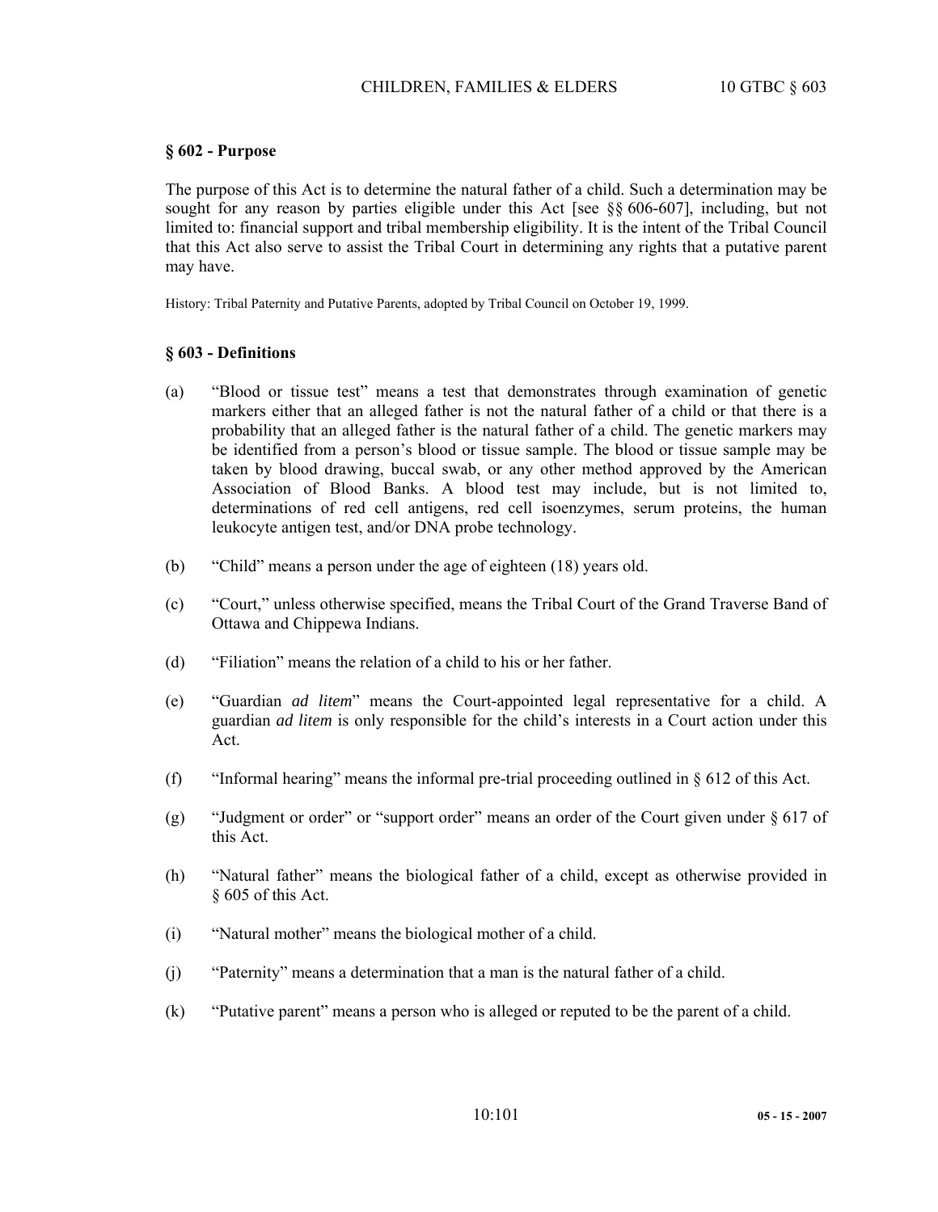### § 602 - Purpose

The purpose of this Act is to determine the natural father of a child. Such a determination may be sought for any reason by parties eligible under this Act [see §§ 606-607], including, but not limited to: financial support and tribal membership eligibility. It is the intent of the Tribal Council that this Act also serve to assist the Tribal Court in determining any rights that a putative parent may have.

History: Tribal Paternity and Putative Parents, adopted by Tribal Council on October 19, 1999.

### § 603 - Definitions

(a) "Blood or tissue test" means a test that demonstrates through examination of genetic markers either that an alleged father is not the natural father of a child or that there is a probability that an alleged father is the natural father of a child. The genetic markers may be identified from a person's blood or tissue sample. The blood or tissue sample may be taken by blood drawing, buccal swab, or any other method approved by the American Association of Blood Banks. A blood test may include, but is not limited to, determinations of red cell antigens, red cell isoenzymes, serum proteins, the human leukocyte antigen test, and/or DNA probe technology.

(b) "Child" means a person under the age of eighteen (18) years old.

(c) "Court," unless otherwise specified, means the Tribal Court of the Grand Traverse Band of Ottawa and Chippewa Indians.

(d) "Filiation" means the relation of a child to his or her father.

(e) "Guardian *ad litem*" means the Court-appointed legal representative for a child. A guardian *ad litem* is only responsible for the child's interests in a Court action under this Act.

(f) "Informal hearing" means the informal pre-trial proceeding outlined in § 612 of this Act.

(g) "Judgment or order" or "support order" means an order of the Court given under § 617 of this Act.

(h) "Natural father" means the biological father of a child, except as otherwise provided in § 605 of this Act.

(i) "Natural mother" means the biological mother of a child.

(j) "Paternity" means a determination that a man is the natural father of a child.

(k) "Putative parent" means a person who is alleged or reputed to be the parent of a child.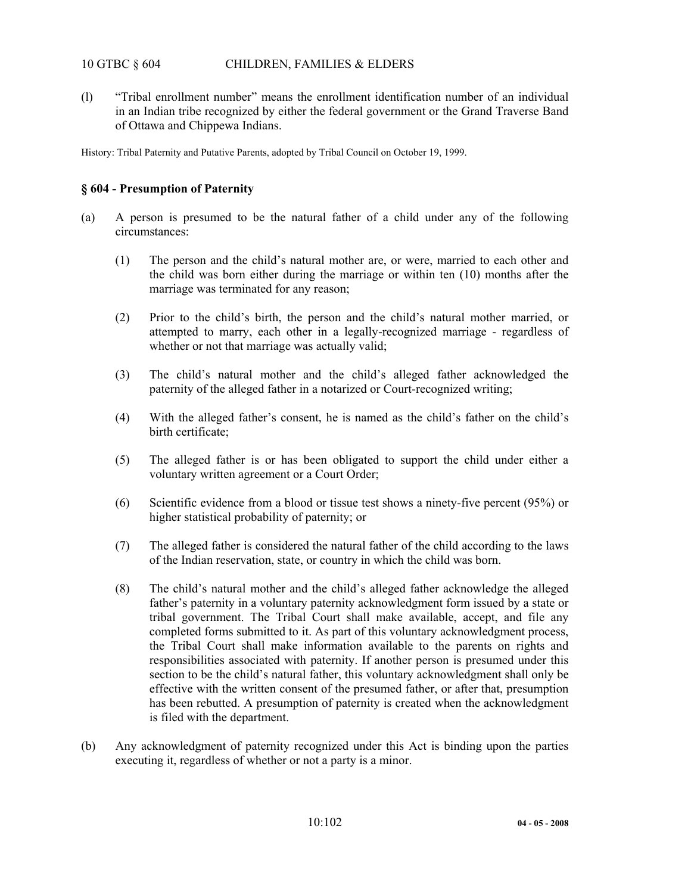(l) "Tribal enrollment number" means the enrollment identification number of an individual in an Indian tribe recognized by either the federal government or the Grand Traverse Band of Ottawa and Chippewa Indians.

History: Tribal Paternity and Putative Parents, adopted by Tribal Council on October 19, 1999.

### § 604 - Presumption of Paternity

(a) A person is presumed to be the natural father of a child under any of the following circumstances:

(1) The person and the child's natural mother are, or were, married to each other and the child was born either during the marriage or within ten (10) months after the marriage was terminated for any reason;

(2) Prior to the child's birth, the person and the child's natural mother married, or attempted to marry, each other in a legally-recognized marriage - regardless of whether or not that marriage was actually valid;

(3) The child's natural mother and the child's alleged father acknowledged the paternity of the alleged father in a notarized or Court-recognized writing;

(4) With the alleged father's consent, he is named as the child's father on the child's birth certificate;

(5) The alleged father is or has been obligated to support the child under either a voluntary written agreement or a Court Order;

(6) Scientific evidence from a blood or tissue test shows a ninety-five percent (95%) or higher statistical probability of paternity; or

(7) The alleged father is considered the natural father of the child according to the laws of the Indian reservation, state, or country in which the child was born.

(8) The child's natural mother and the child's alleged father acknowledge the alleged father's paternity in a voluntary paternity acknowledgment form issued by a state or tribal government. The Tribal Court shall make available, accept, and file any completed forms submitted to it. As part of this voluntary acknowledgment process, the Tribal Court shall make information available to the parents on rights and responsibilities associated with paternity. If another person is presumed under this section to be the child's natural father, this voluntary acknowledgment shall only be effective with the written consent of the presumed father, or after that, presumption has been rebutted. A presumption of paternity is created when the acknowledgment is filed with the department.

(b) Any acknowledgment of paternity recognized under this Act is binding upon the parties executing it, regardless of whether or not a party is a minor.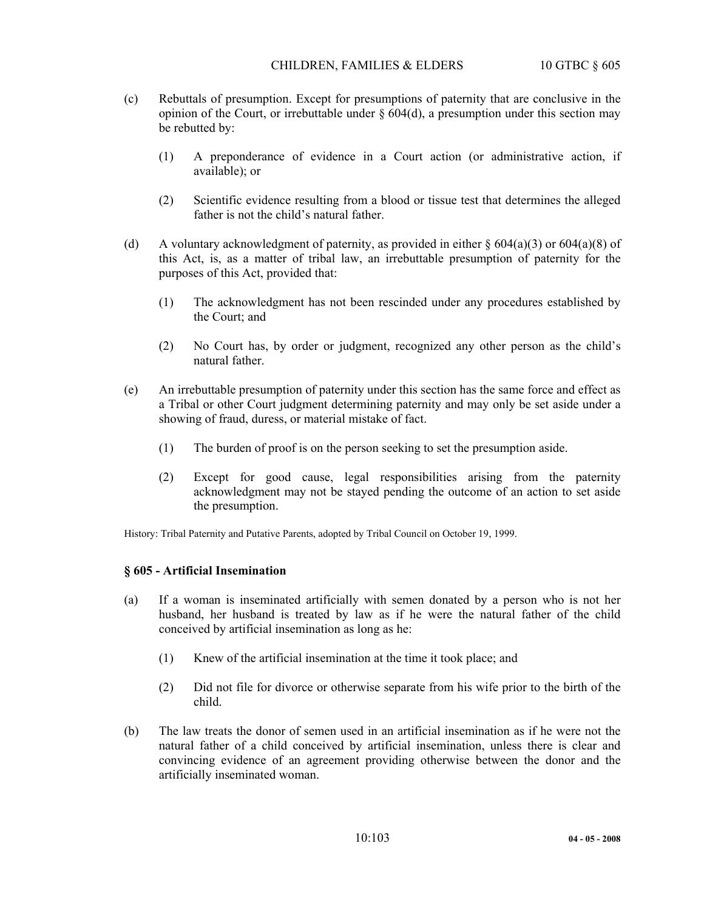(c) Rebuttals of presumption. Except for presumptions of paternity that are conclusive in the opinion of the Court, or irrebuttable under § 604(d), a presumption under this section may be rebutted by:

(1) A preponderance of evidence in a Court action (or administrative action, if available); or

(2) Scientific evidence resulting from a blood or tissue test that determines the alleged father is not the child's natural father.

(d) A voluntary acknowledgment of paternity, as provided in either § 604(a)(3) or 604(a)(8) of this Act, is, as a matter of tribal law, an irrebuttable presumption of paternity for the purposes of this Act, provided that:

(1) The acknowledgment has not been rescinded under any procedures established by the Court; and

(2) No Court has, by order or judgment, recognized any other person as the child's natural father.

(e) An irrebuttable presumption of paternity under this section has the same force and effect as a Tribal or other Court judgment determining paternity and may only be set aside under a showing of fraud, duress, or material mistake of fact.

(1) The burden of proof is on the person seeking to set the presumption aside.

(2) Except for good cause, legal responsibilities arising from the paternity acknowledgment may not be stayed pending the outcome of an action to set aside the presumption.

History: Tribal Paternity and Putative Parents, adopted by Tribal Council on October 19, 1999.

### § 605 - Artificial Insemination

(a) If a woman is inseminated artificially with semen donated by a person who is not her husband, her husband is treated by law as if he were the natural father of the child conceived by artificial insemination as long as he:

(1) Knew of the artificial insemination at the time it took place; and

(2) Did not file for divorce or otherwise separate from his wife prior to the birth of the child.

(b) The law treats the donor of semen used in an artificial insemination as if he were not the natural father of a child conceived by artificial insemination, unless there is clear and convincing evidence of an agreement providing otherwise between the donor and the artificially inseminated woman.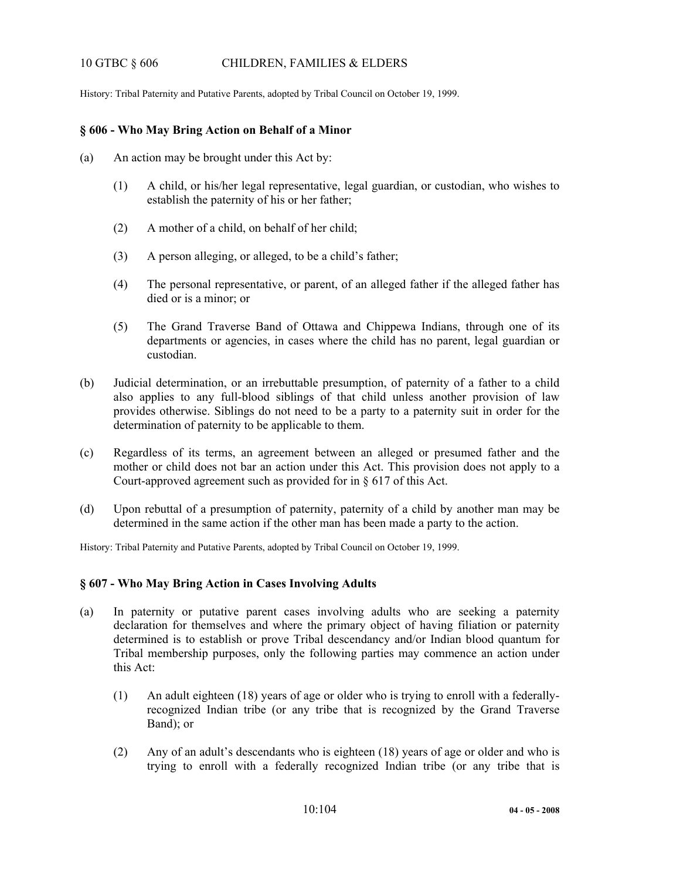History: Tribal Paternity and Putative Parents, adopted by Tribal Council on October 19, 1999.

## § 606 - Who May Bring Action on Behalf of a Minor

(a) An action may be brought under this Act by:

  (1) A child, or his/her legal representative, legal guardian, or custodian, who wishes to establish the paternity of his or her father;

  (2) A mother of a child, on behalf of her child;

  (3) A person alleging, or alleged, to be a child's father;

  (4) The personal representative, or parent, of an alleged father if the alleged father has died or is a minor; or

  (5) The Grand Traverse Band of Ottawa and Chippewa Indians, through one of its departments or agencies, in cases where the child has no parent, legal guardian or custodian.

(b) Judicial determination, or an irrebuttable presumption, of paternity of a father to a child also applies to any full-blood siblings of that child unless another provision of law provides otherwise. Siblings do not need to be a party to a paternity suit in order for the determination of paternity to be applicable to them.

(c) Regardless of its terms, an agreement between an alleged or presumed father and the mother or child does not bar an action under this Act. This provision does not apply to a Court-approved agreement such as provided for in § 617 of this Act.

(d) Upon rebuttal of a presumption of paternity, paternity of a child by another man may be determined in the same action if the other man has been made a party to the action.

History: Tribal Paternity and Putative Parents, adopted by Tribal Council on October 19, 1999.

## § 607 - Who May Bring Action in Cases Involving Adults

(a) In paternity or putative parent cases involving adults who are seeking a paternity declaration for themselves and where the primary object of having filiation or paternity determined is to establish or prove Tribal descendancy and/or Indian blood quantum for Tribal membership purposes, only the following parties may commence an action under this Act:

  (1) An adult eighteen (18) years of age or older who is trying to enroll with a federally-recognized Indian tribe (or any tribe that is recognized by the Grand Traverse Band); or

  (2) Any of an adult's descendants who is eighteen (18) years of age or older and who is trying to enroll with a federally recognized Indian tribe (or any tribe that is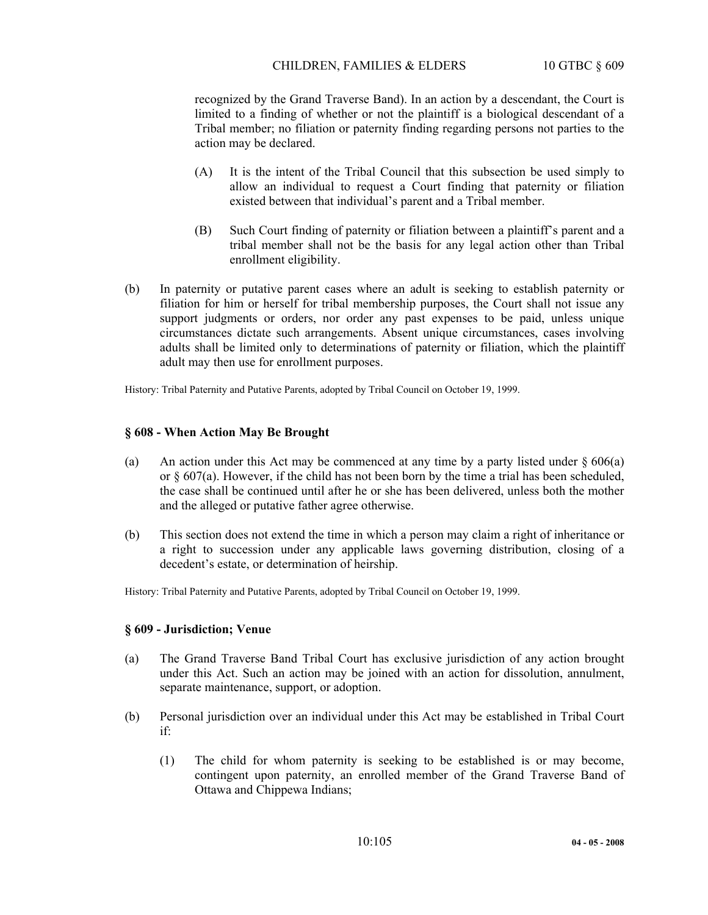recognized by the Grand Traverse Band). In an action by a descendant, the Court is limited to a finding of whether or not the plaintiff is a biological descendant of a Tribal member; no filiation or paternity finding regarding persons not parties to the action may be declared.

(A) It is the intent of the Tribal Council that this subsection be used simply to allow an individual to request a Court finding that paternity or filiation existed between that individual's parent and a Tribal member.

(B) Such Court finding of paternity or filiation between a plaintiff's parent and a tribal member shall not be the basis for any legal action other than Tribal enrollment eligibility.

(b) In paternity or putative parent cases where an adult is seeking to establish paternity or filiation for him or herself for tribal membership purposes, the Court shall not issue any support judgments or orders, nor order any past expenses to be paid, unless unique circumstances dictate such arrangements. Absent unique circumstances, cases involving adults shall be limited only to determinations of paternity or filiation, which the plaintiff adult may then use for enrollment purposes.

History: Tribal Paternity and Putative Parents, adopted by Tribal Council on October 19, 1999.

### § 608 - When Action May Be Brought

(a) An action under this Act may be commenced at any time by a party listed under § 606(a) or § 607(a). However, if the child has not been born by the time a trial has been scheduled, the case shall be continued until after he or she has been delivered, unless both the mother and the alleged or putative father agree otherwise.

(b) This section does not extend the time in which a person may claim a right of inheritance or a right to succession under any applicable laws governing distribution, closing of a decedent's estate, or determination of heirship.

History: Tribal Paternity and Putative Parents, adopted by Tribal Council on October 19, 1999.

### § 609 - Jurisdiction; Venue

(a) The Grand Traverse Band Tribal Court has exclusive jurisdiction of any action brought under this Act. Such an action may be joined with an action for dissolution, annulment, separate maintenance, support, or adoption.

(b) Personal jurisdiction over an individual under this Act may be established in Tribal Court if:

(1) The child for whom paternity is seeking to be established is or may become, contingent upon paternity, an enrolled member of the Grand Traverse Band of Ottawa and Chippewa Indians;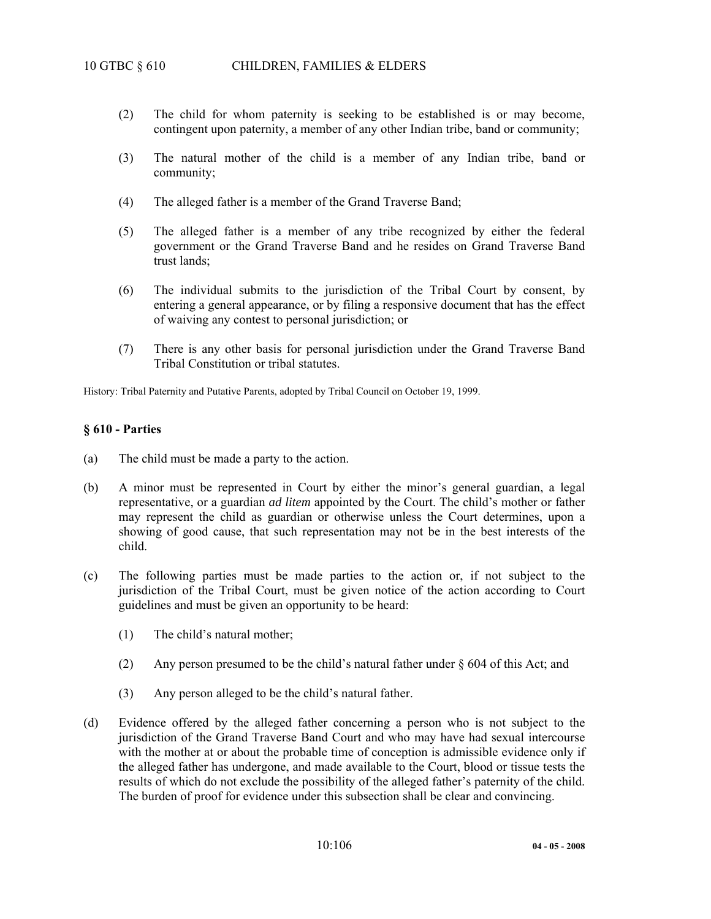(2) The child for whom paternity is seeking to be established is or may become, contingent upon paternity, a member of any other Indian tribe, band or community;

(3) The natural mother of the child is a member of any Indian tribe, band or community;

(4) The alleged father is a member of the Grand Traverse Band;

(5) The alleged father is a member of any tribe recognized by either the federal government or the Grand Traverse Band and he resides on Grand Traverse Band trust lands;

(6) The individual submits to the jurisdiction of the Tribal Court by consent, by entering a general appearance, or by filing a responsive document that has the effect of waiving any contest to personal jurisdiction; or

(7) There is any other basis for personal jurisdiction under the Grand Traverse Band Tribal Constitution or tribal statutes.

History: Tribal Paternity and Putative Parents, adopted by Tribal Council on October 19, 1999.

## § 610 - Parties

(a) The child must be made a party to the action.

(b) A minor must be represented in Court by either the minor's general guardian, a legal representative, or a guardian *ad litem* appointed by the Court. The child's mother or father may represent the child as guardian or otherwise unless the Court determines, upon a showing of good cause, that such representation may not be in the best interests of the child.

(c) The following parties must be made parties to the action or, if not subject to the jurisdiction of the Tribal Court, must be given notice of the action according to Court guidelines and must be given an opportunity to be heard:

(1) The child's natural mother;

(2) Any person presumed to be the child's natural father under § 604 of this Act; and

(3) Any person alleged to be the child's natural father.

(d) Evidence offered by the alleged father concerning a person who is not subject to the jurisdiction of the Grand Traverse Band Court and who may have had sexual intercourse with the mother at or about the probable time of conception is admissible evidence only if the alleged father has undergone, and made available to the Court, blood or tissue tests the results of which do not exclude the possibility of the alleged father's paternity of the child. The burden of proof for evidence under this subsection shall be clear and convincing.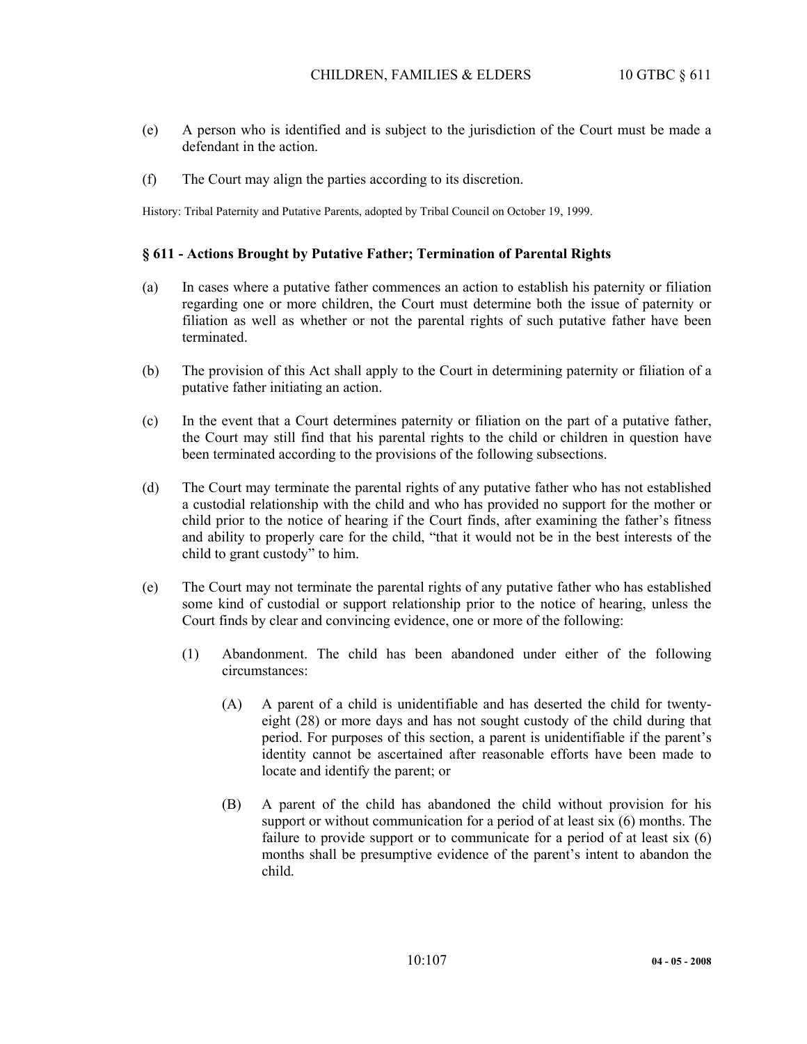(e) A person who is identified and is subject to the jurisdiction of the Court must be made a defendant in the action.

(f) The Court may align the parties according to its discretion.

History: Tribal Paternity and Putative Parents, adopted by Tribal Council on October 19, 1999.

### § 611 - Actions Brought by Putative Father; Termination of Parental Rights

(a) In cases where a putative father commences an action to establish his paternity or filiation regarding one or more children, the Court must determine both the issue of paternity or filiation as well as whether or not the parental rights of such putative father have been terminated.

(b) The provision of this Act shall apply to the Court in determining paternity or filiation of a putative father initiating an action.

(c) In the event that a Court determines paternity or filiation on the part of a putative father, the Court may still find that his parental rights to the child or children in question have been terminated according to the provisions of the following subsections.

(d) The Court may terminate the parental rights of any putative father who has not established a custodial relationship with the child and who has provided no support for the mother or child prior to the notice of hearing if the Court finds, after examining the father's fitness and ability to properly care for the child, "that it would not be in the best interests of the child to grant custody" to him.

(e) The Court may not terminate the parental rights of any putative father who has established some kind of custodial or support relationship prior to the notice of hearing, unless the Court finds by clear and convincing evidence, one or more of the following:

   (1) Abandonment. The child has been abandoned under either of the following circumstances:

      (A) A parent of a child is unidentifiable and has deserted the child for twenty-eight (28) or more days and has not sought custody of the child during that period. For purposes of this section, a parent is unidentifiable if the parent's identity cannot be ascertained after reasonable efforts have been made to locate and identify the parent; or

      (B) A parent of the child has abandoned the child without provision for his support or without communication for a period of at least six (6) months. The failure to provide support or to communicate for a period of at least six (6) months shall be presumptive evidence of the parent's intent to abandon the child.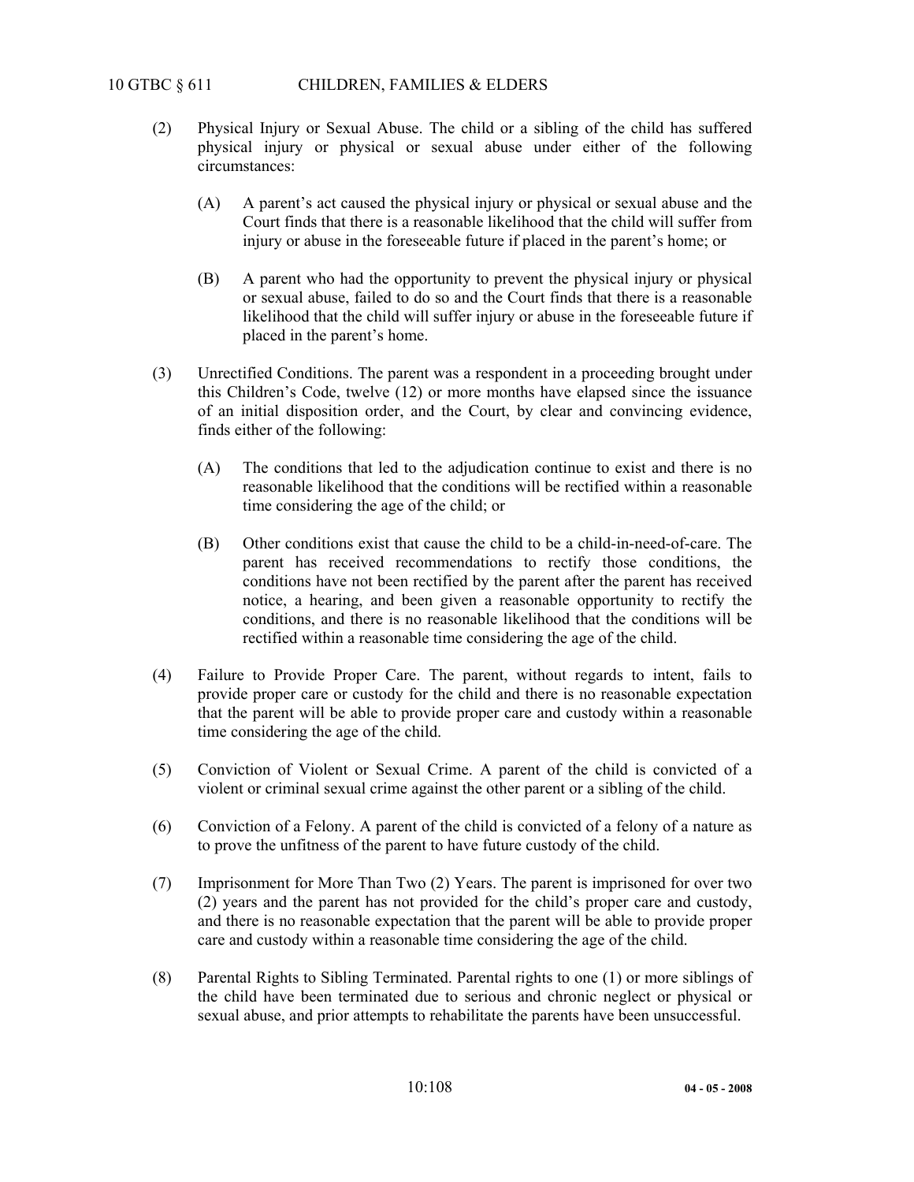(2) Physical Injury or Sexual Abuse. The child or a sibling of the child has suffered physical injury or physical or sexual abuse under either of the following circumstances:

(A) A parent's act caused the physical injury or physical or sexual abuse and the Court finds that there is a reasonable likelihood that the child will suffer from injury or abuse in the foreseeable future if placed in the parent's home; or

(B) A parent who had the opportunity to prevent the physical injury or physical or sexual abuse, failed to do so and the Court finds that there is a reasonable likelihood that the child will suffer injury or abuse in the foreseeable future if placed in the parent's home.

(3) Unrectified Conditions. The parent was a respondent in a proceeding brought under this Children's Code, twelve (12) or more months have elapsed since the issuance of an initial disposition order, and the Court, by clear and convincing evidence, finds either of the following:

(A) The conditions that led to the adjudication continue to exist and there is no reasonable likelihood that the conditions will be rectified within a reasonable time considering the age of the child; or

(B) Other conditions exist that cause the child to be a child-in-need-of-care. The parent has received recommendations to rectify those conditions, the conditions have not been rectified by the parent after the parent has received notice, a hearing, and been given a reasonable opportunity to rectify the conditions, and there is no reasonable likelihood that the conditions will be rectified within a reasonable time considering the age of the child.

(4) Failure to Provide Proper Care. The parent, without regards to intent, fails to provide proper care or custody for the child and there is no reasonable expectation that the parent will be able to provide proper care and custody within a reasonable time considering the age of the child.

(5) Conviction of Violent or Sexual Crime. A parent of the child is convicted of a violent or criminal sexual crime against the other parent or a sibling of the child.

(6) Conviction of a Felony. A parent of the child is convicted of a felony of a nature as to prove the unfitness of the parent to have future custody of the child.

(7) Imprisonment for More Than Two (2) Years. The parent is imprisoned for over two (2) years and the parent has not provided for the child's proper care and custody, and there is no reasonable expectation that the parent will be able to provide proper care and custody within a reasonable time considering the age of the child.

(8) Parental Rights to Sibling Terminated. Parental rights to one (1) or more siblings of the child have been terminated due to serious and chronic neglect or physical or sexual abuse, and prior attempts to rehabilitate the parents have been unsuccessful.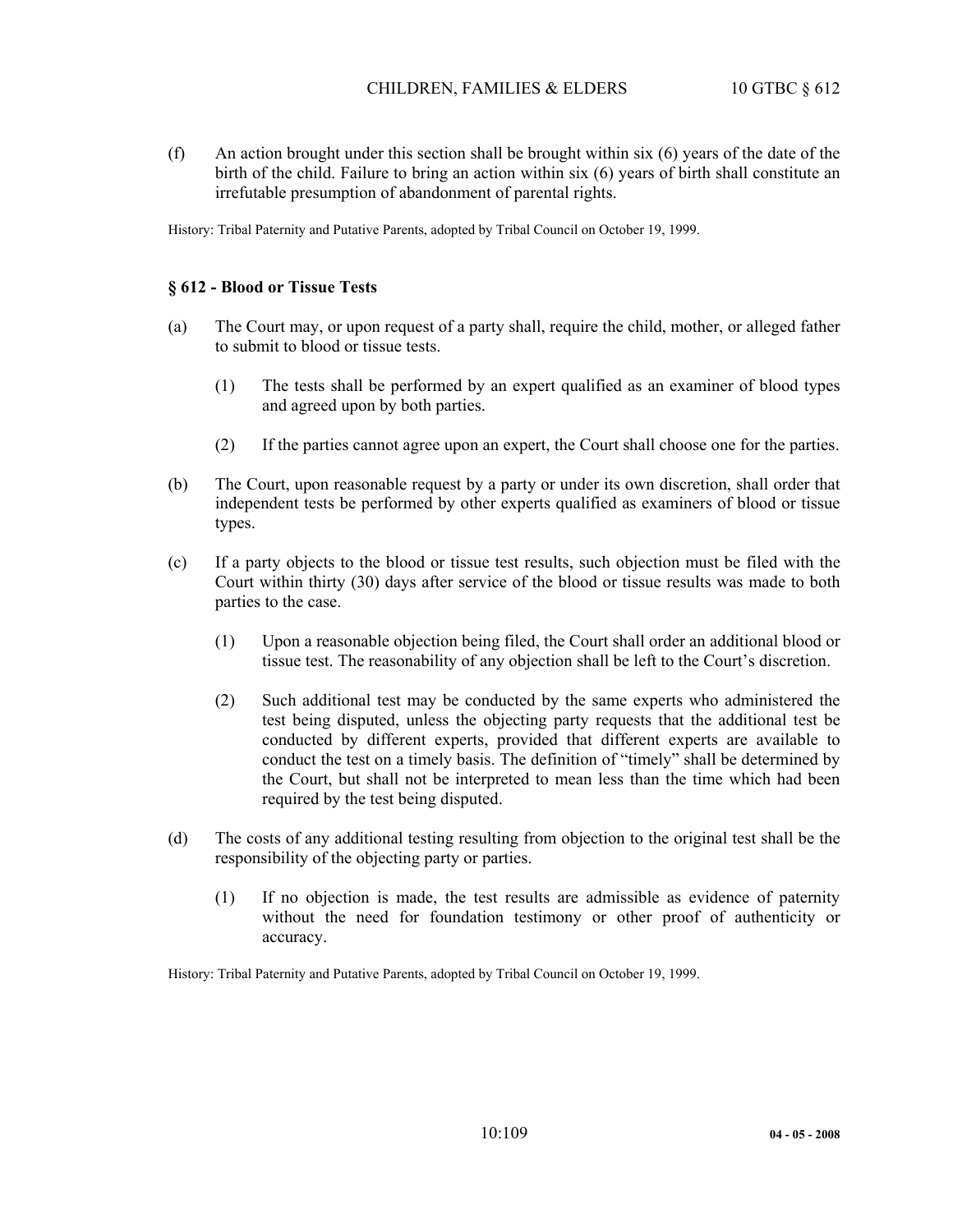(f) An action brought under this section shall be brought within six (6) years of the date of the birth of the child. Failure to bring an action within six (6) years of birth shall constitute an irrefutable presumption of abandonment of parental rights.

History: Tribal Paternity and Putative Parents, adopted by Tribal Council on October 19, 1999.

### § 612 - Blood or Tissue Tests

(a) The Court may, or upon request of a party shall, require the child, mother, or alleged father to submit to blood or tissue tests.

(1) The tests shall be performed by an expert qualified as an examiner of blood types and agreed upon by both parties.

(2) If the parties cannot agree upon an expert, the Court shall choose one for the parties.

(b) The Court, upon reasonable request by a party or under its own discretion, shall order that independent tests be performed by other experts qualified as examiners of blood or tissue types.

(c) If a party objects to the blood or tissue test results, such objection must be filed with the Court within thirty (30) days after service of the blood or tissue results was made to both parties to the case.

(1) Upon a reasonable objection being filed, the Court shall order an additional blood or tissue test. The reasonability of any objection shall be left to the Court's discretion.

(2) Such additional test may be conducted by the same experts who administered the test being disputed, unless the objecting party requests that the additional test be conducted by different experts, provided that different experts are available to conduct the test on a timely basis. The definition of "timely" shall be determined by the Court, but shall not be interpreted to mean less than the time which had been required by the test being disputed.

(d) The costs of any additional testing resulting from objection to the original test shall be the responsibility of the objecting party or parties.

(1) If no objection is made, the test results are admissible as evidence of paternity without the need for foundation testimony or other proof of authenticity or accuracy.

History: Tribal Paternity and Putative Parents, adopted by Tribal Council on October 19, 1999.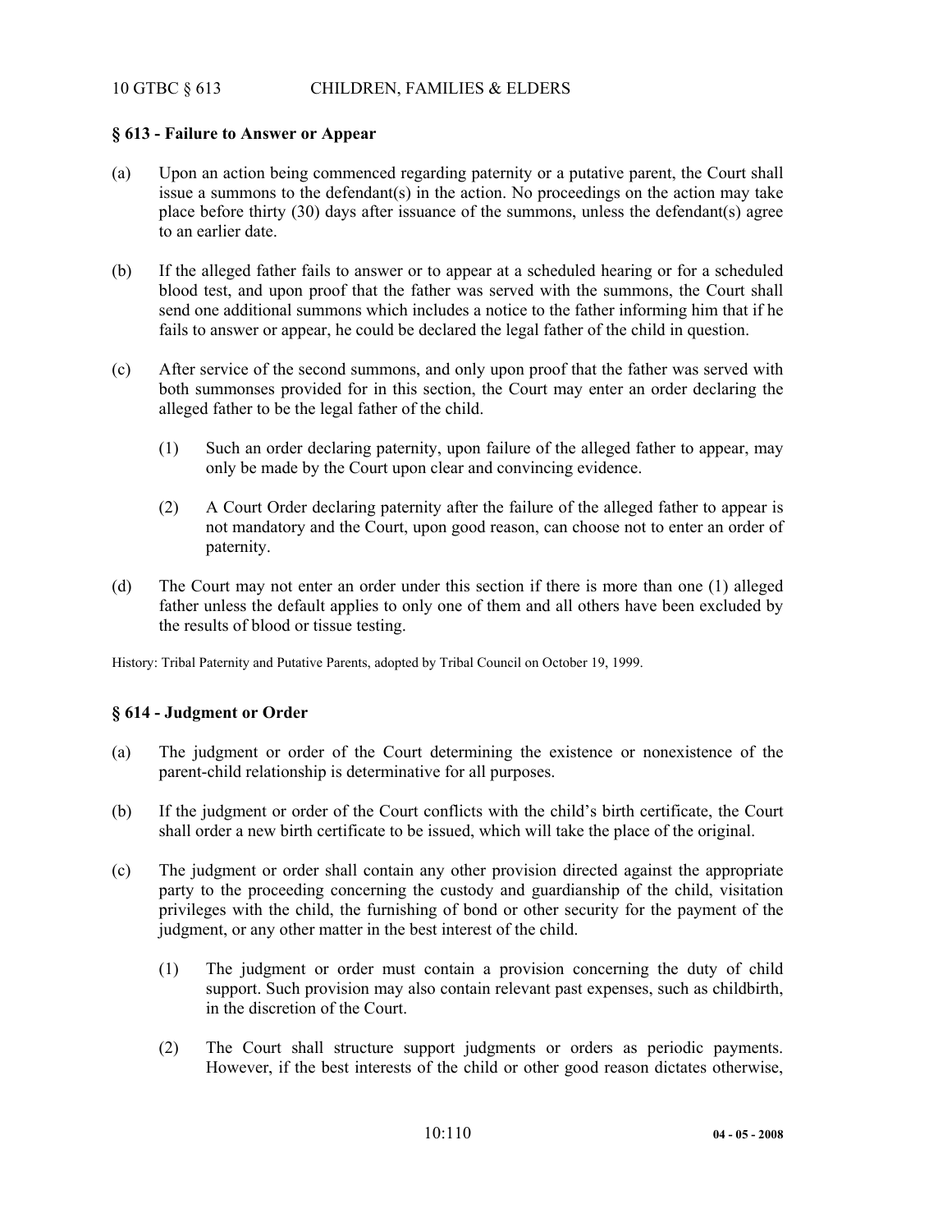## § 613 - Failure to Answer or Appear

(a) Upon an action being commenced regarding paternity or a putative parent, the Court shall issue a summons to the defendant(s) in the action. No proceedings on the action may take place before thirty (30) days after issuance of the summons, unless the defendant(s) agree to an earlier date.

(b) If the alleged father fails to answer or to appear at a scheduled hearing or for a scheduled blood test, and upon proof that the father was served with the summons, the Court shall send one additional summons which includes a notice to the father informing him that if he fails to answer or appear, he could be declared the legal father of the child in question.

(c) After service of the second summons, and only upon proof that the father was served with both summonses provided for in this section, the Court may enter an order declaring the alleged father to be the legal father of the child.

 (1) Such an order declaring paternity, upon failure of the alleged father to appear, may only be made by the Court upon clear and convincing evidence.

 (2) A Court Order declaring paternity after the failure of the alleged father to appear is not mandatory and the Court, upon good reason, can choose not to enter an order of paternity.

(d) The Court may not enter an order under this section if there is more than one (1) alleged father unless the default applies to only one of them and all others have been excluded by the results of blood or tissue testing.

History: Tribal Paternity and Putative Parents, adopted by Tribal Council on October 19, 1999.

## § 614 - Judgment or Order

(a) The judgment or order of the Court determining the existence or nonexistence of the parent-child relationship is determinative for all purposes.

(b) If the judgment or order of the Court conflicts with the child's birth certificate, the Court shall order a new birth certificate to be issued, which will take the place of the original.

(c) The judgment or order shall contain any other provision directed against the appropriate party to the proceeding concerning the custody and guardianship of the child, visitation privileges with the child, the furnishing of bond or other security for the payment of the judgment, or any other matter in the best interest of the child.

 (1) The judgment or order must contain a provision concerning the duty of child support. Such provision may also contain relevant past expenses, such as childbirth, in the discretion of the Court.

 (2) The Court shall structure support judgments or orders as periodic payments. However, if the best interests of the child or other good reason dictates otherwise,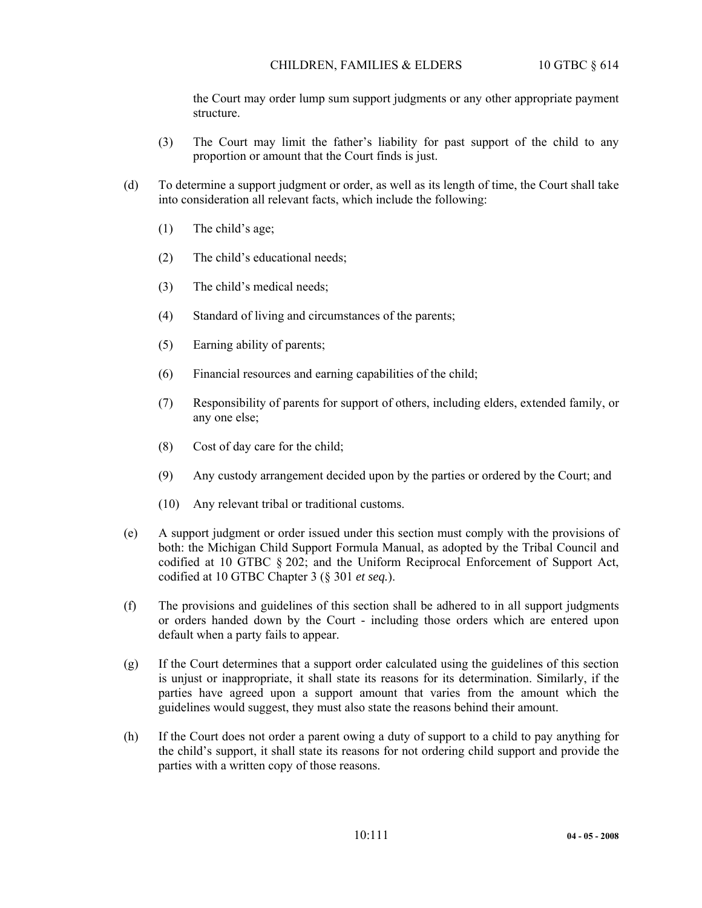the Court may order lump sum support judgments or any other appropriate payment structure.

(3) The Court may limit the father's liability for past support of the child to any proportion or amount that the Court finds is just.

(d) To determine a support judgment or order, as well as its length of time, the Court shall take into consideration all relevant facts, which include the following:

(1) The child's age;

(2) The child's educational needs;

(3) The child's medical needs;

(4) Standard of living and circumstances of the parents;

(5) Earning ability of parents;

(6) Financial resources and earning capabilities of the child;

(7) Responsibility of parents for support of others, including elders, extended family, or any one else;

(8) Cost of day care for the child;

(9) Any custody arrangement decided upon by the parties or ordered by the Court; and

(10) Any relevant tribal or traditional customs.

(e) A support judgment or order issued under this section must comply with the provisions of both: the Michigan Child Support Formula Manual, as adopted by the Tribal Council and codified at 10 GTBC § 202; and the Uniform Reciprocal Enforcement of Support Act, codified at 10 GTBC Chapter 3 (§ 301 *et seq.*).

(f) The provisions and guidelines of this section shall be adhered to in all support judgments or orders handed down by the Court - including those orders which are entered upon default when a party fails to appear.

(g) If the Court determines that a support order calculated using the guidelines of this section is unjust or inappropriate, it shall state its reasons for its determination. Similarly, if the parties have agreed upon a support amount that varies from the amount which the guidelines would suggest, they must also state the reasons behind their amount.

(h) If the Court does not order a parent owing a duty of support to a child to pay anything for the child's support, it shall state its reasons for not ordering child support and provide the parties with a written copy of those reasons.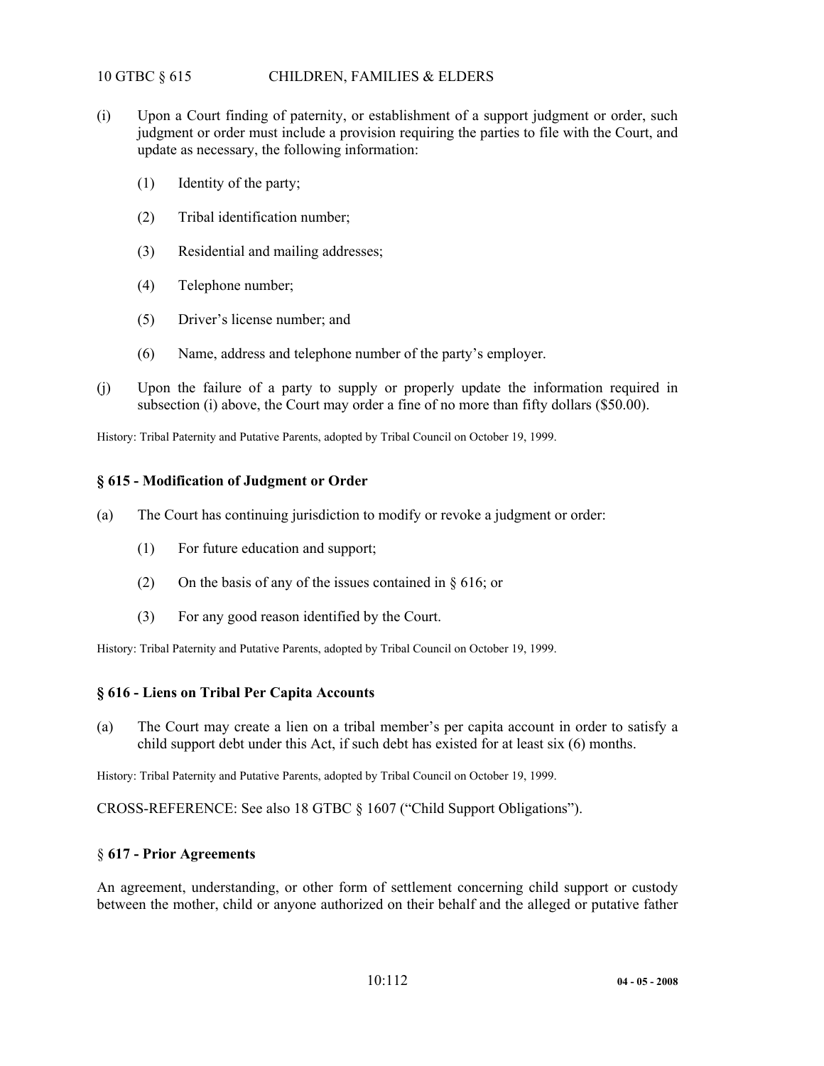(i) Upon a Court finding of paternity, or establishment of a support judgment or order, such judgment or order must include a provision requiring the parties to file with the Court, and update as necessary, the following information:

  (1) Identity of the party;

  (2) Tribal identification number;

  (3) Residential and mailing addresses;

  (4) Telephone number;

  (5) Driver's license number; and

  (6) Name, address and telephone number of the party's employer.

(j) Upon the failure of a party to supply or properly update the information required in subsection (i) above, the Court may order a fine of no more than fifty dollars ($50.00).

History: Tribal Paternity and Putative Parents, adopted by Tribal Council on October 19, 1999.

### § 615 - Modification of Judgment or Order

(a) The Court has continuing jurisdiction to modify or revoke a judgment or order:

  (1) For future education and support;

  (2) On the basis of any of the issues contained in § 616; or

  (3) For any good reason identified by the Court.

History: Tribal Paternity and Putative Parents, adopted by Tribal Council on October 19, 1999.

### § 616 - Liens on Tribal Per Capita Accounts

(a) The Court may create a lien on a tribal member's per capita account in order to satisfy a child support debt under this Act, if such debt has existed for at least six (6) months.

History: Tribal Paternity and Putative Parents, adopted by Tribal Council on October 19, 1999.

CROSS-REFERENCE: See also 18 GTBC § 1607 ("Child Support Obligations").

### § 617 - Prior Agreements

An agreement, understanding, or other form of settlement concerning child support or custody between the mother, child or anyone authorized on their behalf and the alleged or putative father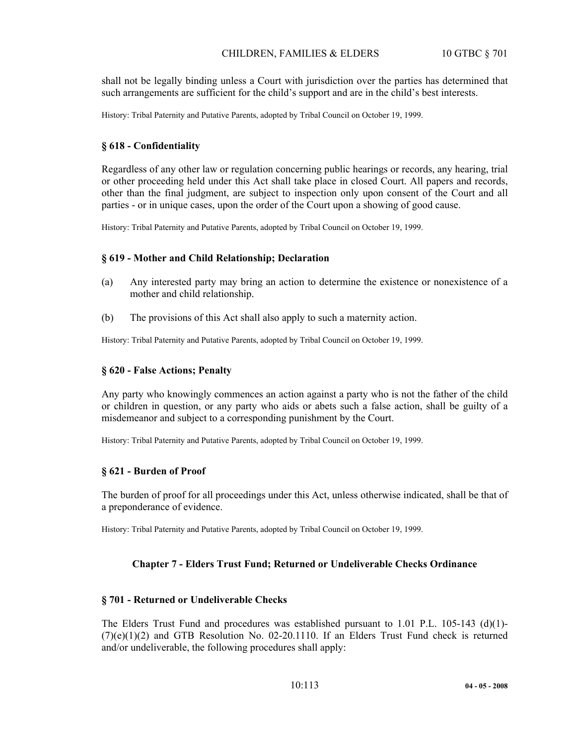shall not be legally binding unless a Court with jurisdiction over the parties has determined that such arrangements are sufficient for the child's support and are in the child's best interests.

History: Tribal Paternity and Putative Parents, adopted by Tribal Council on October 19, 1999.

### § 618 - Confidentiality

Regardless of any other law or regulation concerning public hearings or records, any hearing, trial or other proceeding held under this Act shall take place in closed Court. All papers and records, other than the final judgment, are subject to inspection only upon consent of the Court and all parties - or in unique cases, upon the order of the Court upon a showing of good cause.

History: Tribal Paternity and Putative Parents, adopted by Tribal Council on October 19, 1999.

### § 619 - Mother and Child Relationship; Declaration

(a) Any interested party may bring an action to determine the existence or nonexistence of a mother and child relationship.

(b) The provisions of this Act shall also apply to such a maternity action.

History: Tribal Paternity and Putative Parents, adopted by Tribal Council on October 19, 1999.

### § 620 - False Actions; Penalty

Any party who knowingly commences an action against a party who is not the father of the child or children in question, or any party who aids or abets such a false action, shall be guilty of a misdemeanor and subject to a corresponding punishment by the Court.

History: Tribal Paternity and Putative Parents, adopted by Tribal Council on October 19, 1999.

### § 621 - Burden of Proof

The burden of proof for all proceedings under this Act, unless otherwise indicated, shall be that of a preponderance of evidence.

History: Tribal Paternity and Putative Parents, adopted by Tribal Council on October 19, 1999.

## Chapter 7 - Elders Trust Fund; Returned or Undeliverable Checks Ordinance

### § 701 - Returned or Undeliverable Checks

The Elders Trust Fund and procedures was established pursuant to 1.01 P.L. 105-143 (d)(1)-(7)(e)(1)(2) and GTB Resolution No. 02-20.1110. If an Elders Trust Fund check is returned and/or undeliverable, the following procedures shall apply: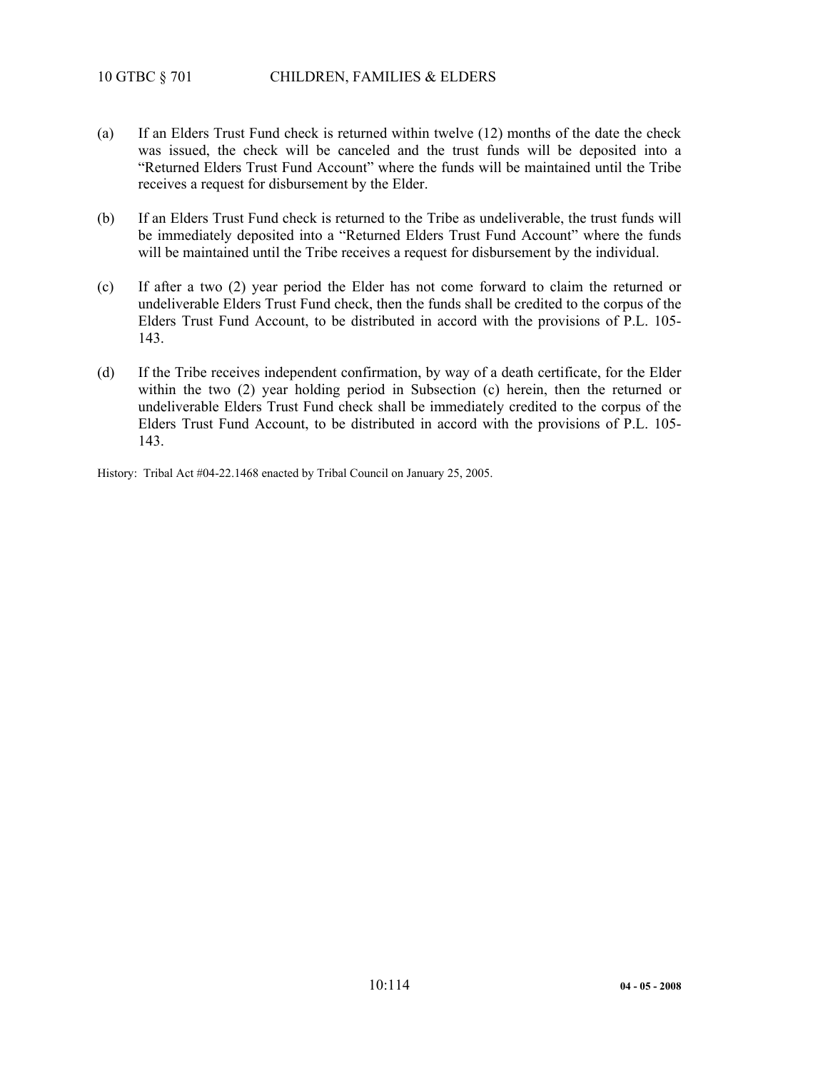(a) If an Elders Trust Fund check is returned within twelve (12) months of the date the check was issued, the check will be canceled and the trust funds will be deposited into a "Returned Elders Trust Fund Account" where the funds will be maintained until the Tribe receives a request for disbursement by the Elder.

(b) If an Elders Trust Fund check is returned to the Tribe as undeliverable, the trust funds will be immediately deposited into a "Returned Elders Trust Fund Account" where the funds will be maintained until the Tribe receives a request for disbursement by the individual.

(c) If after a two (2) year period the Elder has not come forward to claim the returned or undeliverable Elders Trust Fund check, then the funds shall be credited to the corpus of the Elders Trust Fund Account, to be distributed in accord with the provisions of P.L. 105-143.

(d) If the Tribe receives independent confirmation, by way of a death certificate, for the Elder within the two (2) year holding period in Subsection (c) herein, then the returned or undeliverable Elders Trust Fund check shall be immediately credited to the corpus of the Elders Trust Fund Account, to be distributed in accord with the provisions of P.L. 105-143.

History: Tribal Act #04-22.1468 enacted by Tribal Council on January 25, 2005.